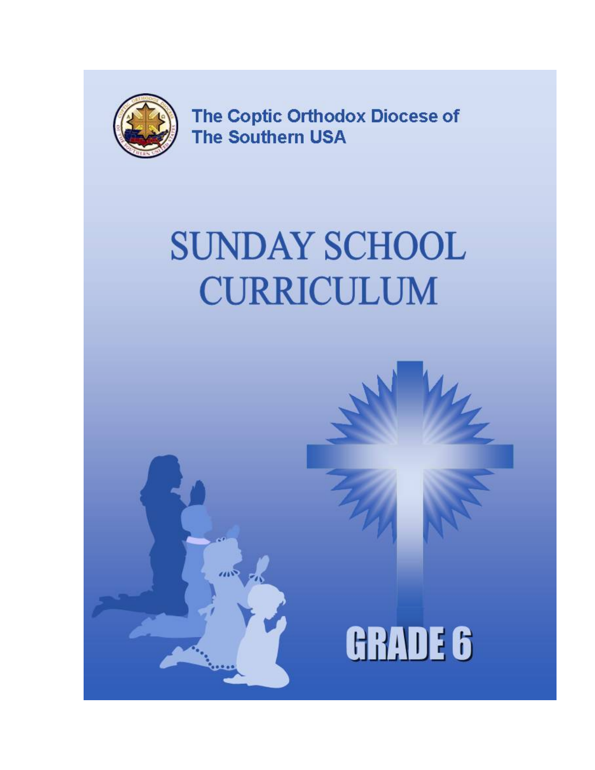The Coptic Orthodox Diocese of
The Southern USA

# SUNDAY SCHOOL CURRICULUM

## GRADE 6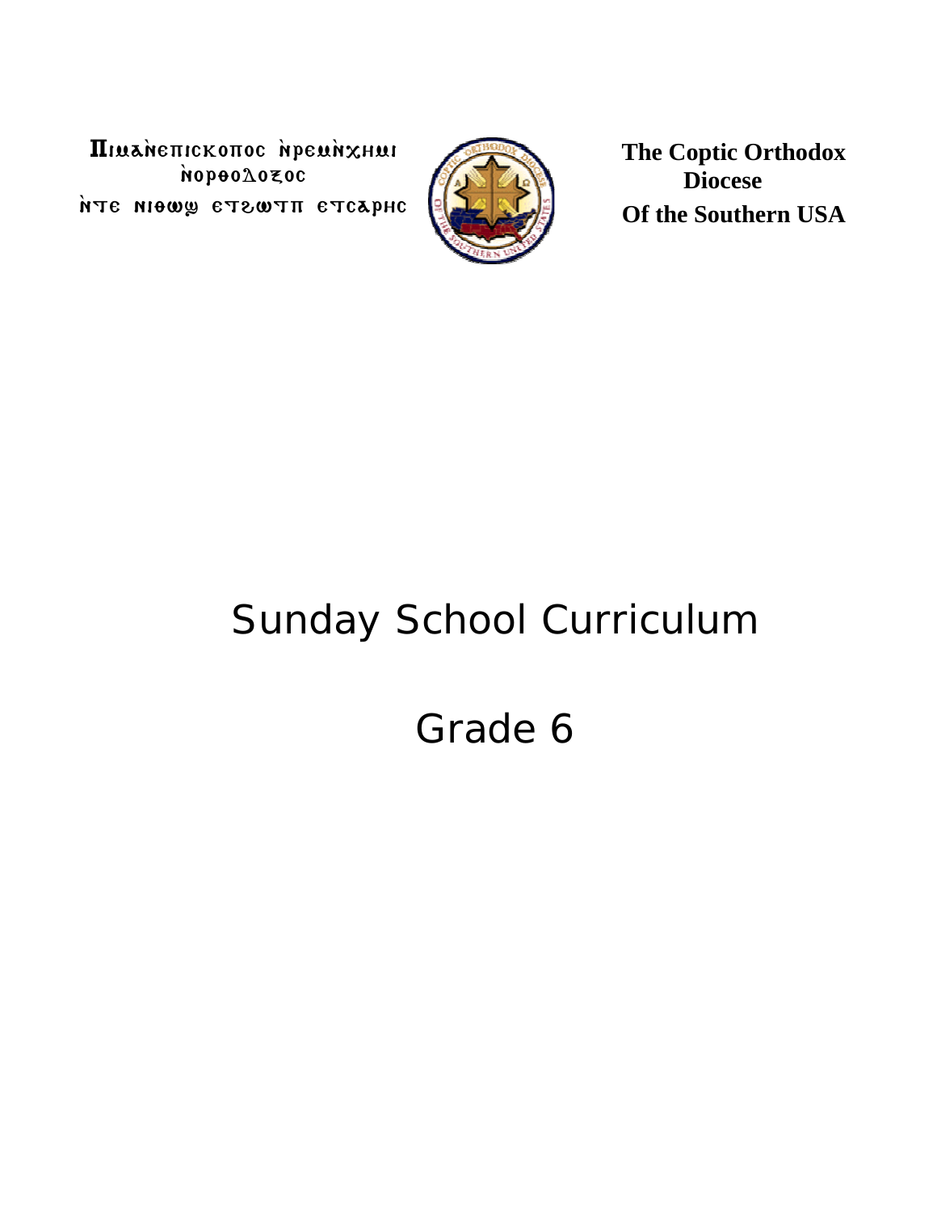Ⲡⲓⲙⲁⲛ̀ⲉⲡⲓⲥⲕⲟⲡⲟⲥ ⲛ̀ⲣⲉⲙⲛ̀ⲭⲏⲙⲓ ⲛ̀ⲟⲣⲑⲟⲇⲟⲝⲟⲥ
ⲛ̀ⲧⲉ ⲛⲓⲑⲱϣ ⲉⲧϩⲱⲧⲡ ⲉⲧⲥⲁⲣⲏⲥ

**The Coptic Orthodox Diocese Of the Southern USA**

# Sunday School Curriculum

# Grade 6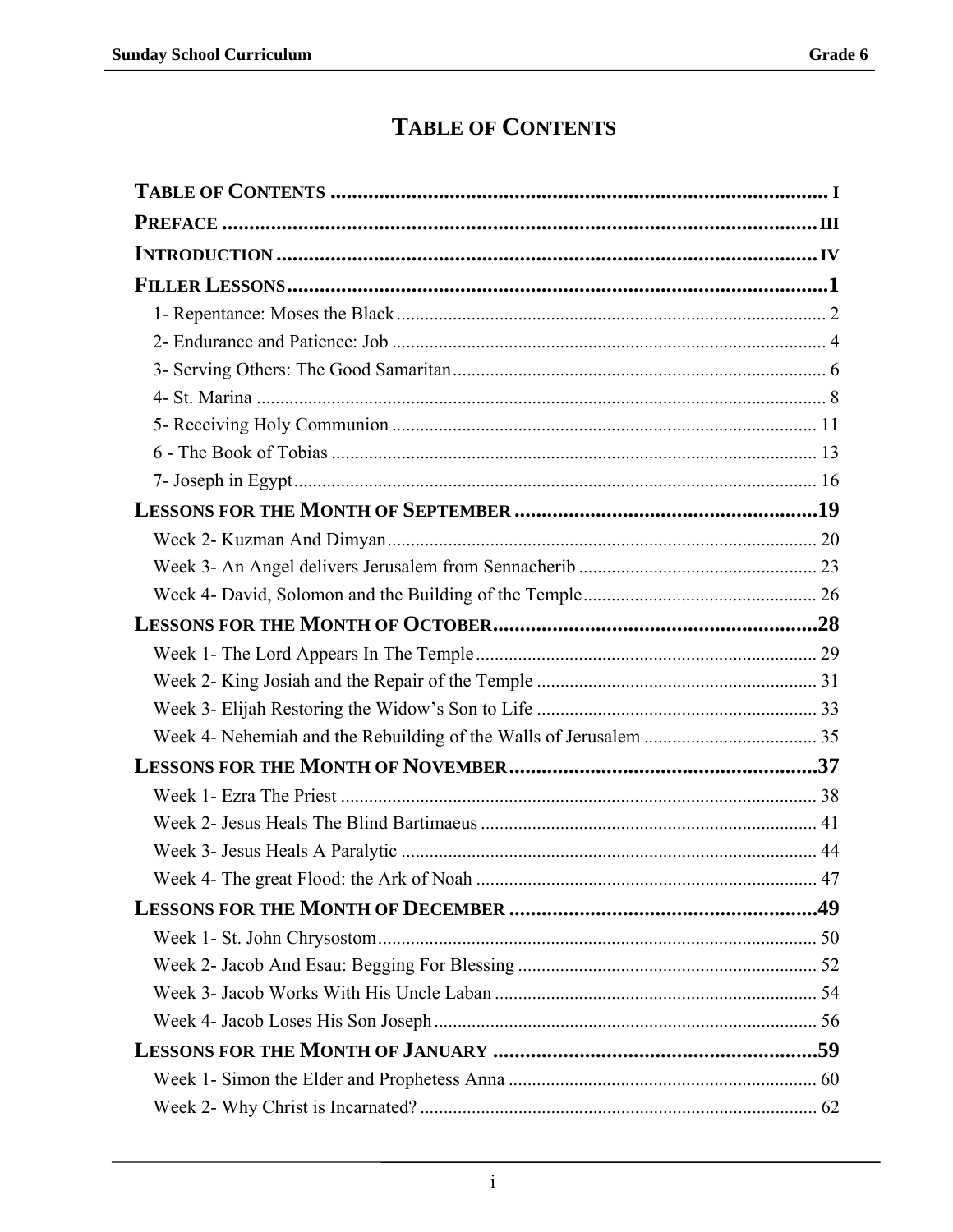# TABLE OF CONTENTS

**TABLE OF CONTENTS** ............................................................................................ I

**PREFACE** ............................................................................................................ III

**INTRODUCTION** ................................................................................................. IV

**FILLER LESSONS** ..................................................................................................1

- 1- Repentance: Moses the Black ........................................................................... 2
- 2- Endurance and Patience: Job ............................................................................ 4
- 3- Serving Others: The Good Samaritan ............................................................... 6
- 4- St. Marina .......................................................................................................... 8
- 5- Receiving Holy Communion .......................................................................... 11
- 6 - The Book of Tobias ........................................................................................ 13
- 7- Joseph in Egypt ............................................................................................... 16

**LESSONS FOR THE MONTH OF SEPTEMBER** .........................................................19

- Week 2- Kuzman And Dimyan ........................................................................... 20
- Week 3- An Angel delivers Jerusalem from Sennacherib ................................... 23
- Week 4- David, Solomon and the Building of the Temple ................................. 26

**LESSONS FOR THE MONTH OF OCTOBER** ............................................................28

- Week 1- The Lord Appears In The Temple ........................................................ 29
- Week 2- King Josiah and the Repair of the Temple ............................................ 31
- Week 3- Elijah Restoring the Widow's Son to Life ............................................ 33
- Week 4- Nehemiah and the Rebuilding of the Walls of Jerusalem ..................... 35

**LESSONS FOR THE MONTH OF NOVEMBER** ..........................................................37

- Week 1- Ezra The Priest ..................................................................................... 38
- Week 2- Jesus Heals The Blind Bartimaeus ........................................................ 41
- Week 3- Jesus Heals A Paralytic ......................................................................... 44
- Week 4- The great Flood: the Ark of Noah ......................................................... 47

**LESSONS FOR THE MONTH OF DECEMBER** .........................................................49

- Week 1- St. John Chrysostom .............................................................................. 50
- Week 2- Jacob And Esau: Begging For Blessing ................................................ 52
- Week 3- Jacob Works With His Uncle Laban ..................................................... 54
- Week 4- Jacob Loses His Son Joseph ................................................................. 56

**LESSONS FOR THE MONTH OF JANUARY** ............................................................59

- Week 1- Simon the Elder and Prophetess Anna .................................................. 60
- Week 2- Why Christ is Incarnated? ..................................................................... 62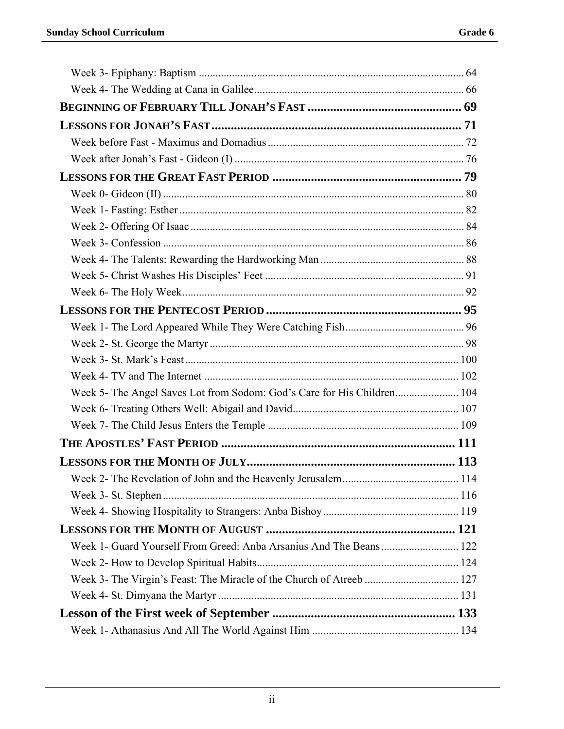Week 3- Epiphany: Baptism ............................................................................................... 64
Week 4- The Wedding at Cana in Galilee........................................................................... 66

**BEGINNING OF FEBRUARY TILL JONAH'S FAST ................................................ 69**

**LESSONS FOR JONAH'S FAST.............................................................................. 71**

Week before Fast - Maximus and Domadius ...................................................................... 72
Week after Jonah's Fast - Gideon (I) .................................................................................. 76

**LESSONS FOR THE GREAT FAST PERIOD ........................................................... 79**

Week 0- Gideon (II) ............................................................................................................ 80
Week 1- Fasting: Esther ...................................................................................................... 82
Week 2- Offering Of Isaac .................................................................................................. 84
Week 3- Confession ............................................................................................................ 86
Week 4- The Talents: Rewarding the Hardworking Man .................................................... 88
Week 5- Christ Washes His Disciples' Feet ....................................................................... 91
Week 6- The Holy Week..................................................................................................... 92

**LESSONS FOR THE PENTECOST PERIOD .............................................................. 95**

Week 1- The Lord Appeared While They Were Catching Fish........................................... 96
Week 2- St. George the Martyr ........................................................................................... 98
Week 3- St. Mark's Feast .................................................................................................. 100
Week 4- TV and The Internet ........................................................................................... 102
Week 5- The Angel Saves Lot from Sodom: God's Care for His Children....................... 104
Week 6- Treating Others Well: Abigail and David............................................................ 107
Week 7- The Child Jesus Enters the Temple .................................................................... 109

**THE APOSTLES' FAST PERIOD ......................................................................... 111**

**LESSONS FOR THE MONTH OF JULY................................................................. 113**

Week 2- The Revelation of John and the Heavenly Jerusalem.......................................... 114
Week 3- St. Stephen .......................................................................................................... 116
Week 4- Showing Hospitality to Strangers: Anba Bishoy................................................. 119

**LESSONS FOR THE MONTH OF AUGUST ........................................................... 121**

Week 1- Guard Yourself From Greed: Anba Arsanius And The Beans ............................ 122
Week 2- How to Develop Spiritual Habits........................................................................ 124
Week 3- The Virgin's Feast: The Miracle of the Church of Atreeb .................................. 127
Week 4- St. Dimyana the Martyr ...................................................................................... 131

**Lesson of the First week of September ......................................................... 133**

Week 1- Athanasius And All The World Against Him ..................................................... 134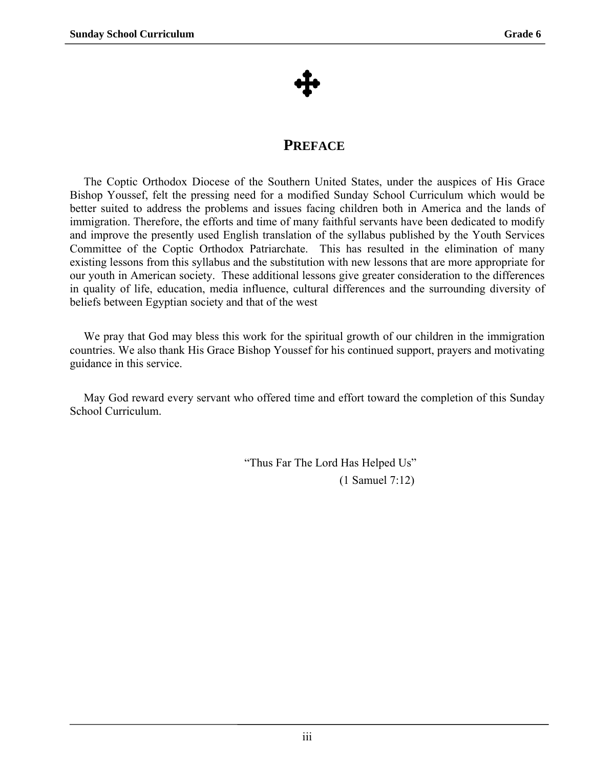✠

# PREFACE

The Coptic Orthodox Diocese of the Southern United States, under the auspices of His Grace Bishop Youssef, felt the pressing need for a modified Sunday School Curriculum which would be better suited to address the problems and issues facing children both in America and the lands of immigration. Therefore, the efforts and time of many faithful servants have been dedicated to modify and improve the presently used English translation of the syllabus published by the Youth Services Committee of the Coptic Orthodox Patriarchate. This has resulted in the elimination of many existing lessons from this syllabus and the substitution with new lessons that are more appropriate for our youth in American society. These additional lessons give greater consideration to the differences in quality of life, education, media influence, cultural differences and the surrounding diversity of beliefs between Egyptian society and that of the west

We pray that God may bless this work for the spiritual growth of our children in the immigration countries. We also thank His Grace Bishop Youssef for his continued support, prayers and motivating guidance in this service.

May God reward every servant who offered time and effort toward the completion of this Sunday School Curriculum.

"Thus Far The Lord Has Helped Us"
(1 Samuel 7:12)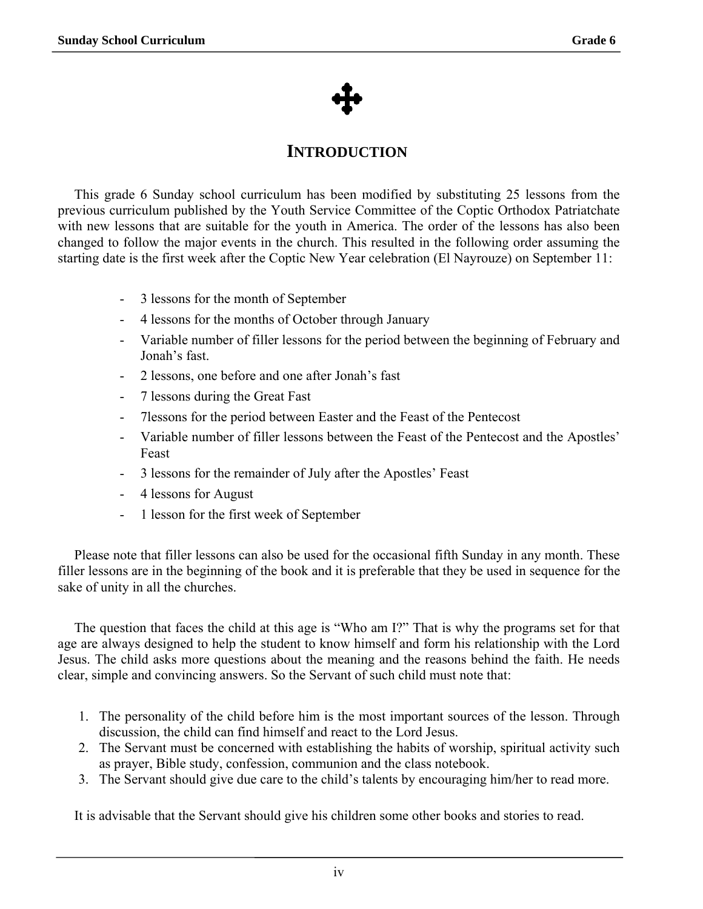# INTRODUCTION

This grade 6 Sunday school curriculum has been modified by substituting 25 lessons from the previous curriculum published by the Youth Service Committee of the Coptic Orthodox Patriatchate with new lessons that are suitable for the youth in America. The order of the lessons has also been changed to follow the major events in the church. This resulted in the following order assuming the starting date is the first week after the Coptic New Year celebration (El Nayrouze) on September 11:

- 3 lessons for the month of September
- 4 lessons for the months of October through January
- Variable number of filler lessons for the period between the beginning of February and Jonah's fast.
- 2 lessons, one before and one after Jonah's fast
- 7 lessons during the Great Fast
- 7lessons for the period between Easter and the Feast of the Pentecost
- Variable number of filler lessons between the Feast of the Pentecost and the Apostles' Feast
- 3 lessons for the remainder of July after the Apostles' Feast
- 4 lessons for August
- 1 lesson for the first week of September

Please note that filler lessons can also be used for the occasional fifth Sunday in any month. These filler lessons are in the beginning of the book and it is preferable that they be used in sequence for the sake of unity in all the churches.

The question that faces the child at this age is "Who am I?" That is why the programs set for that age are always designed to help the student to know himself and form his relationship with the Lord Jesus. The child asks more questions about the meaning and the reasons behind the faith. He needs clear, simple and convincing answers. So the Servant of such child must note that:

1. The personality of the child before him is the most important sources of the lesson. Through discussion, the child can find himself and react to the Lord Jesus.
2. The Servant must be concerned with establishing the habits of worship, spiritual activity such as prayer, Bible study, confession, communion and the class notebook.
3. The Servant should give due care to the child's talents by encouraging him/her to read more.

It is advisable that the Servant should give his children some other books and stories to read.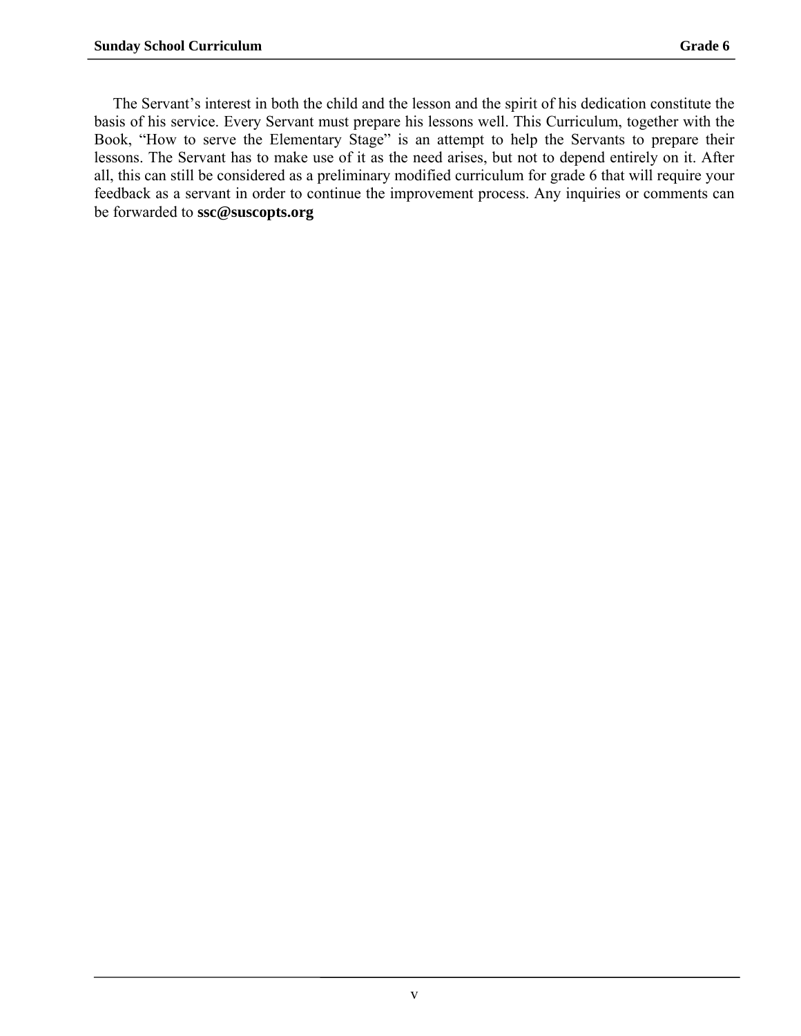The Servant's interest in both the child and the lesson and the spirit of his dedication constitute the basis of his service. Every Servant must prepare his lessons well. This Curriculum, together with the Book, "How to serve the Elementary Stage" is an attempt to help the Servants to prepare their lessons. The Servant has to make use of it as the need arises, but not to depend entirely on it. After all, this can still be considered as a preliminary modified curriculum for grade 6 that will require your feedback as a servant in order to continue the improvement process. Any inquiries or comments can be forwarded to **ssc@suscopts.org**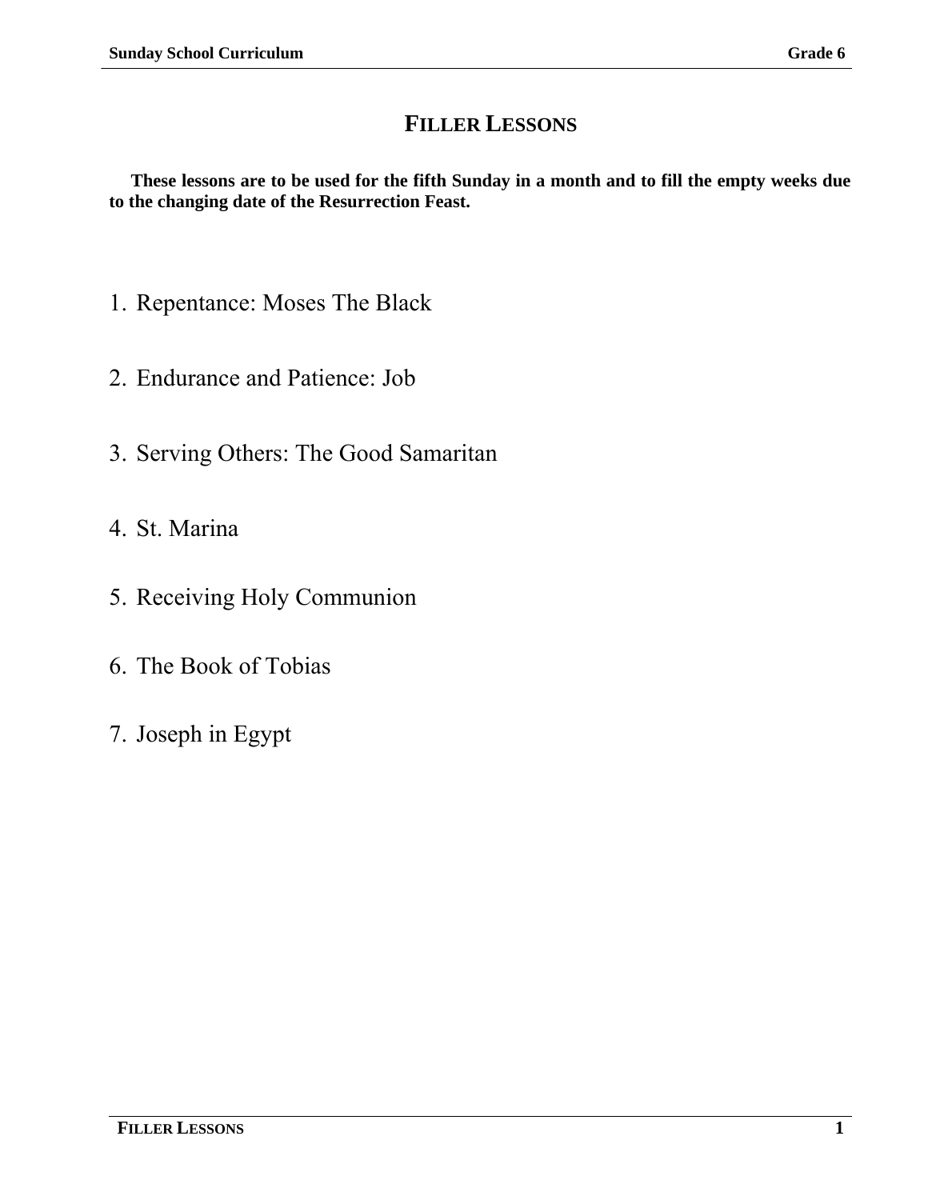# Filler Lessons

**These lessons are to be used for the fifth Sunday in a month and to fill the empty weeks due to the changing date of the Resurrection Feast.**

1. Repentance: Moses The Black
2. Endurance and Patience: Job
3. Serving Others: The Good Samaritan
4. St. Marina
5. Receiving Holy Communion
6. The Book of Tobias
7. Joseph in Egypt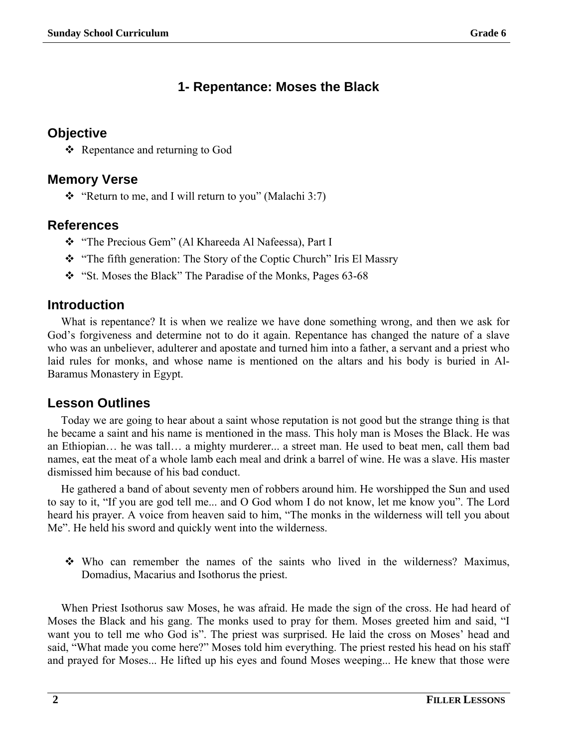# 1- Repentance: Moses the Black

## Objective

- Repentance and returning to God

## Memory Verse

- "Return to me, and I will return to you" (Malachi 3:7)

## References

- "The Precious Gem" (Al Khareeda Al Nafeessa), Part I
- "The fifth generation: The Story of the Coptic Church" Iris El Massry
- "St. Moses the Black" The Paradise of the Monks, Pages 63-68

## Introduction

What is repentance? It is when we realize we have done something wrong, and then we ask for God's forgiveness and determine not to do it again. Repentance has changed the nature of a slave who was an unbeliever, adulterer and apostate and turned him into a father, a servant and a priest who laid rules for monks, and whose name is mentioned on the altars and his body is buried in Al-Baramus Monastery in Egypt.

## Lesson Outlines

Today we are going to hear about a saint whose reputation is not good but the strange thing is that he became a saint and his name is mentioned in the mass. This holy man is Moses the Black. He was an Ethiopian… he was tall… a mighty murderer... a street man. He used to beat men, call them bad names, eat the meat of a whole lamb each meal and drink a barrel of wine. He was a slave. His master dismissed him because of his bad conduct.

He gathered a band of about seventy men of robbers around him. He worshipped the Sun and used to say to it, "If you are god tell me... and O God whom I do not know, let me know you". The Lord heard his prayer. A voice from heaven said to him, "The monks in the wilderness will tell you about Me". He held his sword and quickly went into the wilderness.

- Who can remember the names of the saints who lived in the wilderness? Maximus, Domadius, Macarius and Isothorus the priest.

When Priest Isothorus saw Moses, he was afraid. He made the sign of the cross. He had heard of Moses the Black and his gang. The monks used to pray for them. Moses greeted him and said, "I want you to tell me who God is". The priest was surprised. He laid the cross on Moses' head and said, "What made you come here?" Moses told him everything. The priest rested his head on his staff and prayed for Moses... He lifted up his eyes and found Moses weeping... He knew that those were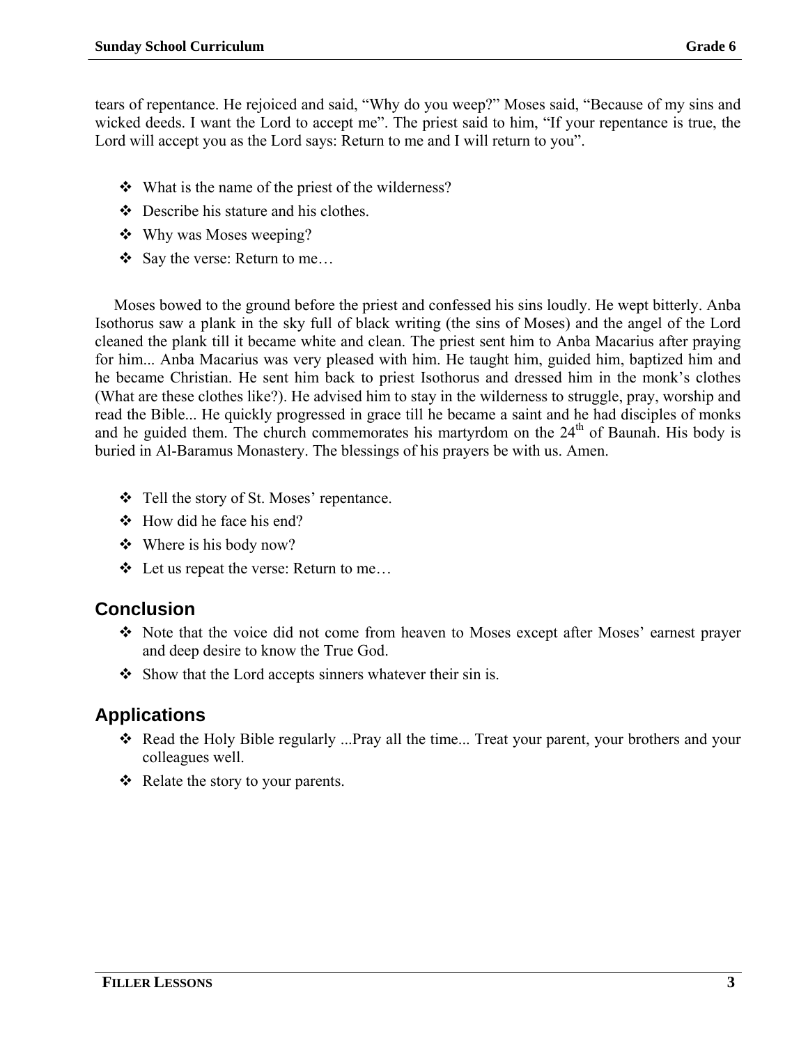tears of repentance. He rejoiced and said, “Why do you weep?” Moses said, “Because of my sins and wicked deeds. I want the Lord to accept me”. The priest said to him, “If your repentance is true, the Lord will accept you as the Lord says: Return to me and I will return to you”.

- What is the name of the priest of the wilderness?
- Describe his stature and his clothes.
- Why was Moses weeping?
- Say the verse: Return to me…

Moses bowed to the ground before the priest and confessed his sins loudly. He wept bitterly. Anba Isothorus saw a plank in the sky full of black writing (the sins of Moses) and the angel of the Lord cleaned the plank till it became white and clean. The priest sent him to Anba Macarius after praying for him... Anba Macarius was very pleased with him. He taught him, guided him, baptized him and he became Christian. He sent him back to priest Isothorus and dressed him in the monk’s clothes (What are these clothes like?). He advised him to stay in the wilderness to struggle, pray, worship and read the Bible... He quickly progressed in grace till he became a saint and he had disciples of monks and he guided them. The church commemorates his martyrdom on the 24th of Baunah. His body is buried in Al-Baramus Monastery. The blessings of his prayers be with us. Amen.

- Tell the story of St. Moses’ repentance.
- How did he face his end?
- Where is his body now?
- Let us repeat the verse: Return to me…

## Conclusion

- Note that the voice did not come from heaven to Moses except after Moses’ earnest prayer and deep desire to know the True God.
- Show that the Lord accepts sinners whatever their sin is.

## Applications

- Read the Holy Bible regularly ...Pray all the time... Treat your parent, your brothers and your colleagues well.
- Relate the story to your parents.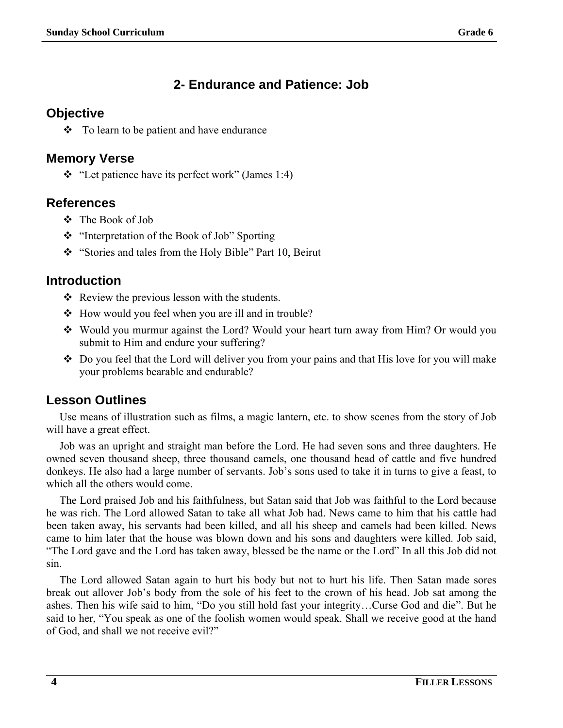## 2- Endurance and Patience: Job

### Objective

- To learn to be patient and have endurance

### Memory Verse

- “Let patience have its perfect work” (James 1:4)

### References

- The Book of Job
- “Interpretation of the Book of Job” Sporting
- “Stories and tales from the Holy Bible” Part 10, Beirut

### Introduction

- Review the previous lesson with the students.
- How would you feel when you are ill and in trouble?
- Would you murmur against the Lord? Would your heart turn away from Him? Or would you submit to Him and endure your suffering?
- Do you feel that the Lord will deliver you from your pains and that His love for you will make your problems bearable and endurable?

### Lesson Outlines

Use means of illustration such as films, a magic lantern, etc. to show scenes from the story of Job will have a great effect.

Job was an upright and straight man before the Lord. He had seven sons and three daughters. He owned seven thousand sheep, three thousand camels, one thousand head of cattle and five hundred donkeys. He also had a large number of servants. Job’s sons used to take it in turns to give a feast, to which all the others would come.

The Lord praised Job and his faithfulness, but Satan said that Job was faithful to the Lord because he was rich. The Lord allowed Satan to take all what Job had. News came to him that his cattle had been taken away, his servants had been killed, and all his sheep and camels had been killed. News came to him later that the house was blown down and his sons and daughters were killed. Job said, “The Lord gave and the Lord has taken away, blessed be the name or the Lord” In all this Job did not sin.

The Lord allowed Satan again to hurt his body but not to hurt his life. Then Satan made sores break out allover Job’s body from the sole of his feet to the crown of his head. Job sat among the ashes. Then his wife said to him, “Do you still hold fast your integrity…Curse God and die”. But he said to her, “You speak as one of the foolish women would speak. Shall we receive good at the hand of God, and shall we not receive evil?”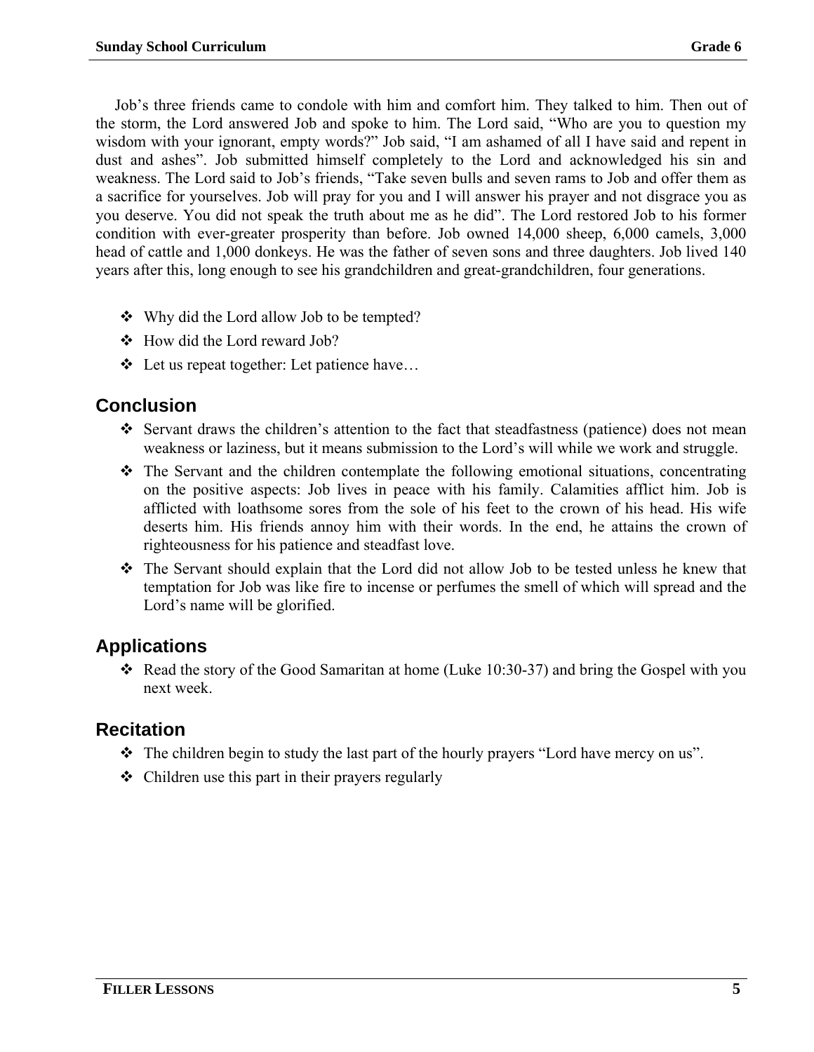Job's three friends came to condole with him and comfort him. They talked to him. Then out of the storm, the Lord answered Job and spoke to him. The Lord said, "Who are you to question my wisdom with your ignorant, empty words?" Job said, "I am ashamed of all I have said and repent in dust and ashes". Job submitted himself completely to the Lord and acknowledged his sin and weakness. The Lord said to Job's friends, "Take seven bulls and seven rams to Job and offer them as a sacrifice for yourselves. Job will pray for you and I will answer his prayer and not disgrace you as you deserve. You did not speak the truth about me as he did". The Lord restored Job to his former condition with ever-greater prosperity than before. Job owned 14,000 sheep, 6,000 camels, 3,000 head of cattle and 1,000 donkeys. He was the father of seven sons and three daughters. Job lived 140 years after this, long enough to see his grandchildren and great-grandchildren, four generations.

- Why did the Lord allow Job to be tempted?
- How did the Lord reward Job?
- Let us repeat together: Let patience have…

## Conclusion

- Servant draws the children's attention to the fact that steadfastness (patience) does not mean weakness or laziness, but it means submission to the Lord's will while we work and struggle.
- The Servant and the children contemplate the following emotional situations, concentrating on the positive aspects: Job lives in peace with his family. Calamities afflict him. Job is afflicted with loathsome sores from the sole of his feet to the crown of his head. His wife deserts him. His friends annoy him with their words. In the end, he attains the crown of righteousness for his patience and steadfast love.
- The Servant should explain that the Lord did not allow Job to be tested unless he knew that temptation for Job was like fire to incense or perfumes the smell of which will spread and the Lord's name will be glorified.

## Applications

- Read the story of the Good Samaritan at home (Luke 10:30-37) and bring the Gospel with you next week.

## Recitation

- The children begin to study the last part of the hourly prayers "Lord have mercy on us".
- Children use this part in their prayers regularly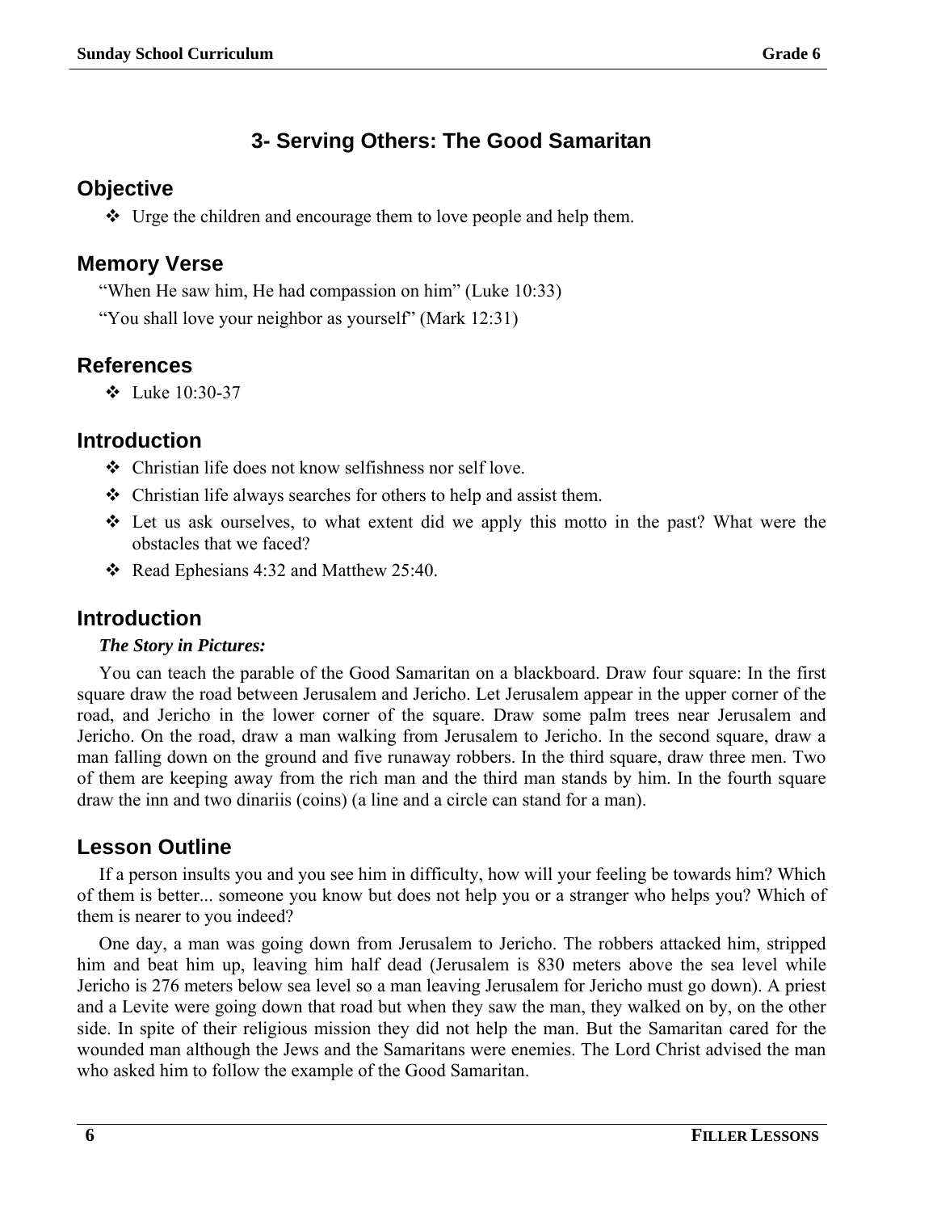## 3- Serving Others: The Good Samaritan

### Objective

- Urge the children and encourage them to love people and help them.

### Memory Verse

"When He saw him, He had compassion on him" (Luke 10:33)

"You shall love your neighbor as yourself" (Mark 12:31)

### References

- Luke 10:30-37

### Introduction

- Christian life does not know selfishness nor self love.
- Christian life always searches for others to help and assist them.
- Let us ask ourselves, to what extent did we apply this motto in the past? What were the obstacles that we faced?
- Read Ephesians 4:32 and Matthew 25:40.

### Introduction

***The Story in Pictures:***

You can teach the parable of the Good Samaritan on a blackboard. Draw four square: In the first square draw the road between Jerusalem and Jericho. Let Jerusalem appear in the upper corner of the road, and Jericho in the lower corner of the square. Draw some palm trees near Jerusalem and Jericho. On the road, draw a man walking from Jerusalem to Jericho. In the second square, draw a man falling down on the ground and five runaway robbers. In the third square, draw three men. Two of them are keeping away from the rich man and the third man stands by him. In the fourth square draw the inn and two dinariis (coins) (a line and a circle can stand for a man).

### Lesson Outline

If a person insults you and you see him in difficulty, how will your feeling be towards him? Which of them is better... someone you know but does not help you or a stranger who helps you? Which of them is nearer to you indeed?

One day, a man was going down from Jerusalem to Jericho. The robbers attacked him, stripped him and beat him up, leaving him half dead (Jerusalem is 830 meters above the sea level while Jericho is 276 meters below sea level so a man leaving Jerusalem for Jericho must go down). A priest and a Levite were going down that road but when they saw the man, they walked on by, on the other side. In spite of their religious mission they did not help the man. But the Samaritan cared for the wounded man although the Jews and the Samaritans were enemies. The Lord Christ advised the man who asked him to follow the example of the Good Samaritan.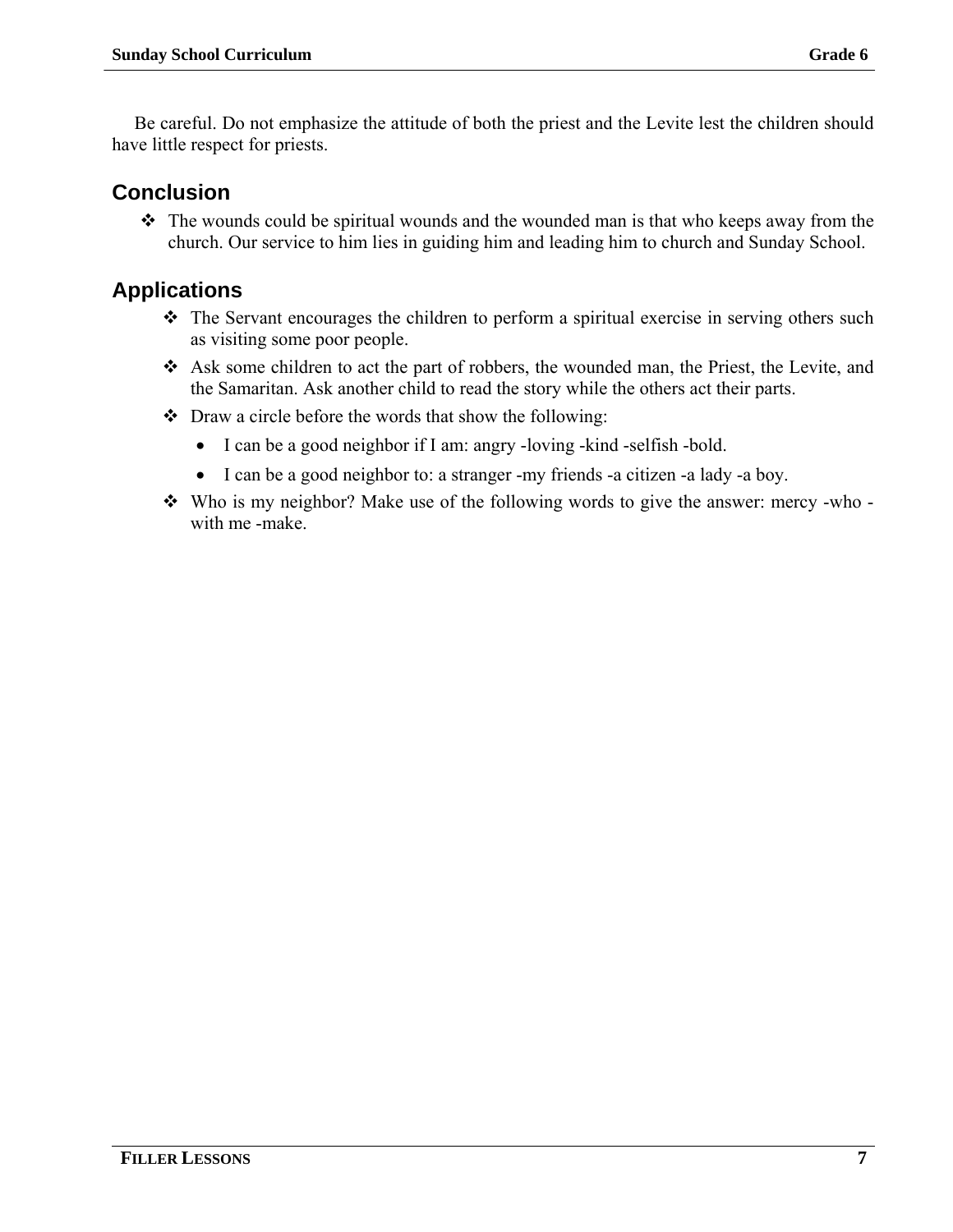Be careful. Do not emphasize the attitude of both the priest and the Levite lest the children should have little respect for priests.

## Conclusion

- The wounds could be spiritual wounds and the wounded man is that who keeps away from the church. Our service to him lies in guiding him and leading him to church and Sunday School.

## Applications

- The Servant encourages the children to perform a spiritual exercise in serving others such as visiting some poor people.
- Ask some children to act the part of robbers, the wounded man, the Priest, the Levite, and the Samaritan. Ask another child to read the story while the others act their parts.
- Draw a circle before the words that show the following:
  - I can be a good neighbor if I am: angry -loving -kind -selfish -bold.
  - I can be a good neighbor to: a stranger -my friends -a citizen -a lady -a boy.
- Who is my neighbor? Make use of the following words to give the answer: mercy -who -with me -make.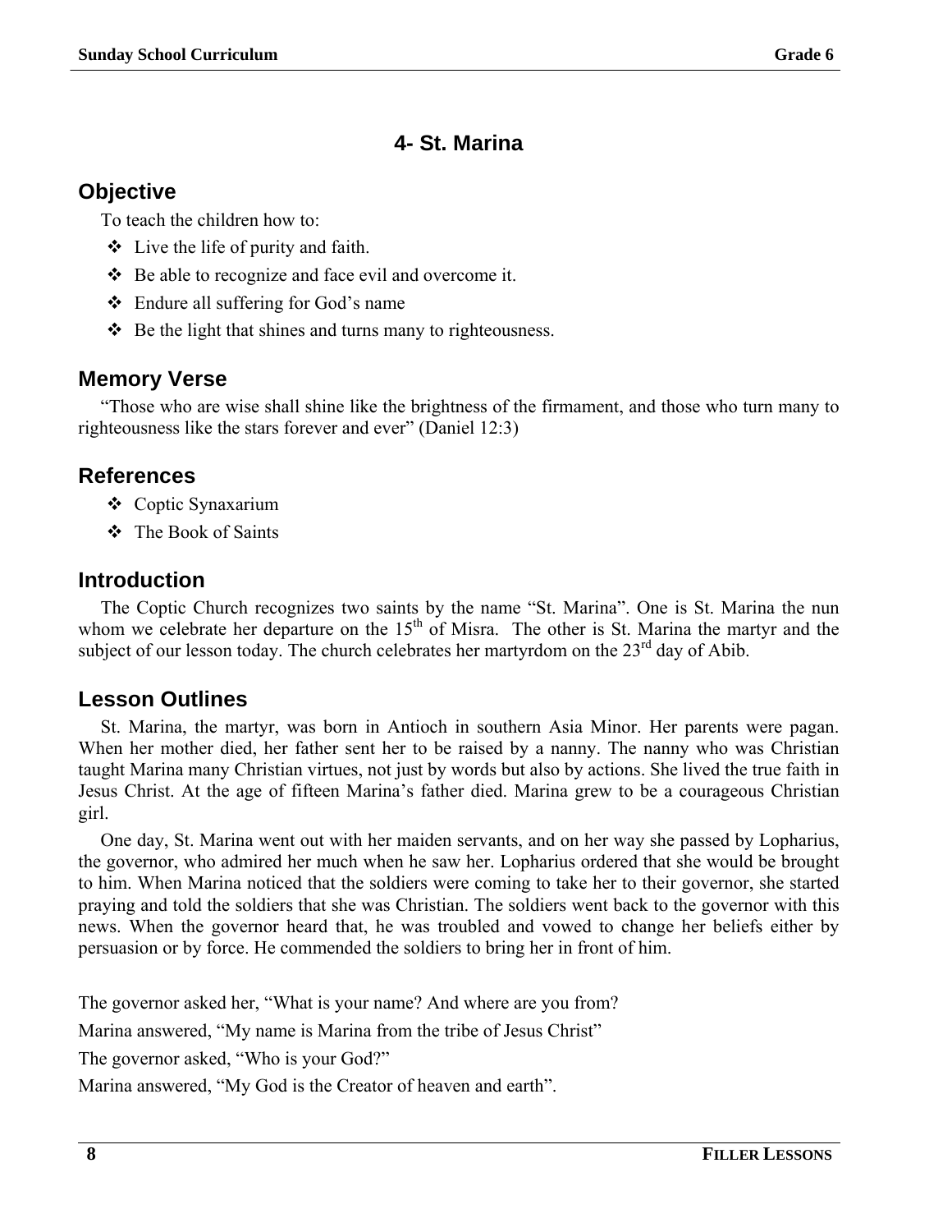## 4- St. Marina

### Objective

To teach the children how to:

- ❖ Live the life of purity and faith.
- ❖ Be able to recognize and face evil and overcome it.
- ❖ Endure all suffering for God's name
- ❖ Be the light that shines and turns many to righteousness.

### Memory Verse

"Those who are wise shall shine like the brightness of the firmament, and those who turn many to righteousness like the stars forever and ever" (Daniel 12:3)

### References

- ❖ Coptic Synaxarium
- ❖ The Book of Saints

### Introduction

The Coptic Church recognizes two saints by the name "St. Marina". One is St. Marina the nun whom we celebrate her departure on the 15th of Misra. The other is St. Marina the martyr and the subject of our lesson today. The church celebrates her martyrdom on the 23rd day of Abib.

### Lesson Outlines

St. Marina, the martyr, was born in Antioch in southern Asia Minor. Her parents were pagan. When her mother died, her father sent her to be raised by a nanny. The nanny who was Christian taught Marina many Christian virtues, not just by words but also by actions. She lived the true faith in Jesus Christ. At the age of fifteen Marina's father died. Marina grew to be a courageous Christian girl.

One day, St. Marina went out with her maiden servants, and on her way she passed by Lopharius, the governor, who admired her much when he saw her. Lopharius ordered that she would be brought to him. When Marina noticed that the soldiers were coming to take her to their governor, she started praying and told the soldiers that she was Christian. The soldiers went back to the governor with this news. When the governor heard that, he was troubled and vowed to change her beliefs either by persuasion or by force. He commended the soldiers to bring her in front of him.

The governor asked her, "What is your name? And where are you from?

Marina answered, "My name is Marina from the tribe of Jesus Christ"

The governor asked, "Who is your God?"

Marina answered, "My God is the Creator of heaven and earth".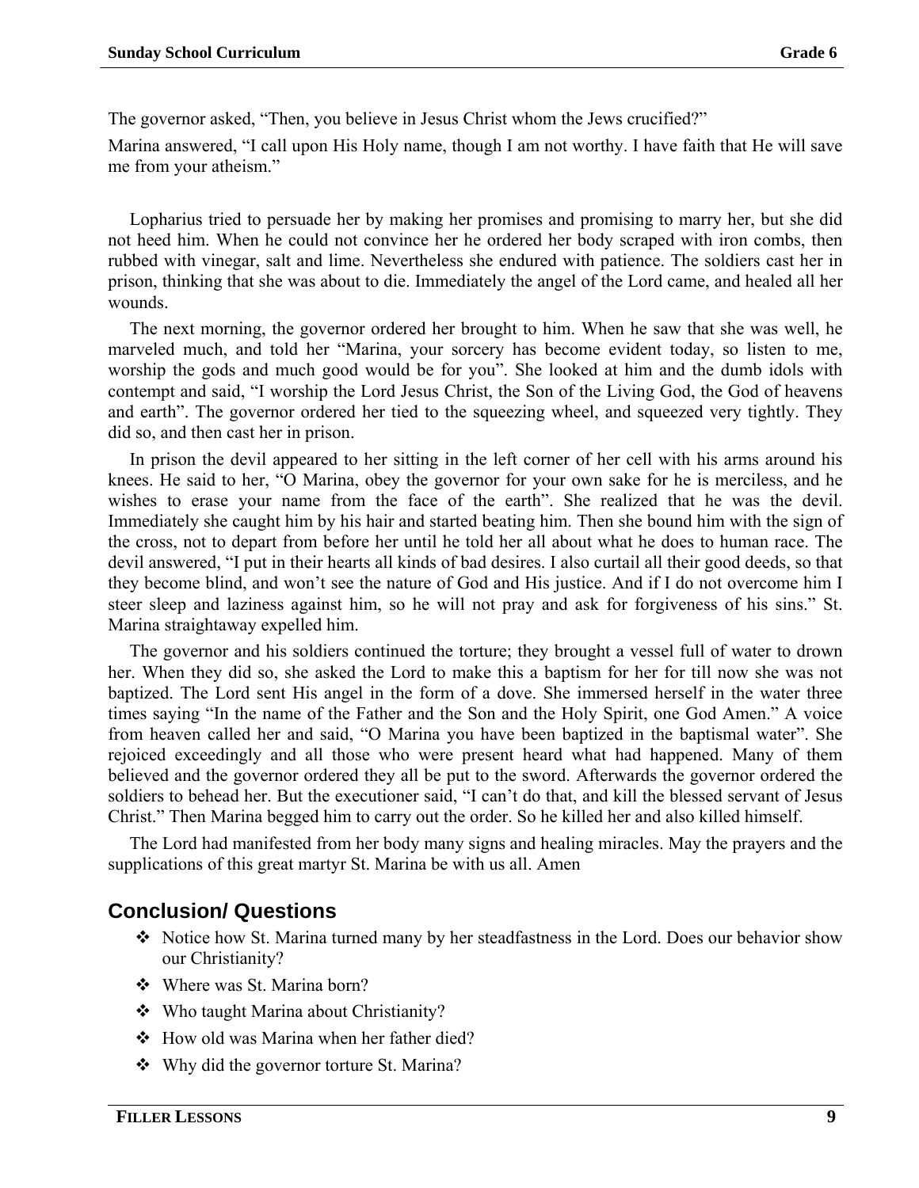The governor asked, “Then, you believe in Jesus Christ whom the Jews crucified?”

Marina answered, “I call upon His Holy name, though I am not worthy. I have faith that He will save me from your atheism.”

Lopharius tried to persuade her by making her promises and promising to marry her, but she did not heed him. When he could not convince her he ordered her body scraped with iron combs, then rubbed with vinegar, salt and lime. Nevertheless she endured with patience. The soldiers cast her in prison, thinking that she was about to die. Immediately the angel of the Lord came, and healed all her wounds.

The next morning, the governor ordered her brought to him. When he saw that she was well, he marveled much, and told her “Marina, your sorcery has become evident today, so listen to me, worship the gods and much good would be for you”. She looked at him and the dumb idols with contempt and said, “I worship the Lord Jesus Christ, the Son of the Living God, the God of heavens and earth”. The governor ordered her tied to the squeezing wheel, and squeezed very tightly. They did so, and then cast her in prison.

In prison the devil appeared to her sitting in the left corner of her cell with his arms around his knees. He said to her, “O Marina, obey the governor for your own sake for he is merciless, and he wishes to erase your name from the face of the earth”. She realized that he was the devil. Immediately she caught him by his hair and started beating him. Then she bound him with the sign of the cross, not to depart from before her until he told her all about what he does to human race. The devil answered, “I put in their hearts all kinds of bad desires. I also curtail all their good deeds, so that they become blind, and won’t see the nature of God and His justice. And if I do not overcome him I steer sleep and laziness against him, so he will not pray and ask for forgiveness of his sins.” St. Marina straightaway expelled him.

The governor and his soldiers continued the torture; they brought a vessel full of water to drown her. When they did so, she asked the Lord to make this a baptism for her for till now she was not baptized. The Lord sent His angel in the form of a dove. She immersed herself in the water three times saying “In the name of the Father and the Son and the Holy Spirit, one God Amen.” A voice from heaven called her and said, “O Marina you have been baptized in the baptismal water”. She rejoiced exceedingly and all those who were present heard what had happened. Many of them believed and the governor ordered they all be put to the sword. Afterwards the governor ordered the soldiers to behead her. But the executioner said, “I can’t do that, and kill the blessed servant of Jesus Christ.” Then Marina begged him to carry out the order. So he killed her and also killed himself.

The Lord had manifested from her body many signs and healing miracles. May the prayers and the supplications of this great martyr St. Marina be with us all. Amen

## Conclusion/ Questions

- Notice how St. Marina turned many by her steadfastness in the Lord. Does our behavior show our Christianity?
- Where was St. Marina born?
- Who taught Marina about Christianity?
- How old was Marina when her father died?
- Why did the governor torture St. Marina?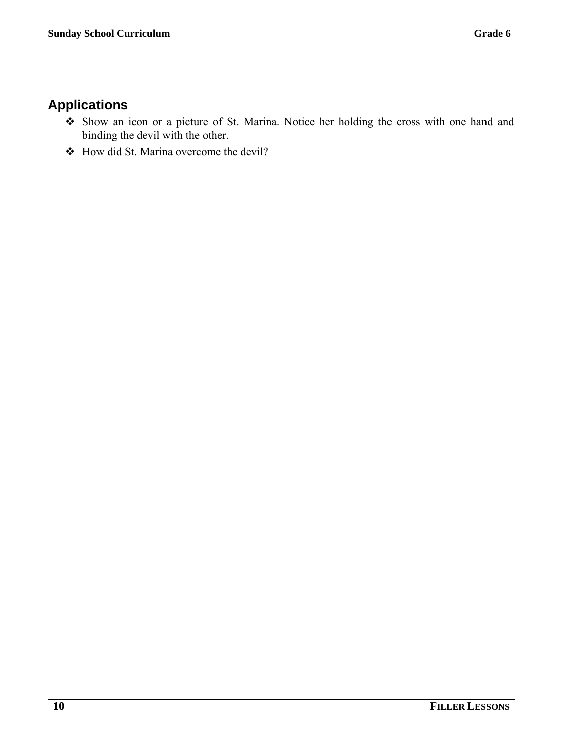## Applications

- Show an icon or a picture of St. Marina. Notice her holding the cross with one hand and binding the devil with the other.
- How did St. Marina overcome the devil?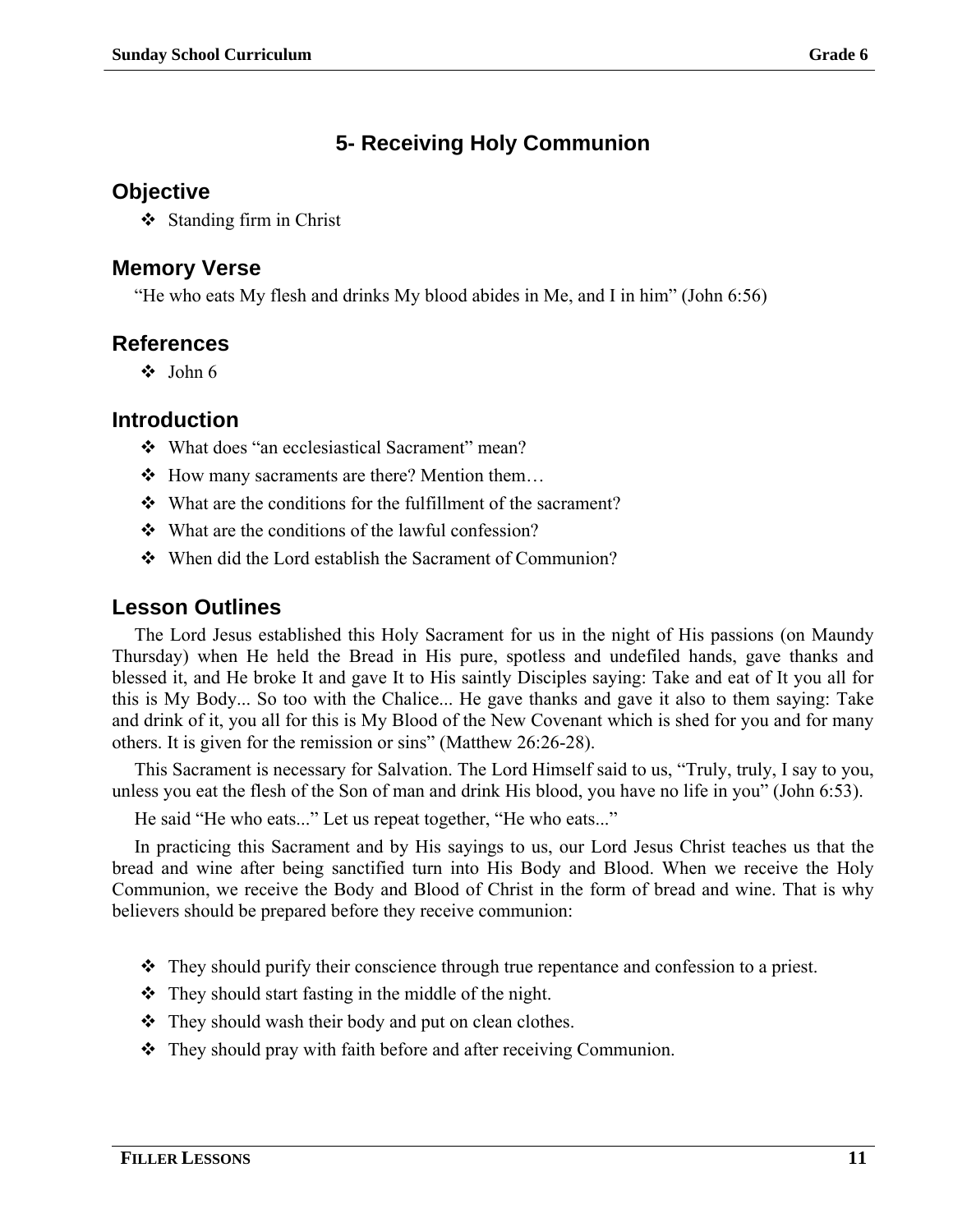# 5- Receiving Holy Communion

## Objective

- Standing firm in Christ

## Memory Verse

"He who eats My flesh and drinks My blood abides in Me, and I in him" (John 6:56)

## References

- John 6

## Introduction

- What does "an ecclesiastical Sacrament" mean?
- How many sacraments are there? Mention them…
- What are the conditions for the fulfillment of the sacrament?
- What are the conditions of the lawful confession?
- When did the Lord establish the Sacrament of Communion?

## Lesson Outlines

The Lord Jesus established this Holy Sacrament for us in the night of His passions (on Maundy Thursday) when He held the Bread in His pure, spotless and undefiled hands, gave thanks and blessed it, and He broke It and gave It to His saintly Disciples saying: Take and eat of It you all for this is My Body... So too with the Chalice... He gave thanks and gave it also to them saying: Take and drink of it, you all for this is My Blood of the New Covenant which is shed for you and for many others. It is given for the remission or sins" (Matthew 26:26-28).

This Sacrament is necessary for Salvation. The Lord Himself said to us, "Truly, truly, I say to you, unless you eat the flesh of the Son of man and drink His blood, you have no life in you" (John 6:53).

He said "He who eats..." Let us repeat together, "He who eats..."

In practicing this Sacrament and by His sayings to us, our Lord Jesus Christ teaches us that the bread and wine after being sanctified turn into His Body and Blood. When we receive the Holy Communion, we receive the Body and Blood of Christ in the form of bread and wine. That is why believers should be prepared before they receive communion:

- They should purify their conscience through true repentance and confession to a priest.
- They should start fasting in the middle of the night.
- They should wash their body and put on clean clothes.
- They should pray with faith before and after receiving Communion.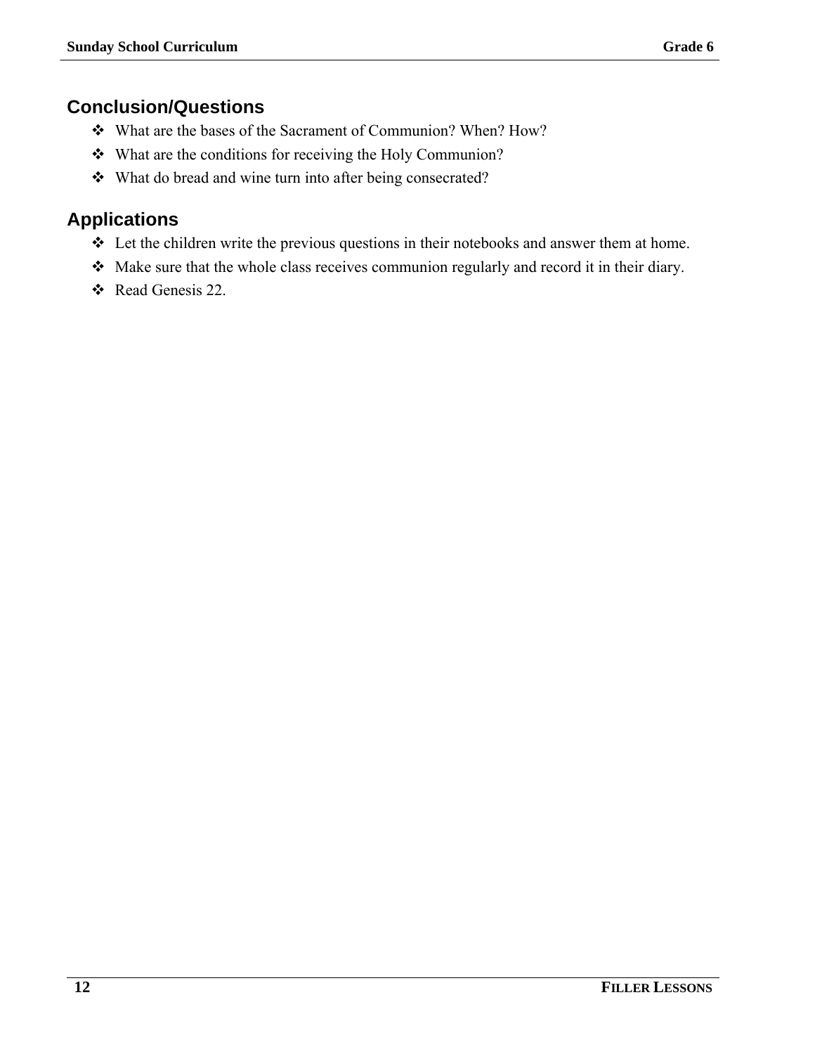## Conclusion/Questions

- What are the bases of the Sacrament of Communion? When? How?
- What are the conditions for receiving the Holy Communion?
- What do bread and wine turn into after being consecrated?

## Applications

- Let the children write the previous questions in their notebooks and answer them at home.
- Make sure that the whole class receives communion regularly and record it in their diary.
- Read Genesis 22.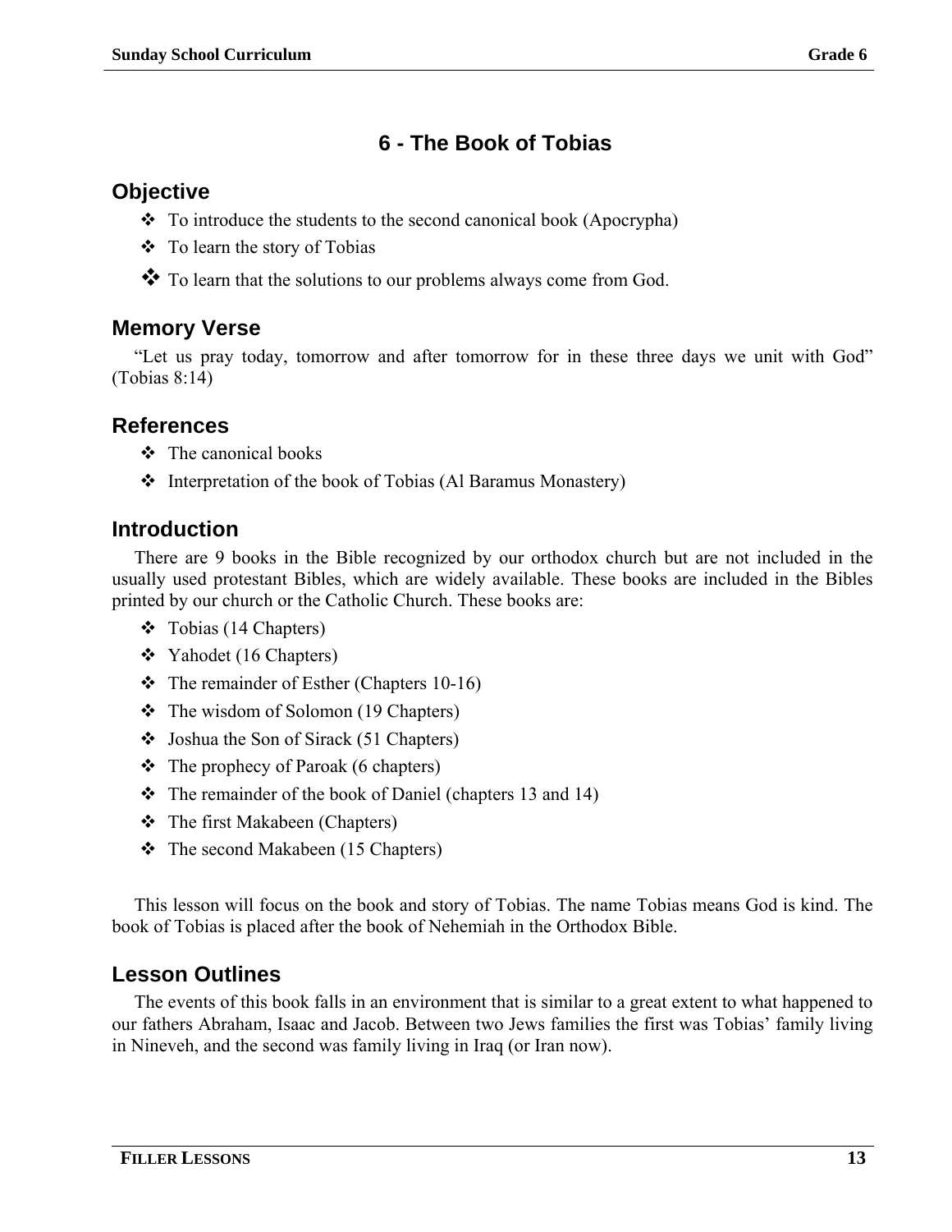# 6 - The Book of Tobias

## Objective

- To introduce the students to the second canonical book (Apocrypha)
- To learn the story of Tobias
- To learn that the solutions to our problems always come from God.

## Memory Verse

"Let us pray today, tomorrow and after tomorrow for in these three days we unit with God" (Tobias 8:14)

## References

- The canonical books
- Interpretation of the book of Tobias (Al Baramus Monastery)

## Introduction

There are 9 books in the Bible recognized by our orthodox church but are not included in the usually used protestant Bibles, which are widely available. These books are included in the Bibles printed by our church or the Catholic Church. These books are:

- Tobias (14 Chapters)
- Yahodet (16 Chapters)
- The remainder of Esther (Chapters 10-16)
- The wisdom of Solomon (19 Chapters)
- Joshua the Son of Sirack (51 Chapters)
- The prophecy of Paroak (6 chapters)
- The remainder of the book of Daniel (chapters 13 and 14)
- The first Makabeen (Chapters)
- The second Makabeen (15 Chapters)

This lesson will focus on the book and story of Tobias. The name Tobias means God is kind. The book of Tobias is placed after the book of Nehemiah in the Orthodox Bible.

## Lesson Outlines

The events of this book falls in an environment that is similar to a great extent to what happened to our fathers Abraham, Isaac and Jacob. Between two Jews families the first was Tobias' family living in Nineveh, and the second was family living in Iraq (or Iran now).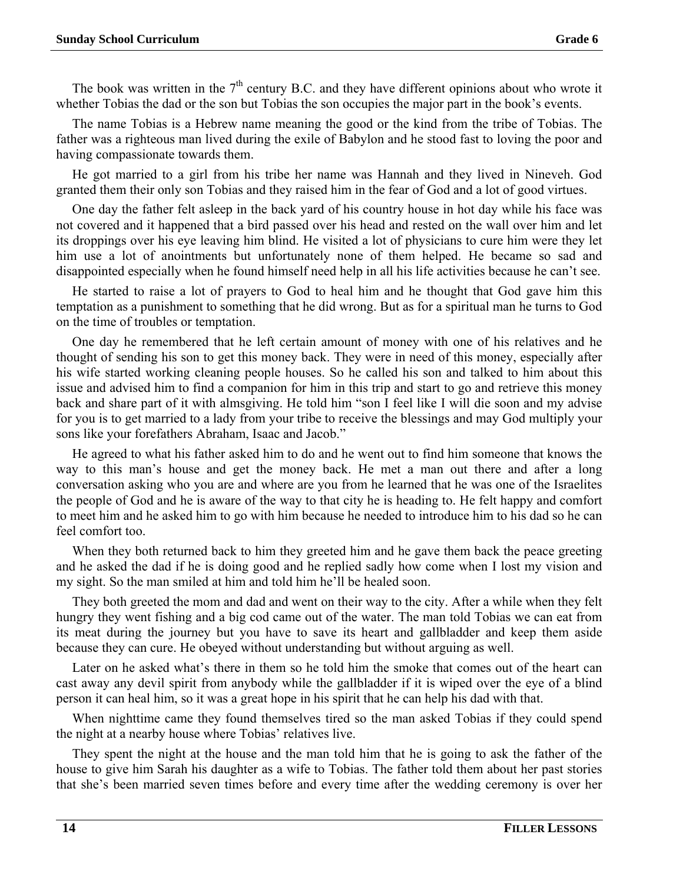The book was written in the 7th century B.C. and they have different opinions about who wrote it whether Tobias the dad or the son but Tobias the son occupies the major part in the book's events.

The name Tobias is a Hebrew name meaning the good or the kind from the tribe of Tobias. The father was a righteous man lived during the exile of Babylon and he stood fast to loving the poor and having compassionate towards them.

He got married to a girl from his tribe her name was Hannah and they lived in Nineveh. God granted them their only son Tobias and they raised him in the fear of God and a lot of good virtues.

One day the father felt asleep in the back yard of his country house in hot day while his face was not covered and it happened that a bird passed over his head and rested on the wall over him and let its droppings over his eye leaving him blind. He visited a lot of physicians to cure him were they let him use a lot of anointments but unfortunately none of them helped. He became so sad and disappointed especially when he found himself need help in all his life activities because he can't see.

He started to raise a lot of prayers to God to heal him and he thought that God gave him this temptation as a punishment to something that he did wrong. But as for a spiritual man he turns to God on the time of troubles or temptation.

One day he remembered that he left certain amount of money with one of his relatives and he thought of sending his son to get this money back. They were in need of this money, especially after his wife started working cleaning people houses. So he called his son and talked to him about this issue and advised him to find a companion for him in this trip and start to go and retrieve this money back and share part of it with almsgiving. He told him "son I feel like I will die soon and my advise for you is to get married to a lady from your tribe to receive the blessings and may God multiply your sons like your forefathers Abraham, Isaac and Jacob."

He agreed to what his father asked him to do and he went out to find him someone that knows the way to this man's house and get the money back. He met a man out there and after a long conversation asking who you are and where are you from he learned that he was one of the Israelites the people of God and he is aware of the way to that city he is heading to. He felt happy and comfort to meet him and he asked him to go with him because he needed to introduce him to his dad so he can feel comfort too.

When they both returned back to him they greeted him and he gave them back the peace greeting and he asked the dad if he is doing good and he replied sadly how come when I lost my vision and my sight. So the man smiled at him and told him he'll be healed soon.

They both greeted the mom and dad and went on their way to the city. After a while when they felt hungry they went fishing and a big cod came out of the water. The man told Tobias we can eat from its meat during the journey but you have to save its heart and gallbladder and keep them aside because they can cure. He obeyed without understanding but without arguing as well.

Later on he asked what's there in them so he told him the smoke that comes out of the heart can cast away any devil spirit from anybody while the gallbladder if it is wiped over the eye of a blind person it can heal him, so it was a great hope in his spirit that he can help his dad with that.

When nighttime came they found themselves tired so the man asked Tobias if they could spend the night at a nearby house where Tobias' relatives live.

They spent the night at the house and the man told him that he is going to ask the father of the house to give him Sarah his daughter as a wife to Tobias. The father told them about her past stories that she's been married seven times before and every time after the wedding ceremony is over her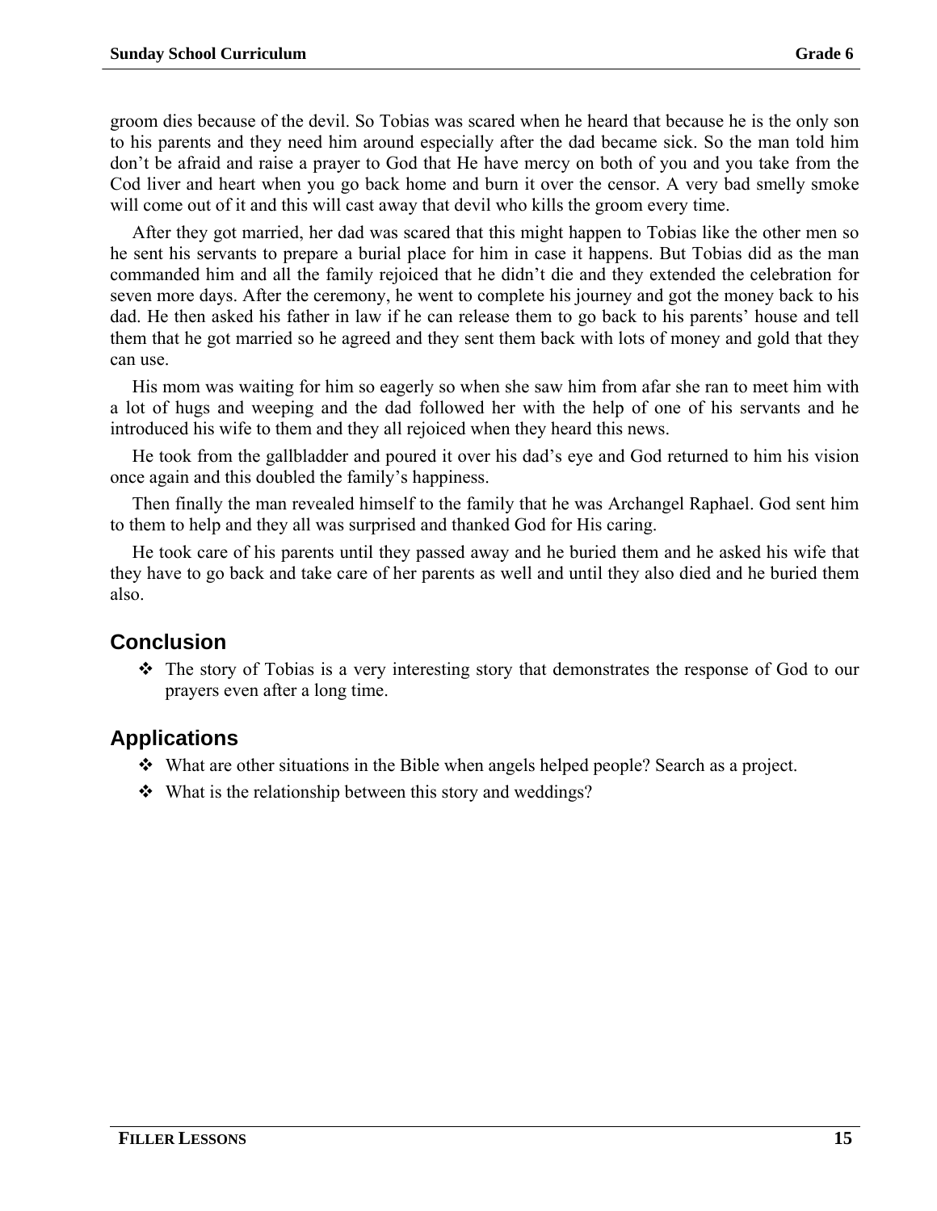groom dies because of the devil. So Tobias was scared when he heard that because he is the only son to his parents and they need him around especially after the dad became sick. So the man told him don't be afraid and raise a prayer to God that He have mercy on both of you and you take from the Cod liver and heart when you go back home and burn it over the censor. A very bad smelly smoke will come out of it and this will cast away that devil who kills the groom every time.

After they got married, her dad was scared that this might happen to Tobias like the other men so he sent his servants to prepare a burial place for him in case it happens. But Tobias did as the man commanded him and all the family rejoiced that he didn't die and they extended the celebration for seven more days. After the ceremony, he went to complete his journey and got the money back to his dad. He then asked his father in law if he can release them to go back to his parents' house and tell them that he got married so he agreed and they sent them back with lots of money and gold that they can use.

His mom was waiting for him so eagerly so when she saw him from afar she ran to meet him with a lot of hugs and weeping and the dad followed her with the help of one of his servants and he introduced his wife to them and they all rejoiced when they heard this news.

He took from the gallbladder and poured it over his dad's eye and God returned to him his vision once again and this doubled the family's happiness.

Then finally the man revealed himself to the family that he was Archangel Raphael. God sent him to them to help and they all was surprised and thanked God for His caring.

He took care of his parents until they passed away and he buried them and he asked his wife that they have to go back and take care of her parents as well and until they also died and he buried them also.

## Conclusion

- The story of Tobias is a very interesting story that demonstrates the response of God to our prayers even after a long time.

## Applications

- What are other situations in the Bible when angels helped people? Search as a project.
- What is the relationship between this story and weddings?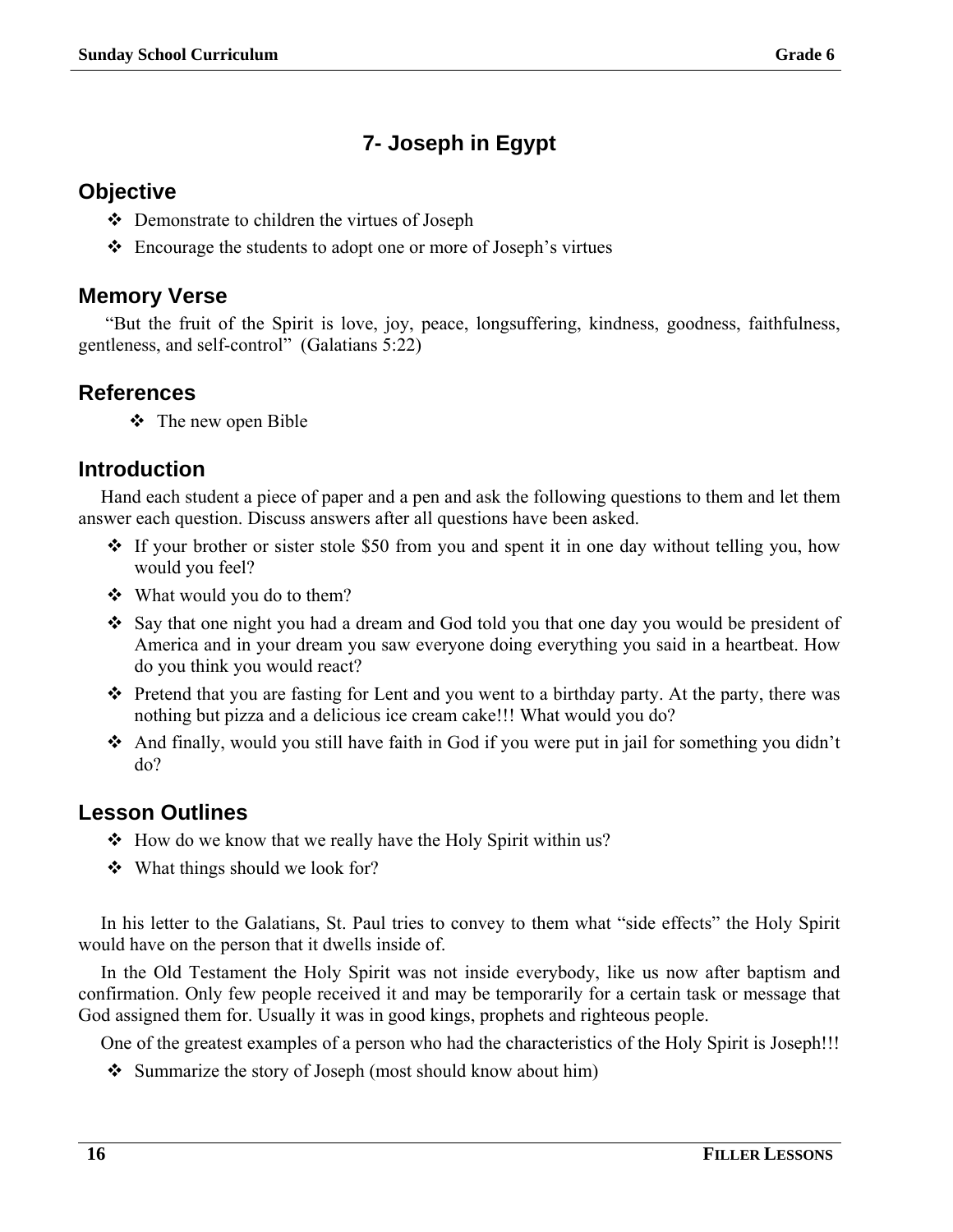# 7- Joseph in Egypt

## Objective

- Demonstrate to children the virtues of Joseph
- Encourage the students to adopt one or more of Joseph's virtues

## Memory Verse

"But the fruit of the Spirit is love, joy, peace, longsuffering, kindness, goodness, faithfulness, gentleness, and self-control" (Galatians 5:22)

## References

- The new open Bible

## Introduction

Hand each student a piece of paper and a pen and ask the following questions to them and let them answer each question. Discuss answers after all questions have been asked.

- If your brother or sister stole $50 from you and spent it in one day without telling you, how would you feel?
- What would you do to them?
- Say that one night you had a dream and God told you that one day you would be president of America and in your dream you saw everyone doing everything you said in a heartbeat. How do you think you would react?
- Pretend that you are fasting for Lent and you went to a birthday party. At the party, there was nothing but pizza and a delicious ice cream cake!!! What would you do?
- And finally, would you still have faith in God if you were put in jail for something you didn't do?

## Lesson Outlines

- How do we know that we really have the Holy Spirit within us?
- What things should we look for?

In his letter to the Galatians, St. Paul tries to convey to them what "side effects" the Holy Spirit would have on the person that it dwells inside of.

In the Old Testament the Holy Spirit was not inside everybody, like us now after baptism and confirmation. Only few people received it and may be temporarily for a certain task or message that God assigned them for. Usually it was in good kings, prophets and righteous people.

One of the greatest examples of a person who had the characteristics of the Holy Spirit is Joseph!!!

- Summarize the story of Joseph (most should know about him)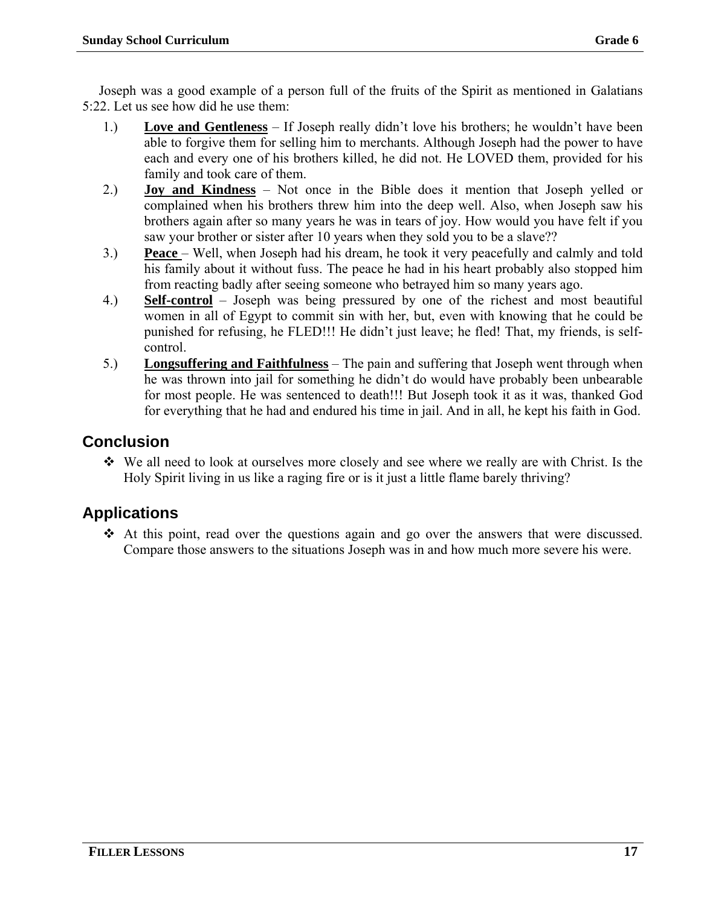Joseph was a good example of a person full of the fruits of the Spirit as mentioned in Galatians 5:22. Let us see how did he use them:

1.) **Love and Gentleness** – If Joseph really didn't love his brothers; he wouldn't have been able to forgive them for selling him to merchants. Although Joseph had the power to have each and every one of his brothers killed, he did not. He LOVED them, provided for his family and took care of them.
2.) **Joy and Kindness** – Not once in the Bible does it mention that Joseph yelled or complained when his brothers threw him into the deep well. Also, when Joseph saw his brothers again after so many years he was in tears of joy. How would you have felt if you saw your brother or sister after 10 years when they sold you to be a slave??
3.) **Peace** – Well, when Joseph had his dream, he took it very peacefully and calmly and told his family about it without fuss. The peace he had in his heart probably also stopped him from reacting badly after seeing someone who betrayed him so many years ago.
4.) **Self-control** – Joseph was being pressured by one of the richest and most beautiful women in all of Egypt to commit sin with her, but, even with knowing that he could be punished for refusing, he FLED!!! He didn't just leave; he fled! That, my friends, is self-control.
5.) **Longsuffering and Faithfulness** – The pain and suffering that Joseph went through when he was thrown into jail for something he didn't do would have probably been unbearable for most people. He was sentenced to death!!! But Joseph took it as it was, thanked God for everything that he had and endured his time in jail. And in all, he kept his faith in God.

## Conclusion

- We all need to look at ourselves more closely and see where we really are with Christ. Is the Holy Spirit living in us like a raging fire or is it just a little flame barely thriving?

## Applications

- At this point, read over the questions again and go over the answers that were discussed. Compare those answers to the situations Joseph was in and how much more severe his were.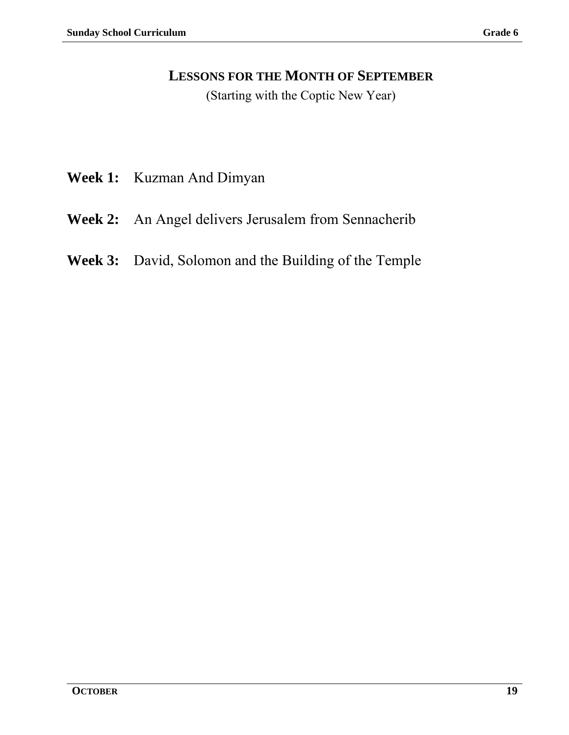## LESSONS FOR THE MONTH OF SEPTEMBER

(Starting with the Coptic New Year)

**Week 1:** Kuzman And Dimyan

**Week 2:** An Angel delivers Jerusalem from Sennacherib

**Week 3:** David, Solomon and the Building of the Temple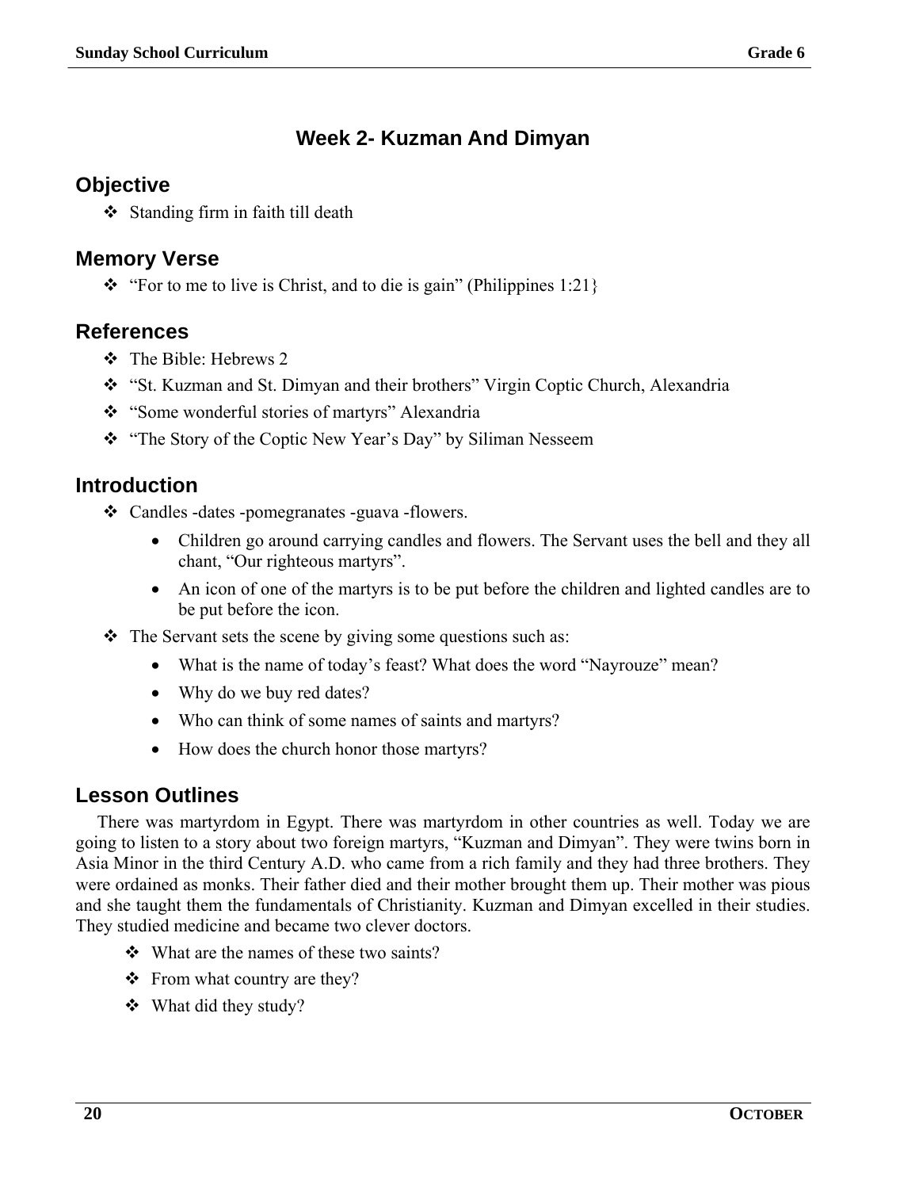# Week 2- Kuzman And Dimyan

## Objective

- Standing firm in faith till death

## Memory Verse

- "For to me to live is Christ, and to die is gain" (Philippines 1:21}

## References

- The Bible: Hebrews 2
- "St. Kuzman and St. Dimyan and their brothers" Virgin Coptic Church, Alexandria
- "Some wonderful stories of martyrs" Alexandria
- "The Story of the Coptic New Year's Day" by Siliman Nesseem

## Introduction

- Candles -dates -pomegranates -guava -flowers.
  - Children go around carrying candles and flowers. The Servant uses the bell and they all chant, "Our righteous martyrs".
  - An icon of one of the martyrs is to be put before the children and lighted candles are to be put before the icon.
- The Servant sets the scene by giving some questions such as:
  - What is the name of today's feast? What does the word "Nayrouze" mean?
  - Why do we buy red dates?
  - Who can think of some names of saints and martyrs?
  - How does the church honor those martyrs?

## Lesson Outlines

There was martyrdom in Egypt. There was martyrdom in other countries as well. Today we are going to listen to a story about two foreign martyrs, "Kuzman and Dimyan". They were twins born in Asia Minor in the third Century A.D. who came from a rich family and they had three brothers. They were ordained as monks. Their father died and their mother brought them up. Their mother was pious and she taught them the fundamentals of Christianity. Kuzman and Dimyan excelled in their studies. They studied medicine and became two clever doctors.

- What are the names of these two saints?
- From what country are they?
- What did they study?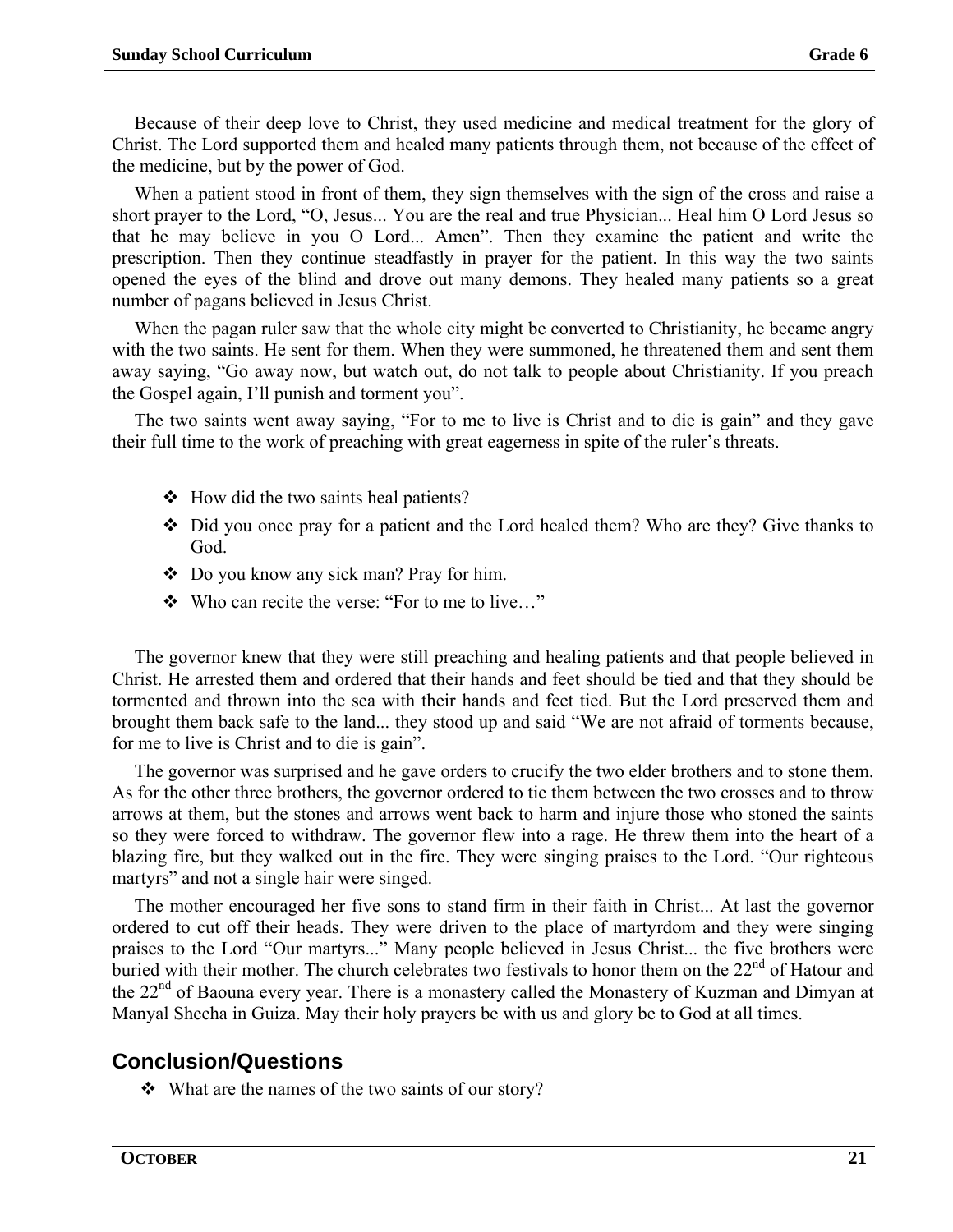Because of their deep love to Christ, they used medicine and medical treatment for the glory of Christ. The Lord supported them and healed many patients through them, not because of the effect of the medicine, but by the power of God.

When a patient stood in front of them, they sign themselves with the sign of the cross and raise a short prayer to the Lord, "O, Jesus... You are the real and true Physician... Heal him O Lord Jesus so that he may believe in you O Lord... Amen". Then they examine the patient and write the prescription. Then they continue steadfastly in prayer for the patient. In this way the two saints opened the eyes of the blind and drove out many demons. They healed many patients so a great number of pagans believed in Jesus Christ.

When the pagan ruler saw that the whole city might be converted to Christianity, he became angry with the two saints. He sent for them. When they were summoned, he threatened them and sent them away saying, "Go away now, but watch out, do not talk to people about Christianity. If you preach the Gospel again, I'll punish and torment you".

The two saints went away saying, "For to me to live is Christ and to die is gain" and they gave their full time to the work of preaching with great eagerness in spite of the ruler's threats.

- How did the two saints heal patients?
- Did you once pray for a patient and the Lord healed them? Who are they? Give thanks to God.
- Do you know any sick man? Pray for him.
- Who can recite the verse: "For to me to live…"

The governor knew that they were still preaching and healing patients and that people believed in Christ. He arrested them and ordered that their hands and feet should be tied and that they should be tormented and thrown into the sea with their hands and feet tied. But the Lord preserved them and brought them back safe to the land... they stood up and said "We are not afraid of torments because, for me to live is Christ and to die is gain".

The governor was surprised and he gave orders to crucify the two elder brothers and to stone them. As for the other three brothers, the governor ordered to tie them between the two crosses and to throw arrows at them, but the stones and arrows went back to harm and injure those who stoned the saints so they were forced to withdraw. The governor flew into a rage. He threw them into the heart of a blazing fire, but they walked out in the fire. They were singing praises to the Lord. "Our righteous martyrs" and not a single hair were singed.

The mother encouraged her five sons to stand firm in their faith in Christ... At last the governor ordered to cut off their heads. They were driven to the place of martyrdom and they were singing praises to the Lord "Our martyrs..." Many people believed in Jesus Christ... the five brothers were buried with their mother. The church celebrates two festivals to honor them on the 22nd of Hatour and the 22nd of Baouna every year. There is a monastery called the Monastery of Kuzman and Dimyan at Manyal Sheeha in Guiza. May their holy prayers be with us and glory be to God at all times.

## Conclusion/Questions

- What are the names of the two saints of our story?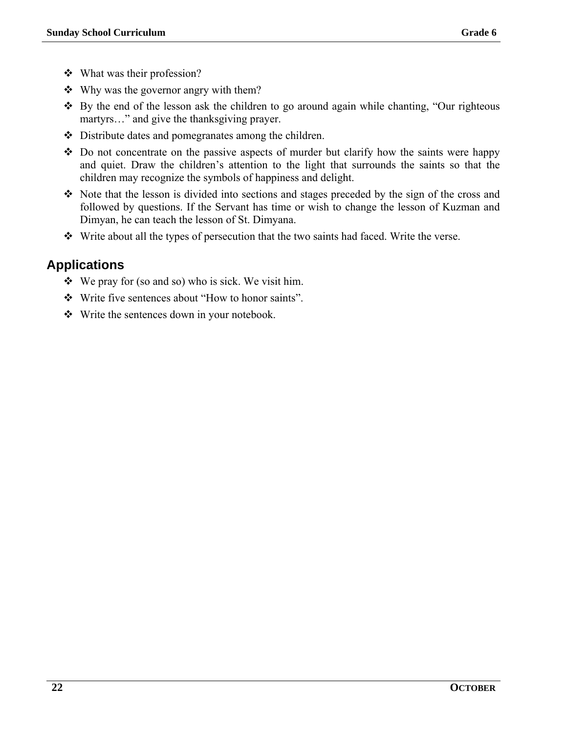- What was their profession?
- Why was the governor angry with them?
- By the end of the lesson ask the children to go around again while chanting, "Our righteous martyrs…" and give the thanksgiving prayer.
- Distribute dates and pomegranates among the children.
- Do not concentrate on the passive aspects of murder but clarify how the saints were happy and quiet. Draw the children's attention to the light that surrounds the saints so that the children may recognize the symbols of happiness and delight.
- Note that the lesson is divided into sections and stages preceded by the sign of the cross and followed by questions. If the Servant has time or wish to change the lesson of Kuzman and Dimyan, he can teach the lesson of St. Dimyana.
- Write about all the types of persecution that the two saints had faced. Write the verse.

## Applications

- We pray for (so and so) who is sick. We visit him.
- Write five sentences about "How to honor saints".
- Write the sentences down in your notebook.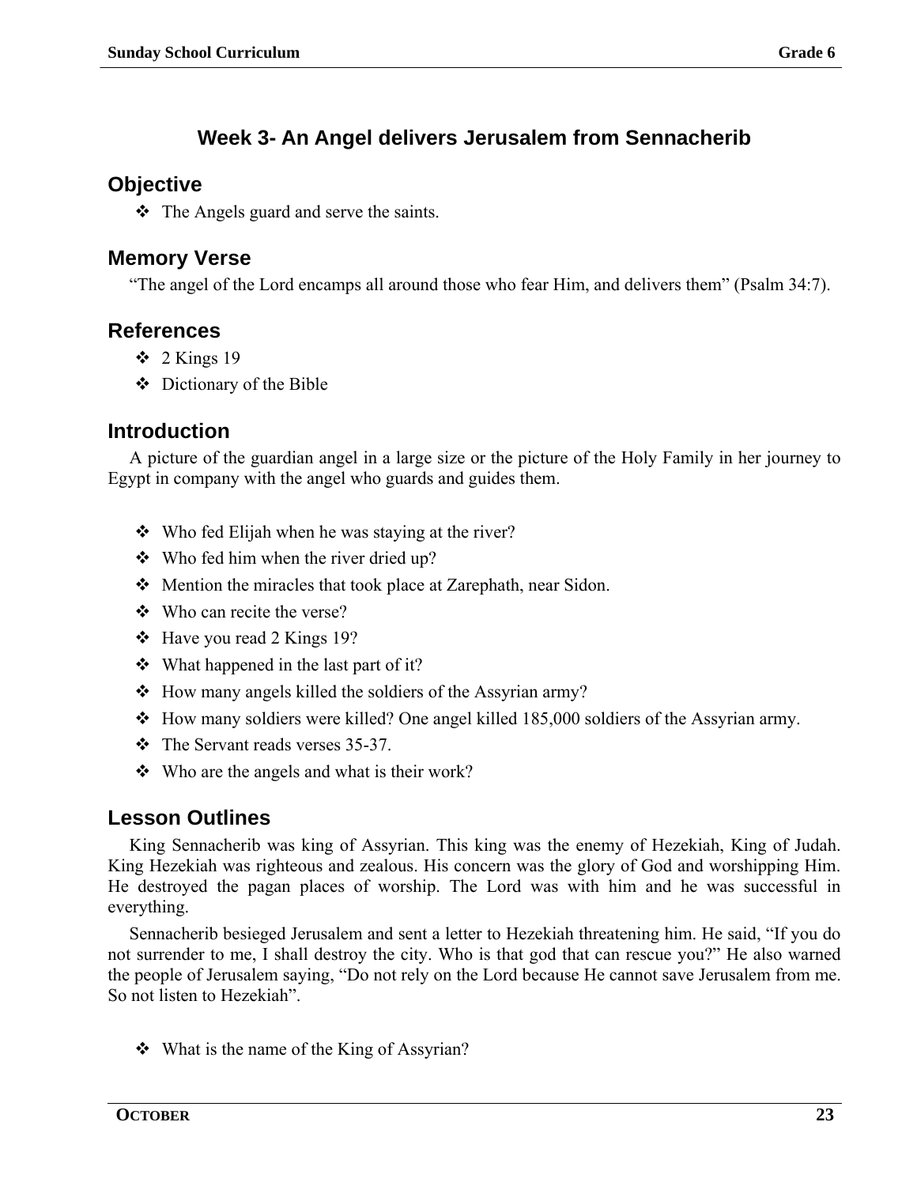## Week 3- An Angel delivers Jerusalem from Sennacherib

### Objective

- The Angels guard and serve the saints.

### Memory Verse

"The angel of the Lord encamps all around those who fear Him, and delivers them" (Psalm 34:7).

### References

- 2 Kings 19
- Dictionary of the Bible

### Introduction

A picture of the guardian angel in a large size or the picture of the Holy Family in her journey to Egypt in company with the angel who guards and guides them.

- Who fed Elijah when he was staying at the river?
- Who fed him when the river dried up?
- Mention the miracles that took place at Zarephath, near Sidon.
- Who can recite the verse?
- Have you read 2 Kings 19?
- What happened in the last part of it?
- How many angels killed the soldiers of the Assyrian army?
- How many soldiers were killed? One angel killed 185,000 soldiers of the Assyrian army.
- The Servant reads verses 35-37.
- Who are the angels and what is their work?

### Lesson Outlines

King Sennacherib was king of Assyrian. This king was the enemy of Hezekiah, King of Judah. King Hezekiah was righteous and zealous. His concern was the glory of God and worshipping Him. He destroyed the pagan places of worship. The Lord was with him and he was successful in everything.

Sennacherib besieged Jerusalem and sent a letter to Hezekiah threatening him. He said, "If you do not surrender to me, I shall destroy the city. Who is that god that can rescue you?" He also warned the people of Jerusalem saying, "Do not rely on the Lord because He cannot save Jerusalem from me. So not listen to Hezekiah".

- What is the name of the King of Assyrian?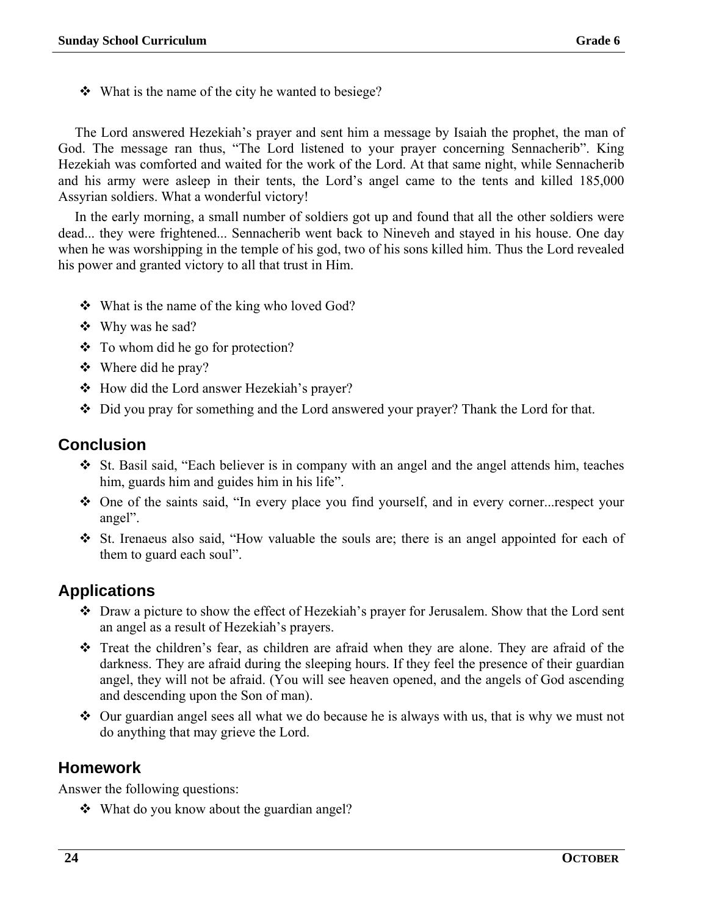- What is the name of the city he wanted to besiege?

The Lord answered Hezekiah's prayer and sent him a message by Isaiah the prophet, the man of God. The message ran thus, "The Lord listened to your prayer concerning Sennacherib". King Hezekiah was comforted and waited for the work of the Lord. At that same night, while Sennacherib and his army were asleep in their tents, the Lord's angel came to the tents and killed 185,000 Assyrian soldiers. What a wonderful victory!

In the early morning, a small number of soldiers got up and found that all the other soldiers were dead... they were frightened... Sennacherib went back to Nineveh and stayed in his house. One day when he was worshipping in the temple of his god, two of his sons killed him. Thus the Lord revealed his power and granted victory to all that trust in Him.

- What is the name of the king who loved God?
- Why was he sad?
- To whom did he go for protection?
- Where did he pray?
- How did the Lord answer Hezekiah's prayer?
- Did you pray for something and the Lord answered your prayer? Thank the Lord for that.

## Conclusion

- St. Basil said, "Each believer is in company with an angel and the angel attends him, teaches him, guards him and guides him in his life".
- One of the saints said, "In every place you find yourself, and in every corner...respect your angel".
- St. Irenaeus also said, "How valuable the souls are; there is an angel appointed for each of them to guard each soul".

## Applications

- Draw a picture to show the effect of Hezekiah's prayer for Jerusalem. Show that the Lord sent an angel as a result of Hezekiah's prayers.
- Treat the children's fear, as children are afraid when they are alone. They are afraid of the darkness. They are afraid during the sleeping hours. If they feel the presence of their guardian angel, they will not be afraid. (You will see heaven opened, and the angels of God ascending and descending upon the Son of man).
- Our guardian angel sees all what we do because he is always with us, that is why we must not do anything that may grieve the Lord.

## Homework

Answer the following questions:

- What do you know about the guardian angel?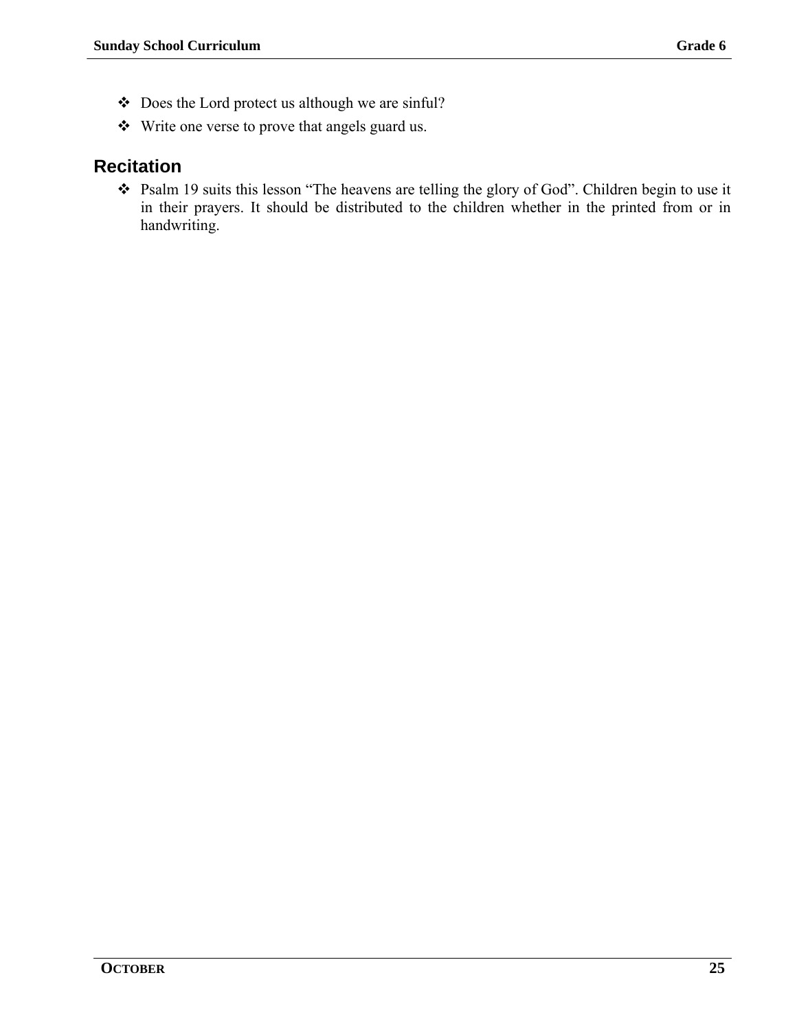- Does the Lord protect us although we are sinful?
- Write one verse to prove that angels guard us.

## Recitation

- Psalm 19 suits this lesson “The heavens are telling the glory of God”. Children begin to use it in their prayers. It should be distributed to the children whether in the printed from or in handwriting.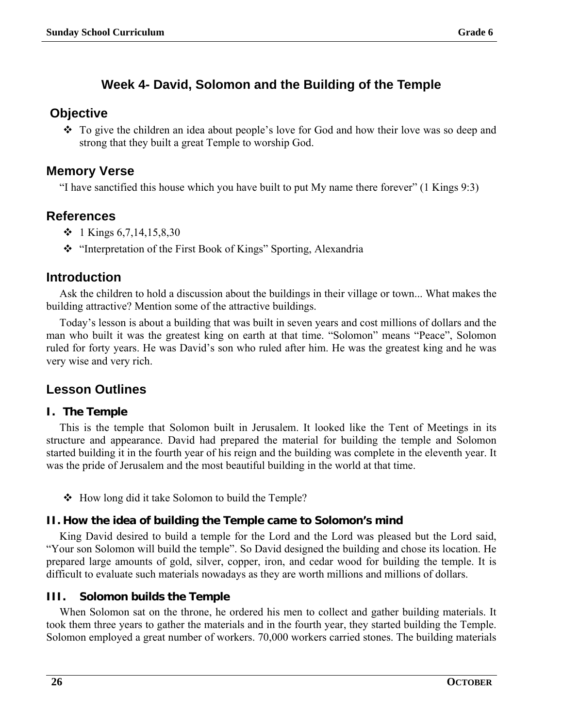# Week 4- David, Solomon and the Building of the Temple

## Objective

- To give the children an idea about people's love for God and how their love was so deep and strong that they built a great Temple to worship God.

## Memory Verse

"I have sanctified this house which you have built to put My name there forever" (1 Kings 9:3)

## References

- 1 Kings 6,7,14,15,8,30
- "Interpretation of the First Book of Kings" Sporting, Alexandria

## Introduction

Ask the children to hold a discussion about the buildings in their village or town... What makes the building attractive? Mention some of the attractive buildings.

Today's lesson is about a building that was built in seven years and cost millions of dollars and the man who built it was the greatest king on earth at that time. "Solomon" means "Peace", Solomon ruled for forty years. He was David's son who ruled after him. He was the greatest king and he was very wise and very rich.

## Lesson Outlines

### I. The Temple

This is the temple that Solomon built in Jerusalem. It looked like the Tent of Meetings in its structure and appearance. David had prepared the material for building the temple and Solomon started building it in the fourth year of his reign and the building was complete in the eleventh year. It was the pride of Jerusalem and the most beautiful building in the world at that time.

- How long did it take Solomon to build the Temple?

### II. How the idea of building the Temple came to Solomon's mind

King David desired to build a temple for the Lord and the Lord was pleased but the Lord said, "Your son Solomon will build the temple". So David designed the building and chose its location. He prepared large amounts of gold, silver, copper, iron, and cedar wood for building the temple. It is difficult to evaluate such materials nowadays as they are worth millions and millions of dollars.

### III. Solomon builds the Temple

When Solomon sat on the throne, he ordered his men to collect and gather building materials. It took them three years to gather the materials and in the fourth year, they started building the Temple. Solomon employed a great number of workers. 70,000 workers carried stones. The building materials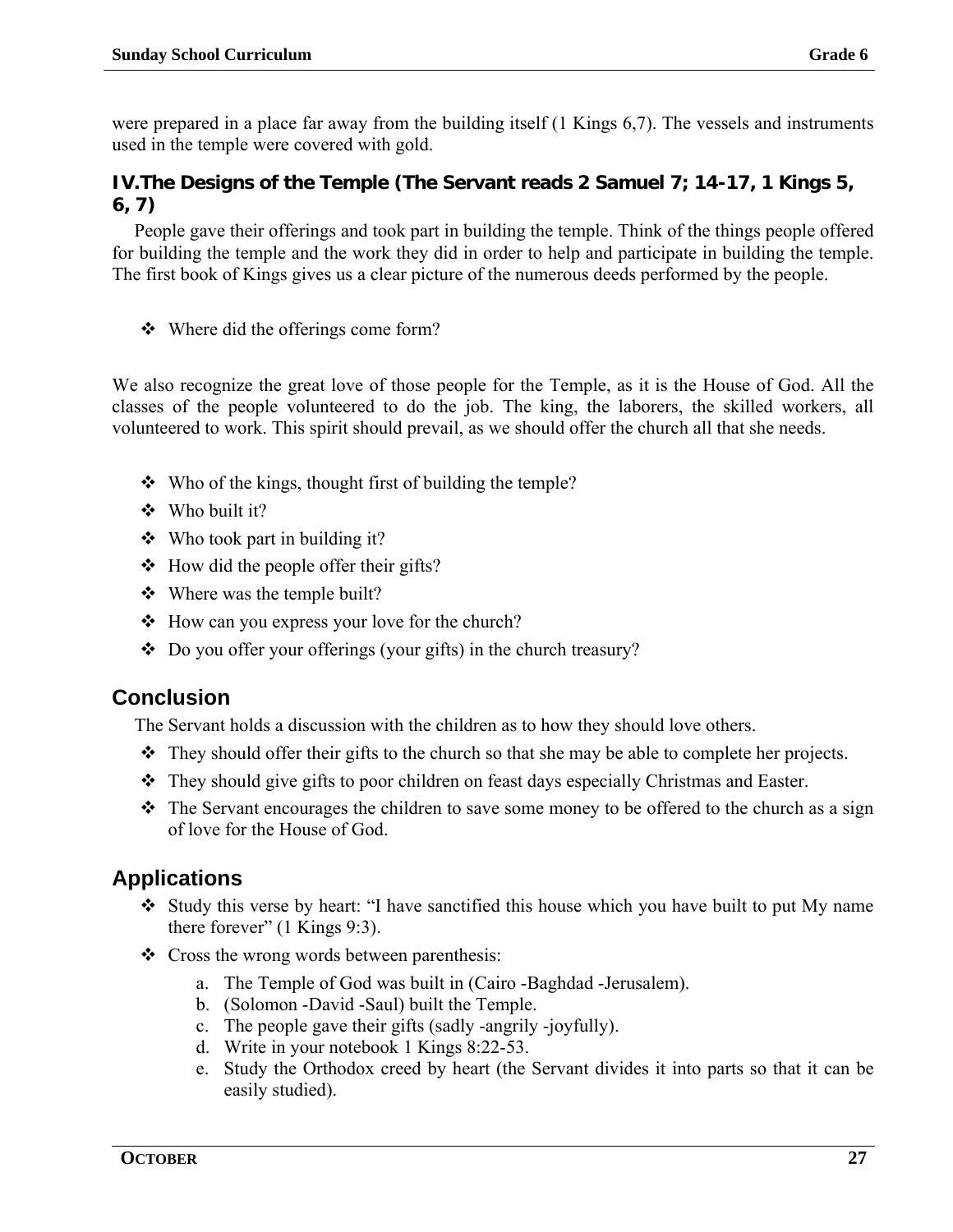were prepared in a place far away from the building itself (1 Kings 6,7). The vessels and instruments used in the temple were covered with gold.

### IV.The Designs of the Temple (The Servant reads 2 Samuel 7; 14-17, 1 Kings 5, 6, 7)

People gave their offerings and took part in building the temple. Think of the things people offered for building the temple and the work they did in order to help and participate in building the temple. The first book of Kings gives us a clear picture of the numerous deeds performed by the people.

- Where did the offerings come form?

We also recognize the great love of those people for the Temple, as it is the House of God. All the classes of the people volunteered to do the job. The king, the laborers, the skilled workers, all volunteered to work. This spirit should prevail, as we should offer the church all that she needs.

- Who of the kings, thought first of building the temple?
- Who built it?
- Who took part in building it?
- How did the people offer their gifts?
- Where was the temple built?
- How can you express your love for the church?
- Do you offer your offerings (your gifts) in the church treasury?

## Conclusion

The Servant holds a discussion with the children as to how they should love others.

- They should offer their gifts to the church so that she may be able to complete her projects.
- They should give gifts to poor children on feast days especially Christmas and Easter.
- The Servant encourages the children to save some money to be offered to the church as a sign of love for the House of God.

## Applications

- Study this verse by heart: “I have sanctified this house which you have built to put My name there forever” (1 Kings 9:3).
- Cross the wrong words between parenthesis:
    a. The Temple of God was built in (Cairo -Baghdad -Jerusalem).
    b. (Solomon -David -Saul) built the Temple.
    c. The people gave their gifts (sadly -angrily -joyfully).
    d. Write in your notebook 1 Kings 8:22-53.
    e. Study the Orthodox creed by heart (the Servant divides it into parts so that it can be easily studied).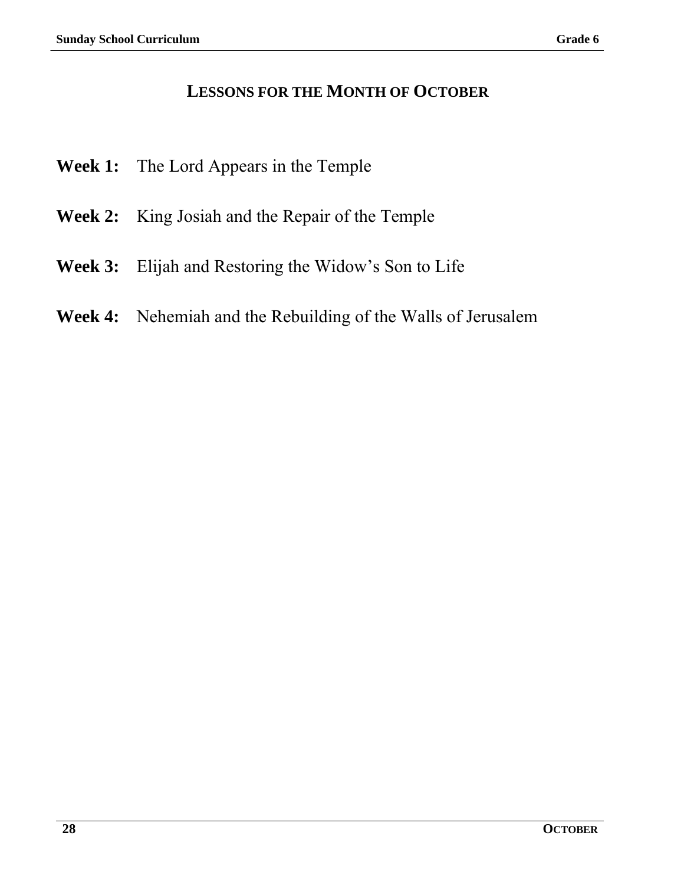# Lessons for the Month of October

**Week 1:** The Lord Appears in the Temple

**Week 2:** King Josiah and the Repair of the Temple

**Week 3:** Elijah and Restoring the Widow's Son to Life

**Week 4:** Nehemiah and the Rebuilding of the Walls of Jerusalem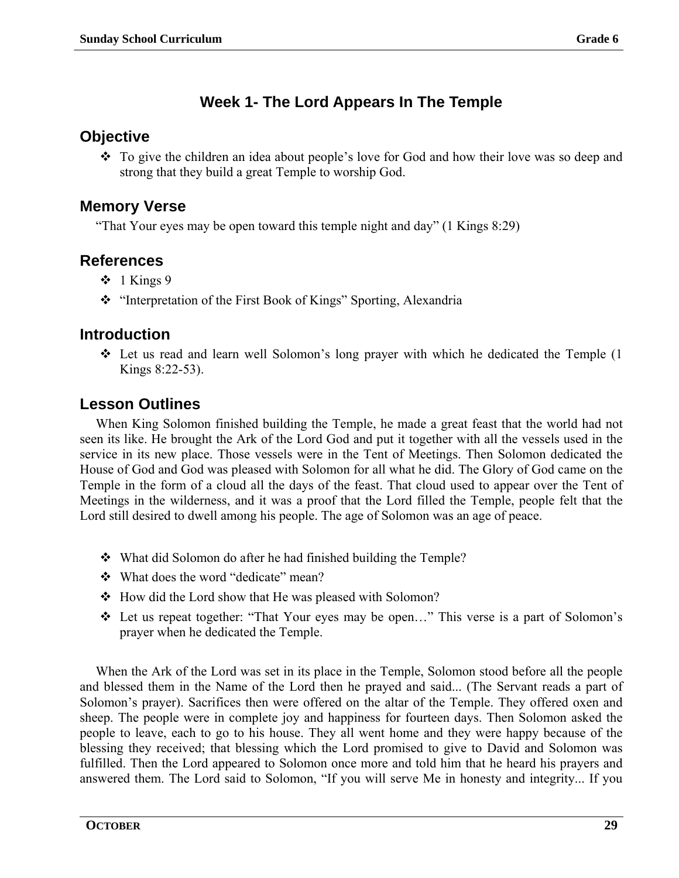## Week 1- The Lord Appears In The Temple

### Objective

- To give the children an idea about people's love for God and how their love was so deep and strong that they build a great Temple to worship God.

### Memory Verse

"That Your eyes may be open toward this temple night and day" (1 Kings 8:29)

### References

- 1 Kings 9
- "Interpretation of the First Book of Kings" Sporting, Alexandria

### Introduction

- Let us read and learn well Solomon's long prayer with which he dedicated the Temple (1 Kings 8:22-53).

### Lesson Outlines

When King Solomon finished building the Temple, he made a great feast that the world had not seen its like. He brought the Ark of the Lord God and put it together with all the vessels used in the service in its new place. Those vessels were in the Tent of Meetings. Then Solomon dedicated the House of God and God was pleased with Solomon for all what he did. The Glory of God came on the Temple in the form of a cloud all the days of the feast. That cloud used to appear over the Tent of Meetings in the wilderness, and it was a proof that the Lord filled the Temple, people felt that the Lord still desired to dwell among his people. The age of Solomon was an age of peace.

- What did Solomon do after he had finished building the Temple?
- What does the word "dedicate" mean?
- How did the Lord show that He was pleased with Solomon?
- Let us repeat together: "That Your eyes may be open…" This verse is a part of Solomon's prayer when he dedicated the Temple.

When the Ark of the Lord was set in its place in the Temple, Solomon stood before all the people and blessed them in the Name of the Lord then he prayed and said... (The Servant reads a part of Solomon's prayer). Sacrifices then were offered on the altar of the Temple. They offered oxen and sheep. The people were in complete joy and happiness for fourteen days. Then Solomon asked the people to leave, each to go to his house. They all went home and they were happy because of the blessing they received; that blessing which the Lord promised to give to David and Solomon was fulfilled. Then the Lord appeared to Solomon once more and told him that he heard his prayers and answered them. The Lord said to Solomon, "If you will serve Me in honesty and integrity... If you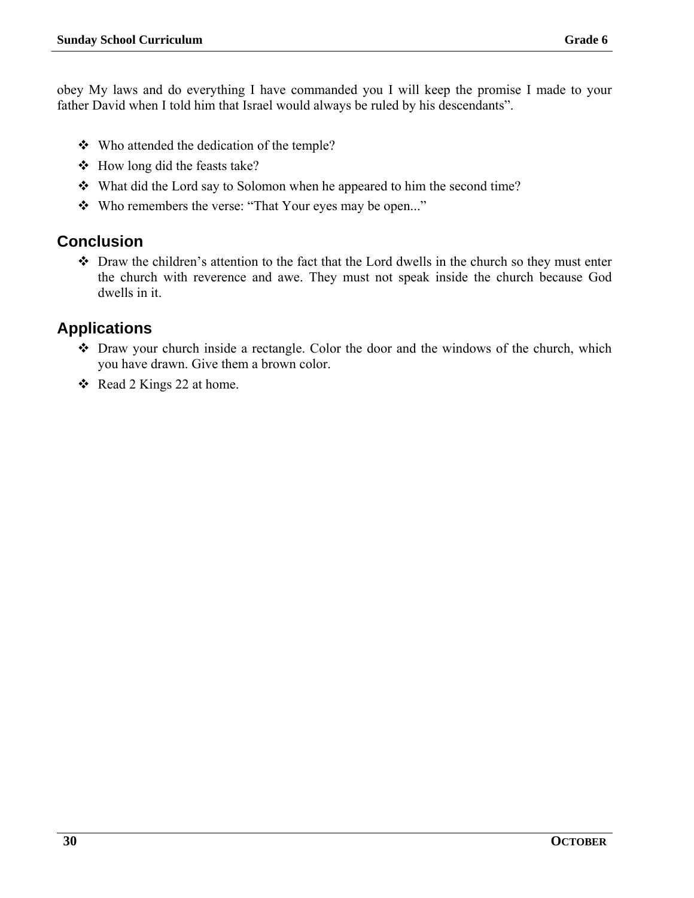obey My laws and do everything I have commanded you I will keep the promise I made to your father David when I told him that Israel would always be ruled by his descendants".

- Who attended the dedication of the temple?
- How long did the feasts take?
- What did the Lord say to Solomon when he appeared to him the second time?
- Who remembers the verse: "That Your eyes may be open..."

## Conclusion

- Draw the children's attention to the fact that the Lord dwells in the church so they must enter the church with reverence and awe. They must not speak inside the church because God dwells in it.

## Applications

- Draw your church inside a rectangle. Color the door and the windows of the church, which you have drawn. Give them a brown color.
- Read 2 Kings 22 at home.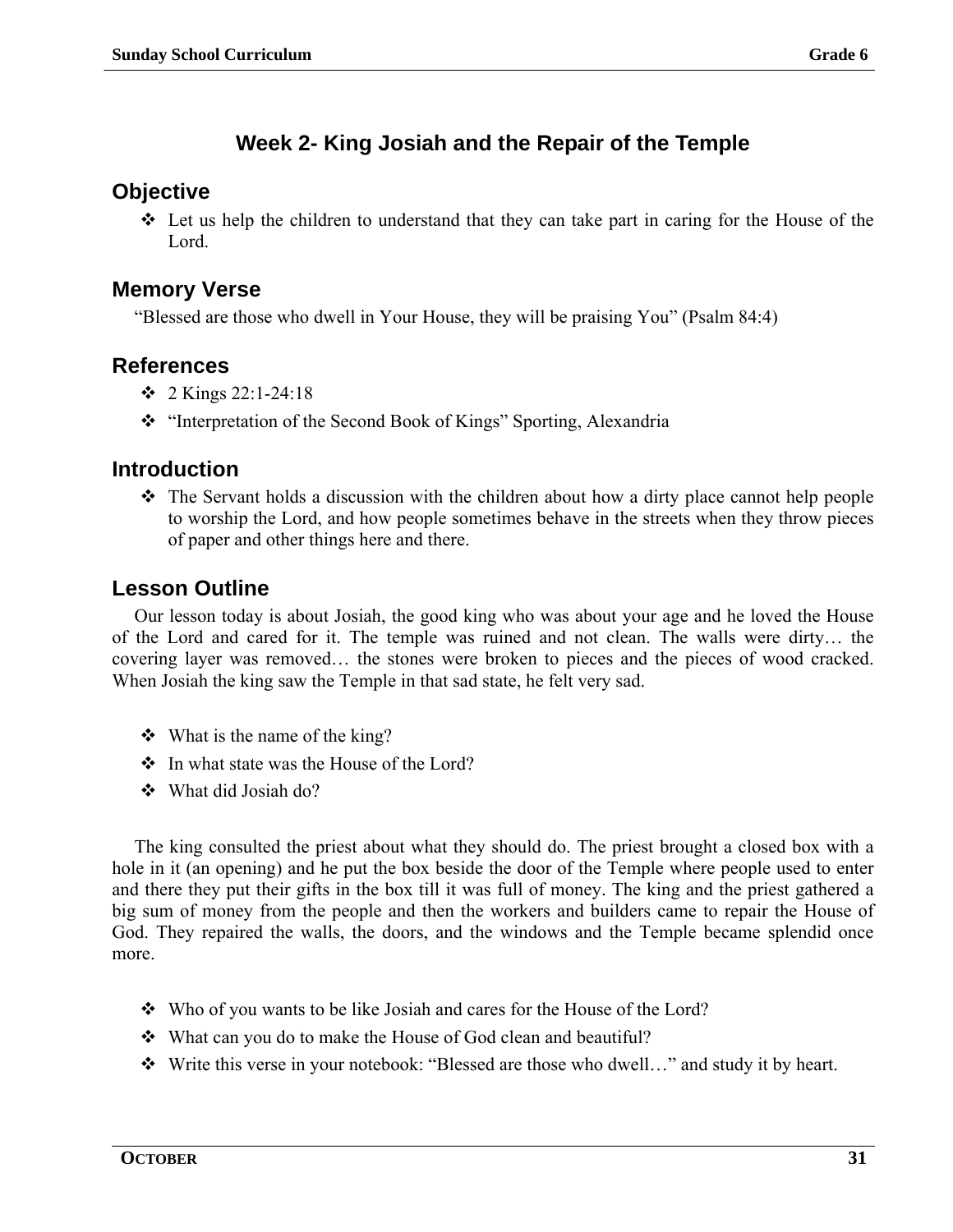## Week 2- King Josiah and the Repair of the Temple

### Objective

- Let us help the children to understand that they can take part in caring for the House of the Lord.

### Memory Verse

"Blessed are those who dwell in Your House, they will be praising You" (Psalm 84:4)

### References

- 2 Kings 22:1-24:18
- "Interpretation of the Second Book of Kings" Sporting, Alexandria

### Introduction

- The Servant holds a discussion with the children about how a dirty place cannot help people to worship the Lord, and how people sometimes behave in the streets when they throw pieces of paper and other things here and there.

### Lesson Outline

Our lesson today is about Josiah, the good king who was about your age and he loved the House of the Lord and cared for it. The temple was ruined and not clean. The walls were dirty… the covering layer was removed… the stones were broken to pieces and the pieces of wood cracked. When Josiah the king saw the Temple in that sad state, he felt very sad.

- What is the name of the king?
- In what state was the House of the Lord?
- What did Josiah do?

The king consulted the priest about what they should do. The priest brought a closed box with a hole in it (an opening) and he put the box beside the door of the Temple where people used to enter and there they put their gifts in the box till it was full of money. The king and the priest gathered a big sum of money from the people and then the workers and builders came to repair the House of God. They repaired the walls, the doors, and the windows and the Temple became splendid once more.

- Who of you wants to be like Josiah and cares for the House of the Lord?
- What can you do to make the House of God clean and beautiful?
- Write this verse in your notebook: "Blessed are those who dwell…" and study it by heart.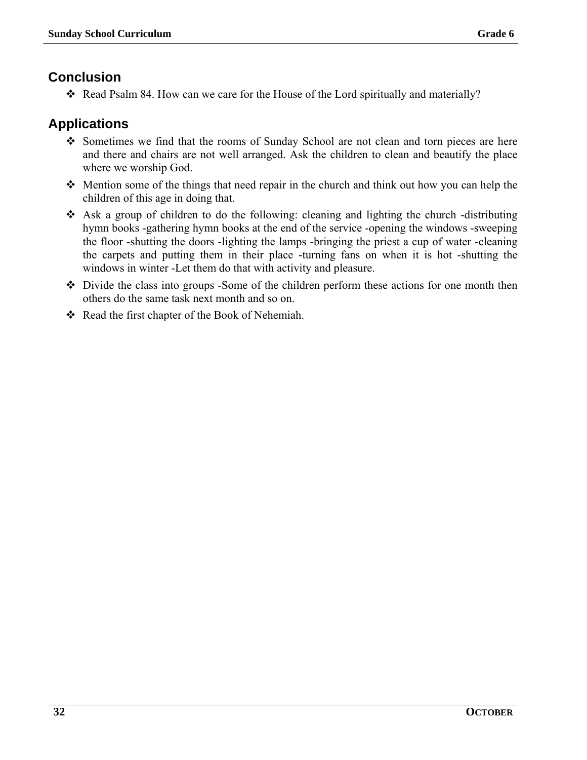## Conclusion

- Read Psalm 84. How can we care for the House of the Lord spiritually and materially?

## Applications

- Sometimes we find that the rooms of Sunday School are not clean and torn pieces are here and there and chairs are not well arranged. Ask the children to clean and beautify the place where we worship God.
- Mention some of the things that need repair in the church and think out how you can help the children of this age in doing that.
- Ask a group of children to do the following: cleaning and lighting the church -distributing hymn books -gathering hymn books at the end of the service -opening the windows -sweeping the floor -shutting the doors -lighting the lamps -bringing the priest a cup of water -cleaning the carpets and putting them in their place -turning fans on when it is hot -shutting the windows in winter -Let them do that with activity and pleasure.
- Divide the class into groups -Some of the children perform these actions for one month then others do the same task next month and so on.
- Read the first chapter of the Book of Nehemiah.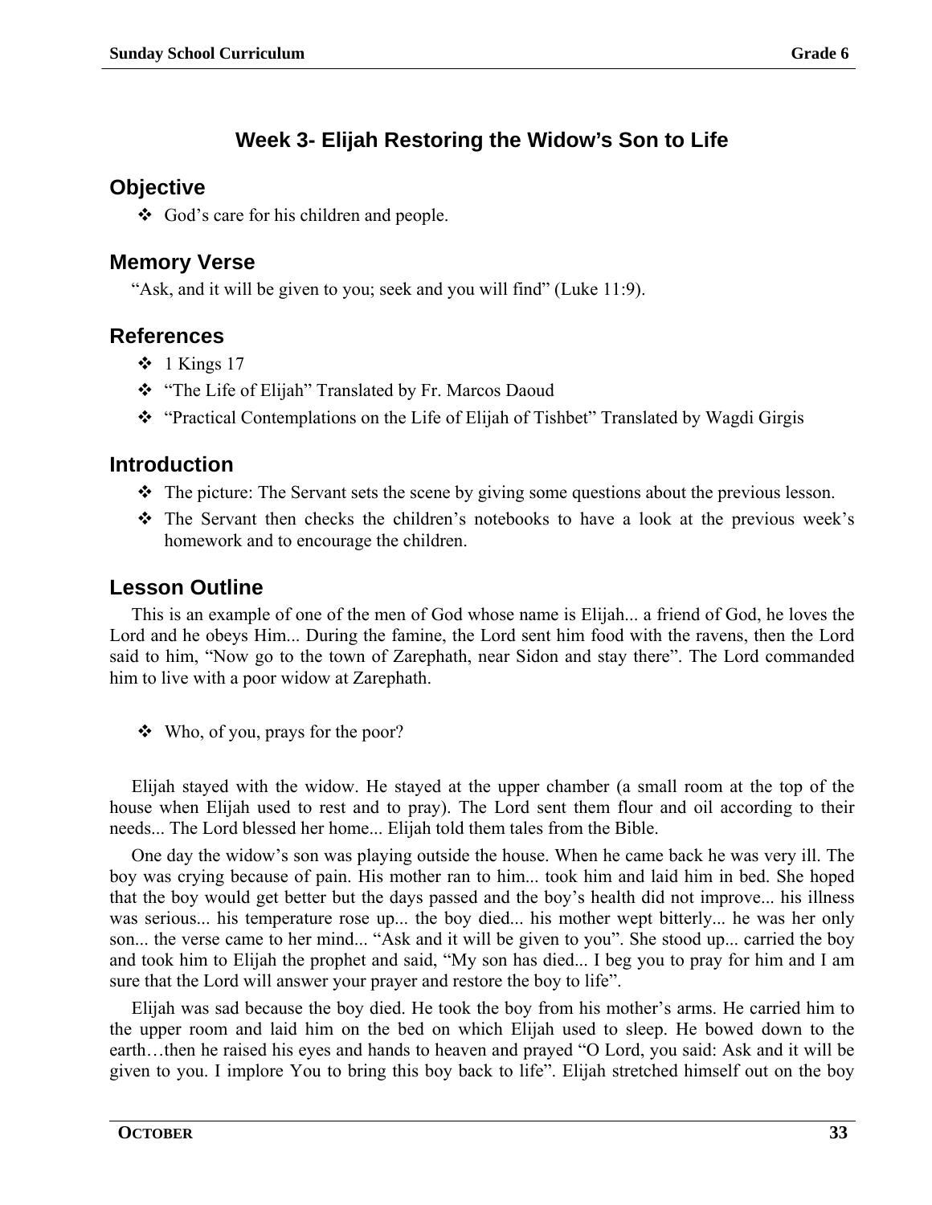## Week 3- Elijah Restoring the Widow's Son to Life

### Objective

- ❖ God's care for his children and people.

### Memory Verse

"Ask, and it will be given to you; seek and you will find" (Luke 11:9).

### References

- ❖ 1 Kings 17
- ❖ "The Life of Elijah" Translated by Fr. Marcos Daoud
- ❖ "Practical Contemplations on the Life of Elijah of Tishbet" Translated by Wagdi Girgis

### Introduction

- ❖ The picture: The Servant sets the scene by giving some questions about the previous lesson.
- ❖ The Servant then checks the children's notebooks to have a look at the previous week's homework and to encourage the children.

### Lesson Outline

This is an example of one of the men of God whose name is Elijah... a friend of God, he loves the Lord and he obeys Him... During the famine, the Lord sent him food with the ravens, then the Lord said to him, "Now go to the town of Zarephath, near Sidon and stay there". The Lord commanded him to live with a poor widow at Zarephath.

- ❖ Who, of you, prays for the poor?

Elijah stayed with the widow. He stayed at the upper chamber (a small room at the top of the house when Elijah used to rest and to pray). The Lord sent them flour and oil according to their needs... The Lord blessed her home... Elijah told them tales from the Bible.

One day the widow's son was playing outside the house. When he came back he was very ill. The boy was crying because of pain. His mother ran to him... took him and laid him in bed. She hoped that the boy would get better but the days passed and the boy's health did not improve... his illness was serious... his temperature rose up... the boy died... his mother wept bitterly... he was her only son... the verse came to her mind... "Ask and it will be given to you". She stood up... carried the boy and took him to Elijah the prophet and said, "My son has died... I beg you to pray for him and I am sure that the Lord will answer your prayer and restore the boy to life".

Elijah was sad because the boy died. He took the boy from his mother's arms. He carried him to the upper room and laid him on the bed on which Elijah used to sleep. He bowed down to the earth…then he raised his eyes and hands to heaven and prayed "O Lord, you said: Ask and it will be given to you. I implore You to bring this boy back to life". Elijah stretched himself out on the boy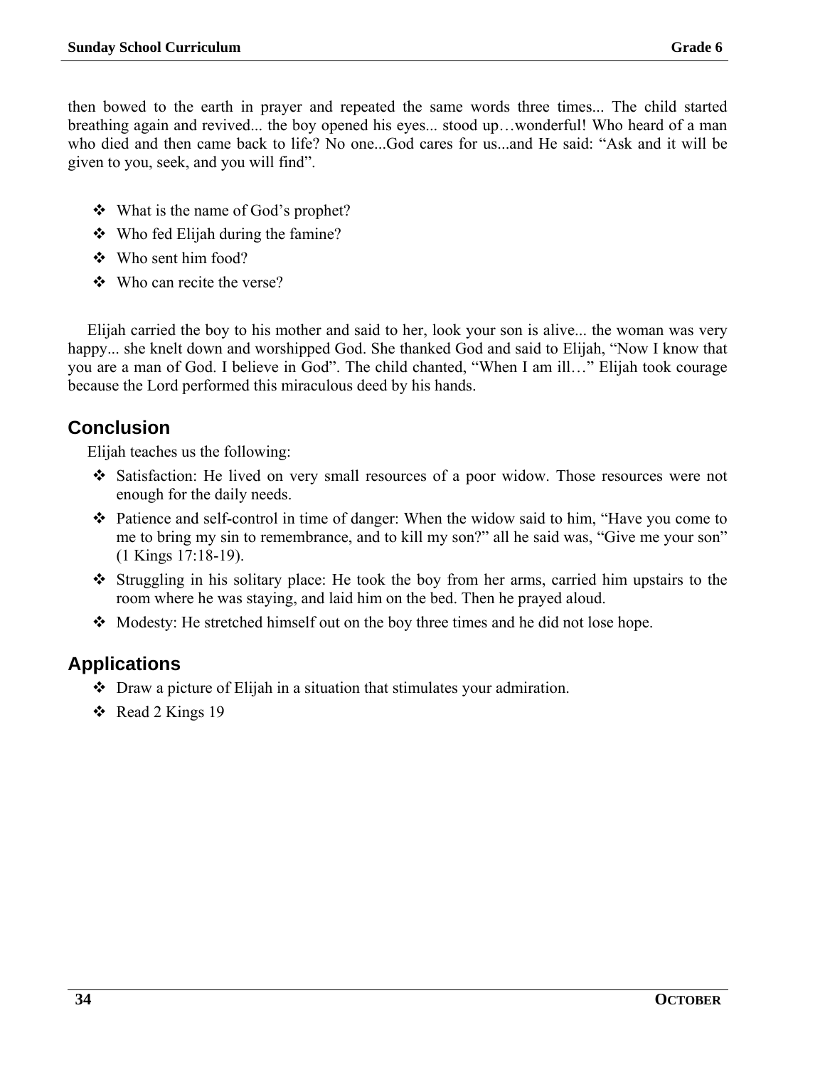then bowed to the earth in prayer and repeated the same words three times... The child started breathing again and revived... the boy opened his eyes... stood up…wonderful! Who heard of a man who died and then came back to life? No one...God cares for us...and He said: "Ask and it will be given to you, seek, and you will find".

- What is the name of God's prophet?
- Who fed Elijah during the famine?
- Who sent him food?
- Who can recite the verse?

Elijah carried the boy to his mother and said to her, look your son is alive... the woman was very happy... she knelt down and worshipped God. She thanked God and said to Elijah, "Now I know that you are a man of God. I believe in God". The child chanted, "When I am ill…" Elijah took courage because the Lord performed this miraculous deed by his hands.

## Conclusion

Elijah teaches us the following:

- Satisfaction: He lived on very small resources of a poor widow. Those resources were not enough for the daily needs.
- Patience and self-control in time of danger: When the widow said to him, "Have you come to me to bring my sin to remembrance, and to kill my son?" all he said was, "Give me your son" (1 Kings 17:18-19).
- Struggling in his solitary place: He took the boy from her arms, carried him upstairs to the room where he was staying, and laid him on the bed. Then he prayed aloud.
- Modesty: He stretched himself out on the boy three times and he did not lose hope.

## Applications

- Draw a picture of Elijah in a situation that stimulates your admiration.
- Read 2 Kings 19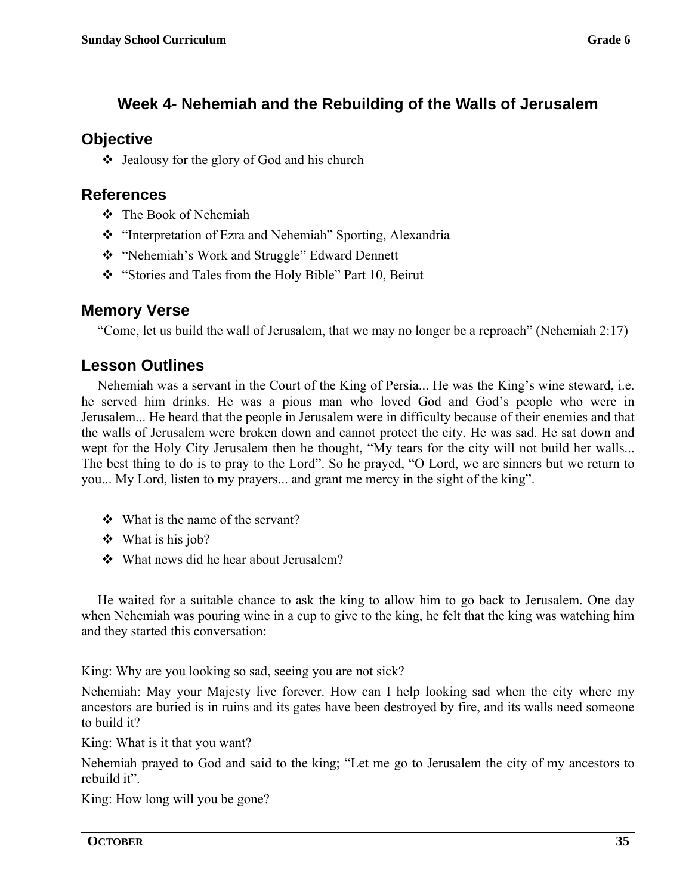## Week 4- Nehemiah and the Rebuilding of the Walls of Jerusalem

### Objective

- Jealousy for the glory of God and his church

### References

- The Book of Nehemiah
- "Interpretation of Ezra and Nehemiah" Sporting, Alexandria
- "Nehemiah's Work and Struggle" Edward Dennett
- "Stories and Tales from the Holy Bible" Part 10, Beirut

### Memory Verse

"Come, let us build the wall of Jerusalem, that we may no longer be a reproach" (Nehemiah 2:17)

### Lesson Outlines

Nehemiah was a servant in the Court of the King of Persia... He was the King's wine steward, i.e. he served him drinks. He was a pious man who loved God and God's people who were in Jerusalem... He heard that the people in Jerusalem were in difficulty because of their enemies and that the walls of Jerusalem were broken down and cannot protect the city. He was sad. He sat down and wept for the Holy City Jerusalem then he thought, "My tears for the city will not build her walls... The best thing to do is to pray to the Lord". So he prayed, "O Lord, we are sinners but we return to you... My Lord, listen to my prayers... and grant me mercy in the sight of the king".

- What is the name of the servant?
- What is his job?
- What news did he hear about Jerusalem?

He waited for a suitable chance to ask the king to allow him to go back to Jerusalem. One day when Nehemiah was pouring wine in a cup to give to the king, he felt that the king was watching him and they started this conversation:

King: Why are you looking so sad, seeing you are not sick?

Nehemiah: May your Majesty live forever. How can I help looking sad when the city where my ancestors are buried is in ruins and its gates have been destroyed by fire, and its walls need someone to build it?

King: What is it that you want?

Nehemiah prayed to God and said to the king; "Let me go to Jerusalem the city of my ancestors to rebuild it".

King: How long will you be gone?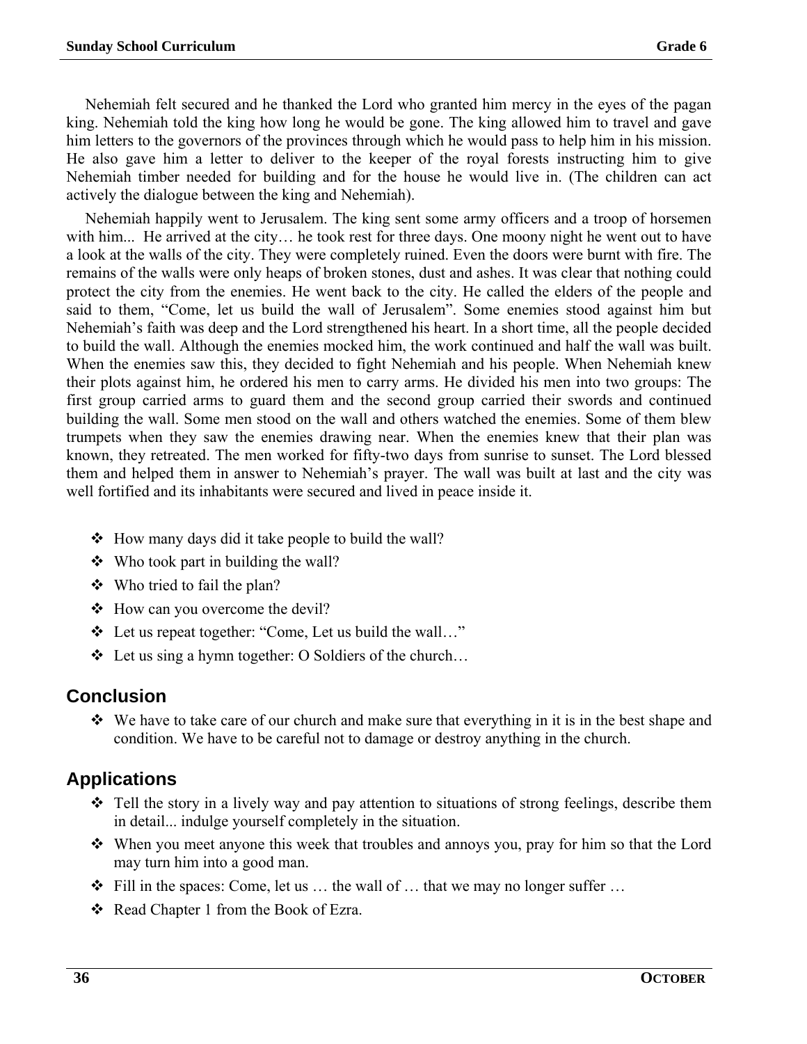Nehemiah felt secured and he thanked the Lord who granted him mercy in the eyes of the pagan king. Nehemiah told the king how long he would be gone. The king allowed him to travel and gave him letters to the governors of the provinces through which he would pass to help him in his mission. He also gave him a letter to deliver to the keeper of the royal forests instructing him to give Nehemiah timber needed for building and for the house he would live in. (The children can act actively the dialogue between the king and Nehemiah).

Nehemiah happily went to Jerusalem. The king sent some army officers and a troop of horsemen with him... He arrived at the city… he took rest for three days. One moony night he went out to have a look at the walls of the city. They were completely ruined. Even the doors were burnt with fire. The remains of the walls were only heaps of broken stones, dust and ashes. It was clear that nothing could protect the city from the enemies. He went back to the city. He called the elders of the people and said to them, "Come, let us build the wall of Jerusalem". Some enemies stood against him but Nehemiah's faith was deep and the Lord strengthened his heart. In a short time, all the people decided to build the wall. Although the enemies mocked him, the work continued and half the wall was built. When the enemies saw this, they decided to fight Nehemiah and his people. When Nehemiah knew their plots against him, he ordered his men to carry arms. He divided his men into two groups: The first group carried arms to guard them and the second group carried their swords and continued building the wall. Some men stood on the wall and others watched the enemies. Some of them blew trumpets when they saw the enemies drawing near. When the enemies knew that their plan was known, they retreated. The men worked for fifty-two days from sunrise to sunset. The Lord blessed them and helped them in answer to Nehemiah's prayer. The wall was built at last and the city was well fortified and its inhabitants were secured and lived in peace inside it.

- How many days did it take people to build the wall?
- Who took part in building the wall?
- Who tried to fail the plan?
- How can you overcome the devil?
- Let us repeat together: "Come, Let us build the wall…"
- Let us sing a hymn together: O Soldiers of the church…

## Conclusion

- We have to take care of our church and make sure that everything in it is in the best shape and condition. We have to be careful not to damage or destroy anything in the church.

## Applications

- Tell the story in a lively way and pay attention to situations of strong feelings, describe them in detail... indulge yourself completely in the situation.
- When you meet anyone this week that troubles and annoys you, pray for him so that the Lord may turn him into a good man.
- Fill in the spaces: Come, let us … the wall of … that we may no longer suffer …
- Read Chapter 1 from the Book of Ezra.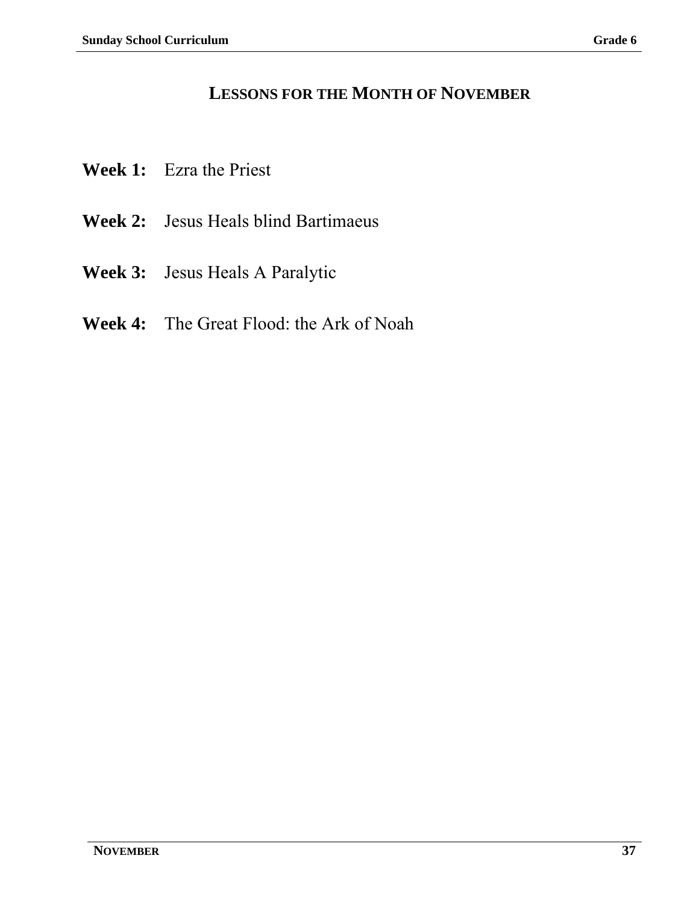# LESSONS FOR THE MONTH OF NOVEMBER

**Week 1:** Ezra the Priest

**Week 2:** Jesus Heals blind Bartimaeus

**Week 3:** Jesus Heals A Paralytic

**Week 4:** The Great Flood: the Ark of Noah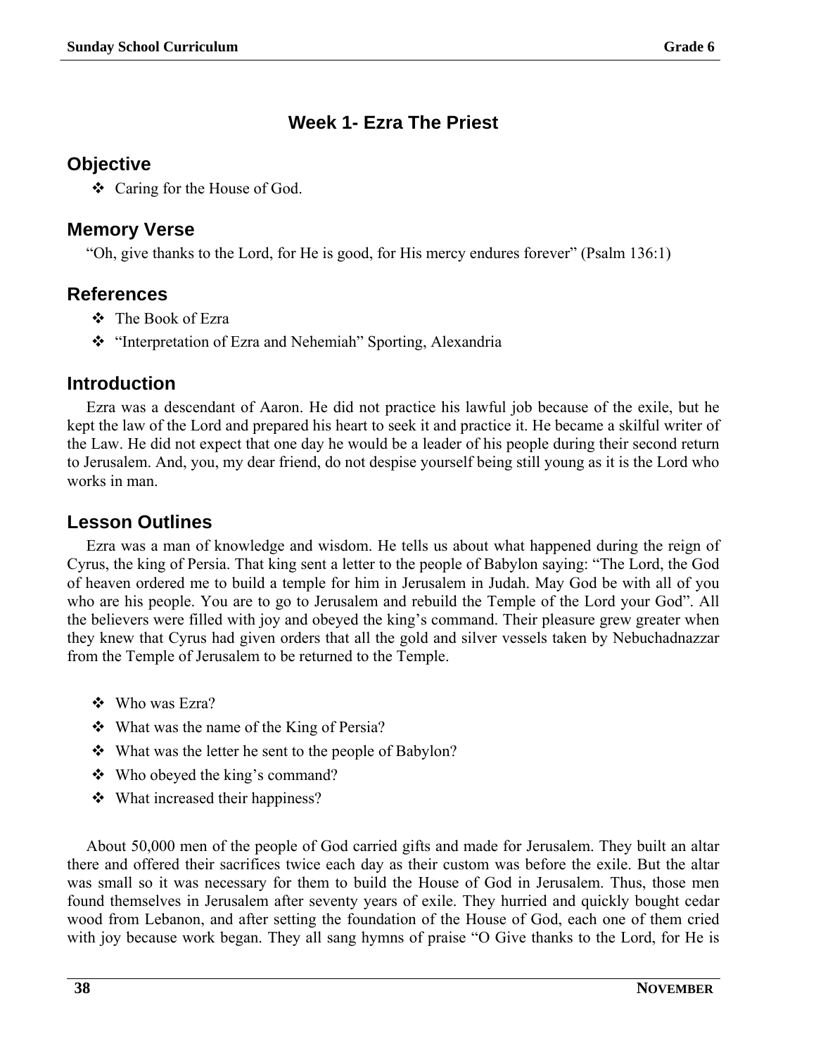# Week 1- Ezra The Priest

## Objective

- Caring for the House of God.

## Memory Verse

"Oh, give thanks to the Lord, for He is good, for His mercy endures forever" (Psalm 136:1)

## References

- The Book of Ezra
- "Interpretation of Ezra and Nehemiah" Sporting, Alexandria

## Introduction

Ezra was a descendant of Aaron. He did not practice his lawful job because of the exile, but he kept the law of the Lord and prepared his heart to seek it and practice it. He became a skilful writer of the Law. He did not expect that one day he would be a leader of his people during their second return to Jerusalem. And, you, my dear friend, do not despise yourself being still young as it is the Lord who works in man.

## Lesson Outlines

Ezra was a man of knowledge and wisdom. He tells us about what happened during the reign of Cyrus, the king of Persia. That king sent a letter to the people of Babylon saying: "The Lord, the God of heaven ordered me to build a temple for him in Jerusalem in Judah. May God be with all of you who are his people. You are to go to Jerusalem and rebuild the Temple of the Lord your God". All the believers were filled with joy and obeyed the king's command. Their pleasure grew greater when they knew that Cyrus had given orders that all the gold and silver vessels taken by Nebuchadnazzar from the Temple of Jerusalem to be returned to the Temple.

- Who was Ezra?
- What was the name of the King of Persia?
- What was the letter he sent to the people of Babylon?
- Who obeyed the king's command?
- What increased their happiness?

About 50,000 men of the people of God carried gifts and made for Jerusalem. They built an altar there and offered their sacrifices twice each day as their custom was before the exile. But the altar was small so it was necessary for them to build the House of God in Jerusalem. Thus, those men found themselves in Jerusalem after seventy years of exile. They hurried and quickly bought cedar wood from Lebanon, and after setting the foundation of the House of God, each one of them cried with joy because work began. They all sang hymns of praise "O Give thanks to the Lord, for He is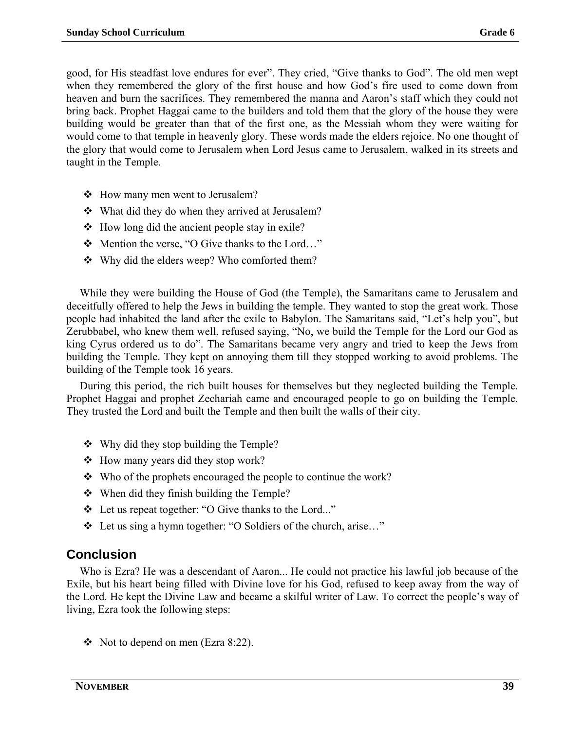good, for His steadfast love endures for ever". They cried, "Give thanks to God". The old men wept when they remembered the glory of the first house and how God's fire used to come down from heaven and burn the sacrifices. They remembered the manna and Aaron's staff which they could not bring back. Prophet Haggai came to the builders and told them that the glory of the house they were building would be greater than that of the first one, as the Messiah whom they were waiting for would come to that temple in heavenly glory. These words made the elders rejoice. No one thought of the glory that would come to Jerusalem when Lord Jesus came to Jerusalem, walked in its streets and taught in the Temple.

- How many men went to Jerusalem?
- What did they do when they arrived at Jerusalem?
- How long did the ancient people stay in exile?
- Mention the verse, "O Give thanks to the Lord…"
- Why did the elders weep? Who comforted them?

While they were building the House of God (the Temple), the Samaritans came to Jerusalem and deceitfully offered to help the Jews in building the temple. They wanted to stop the great work. Those people had inhabited the land after the exile to Babylon. The Samaritans said, "Let's help you", but Zerubbabel, who knew them well, refused saying, "No, we build the Temple for the Lord our God as king Cyrus ordered us to do". The Samaritans became very angry and tried to keep the Jews from building the Temple. They kept on annoying them till they stopped working to avoid problems. The building of the Temple took 16 years.

During this period, the rich built houses for themselves but they neglected building the Temple. Prophet Haggai and prophet Zechariah came and encouraged people to go on building the Temple. They trusted the Lord and built the Temple and then built the walls of their city.

- Why did they stop building the Temple?
- How many years did they stop work?
- Who of the prophets encouraged the people to continue the work?
- When did they finish building the Temple?
- Let us repeat together: "O Give thanks to the Lord..."
- Let us sing a hymn together: "O Soldiers of the church, arise…"

## Conclusion

Who is Ezra? He was a descendant of Aaron... He could not practice his lawful job because of the Exile, but his heart being filled with Divine love for his God, refused to keep away from the way of the Lord. He kept the Divine Law and became a skilful writer of Law. To correct the people's way of living, Ezra took the following steps:

- Not to depend on men (Ezra 8:22).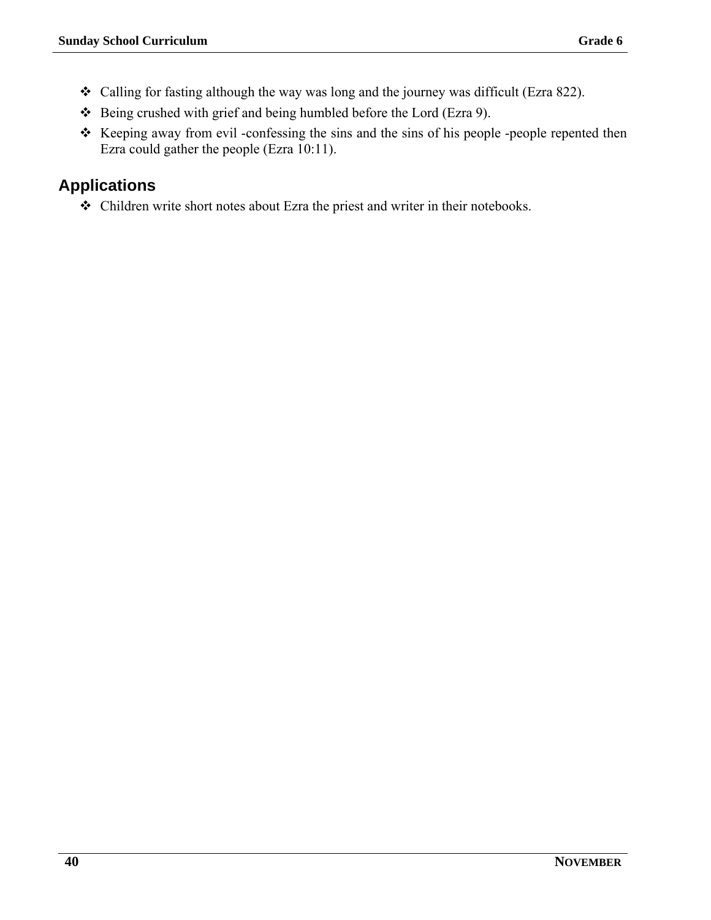- Calling for fasting although the way was long and the journey was difficult (Ezra 822).
- Being crushed with grief and being humbled before the Lord (Ezra 9).
- Keeping away from evil -confessing the sins and the sins of his people -people repented then Ezra could gather the people (Ezra 10:11).

## Applications

- Children write short notes about Ezra the priest and writer in their notebooks.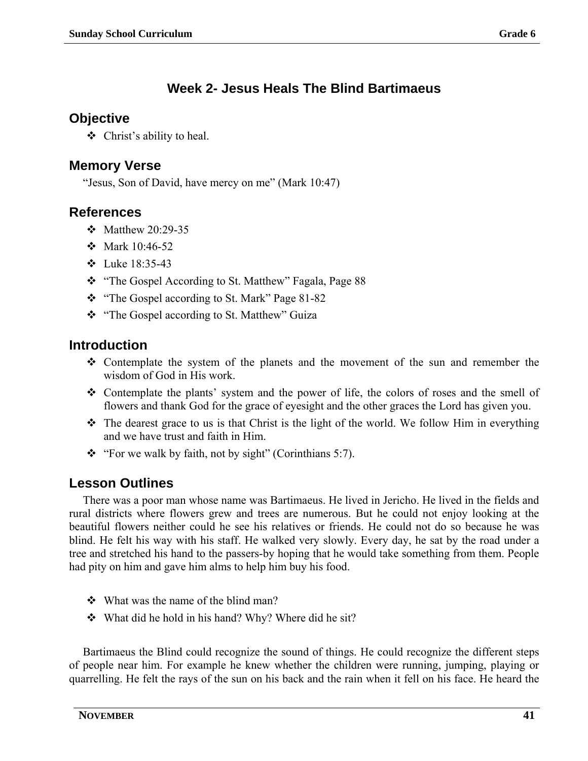## Week 2- Jesus Heals The Blind Bartimaeus

### Objective

- Christ's ability to heal.

### Memory Verse

"Jesus, Son of David, have mercy on me" (Mark 10:47)

### References

- Matthew 20:29-35
- Mark 10:46-52
- Luke 18:35-43
- "The Gospel According to St. Matthew" Fagala, Page 88
- "The Gospel according to St. Mark" Page 81-82
- "The Gospel according to St. Matthew" Guiza

### Introduction

- Contemplate the system of the planets and the movement of the sun and remember the wisdom of God in His work.
- Contemplate the plants' system and the power of life, the colors of roses and the smell of flowers and thank God for the grace of eyesight and the other graces the Lord has given you.
- The dearest grace to us is that Christ is the light of the world. We follow Him in everything and we have trust and faith in Him.
- "For we walk by faith, not by sight" (Corinthians 5:7).

### Lesson Outlines

There was a poor man whose name was Bartimaeus. He lived in Jericho. He lived in the fields and rural districts where flowers grew and trees are numerous. But he could not enjoy looking at the beautiful flowers neither could he see his relatives or friends. He could not do so because he was blind. He felt his way with his staff. He walked very slowly. Every day, he sat by the road under a tree and stretched his hand to the passers-by hoping that he would take something from them. People had pity on him and gave him alms to help him buy his food.

- What was the name of the blind man?
- What did he hold in his hand? Why? Where did he sit?

Bartimaeus the Blind could recognize the sound of things. He could recognize the different steps of people near him. For example he knew whether the children were running, jumping, playing or quarrelling. He felt the rays of the sun on his back and the rain when it fell on his face. He heard the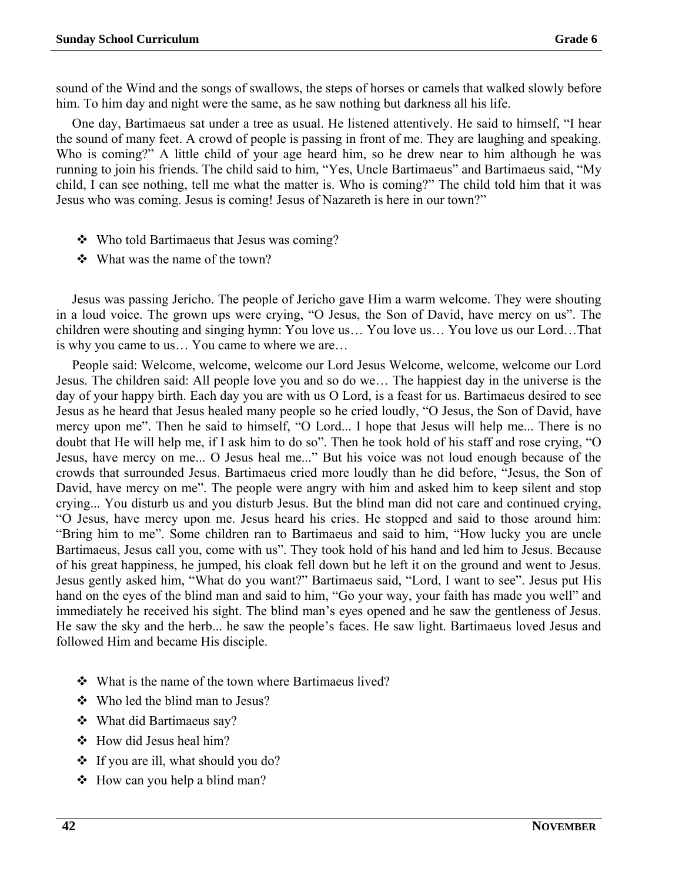sound of the Wind and the songs of swallows, the steps of horses or camels that walked slowly before him. To him day and night were the same, as he saw nothing but darkness all his life.

One day, Bartimaeus sat under a tree as usual. He listened attentively. He said to himself, “I hear the sound of many feet. A crowd of people is passing in front of me. They are laughing and speaking. Who is coming?” A little child of your age heard him, so he drew near to him although he was running to join his friends. The child said to him, “Yes, Uncle Bartimaeus” and Bartimaeus said, “My child, I can see nothing, tell me what the matter is. Who is coming?” The child told him that it was Jesus who was coming. Jesus is coming! Jesus of Nazareth is here in our town?”

- ❖ Who told Bartimaeus that Jesus was coming?
- ❖ What was the name of the town?

Jesus was passing Jericho. The people of Jericho gave Him a warm welcome. They were shouting in a loud voice. The grown ups were crying, “O Jesus, the Son of David, have mercy on us”. The children were shouting and singing hymn: You love us… You love us… You love us our Lord…That is why you came to us… You came to where we are…

People said: Welcome, welcome, welcome our Lord Jesus Welcome, welcome, welcome our Lord Jesus. The children said: All people love you and so do we… The happiest day in the universe is the day of your happy birth. Each day you are with us O Lord, is a feast for us. Bartimaeus desired to see Jesus as he heard that Jesus healed many people so he cried loudly, “O Jesus, the Son of David, have mercy upon me”. Then he said to himself, “O Lord... I hope that Jesus will help me... There is no doubt that He will help me, if I ask him to do so”. Then he took hold of his staff and rose crying, “O Jesus, have mercy on me... O Jesus heal me...” But his voice was not loud enough because of the crowds that surrounded Jesus. Bartimaeus cried more loudly than he did before, “Jesus, the Son of David, have mercy on me”. The people were angry with him and asked him to keep silent and stop crying... You disturb us and you disturb Jesus. But the blind man did not care and continued crying, “O Jesus, have mercy upon me. Jesus heard his cries. He stopped and said to those around him: “Bring him to me”. Some children ran to Bartimaeus and said to him, “How lucky you are uncle Bartimaeus, Jesus call you, come with us”. They took hold of his hand and led him to Jesus. Because of his great happiness, he jumped, his cloak fell down but he left it on the ground and went to Jesus. Jesus gently asked him, “What do you want?” Bartimaeus said, “Lord, I want to see”. Jesus put His hand on the eyes of the blind man and said to him, “Go your way, your faith has made you well” and immediately he received his sight. The blind man’s eyes opened and he saw the gentleness of Jesus. He saw the sky and the herb... he saw the people’s faces. He saw light. Bartimaeus loved Jesus and followed Him and became His disciple.

- ❖ What is the name of the town where Bartimaeus lived?
- ❖ Who led the blind man to Jesus?
- ❖ What did Bartimaeus say?
- ❖ How did Jesus heal him?
- ❖ If you are ill, what should you do?
- ❖ How can you help a blind man?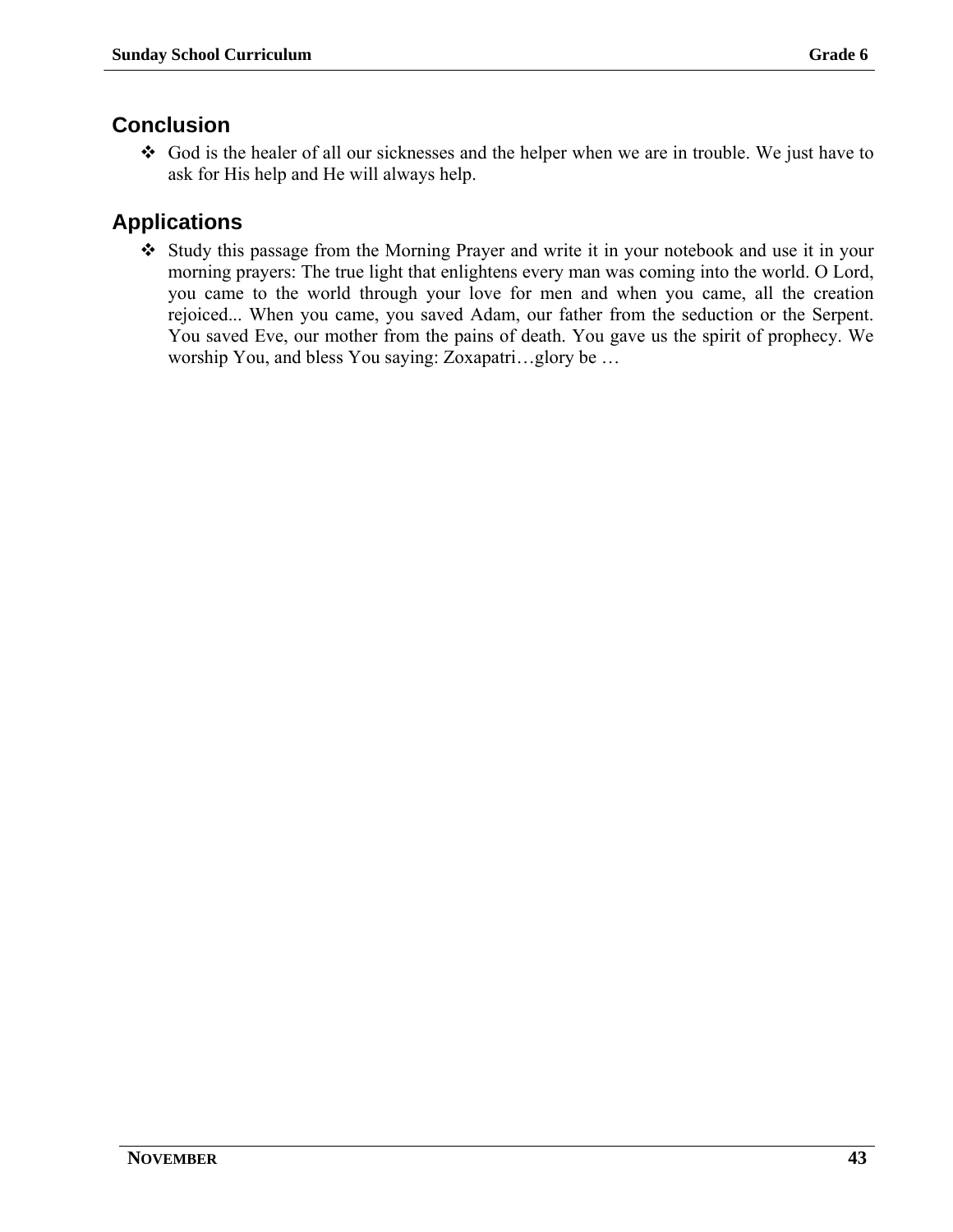## Conclusion

- God is the healer of all our sicknesses and the helper when we are in trouble. We just have to ask for His help and He will always help.

## Applications

- Study this passage from the Morning Prayer and write it in your notebook and use it in your morning prayers: The true light that enlightens every man was coming into the world. O Lord, you came to the world through your love for men and when you came, all the creation rejoiced... When you came, you saved Adam, our father from the seduction or the Serpent. You saved Eve, our mother from the pains of death. You gave us the spirit of prophecy. We worship You, and bless You saying: Zoxapatri…glory be …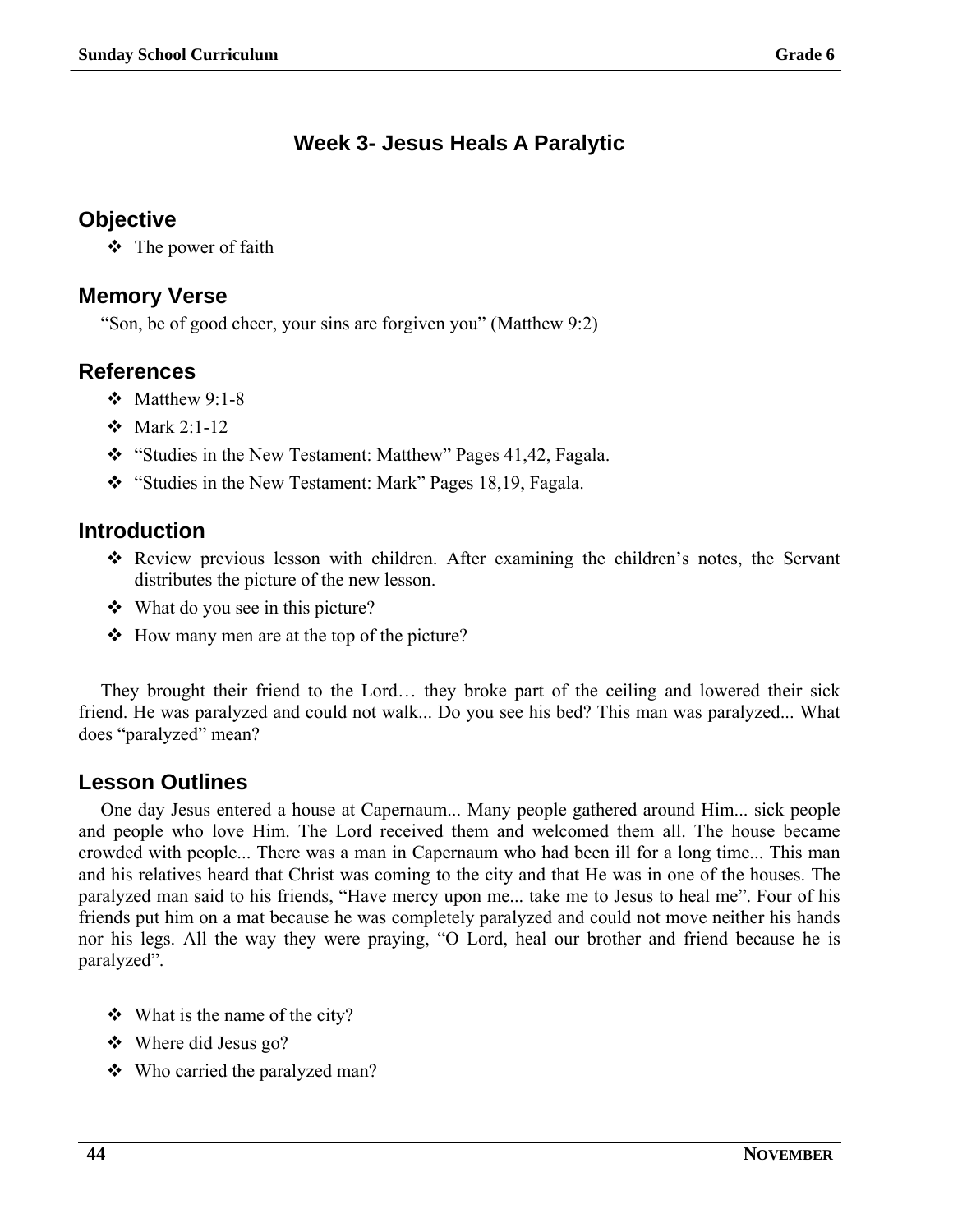# Week 3- Jesus Heals A Paralytic

## Objective

- The power of faith

## Memory Verse

"Son, be of good cheer, your sins are forgiven you" (Matthew 9:2)

## References

- Matthew 9:1-8
- Mark 2:1-12
- "Studies in the New Testament: Matthew" Pages 41,42, Fagala.
- "Studies in the New Testament: Mark" Pages 18,19, Fagala.

## Introduction

- Review previous lesson with children. After examining the children's notes, the Servant distributes the picture of the new lesson.
- What do you see in this picture?
- How many men are at the top of the picture?

They brought their friend to the Lord… they broke part of the ceiling and lowered their sick friend. He was paralyzed and could not walk... Do you see his bed? This man was paralyzed... What does "paralyzed" mean?

## Lesson Outlines

One day Jesus entered a house at Capernaum... Many people gathered around Him... sick people and people who love Him. The Lord received them and welcomed them all. The house became crowded with people... There was a man in Capernaum who had been ill for a long time... This man and his relatives heard that Christ was coming to the city and that He was in one of the houses. The paralyzed man said to his friends, "Have mercy upon me... take me to Jesus to heal me". Four of his friends put him on a mat because he was completely paralyzed and could not move neither his hands nor his legs. All the way they were praying, "O Lord, heal our brother and friend because he is paralyzed".

- What is the name of the city?
- Where did Jesus go?
- Who carried the paralyzed man?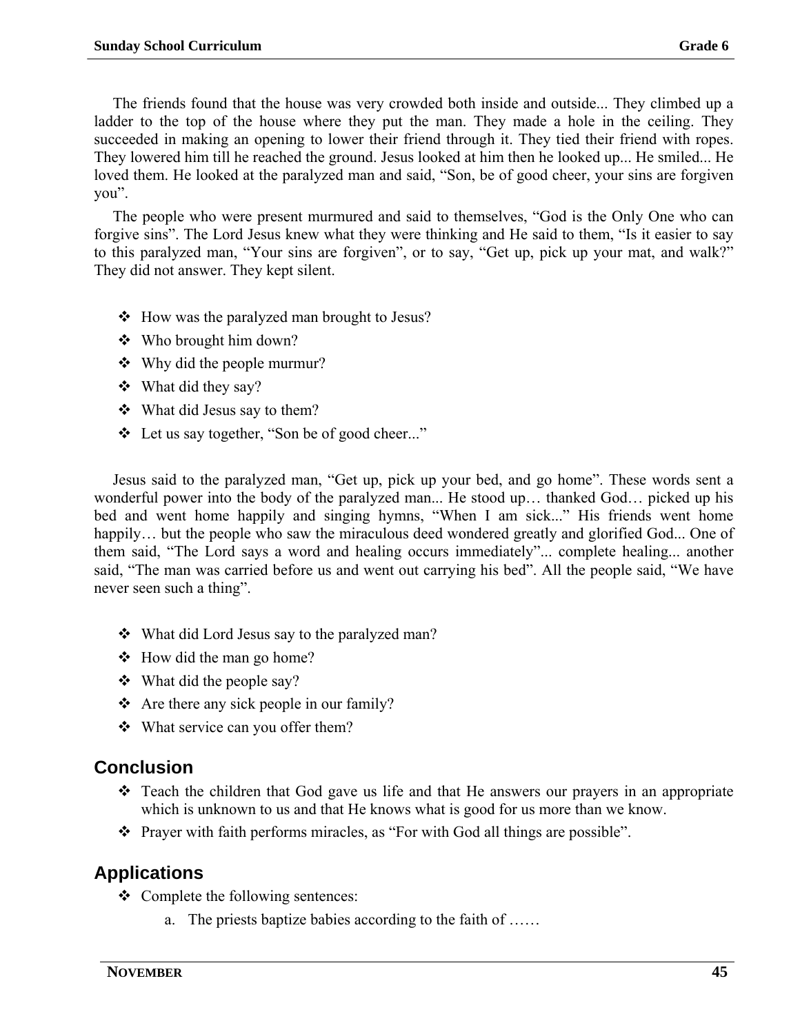The friends found that the house was very crowded both inside and outside... They climbed up a ladder to the top of the house where they put the man. They made a hole in the ceiling. They succeeded in making an opening to lower their friend through it. They tied their friend with ropes. They lowered him till he reached the ground. Jesus looked at him then he looked up... He smiled... He loved them. He looked at the paralyzed man and said, "Son, be of good cheer, your sins are forgiven you".

The people who were present murmured and said to themselves, "God is the Only One who can forgive sins". The Lord Jesus knew what they were thinking and He said to them, "Is it easier to say to this paralyzed man, "Your sins are forgiven", or to say, "Get up, pick up your mat, and walk?" They did not answer. They kept silent.

- How was the paralyzed man brought to Jesus?
- Who brought him down?
- Why did the people murmur?
- What did they say?
- What did Jesus say to them?
- Let us say together, "Son be of good cheer..."

Jesus said to the paralyzed man, "Get up, pick up your bed, and go home". These words sent a wonderful power into the body of the paralyzed man... He stood up… thanked God… picked up his bed and went home happily and singing hymns, "When I am sick..." His friends went home happily… but the people who saw the miraculous deed wondered greatly and glorified God... One of them said, "The Lord says a word and healing occurs immediately"... complete healing... another said, "The man was carried before us and went out carrying his bed". All the people said, "We have never seen such a thing".

- What did Lord Jesus say to the paralyzed man?
- How did the man go home?
- What did the people say?
- Are there any sick people in our family?
- What service can you offer them?

## Conclusion

- Teach the children that God gave us life and that He answers our prayers in an appropriate which is unknown to us and that He knows what is good for us more than we know.
- Prayer with faith performs miracles, as "For with God all things are possible".

## Applications

- Complete the following sentences:
    a. The priests baptize babies according to the faith of ……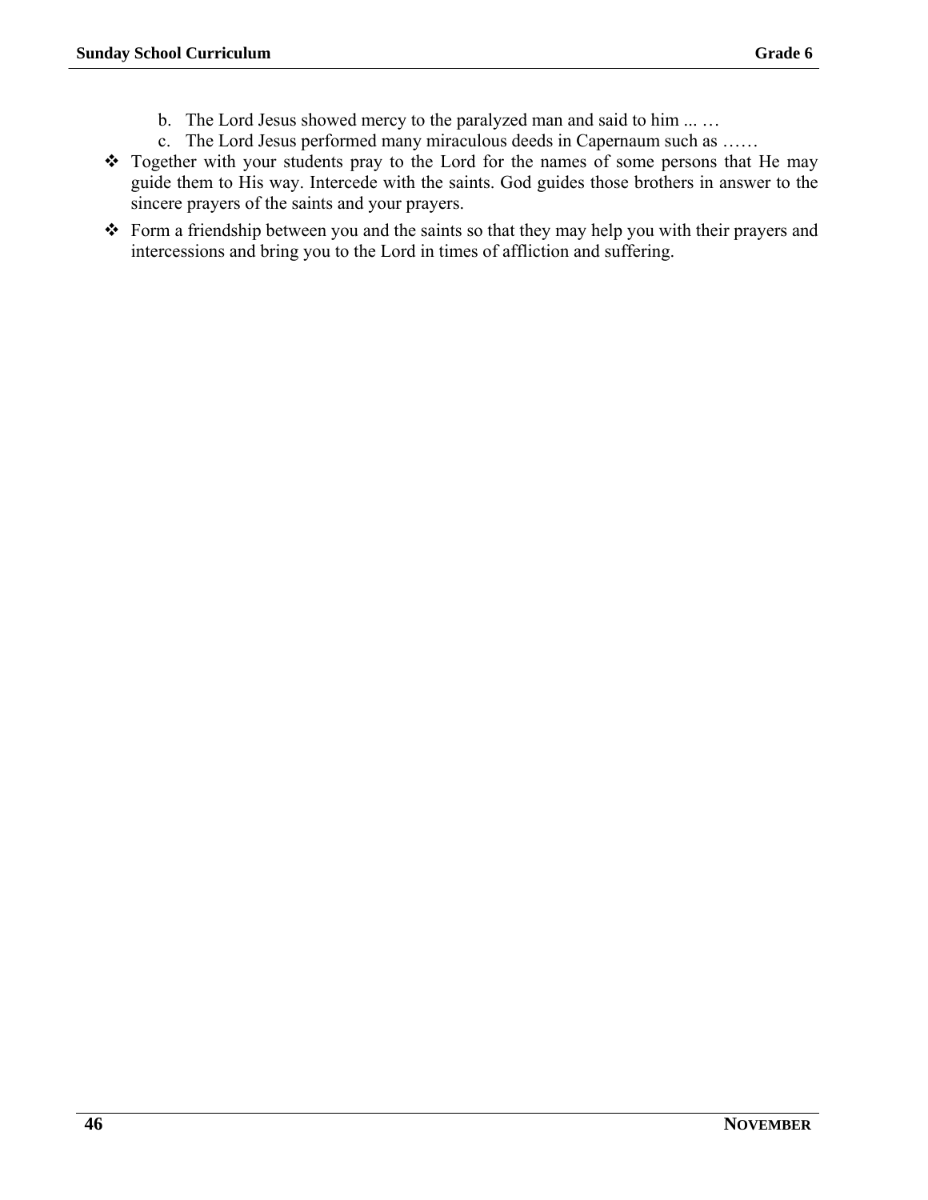b. The Lord Jesus showed mercy to the paralyzed man and said to him ... …
   c. The Lord Jesus performed many miraculous deeds in Capernaum such as ……

- Together with your students pray to the Lord for the names of some persons that He may guide them to His way. Intercede with the saints. God guides those brothers in answer to the sincere prayers of the saints and your prayers.
- Form a friendship between you and the saints so that they may help you with their prayers and intercessions and bring you to the Lord in times of affliction and suffering.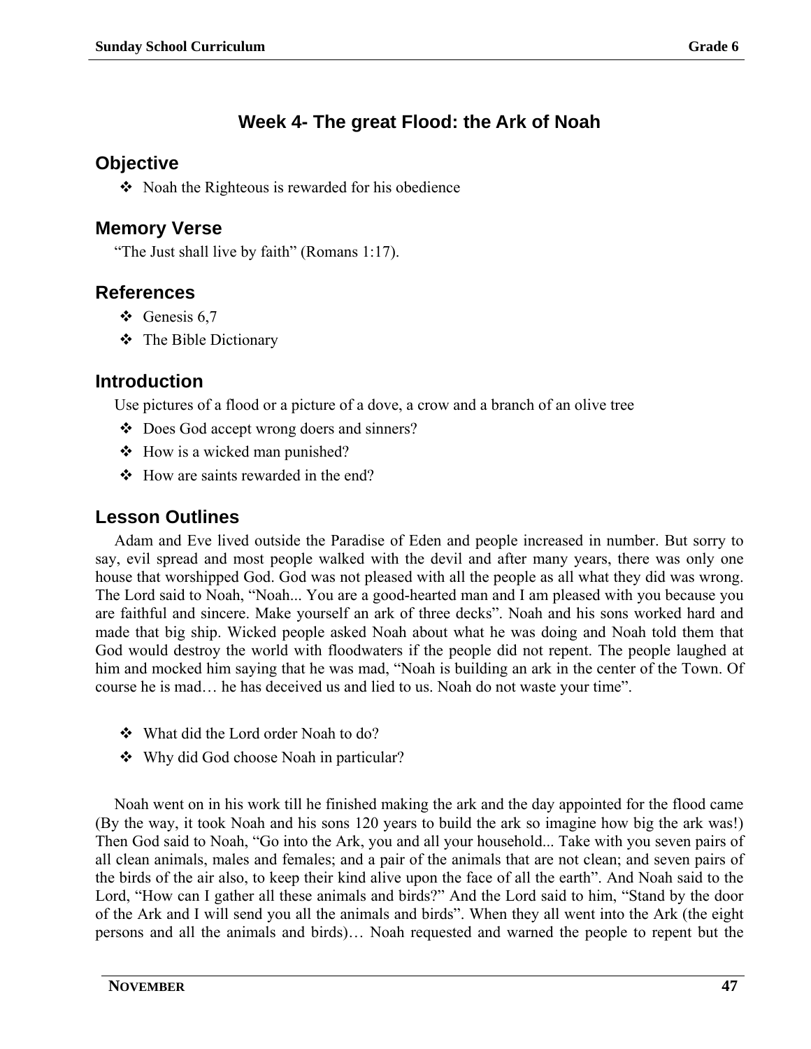# Week 4- The great Flood: the Ark of Noah

## Objective

- Noah the Righteous is rewarded for his obedience

## Memory Verse

"The Just shall live by faith" (Romans 1:17).

## References

- Genesis 6,7
- The Bible Dictionary

## Introduction

Use pictures of a flood or a picture of a dove, a crow and a branch of an olive tree

- Does God accept wrong doers and sinners?
- How is a wicked man punished?
- How are saints rewarded in the end?

## Lesson Outlines

Adam and Eve lived outside the Paradise of Eden and people increased in number. But sorry to say, evil spread and most people walked with the devil and after many years, there was only one house that worshipped God. God was not pleased with all the people as all what they did was wrong. The Lord said to Noah, "Noah... You are a good-hearted man and I am pleased with you because you are faithful and sincere. Make yourself an ark of three decks". Noah and his sons worked hard and made that big ship. Wicked people asked Noah about what he was doing and Noah told them that God would destroy the world with floodwaters if the people did not repent. The people laughed at him and mocked him saying that he was mad, "Noah is building an ark in the center of the Town. Of course he is mad… he has deceived us and lied to us. Noah do not waste your time".

- What did the Lord order Noah to do?
- Why did God choose Noah in particular?

Noah went on in his work till he finished making the ark and the day appointed for the flood came (By the way, it took Noah and his sons 120 years to build the ark so imagine how big the ark was!) Then God said to Noah, "Go into the Ark, you and all your household... Take with you seven pairs of all clean animals, males and females; and a pair of the animals that are not clean; and seven pairs of the birds of the air also, to keep their kind alive upon the face of all the earth". And Noah said to the Lord, "How can I gather all these animals and birds?" And the Lord said to him, "Stand by the door of the Ark and I will send you all the animals and birds". When they all went into the Ark (the eight persons and all the animals and birds)… Noah requested and warned the people to repent but the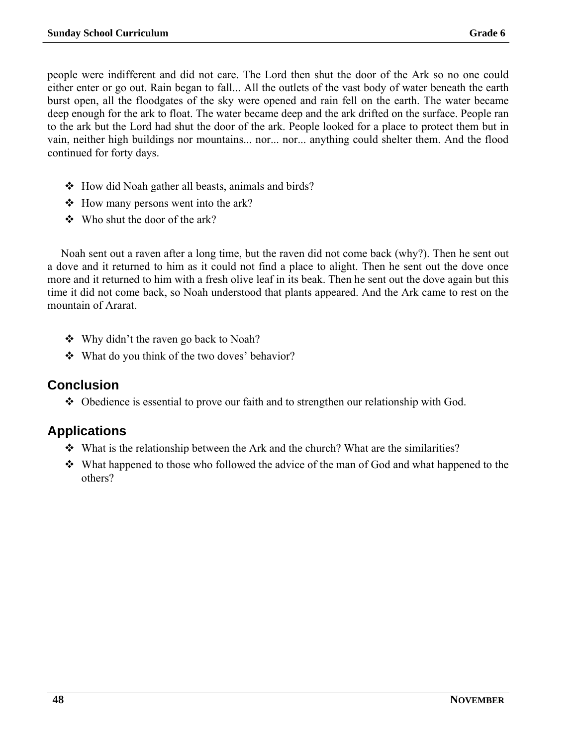people were indifferent and did not care. The Lord then shut the door of the Ark so no one could either enter or go out. Rain began to fall... All the outlets of the vast body of water beneath the earth burst open, all the floodgates of the sky were opened and rain fell on the earth. The water became deep enough for the ark to float. The water became deep and the ark drifted on the surface. People ran to the ark but the Lord had shut the door of the ark. People looked for a place to protect them but in vain, neither high buildings nor mountains... nor... nor... anything could shelter them. And the flood continued for forty days.

- How did Noah gather all beasts, animals and birds?
- How many persons went into the ark?
- Who shut the door of the ark?

Noah sent out a raven after a long time, but the raven did not come back (why?). Then he sent out a dove and it returned to him as it could not find a place to alight. Then he sent out the dove once more and it returned to him with a fresh olive leaf in its beak. Then he sent out the dove again but this time it did not come back, so Noah understood that plants appeared. And the Ark came to rest on the mountain of Ararat.

- Why didn't the raven go back to Noah?
- What do you think of the two doves' behavior?

## Conclusion

- Obedience is essential to prove our faith and to strengthen our relationship with God.

## Applications

- What is the relationship between the Ark and the church? What are the similarities?
- What happened to those who followed the advice of the man of God and what happened to the others?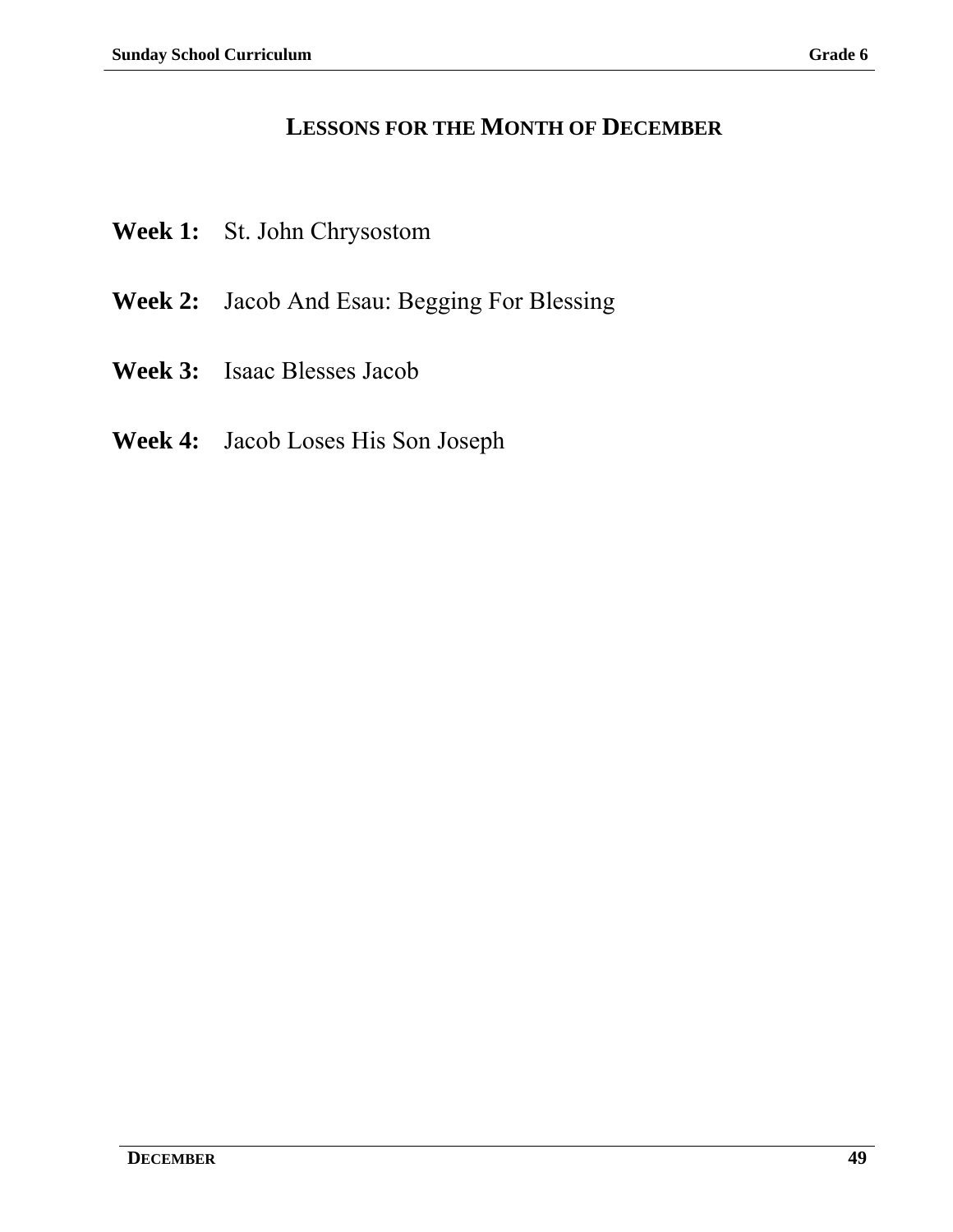## LESSONS FOR THE MONTH OF DECEMBER

**Week 1:** St. John Chrysostom

**Week 2:** Jacob And Esau: Begging For Blessing

**Week 3:** Isaac Blesses Jacob

**Week 4:** Jacob Loses His Son Joseph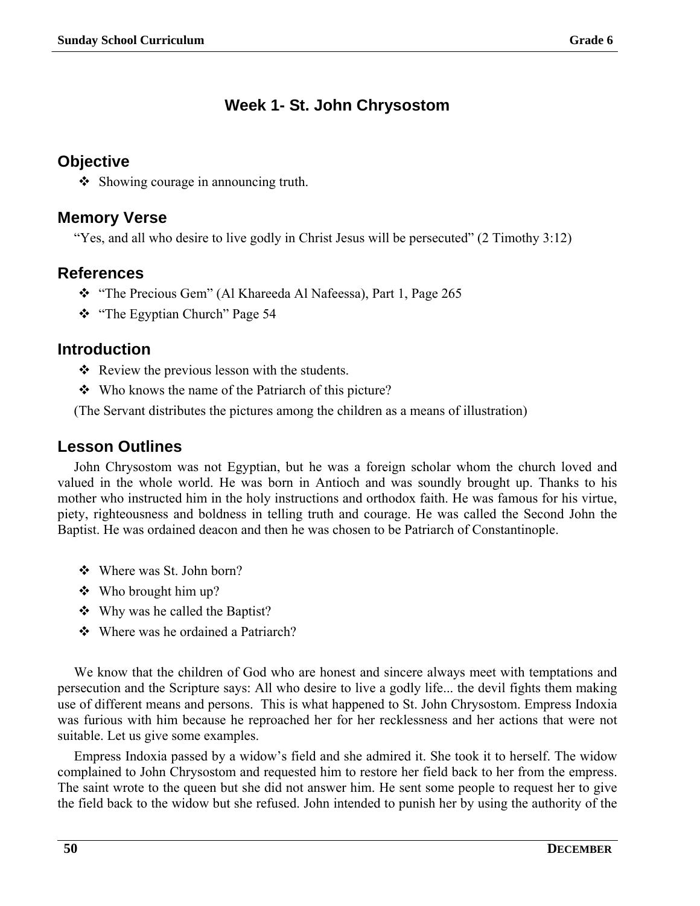# Week 1- St. John Chrysostom

## Objective

- Showing courage in announcing truth.

## Memory Verse

"Yes, and all who desire to live godly in Christ Jesus will be persecuted" (2 Timothy 3:12)

## References

- "The Precious Gem" (Al Khareeda Al Nafeessa), Part 1, Page 265
- "The Egyptian Church" Page 54

## Introduction

- Review the previous lesson with the students.
- Who knows the name of the Patriarch of this picture?

(The Servant distributes the pictures among the children as a means of illustration)

## Lesson Outlines

John Chrysostom was not Egyptian, but he was a foreign scholar whom the church loved and valued in the whole world. He was born in Antioch and was soundly brought up. Thanks to his mother who instructed him in the holy instructions and orthodox faith. He was famous for his virtue, piety, righteousness and boldness in telling truth and courage. He was called the Second John the Baptist. He was ordained deacon and then he was chosen to be Patriarch of Constantinople.

- Where was St. John born?
- Who brought him up?
- Why was he called the Baptist?
- Where was he ordained a Patriarch?

We know that the children of God who are honest and sincere always meet with temptations and persecution and the Scripture says: All who desire to live a godly life... the devil fights them making use of different means and persons. This is what happened to St. John Chrysostom. Empress Indoxia was furious with him because he reproached her for her recklessness and her actions that were not suitable. Let us give some examples.

Empress Indoxia passed by a widow's field and she admired it. She took it to herself. The widow complained to John Chrysostom and requested him to restore her field back to her from the empress. The saint wrote to the queen but she did not answer him. He sent some people to request her to give the field back to the widow but she refused. John intended to punish her by using the authority of the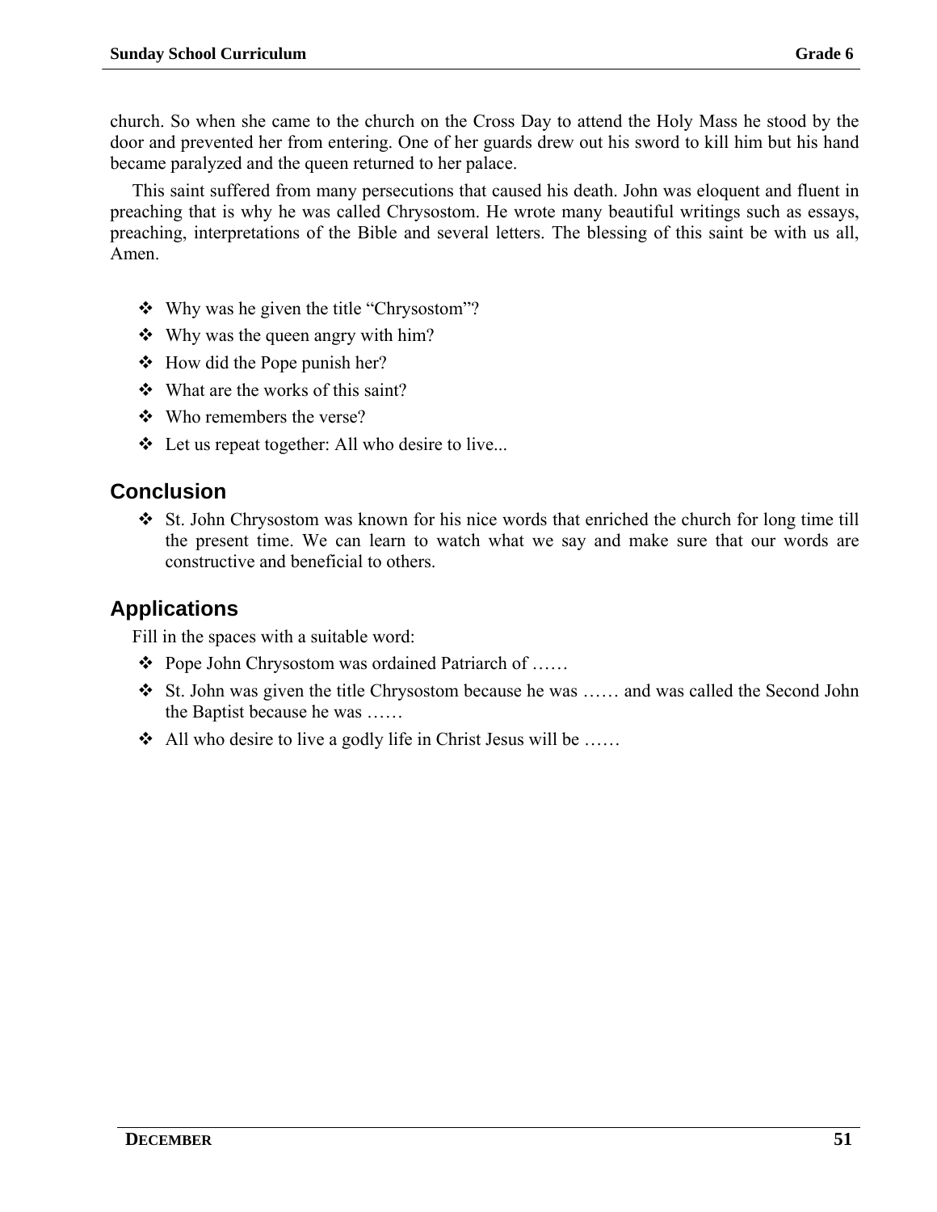church. So when she came to the church on the Cross Day to attend the Holy Mass he stood by the door and prevented her from entering. One of her guards drew out his sword to kill him but his hand became paralyzed and the queen returned to her palace.

This saint suffered from many persecutions that caused his death. John was eloquent and fluent in preaching that is why he was called Chrysostom. He wrote many beautiful writings such as essays, preaching, interpretations of the Bible and several letters. The blessing of this saint be with us all, Amen.

- Why was he given the title "Chrysostom"?
- Why was the queen angry with him?
- How did the Pope punish her?
- What are the works of this saint?
- Who remembers the verse?
- Let us repeat together: All who desire to live...

## Conclusion

- St. John Chrysostom was known for his nice words that enriched the church for long time till the present time. We can learn to watch what we say and make sure that our words are constructive and beneficial to others.

## Applications

Fill in the spaces with a suitable word:

- Pope John Chrysostom was ordained Patriarch of ……
- St. John was given the title Chrysostom because he was …… and was called the Second John the Baptist because he was ……
- All who desire to live a godly life in Christ Jesus will be ……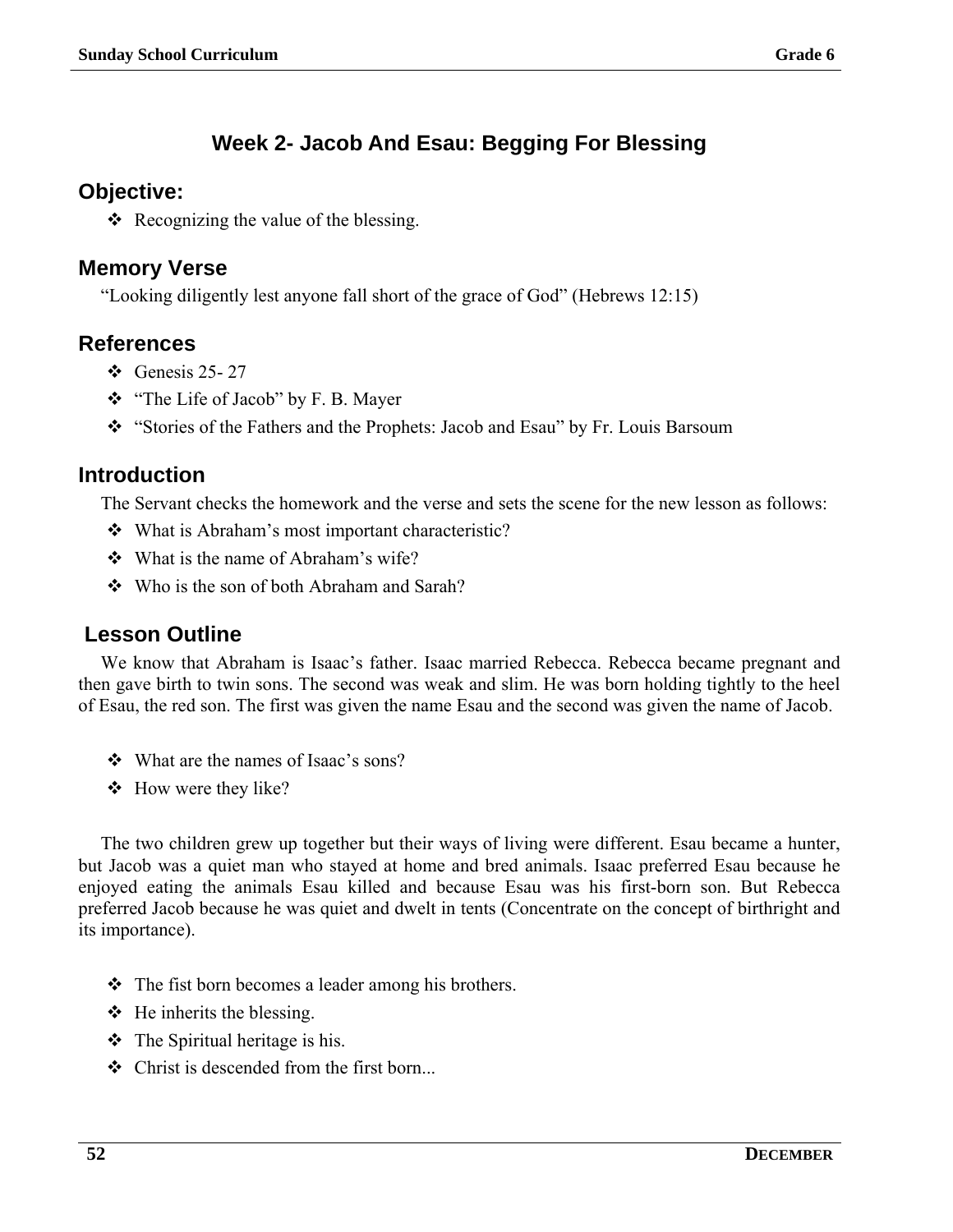## Week 2- Jacob And Esau: Begging For Blessing

### Objective:

- ❖ Recognizing the value of the blessing.

### Memory Verse

"Looking diligently lest anyone fall short of the grace of God" (Hebrews 12:15)

### References

- ❖ Genesis 25- 27
- ❖ "The Life of Jacob" by F. B. Mayer
- ❖ "Stories of the Fathers and the Prophets: Jacob and Esau" by Fr. Louis Barsoum

### Introduction

The Servant checks the homework and the verse and sets the scene for the new lesson as follows:

- ❖ What is Abraham's most important characteristic?
- ❖ What is the name of Abraham's wife?
- ❖ Who is the son of both Abraham and Sarah?

### Lesson Outline

We know that Abraham is Isaac's father. Isaac married Rebecca. Rebecca became pregnant and then gave birth to twin sons. The second was weak and slim. He was born holding tightly to the heel of Esau, the red son. The first was given the name Esau and the second was given the name of Jacob.

- ❖ What are the names of Isaac's sons?
- ❖ How were they like?

The two children grew up together but their ways of living were different. Esau became a hunter, but Jacob was a quiet man who stayed at home and bred animals. Isaac preferred Esau because he enjoyed eating the animals Esau killed and because Esau was his first-born son. But Rebecca preferred Jacob because he was quiet and dwelt in tents (Concentrate on the concept of birthright and its importance).

- ❖ The fist born becomes a leader among his brothers.
- ❖ He inherits the blessing.
- ❖ The Spiritual heritage is his.
- ❖ Christ is descended from the first born...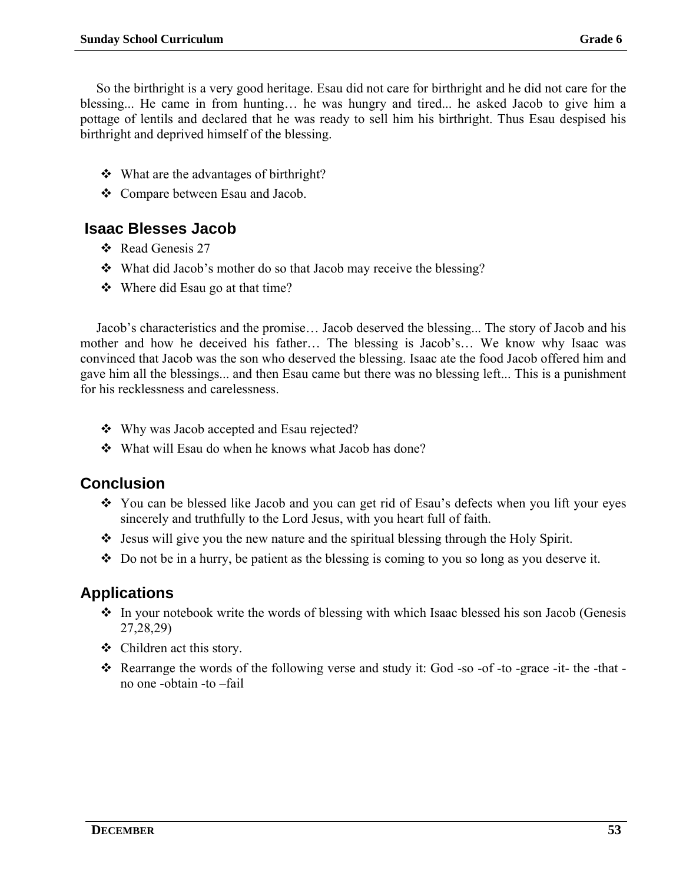So the birthright is a very good heritage. Esau did not care for birthright and he did not care for the blessing... He came in from hunting… he was hungry and tired... he asked Jacob to give him a pottage of lentils and declared that he was ready to sell him his birthright. Thus Esau despised his birthright and deprived himself of the blessing.

- What are the advantages of birthright?
- Compare between Esau and Jacob.

## Isaac Blesses Jacob

- Read Genesis 27
- What did Jacob's mother do so that Jacob may receive the blessing?
- Where did Esau go at that time?

Jacob's characteristics and the promise… Jacob deserved the blessing... The story of Jacob and his mother and how he deceived his father… The blessing is Jacob's… We know why Isaac was convinced that Jacob was the son who deserved the blessing. Isaac ate the food Jacob offered him and gave him all the blessings... and then Esau came but there was no blessing left... This is a punishment for his recklessness and carelessness.

- Why was Jacob accepted and Esau rejected?
- What will Esau do when he knows what Jacob has done?

## Conclusion

- You can be blessed like Jacob and you can get rid of Esau's defects when you lift your eyes sincerely and truthfully to the Lord Jesus, with you heart full of faith.
- Jesus will give you the new nature and the spiritual blessing through the Holy Spirit.
- Do not be in a hurry, be patient as the blessing is coming to you so long as you deserve it.

## Applications

- In your notebook write the words of blessing with which Isaac blessed his son Jacob (Genesis 27,28,29)
- Children act this story.
- Rearrange the words of the following verse and study it: God -so -of -to -grace -it- the -that -no one -obtain -to –fail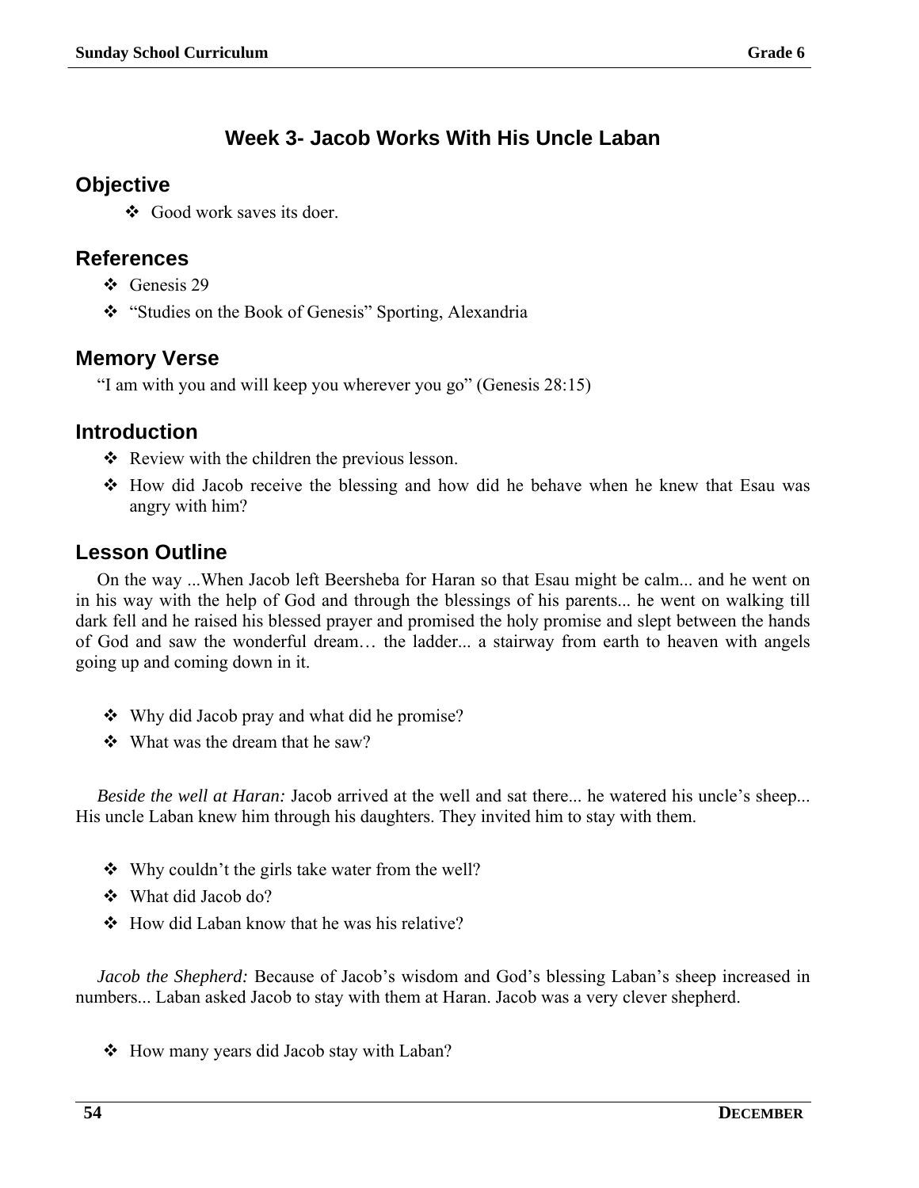# Week 3- Jacob Works With His Uncle Laban

## Objective

- Good work saves its doer.

## References

- Genesis 29
- "Studies on the Book of Genesis" Sporting, Alexandria

## Memory Verse

"I am with you and will keep you wherever you go" (Genesis 28:15)

## Introduction

- Review with the children the previous lesson.
- How did Jacob receive the blessing and how did he behave when he knew that Esau was angry with him?

## Lesson Outline

On the way ...When Jacob left Beersheba for Haran so that Esau might be calm... and he went on in his way with the help of God and through the blessings of his parents... he went on walking till dark fell and he raised his blessed prayer and promised the holy promise and slept between the hands of God and saw the wonderful dream… the ladder... a stairway from earth to heaven with angels going up and coming down in it.

- Why did Jacob pray and what did he promise?
- What was the dream that he saw?

*Beside the well at Haran:* Jacob arrived at the well and sat there... he watered his uncle's sheep... His uncle Laban knew him through his daughters. They invited him to stay with them.

- Why couldn't the girls take water from the well?
- What did Jacob do?
- How did Laban know that he was his relative?

*Jacob the Shepherd:* Because of Jacob's wisdom and God's blessing Laban's sheep increased in numbers... Laban asked Jacob to stay with them at Haran. Jacob was a very clever shepherd.

- How many years did Jacob stay with Laban?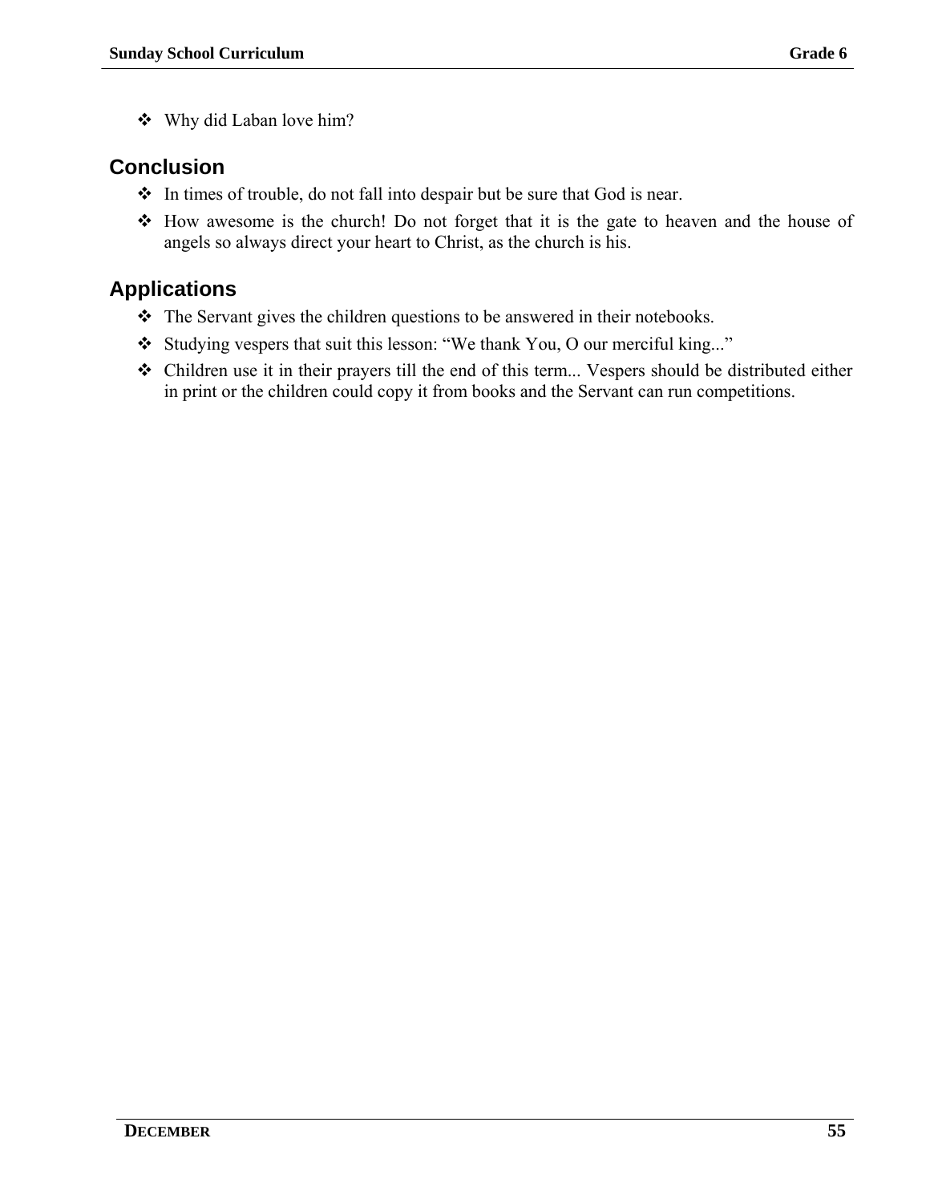- Why did Laban love him?

## Conclusion

- In times of trouble, do not fall into despair but be sure that God is near.
- How awesome is the church! Do not forget that it is the gate to heaven and the house of angels so always direct your heart to Christ, as the church is his.

## Applications

- The Servant gives the children questions to be answered in their notebooks.
- Studying vespers that suit this lesson: "We thank You, O our merciful king..."
- Children use it in their prayers till the end of this term... Vespers should be distributed either in print or the children could copy it from books and the Servant can run competitions.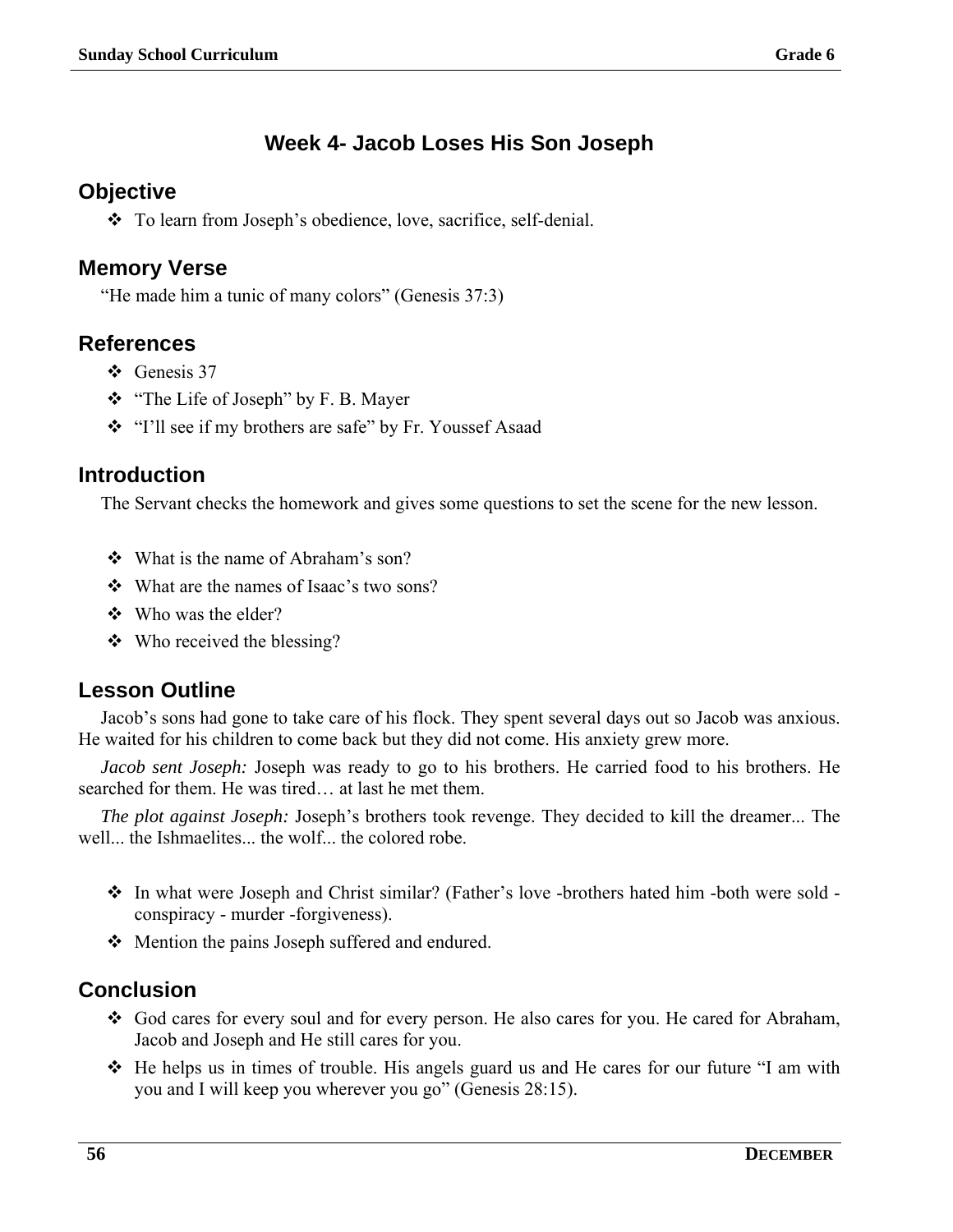## Week 4- Jacob Loses His Son Joseph

### Objective

- To learn from Joseph's obedience, love, sacrifice, self-denial.

### Memory Verse

"He made him a tunic of many colors" (Genesis 37:3)

### References

- Genesis 37
- "The Life of Joseph" by F. B. Mayer
- "I'll see if my brothers are safe" by Fr. Youssef Asaad

### Introduction

The Servant checks the homework and gives some questions to set the scene for the new lesson.

- What is the name of Abraham's son?
- What are the names of Isaac's two sons?
- Who was the elder?
- Who received the blessing?

### Lesson Outline

Jacob's sons had gone to take care of his flock. They spent several days out so Jacob was anxious. He waited for his children to come back but they did not come. His anxiety grew more.

*Jacob sent Joseph:* Joseph was ready to go to his brothers. He carried food to his brothers. He searched for them. He was tired… at last he met them.

*The plot against Joseph:* Joseph's brothers took revenge. They decided to kill the dreamer... The well... the Ishmaelites... the wolf... the colored robe.

- In what were Joseph and Christ similar? (Father's love -brothers hated him -both were sold - conspiracy - murder -forgiveness).
- Mention the pains Joseph suffered and endured.

### Conclusion

- God cares for every soul and for every person. He also cares for you. He cared for Abraham, Jacob and Joseph and He still cares for you.
- He helps us in times of trouble. His angels guard us and He cares for our future "I am with you and I will keep you wherever you go" (Genesis 28:15).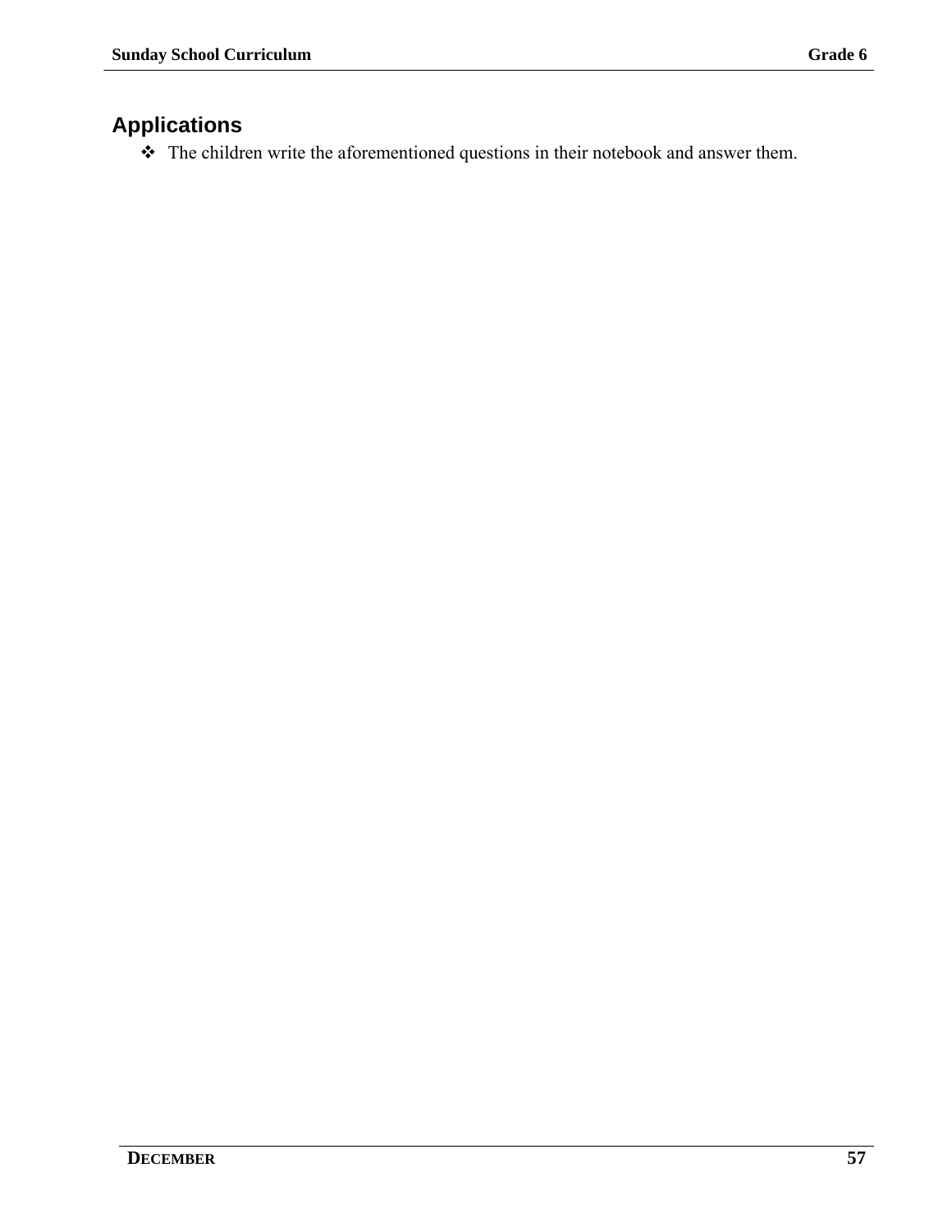## Applications

- The children write the aforementioned questions in their notebook and answer them.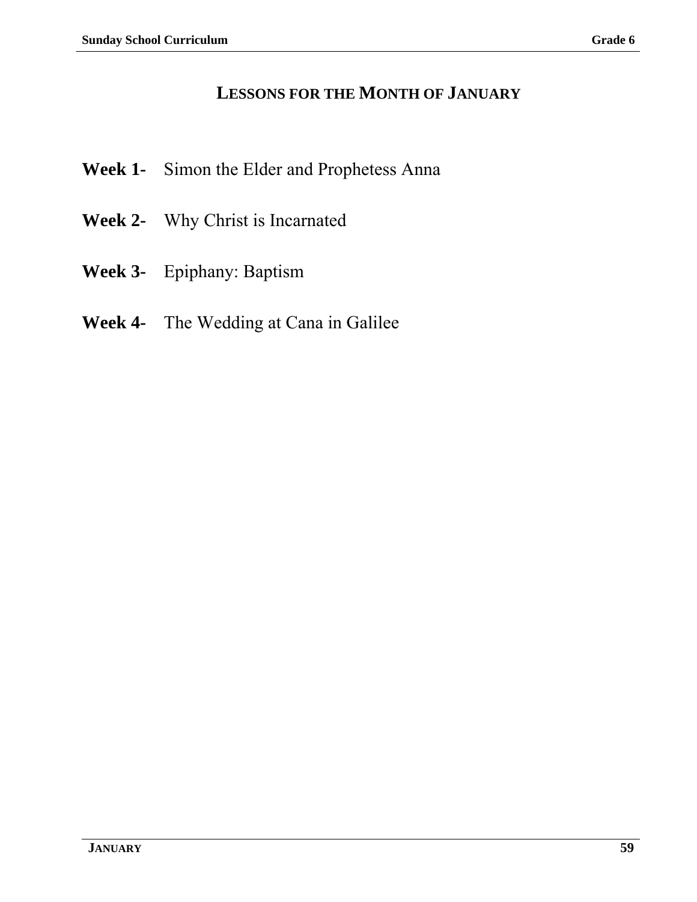# Lessons for the Month of January

**Week 1-** Simon the Elder and Prophetess Anna

**Week 2-** Why Christ is Incarnated

**Week 3-** Epiphany: Baptism

**Week 4-** The Wedding at Cana in Galilee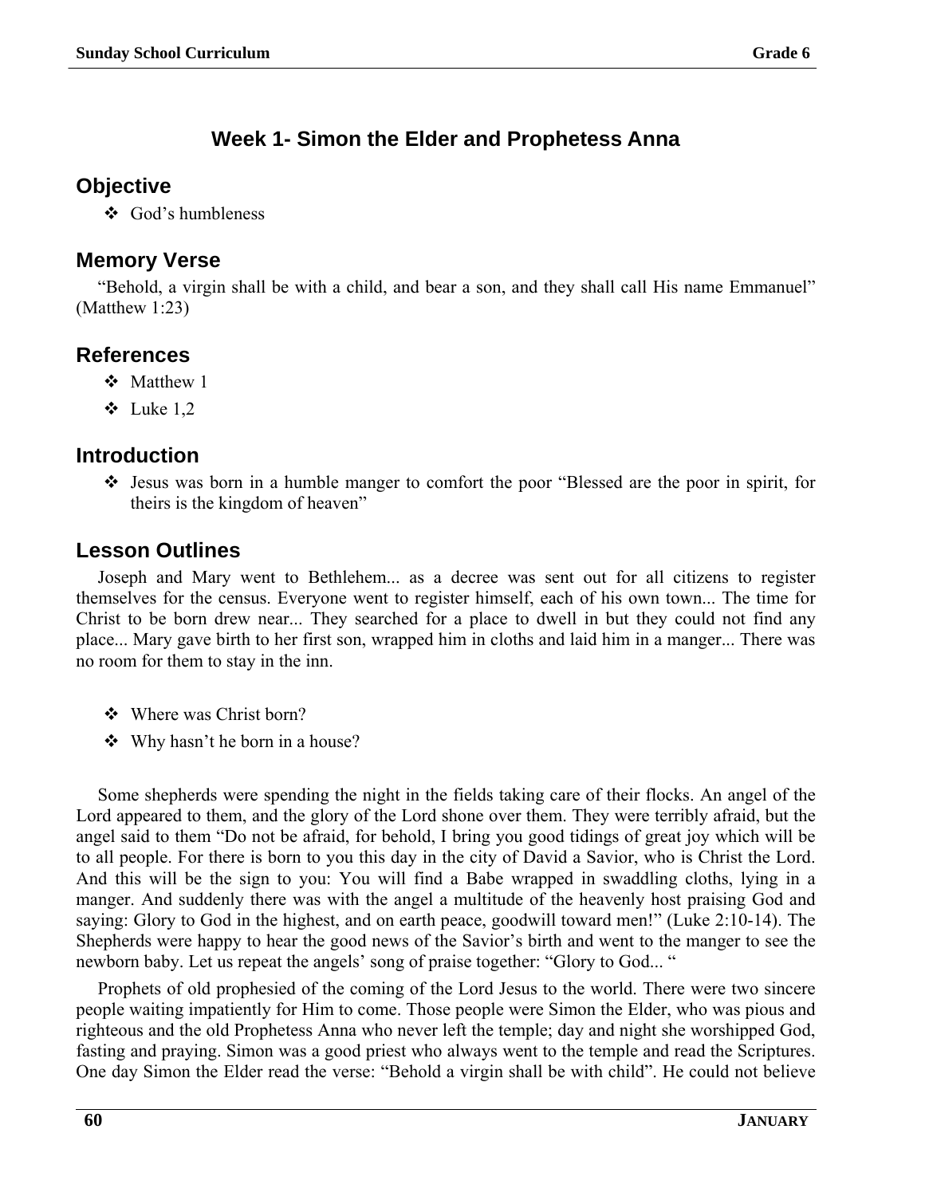## Week 1- Simon the Elder and Prophetess Anna

### Objective

- God's humbleness

### Memory Verse

"Behold, a virgin shall be with a child, and bear a son, and they shall call His name Emmanuel" (Matthew 1:23)

### References

- Matthew 1
- Luke 1,2

### Introduction

- Jesus was born in a humble manger to comfort the poor "Blessed are the poor in spirit, for theirs is the kingdom of heaven"

### Lesson Outlines

Joseph and Mary went to Bethlehem... as a decree was sent out for all citizens to register themselves for the census. Everyone went to register himself, each of his own town... The time for Christ to be born drew near... They searched for a place to dwell in but they could not find any place... Mary gave birth to her first son, wrapped him in cloths and laid him in a manger... There was no room for them to stay in the inn.

- Where was Christ born?
- Why hasn't he born in a house?

Some shepherds were spending the night in the fields taking care of their flocks. An angel of the Lord appeared to them, and the glory of the Lord shone over them. They were terribly afraid, but the angel said to them "Do not be afraid, for behold, I bring you good tidings of great joy which will be to all people. For there is born to you this day in the city of David a Savior, who is Christ the Lord. And this will be the sign to you: You will find a Babe wrapped in swaddling cloths, lying in a manger. And suddenly there was with the angel a multitude of the heavenly host praising God and saying: Glory to God in the highest, and on earth peace, goodwill toward men!" (Luke 2:10-14). The Shepherds were happy to hear the good news of the Savior's birth and went to the manger to see the newborn baby. Let us repeat the angels' song of praise together: "Glory to God... "

Prophets of old prophesied of the coming of the Lord Jesus to the world. There were two sincere people waiting impatiently for Him to come. Those people were Simon the Elder, who was pious and righteous and the old Prophetess Anna who never left the temple; day and night she worshipped God, fasting and praying. Simon was a good priest who always went to the temple and read the Scriptures. One day Simon the Elder read the verse: "Behold a virgin shall be with child". He could not believe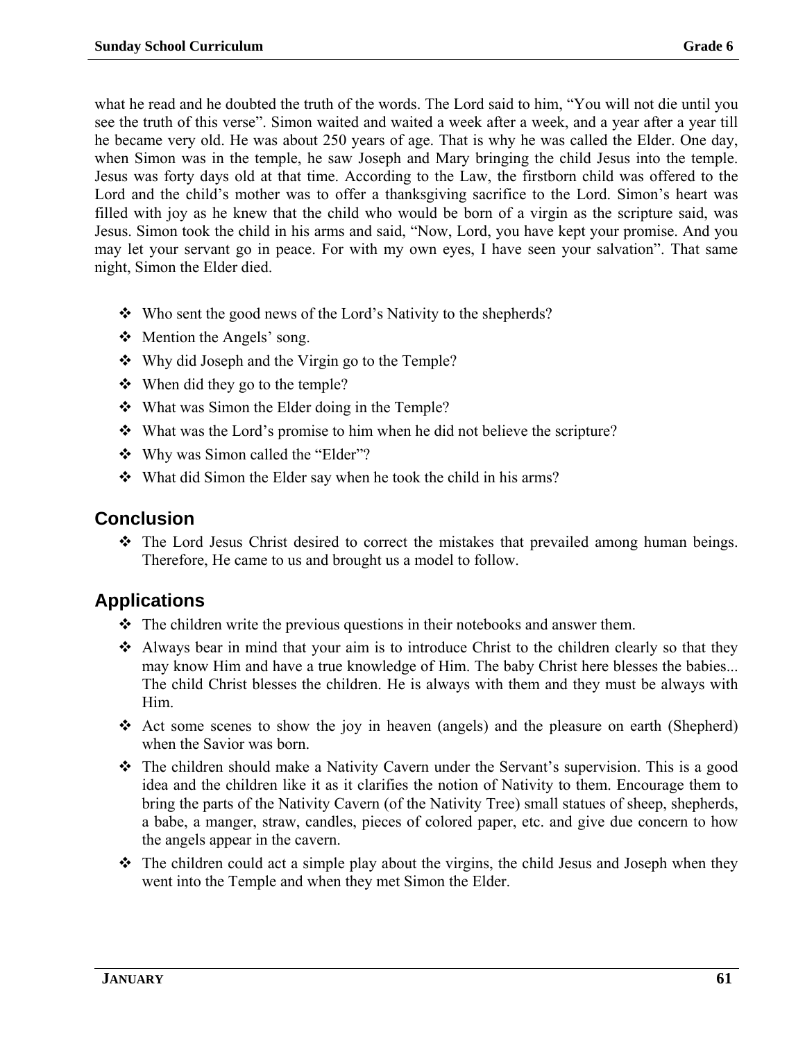what he read and he doubted the truth of the words. The Lord said to him, “You will not die until you see the truth of this verse”. Simon waited and waited a week after a week, and a year after a year till he became very old. He was about 250 years of age. That is why he was called the Elder. One day, when Simon was in the temple, he saw Joseph and Mary bringing the child Jesus into the temple. Jesus was forty days old at that time. According to the Law, the firstborn child was offered to the Lord and the child’s mother was to offer a thanksgiving sacrifice to the Lord. Simon’s heart was filled with joy as he knew that the child who would be born of a virgin as the scripture said, was Jesus. Simon took the child in his arms and said, “Now, Lord, you have kept your promise. And you may let your servant go in peace. For with my own eyes, I have seen your salvation”. That same night, Simon the Elder died.

- Who sent the good news of the Lord’s Nativity to the shepherds?
- Mention the Angels’ song.
- Why did Joseph and the Virgin go to the Temple?
- When did they go to the temple?
- What was Simon the Elder doing in the Temple?
- What was the Lord’s promise to him when he did not believe the scripture?
- Why was Simon called the “Elder”?
- What did Simon the Elder say when he took the child in his arms?

## Conclusion

- The Lord Jesus Christ desired to correct the mistakes that prevailed among human beings. Therefore, He came to us and brought us a model to follow.

## Applications

- The children write the previous questions in their notebooks and answer them.
- Always bear in mind that your aim is to introduce Christ to the children clearly so that they may know Him and have a true knowledge of Him. The baby Christ here blesses the babies... The child Christ blesses the children. He is always with them and they must be always with Him.
- Act some scenes to show the joy in heaven (angels) and the pleasure on earth (Shepherd) when the Savior was born.
- The children should make a Nativity Cavern under the Servant’s supervision. This is a good idea and the children like it as it clarifies the notion of Nativity to them. Encourage them to bring the parts of the Nativity Cavern (of the Nativity Tree) small statues of sheep, shepherds, a babe, a manger, straw, candles, pieces of colored paper, etc. and give due concern to how the angels appear in the cavern.
- The children could act a simple play about the virgins, the child Jesus and Joseph when they went into the Temple and when they met Simon the Elder.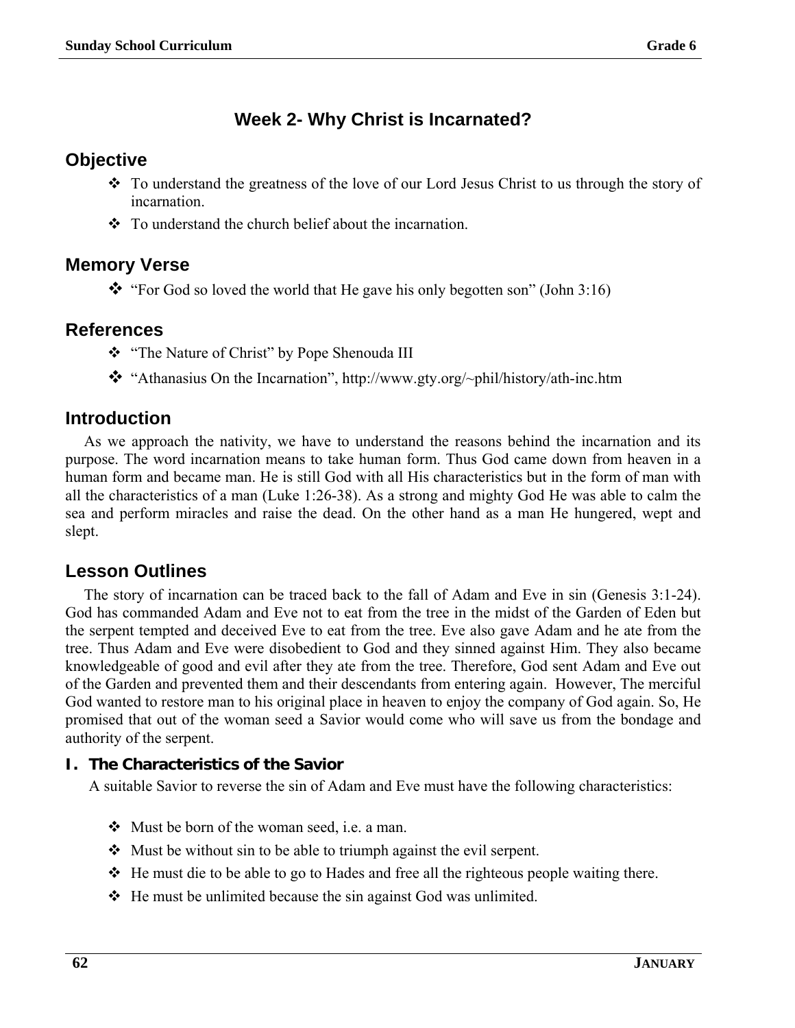## Week 2- Why Christ is Incarnated?

### Objective

- To understand the greatness of the love of our Lord Jesus Christ to us through the story of incarnation.
- To understand the church belief about the incarnation.

### Memory Verse

- "For God so loved the world that He gave his only begotten son" (John 3:16)

### References

- "The Nature of Christ" by Pope Shenouda III
- "Athanasius On the Incarnation", http://www.gty.org/~phil/history/ath-inc.htm

### Introduction

As we approach the nativity, we have to understand the reasons behind the incarnation and its purpose. The word incarnation means to take human form. Thus God came down from heaven in a human form and became man. He is still God with all His characteristics but in the form of man with all the characteristics of a man (Luke 1:26-38). As a strong and mighty God He was able to calm the sea and perform miracles and raise the dead. On the other hand as a man He hungered, wept and slept.

### Lesson Outlines

The story of incarnation can be traced back to the fall of Adam and Eve in sin (Genesis 3:1-24). God has commanded Adam and Eve not to eat from the tree in the midst of the Garden of Eden but the serpent tempted and deceived Eve to eat from the tree. Eve also gave Adam and he ate from the tree. Thus Adam and Eve were disobedient to God and they sinned against Him. They also became knowledgeable of good and evil after they ate from the tree. Therefore, God sent Adam and Eve out of the Garden and prevented them and their descendants from entering again. However, The merciful God wanted to restore man to his original place in heaven to enjoy the company of God again. So, He promised that out of the woman seed a Savior would come who will save us from the bondage and authority of the serpent.

#### I. The Characteristics of the Savior

A suitable Savior to reverse the sin of Adam and Eve must have the following characteristics:

- Must be born of the woman seed, i.e. a man.
- Must be without sin to be able to triumph against the evil serpent.
- He must die to be able to go to Hades and free all the righteous people waiting there.
- He must be unlimited because the sin against God was unlimited.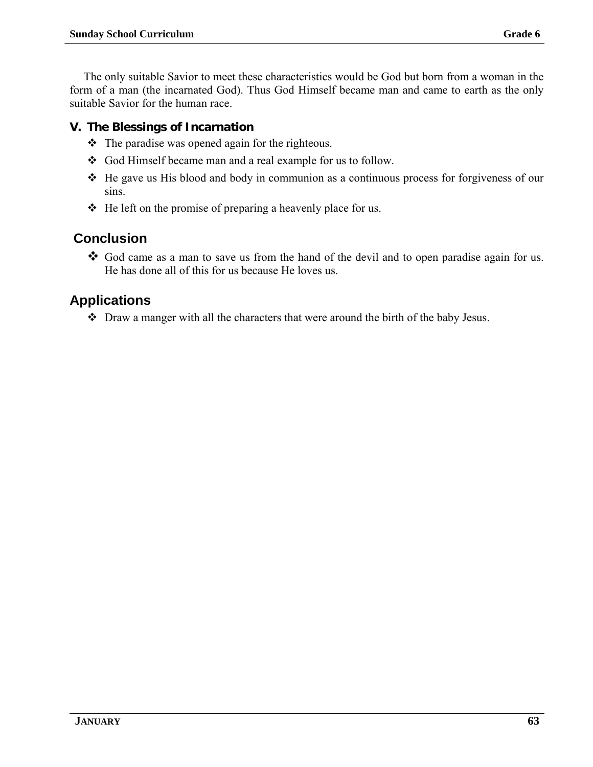The only suitable Savior to meet these characteristics would be God but born from a woman in the form of a man (the incarnated God). Thus God Himself became man and came to earth as the only suitable Savior for the human race.

### V. The Blessings of Incarnation

- The paradise was opened again for the righteous.
- God Himself became man and a real example for us to follow.
- He gave us His blood and body in communion as a continuous process for forgiveness of our sins.
- He left on the promise of preparing a heavenly place for us.

## Conclusion

- God came as a man to save us from the hand of the devil and to open paradise again for us. He has done all of this for us because He loves us.

## Applications

- Draw a manger with all the characters that were around the birth of the baby Jesus.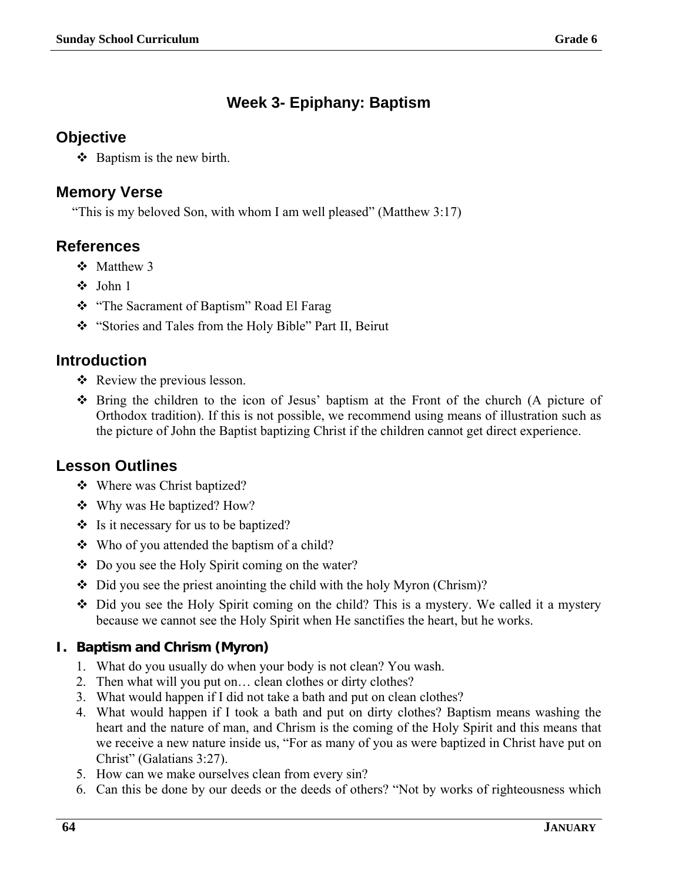# Week 3- Epiphany: Baptism

## Objective

- Baptism is the new birth.

## Memory Verse

"This is my beloved Son, with whom I am well pleased" (Matthew 3:17)

## References

- Matthew 3
- John 1
- "The Sacrament of Baptism" Road El Farag
- "Stories and Tales from the Holy Bible" Part II, Beirut

## Introduction

- Review the previous lesson.
- Bring the children to the icon of Jesus' baptism at the Front of the church (A picture of Orthodox tradition). If this is not possible, we recommend using means of illustration such as the picture of John the Baptist baptizing Christ if the children cannot get direct experience.

## Lesson Outlines

- Where was Christ baptized?
- Why was He baptized? How?
- Is it necessary for us to be baptized?
- Who of you attended the baptism of a child?
- Do you see the Holy Spirit coming on the water?
- Did you see the priest anointing the child with the holy Myron (Chrism)?
- Did you see the Holy Spirit coming on the child? This is a mystery. We called it a mystery because we cannot see the Holy Spirit when He sanctifies the heart, but he works.

### I. Baptism and Chrism (Myron)

1. What do you usually do when your body is not clean? You wash.
2. Then what will you put on… clean clothes or dirty clothes?
3. What would happen if I did not take a bath and put on clean clothes?
4. What would happen if I took a bath and put on dirty clothes? Baptism means washing the heart and the nature of man, and Chrism is the coming of the Holy Spirit and this means that we receive a new nature inside us, "For as many of you as were baptized in Christ have put on Christ" (Galatians 3:27).
5. How can we make ourselves clean from every sin?
6. Can this be done by our deeds or the deeds of others? "Not by works of righteousness which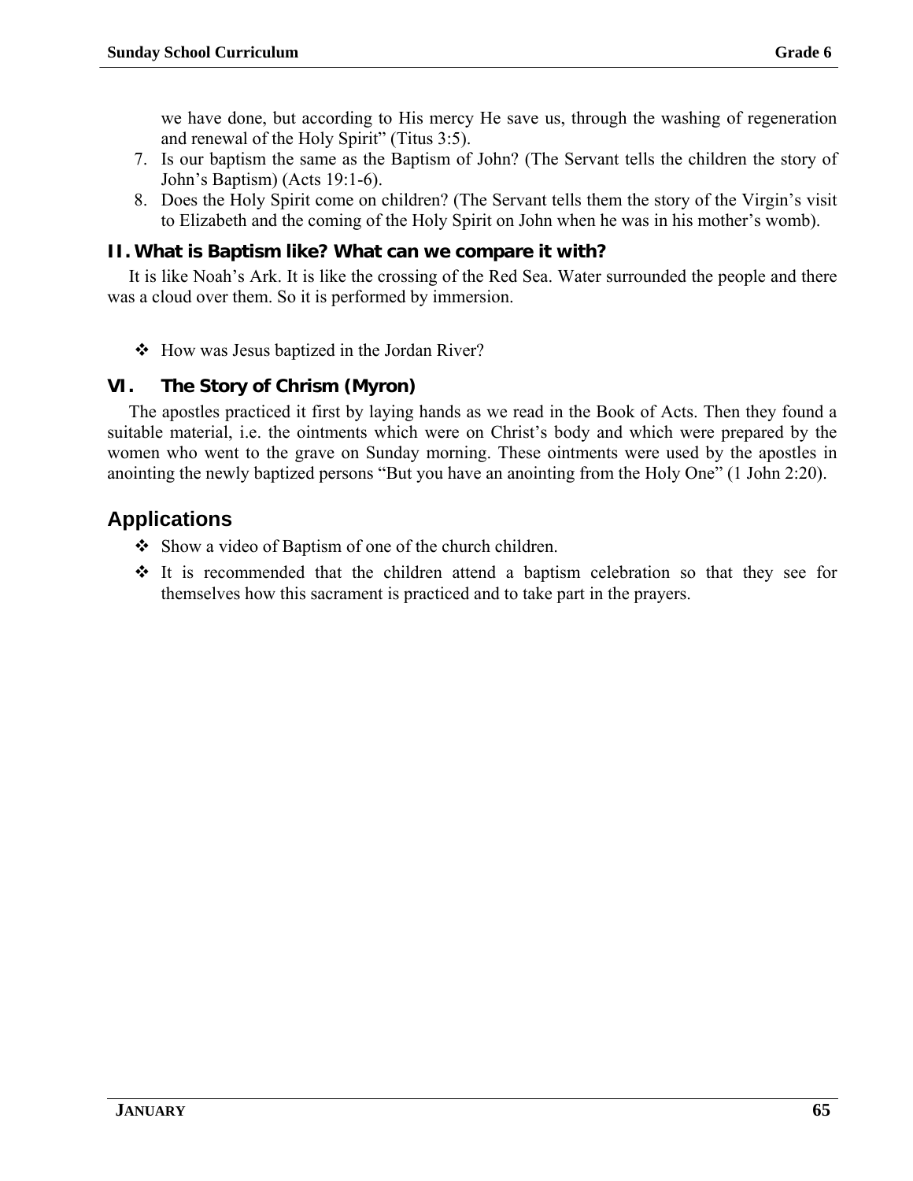we have done, but according to His mercy He save us, through the washing of regeneration and renewal of the Holy Spirit" (Titus 3:5).

7. Is our baptism the same as the Baptism of John? (The Servant tells the children the story of John's Baptism) (Acts 19:1-6).
8. Does the Holy Spirit come on children? (The Servant tells them the story of the Virgin's visit to Elizabeth and the coming of the Holy Spirit on John when he was in his mother's womb).

### II. What is Baptism like? What can we compare it with?

It is like Noah's Ark. It is like the crossing of the Red Sea. Water surrounded the people and there was a cloud over them. So it is performed by immersion.

- How was Jesus baptized in the Jordan River?

### VI. The Story of Chrism (Myron)

The apostles practiced it first by laying hands as we read in the Book of Acts. Then they found a suitable material, i.e. the ointments which were on Christ's body and which were prepared by the women who went to the grave on Sunday morning. These ointments were used by the apostles in anointing the newly baptized persons "But you have an anointing from the Holy One" (1 John 2:20).

## Applications

- Show a video of Baptism of one of the church children.
- It is recommended that the children attend a baptism celebration so that they see for themselves how this sacrament is practiced and to take part in the prayers.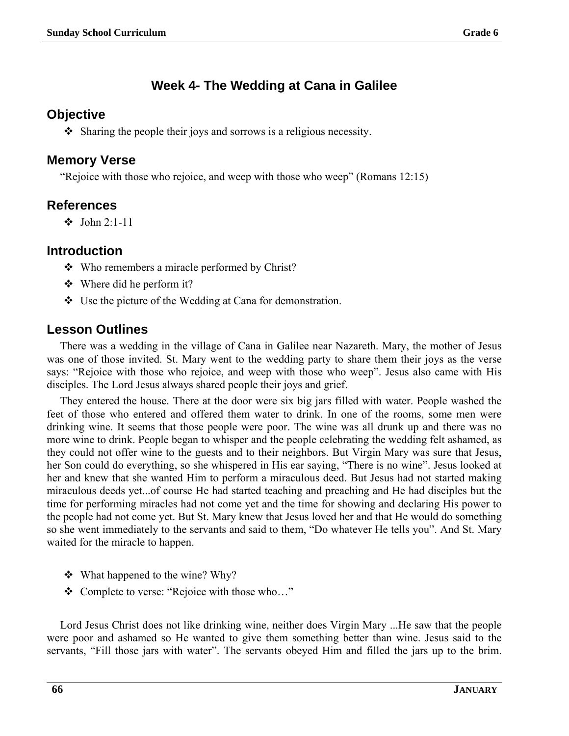## Week 4- The Wedding at Cana in Galilee

### Objective

- ❖ Sharing the people their joys and sorrows is a religious necessity.

### Memory Verse

"Rejoice with those who rejoice, and weep with those who weep" (Romans 12:15)

### References

- ❖ John 2:1-11

### Introduction

- ❖ Who remembers a miracle performed by Christ?
- ❖ Where did he perform it?
- ❖ Use the picture of the Wedding at Cana for demonstration.

### Lesson Outlines

There was a wedding in the village of Cana in Galilee near Nazareth. Mary, the mother of Jesus was one of those invited. St. Mary went to the wedding party to share them their joys as the verse says: "Rejoice with those who rejoice, and weep with those who weep". Jesus also came with His disciples. The Lord Jesus always shared people their joys and grief.

They entered the house. There at the door were six big jars filled with water. People washed the feet of those who entered and offered them water to drink. In one of the rooms, some men were drinking wine. It seems that those people were poor. The wine was all drunk up and there was no more wine to drink. People began to whisper and the people celebrating the wedding felt ashamed, as they could not offer wine to the guests and to their neighbors. But Virgin Mary was sure that Jesus, her Son could do everything, so she whispered in His ear saying, "There is no wine". Jesus looked at her and knew that she wanted Him to perform a miraculous deed. But Jesus had not started making miraculous deeds yet...of course He had started teaching and preaching and He had disciples but the time for performing miracles had not come yet and the time for showing and declaring His power to the people had not come yet. But St. Mary knew that Jesus loved her and that He would do something so she went immediately to the servants and said to them, "Do whatever He tells you". And St. Mary waited for the miracle to happen.

- ❖ What happened to the wine? Why?
- ❖ Complete to verse: "Rejoice with those who…"

Lord Jesus Christ does not like drinking wine, neither does Virgin Mary ...He saw that the people were poor and ashamed so He wanted to give them something better than wine. Jesus said to the servants, "Fill those jars with water". The servants obeyed Him and filled the jars up to the brim.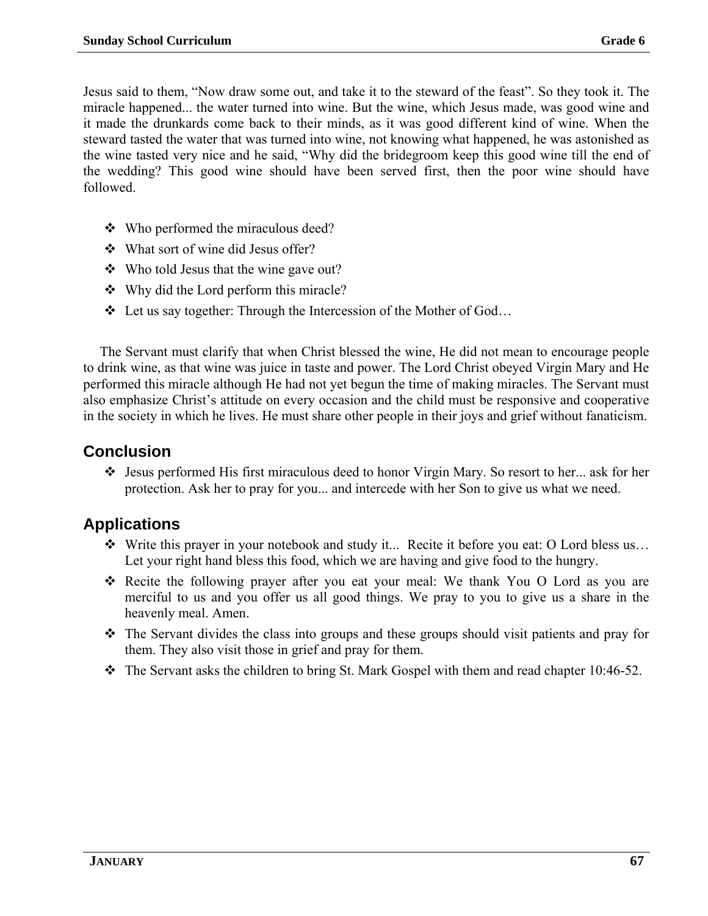Jesus said to them, “Now draw some out, and take it to the steward of the feast”. So they took it. The miracle happened... the water turned into wine. But the wine, which Jesus made, was good wine and it made the drunkards come back to their minds, as it was good different kind of wine. When the steward tasted the water that was turned into wine, not knowing what happened, he was astonished as the wine tasted very nice and he said, “Why did the bridegroom keep this good wine till the end of the wedding? This good wine should have been served first, then the poor wine should have followed.

- Who performed the miraculous deed?
- What sort of wine did Jesus offer?
- Who told Jesus that the wine gave out?
- Why did the Lord perform this miracle?
- Let us say together: Through the Intercession of the Mother of God…

The Servant must clarify that when Christ blessed the wine, He did not mean to encourage people to drink wine, as that wine was juice in taste and power. The Lord Christ obeyed Virgin Mary and He performed this miracle although He had not yet begun the time of making miracles. The Servant must also emphasize Christ’s attitude on every occasion and the child must be responsive and cooperative in the society in which he lives. He must share other people in their joys and grief without fanaticism.

## Conclusion

- Jesus performed His first miraculous deed to honor Virgin Mary. So resort to her... ask for her protection. Ask her to pray for you... and intercede with her Son to give us what we need.

## Applications

- Write this prayer in your notebook and study it... Recite it before you eat: O Lord bless us… Let your right hand bless this food, which we are having and give food to the hungry.
- Recite the following prayer after you eat your meal: We thank You O Lord as you are merciful to us and you offer us all good things. We pray to you to give us a share in the heavenly meal. Amen.
- The Servant divides the class into groups and these groups should visit patients and pray for them. They also visit those in grief and pray for them.
- The Servant asks the children to bring St. Mark Gospel with them and read chapter 10:46-52.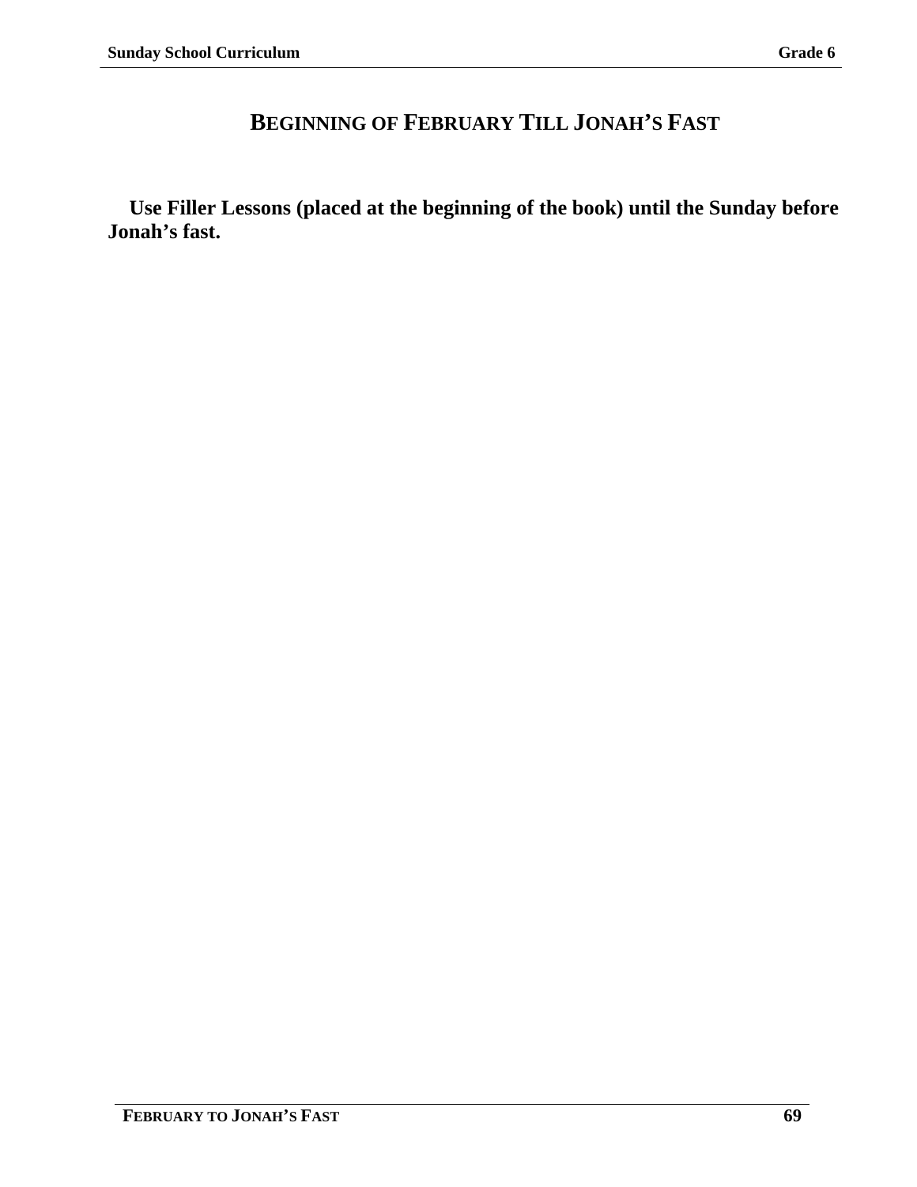# BEGINNING OF FEBRUARY TILL JONAH'S FAST

**Use Filler Lessons (placed at the beginning of the book) until the Sunday before Jonah's fast.**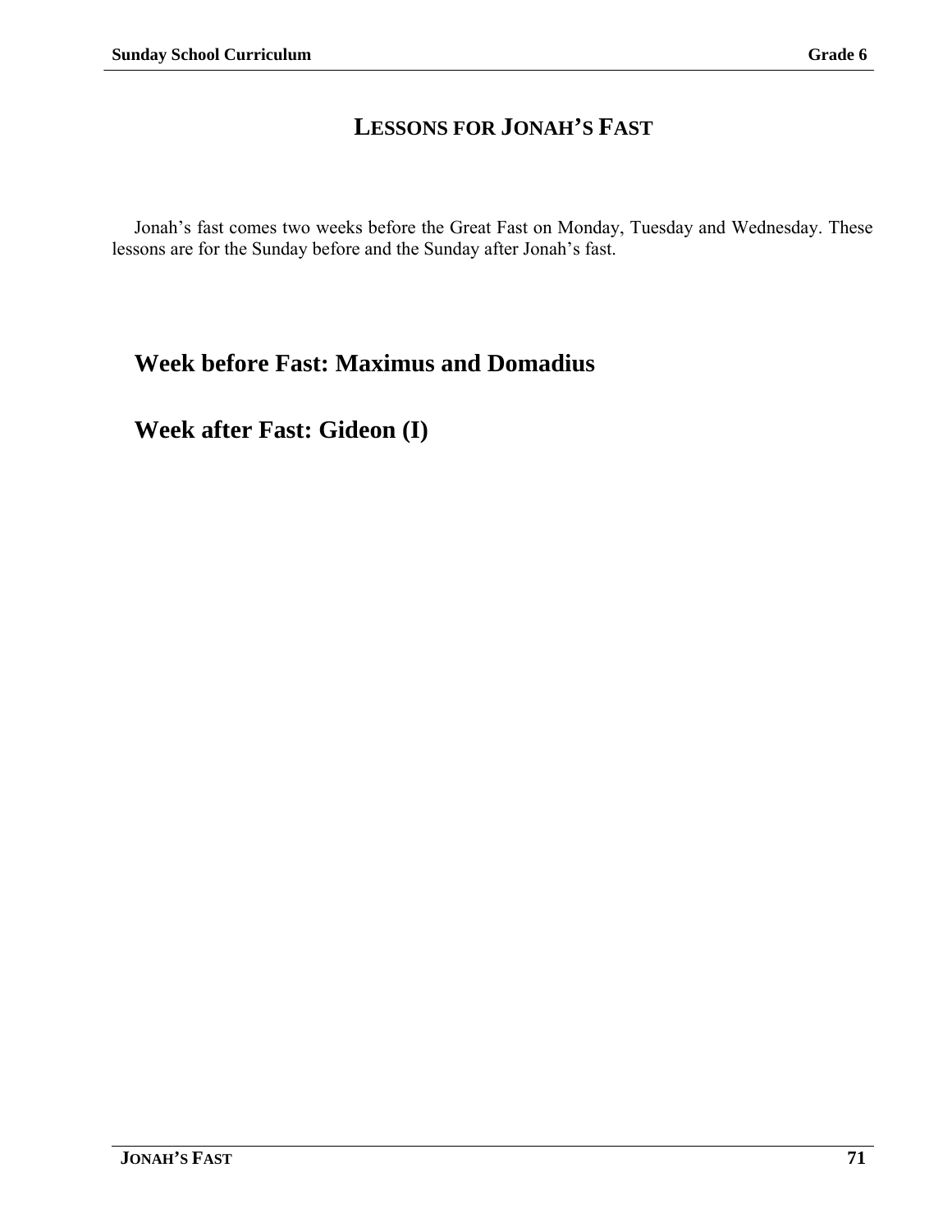# Lessons for Jonah's Fast

Jonah's fast comes two weeks before the Great Fast on Monday, Tuesday and Wednesday. These lessons are for the Sunday before and the Sunday after Jonah's fast.

## Week before Fast: Maximus and Domadius

## Week after Fast: Gideon (I)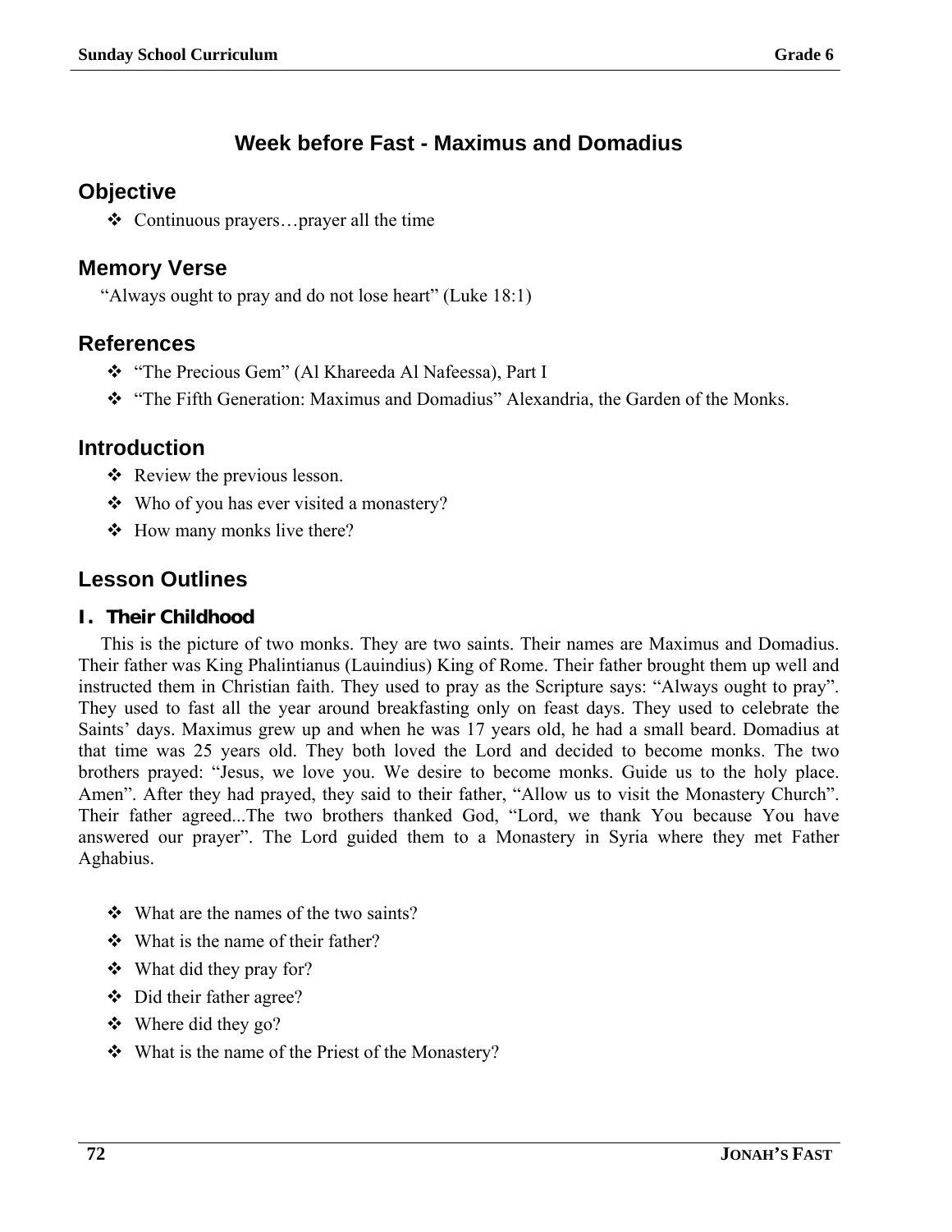# Week before Fast - Maximus and Domadius

## Objective

- Continuous prayers…prayer all the time

## Memory Verse

"Always ought to pray and do not lose heart" (Luke 18:1)

## References

- "The Precious Gem" (Al Khareeda Al Nafeessa), Part I
- "The Fifth Generation: Maximus and Domadius" Alexandria, the Garden of the Monks.

## Introduction

- Review the previous lesson.
- Who of you has ever visited a monastery?
- How many monks live there?

## Lesson Outlines

### I. Their Childhood

This is the picture of two monks. They are two saints. Their names are Maximus and Domadius. Their father was King Phalintianus (Lauindius) King of Rome. Their father brought them up well and instructed them in Christian faith. They used to pray as the Scripture says: "Always ought to pray". They used to fast all the year around breakfasting only on feast days. They used to celebrate the Saints' days. Maximus grew up and when he was 17 years old, he had a small beard. Domadius at that time was 25 years old. They both loved the Lord and decided to become monks. The two brothers prayed: "Jesus, we love you. We desire to become monks. Guide us to the holy place. Amen". After they had prayed, they said to their father, "Allow us to visit the Monastery Church". Their father agreed...The two brothers thanked God, "Lord, we thank You because You have answered our prayer". The Lord guided them to a Monastery in Syria where they met Father Aghabius.

- What are the names of the two saints?
- What is the name of their father?
- What did they pray for?
- Did their father agree?
- Where did they go?
- What is the name of the Priest of the Monastery?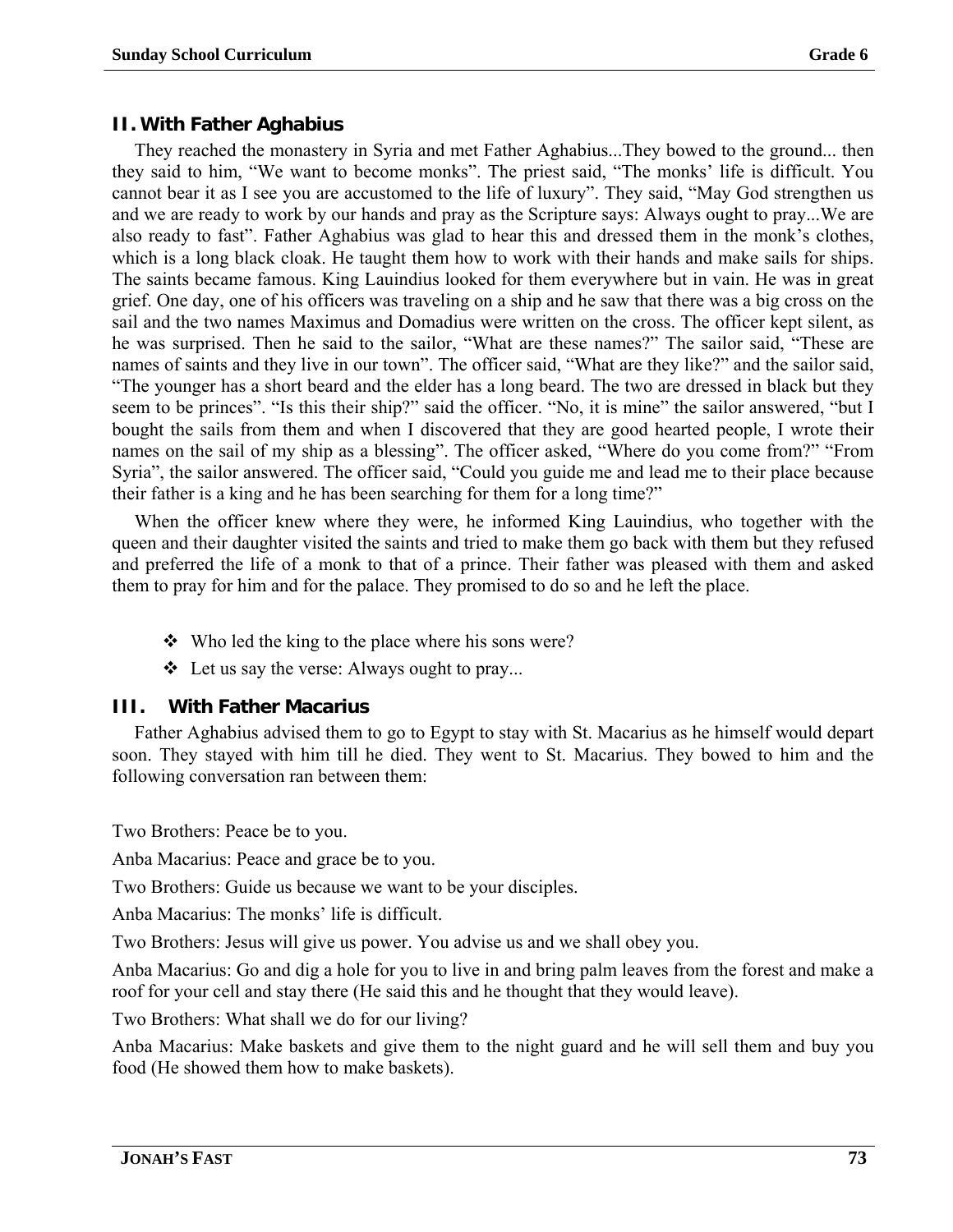## II. With Father Aghabius

They reached the monastery in Syria and met Father Aghabius...They bowed to the ground... then they said to him, "We want to become monks". The priest said, "The monks' life is difficult. You cannot bear it as I see you are accustomed to the life of luxury". They said, "May God strengthen us and we are ready to work by our hands and pray as the Scripture says: Always ought to pray...We are also ready to fast". Father Aghabius was glad to hear this and dressed them in the monk's clothes, which is a long black cloak. He taught them how to work with their hands and make sails for ships. The saints became famous. King Lauindius looked for them everywhere but in vain. He was in great grief. One day, one of his officers was traveling on a ship and he saw that there was a big cross on the sail and the two names Maximus and Domadius were written on the cross. The officer kept silent, as he was surprised. Then he said to the sailor, "What are these names?" The sailor said, "These are names of saints and they live in our town". The officer said, "What are they like?" and the sailor said, "The younger has a short beard and the elder has a long beard. The two are dressed in black but they seem to be princes". "Is this their ship?" said the officer. "No, it is mine" the sailor answered, "but I bought the sails from them and when I discovered that they are good hearted people, I wrote their names on the sail of my ship as a blessing". The officer asked, "Where do you come from?" "From Syria", the sailor answered. The officer said, "Could you guide me and lead me to their place because their father is a king and he has been searching for them for a long time?"

When the officer knew where they were, he informed King Lauindius, who together with the queen and their daughter visited the saints and tried to make them go back with them but they refused and preferred the life of a monk to that of a prince. Their father was pleased with them and asked them to pray for him and for the palace. They promised to do so and he left the place.

- Who led the king to the place where his sons were?
- Let us say the verse: Always ought to pray...

## III. With Father Macarius

Father Aghabius advised them to go to Egypt to stay with St. Macarius as he himself would depart soon. They stayed with him till he died. They went to St. Macarius. They bowed to him and the following conversation ran between them:

Two Brothers: Peace be to you.

Anba Macarius: Peace and grace be to you.

Two Brothers: Guide us because we want to be your disciples.

Anba Macarius: The monks' life is difficult.

Two Brothers: Jesus will give us power. You advise us and we shall obey you.

Anba Macarius: Go and dig a hole for you to live in and bring palm leaves from the forest and make a roof for your cell and stay there (He said this and he thought that they would leave).

Two Brothers: What shall we do for our living?

Anba Macarius: Make baskets and give them to the night guard and he will sell them and buy you food (He showed them how to make baskets).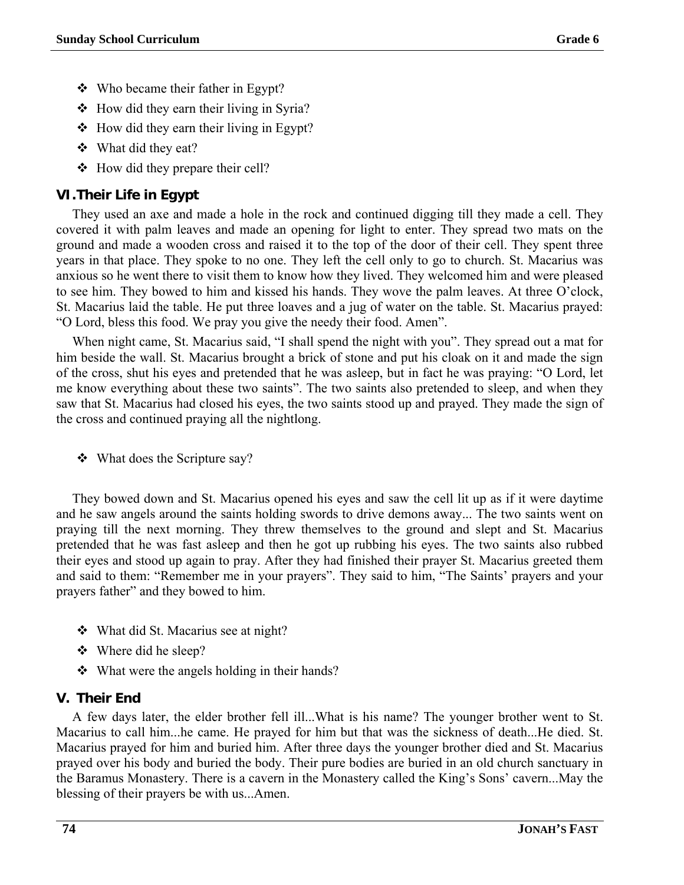- Who became their father in Egypt?
- How did they earn their living in Syria?
- How did they earn their living in Egypt?
- What did they eat?
- How did they prepare their cell?

## VI. Their Life in Egypt

They used an axe and made a hole in the rock and continued digging till they made a cell. They covered it with palm leaves and made an opening for light to enter. They spread two mats on the ground and made a wooden cross and raised it to the top of the door of their cell. They spent three years in that place. They spoke to no one. They left the cell only to go to church. St. Macarius was anxious so he went there to visit them to know how they lived. They welcomed him and were pleased to see him. They bowed to him and kissed his hands. They wove the palm leaves. At three O'clock, St. Macarius laid the table. He put three loaves and a jug of water on the table. St. Macarius prayed: "O Lord, bless this food. We pray you give the needy their food. Amen".

When night came, St. Macarius said, "I shall spend the night with you". They spread out a mat for him beside the wall. St. Macarius brought a brick of stone and put his cloak on it and made the sign of the cross, shut his eyes and pretended that he was asleep, but in fact he was praying: "O Lord, let me know everything about these two saints". The two saints also pretended to sleep, and when they saw that St. Macarius had closed his eyes, the two saints stood up and prayed. They made the sign of the cross and continued praying all the nightlong.

- What does the Scripture say?

They bowed down and St. Macarius opened his eyes and saw the cell lit up as if it were daytime and he saw angels around the saints holding swords to drive demons away... The two saints went on praying till the next morning. They threw themselves to the ground and slept and St. Macarius pretended that he was fast asleep and then he got up rubbing his eyes. The two saints also rubbed their eyes and stood up again to pray. After they had finished their prayer St. Macarius greeted them and said to them: "Remember me in your prayers". They said to him, "The Saints' prayers and your prayers father" and they bowed to him.

- What did St. Macarius see at night?
- Where did he sleep?
- What were the angels holding in their hands?

## V. Their End

A few days later, the elder brother fell ill...What is his name? The younger brother went to St. Macarius to call him...he came. He prayed for him but that was the sickness of death...He died. St. Macarius prayed for him and buried him. After three days the younger brother died and St. Macarius prayed over his body and buried the body. Their pure bodies are buried in an old church sanctuary in the Baramus Monastery. There is a cavern in the Monastery called the King's Sons' cavern...May the blessing of their prayers be with us...Amen.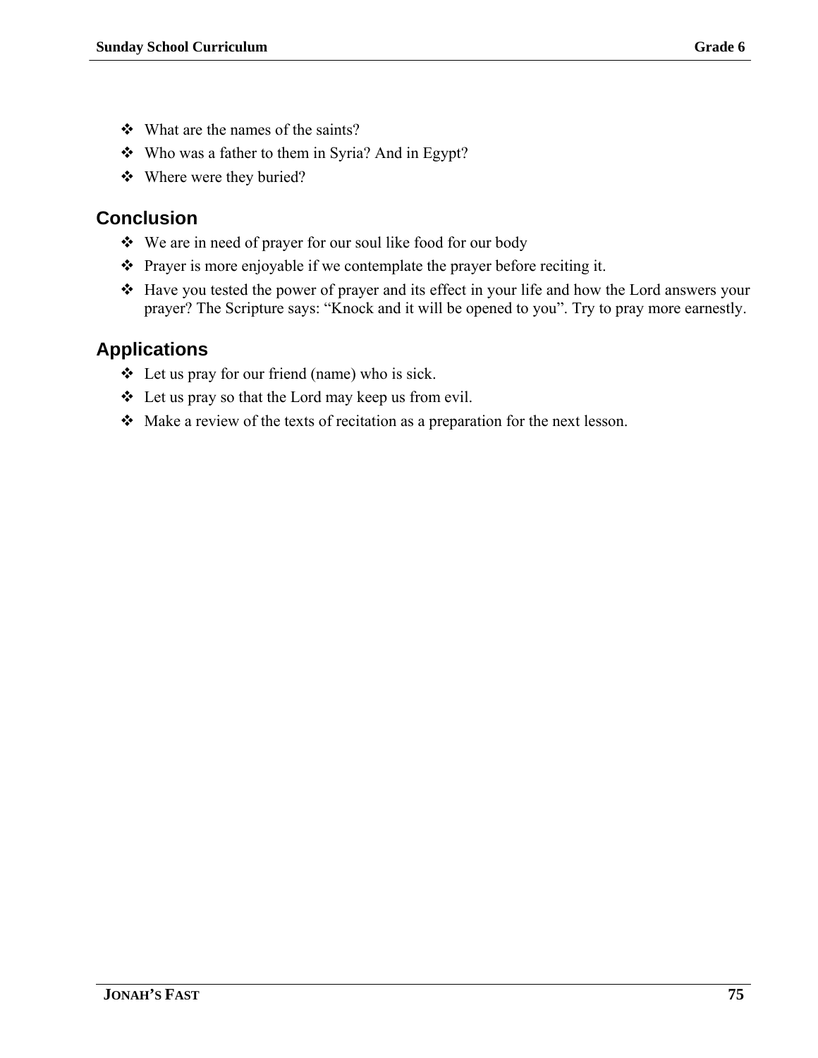- What are the names of the saints?
- Who was a father to them in Syria? And in Egypt?
- Where were they buried?

## Conclusion

- We are in need of prayer for our soul like food for our body
- Prayer is more enjoyable if we contemplate the prayer before reciting it.
- Have you tested the power of prayer and its effect in your life and how the Lord answers your prayer? The Scripture says: "Knock and it will be opened to you". Try to pray more earnestly.

## Applications

- Let us pray for our friend (name) who is sick.
- Let us pray so that the Lord may keep us from evil.
- Make a review of the texts of recitation as a preparation for the next lesson.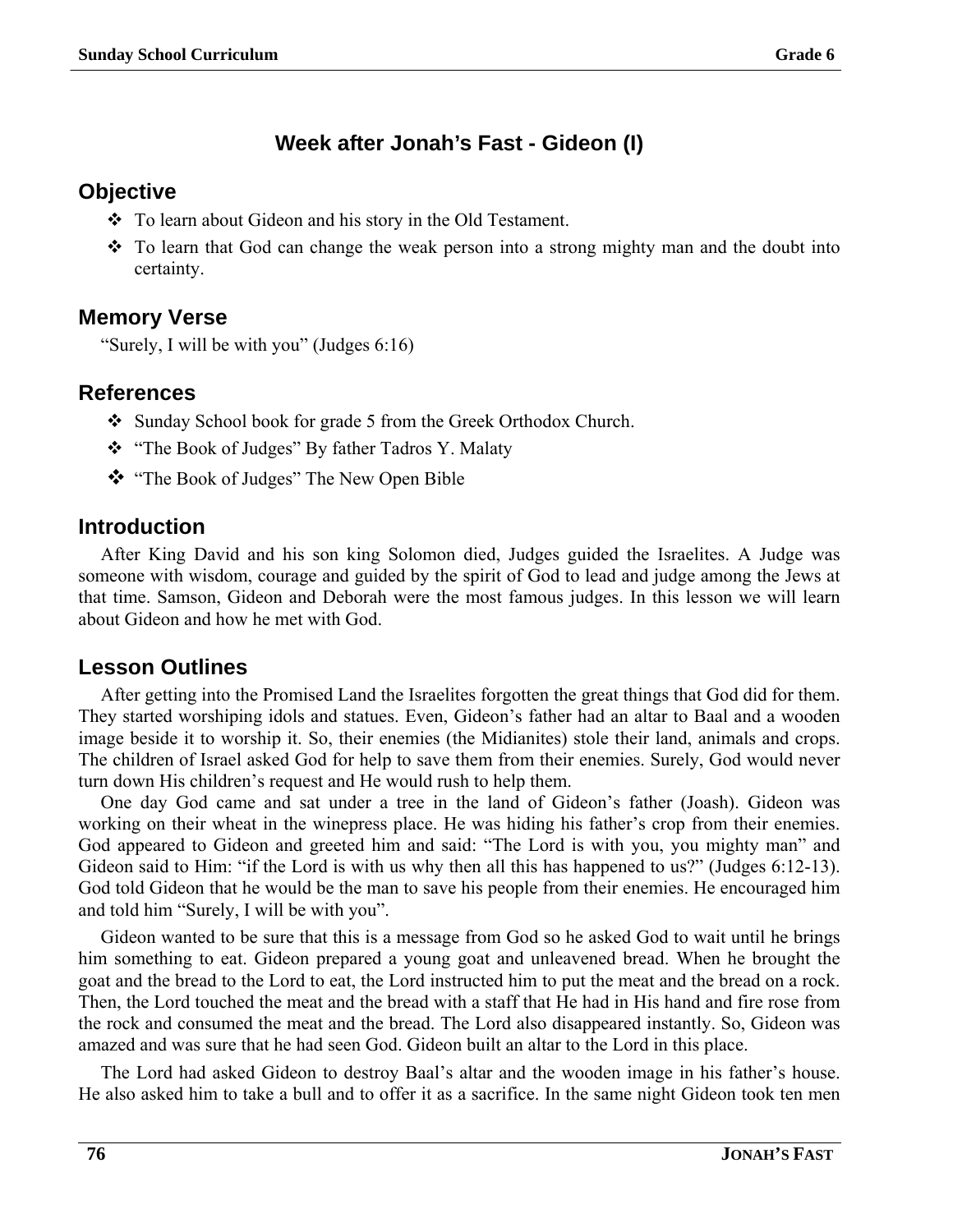# Week after Jonah's Fast - Gideon (I)

## Objective

- To learn about Gideon and his story in the Old Testament.
- To learn that God can change the weak person into a strong mighty man and the doubt into certainty.

## Memory Verse

"Surely, I will be with you" (Judges 6:16)

## References

- Sunday School book for grade 5 from the Greek Orthodox Church.
- "The Book of Judges" By father Tadros Y. Malaty
- "The Book of Judges" The New Open Bible

## Introduction

After King David and his son king Solomon died, Judges guided the Israelites. A Judge was someone with wisdom, courage and guided by the spirit of God to lead and judge among the Jews at that time. Samson, Gideon and Deborah were the most famous judges. In this lesson we will learn about Gideon and how he met with God.

## Lesson Outlines

After getting into the Promised Land the Israelites forgotten the great things that God did for them. They started worshiping idols and statues. Even, Gideon's father had an altar to Baal and a wooden image beside it to worship it. So, their enemies (the Midianites) stole their land, animals and crops. The children of Israel asked God for help to save them from their enemies. Surely, God would never turn down His children's request and He would rush to help them.

One day God came and sat under a tree in the land of Gideon's father (Joash). Gideon was working on their wheat in the winepress place. He was hiding his father's crop from their enemies. God appeared to Gideon and greeted him and said: "The Lord is with you, you mighty man" and Gideon said to Him: "if the Lord is with us why then all this has happened to us?" (Judges 6:12-13). God told Gideon that he would be the man to save his people from their enemies. He encouraged him and told him "Surely, I will be with you".

Gideon wanted to be sure that this is a message from God so he asked God to wait until he brings him something to eat. Gideon prepared a young goat and unleavened bread. When he brought the goat and the bread to the Lord to eat, the Lord instructed him to put the meat and the bread on a rock. Then, the Lord touched the meat and the bread with a staff that He had in His hand and fire rose from the rock and consumed the meat and the bread. The Lord also disappeared instantly. So, Gideon was amazed and was sure that he had seen God. Gideon built an altar to the Lord in this place.

The Lord had asked Gideon to destroy Baal's altar and the wooden image in his father's house. He also asked him to take a bull and to offer it as a sacrifice. In the same night Gideon took ten men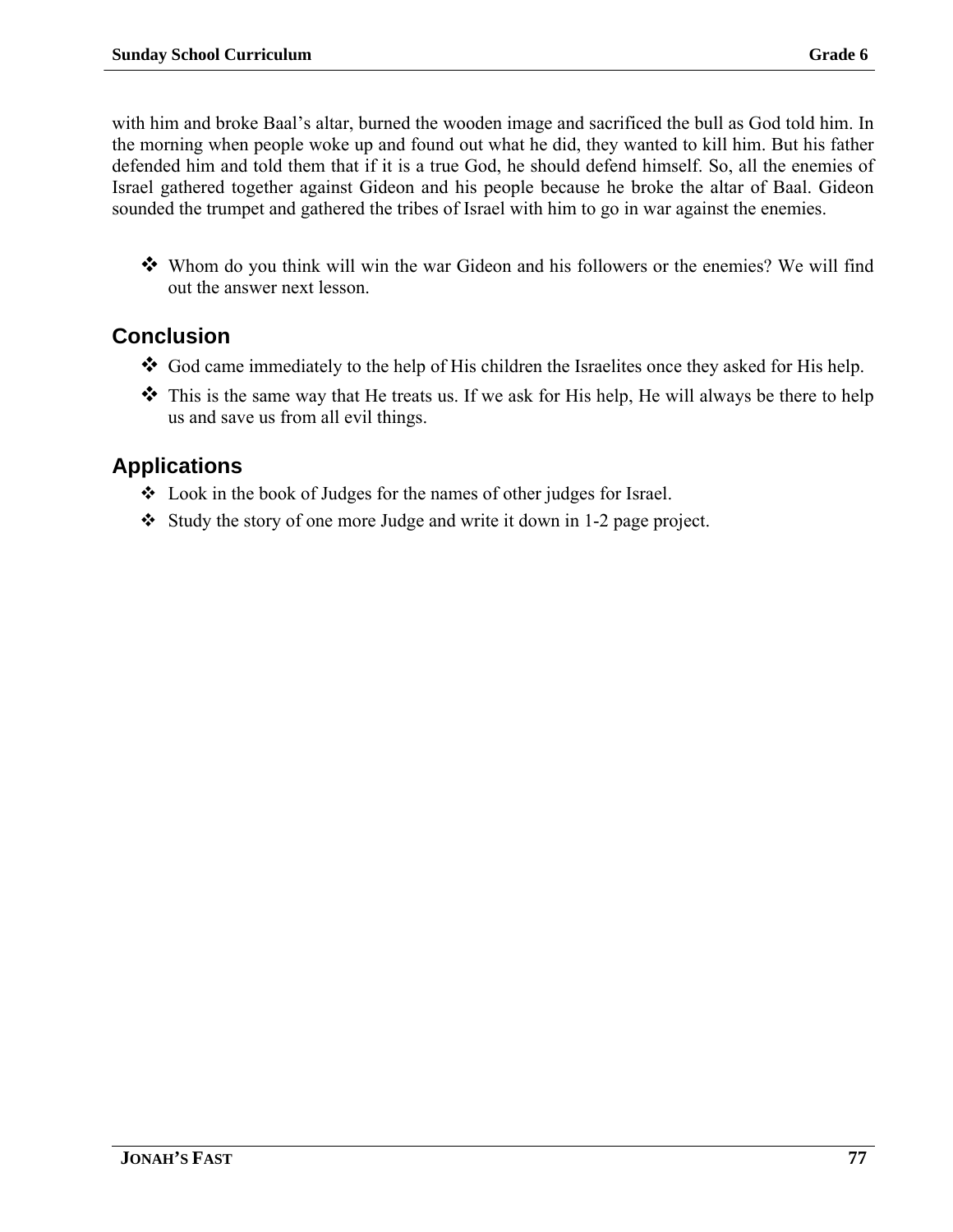with him and broke Baal's altar, burned the wooden image and sacrificed the bull as God told him. In the morning when people woke up and found out what he did, they wanted to kill him. But his father defended him and told them that if it is a true God, he should defend himself. So, all the enemies of Israel gathered together against Gideon and his people because he broke the altar of Baal. Gideon sounded the trumpet and gathered the tribes of Israel with him to go in war against the enemies.

- Whom do you think will win the war Gideon and his followers or the enemies? We will find out the answer next lesson.

## Conclusion

- God came immediately to the help of His children the Israelites once they asked for His help.
- This is the same way that He treats us. If we ask for His help, He will always be there to help us and save us from all evil things.

## Applications

- Look in the book of Judges for the names of other judges for Israel.
- Study the story of one more Judge and write it down in 1-2 page project.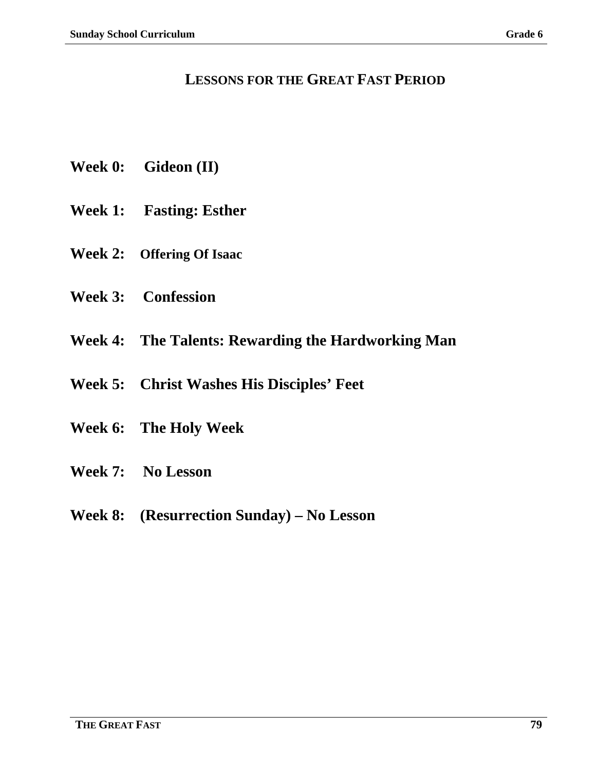# LESSONS FOR THE GREAT FAST PERIOD

**Week 0: Gideon (II)**

**Week 1: Fasting: Esther**

**Week 2: Offering Of Isaac**

**Week 3: Confession**

**Week 4: The Talents: Rewarding the Hardworking Man**

**Week 5: Christ Washes His Disciples' Feet**

**Week 6: The Holy Week**

**Week 7: No Lesson**

**Week 8: (Resurrection Sunday) – No Lesson**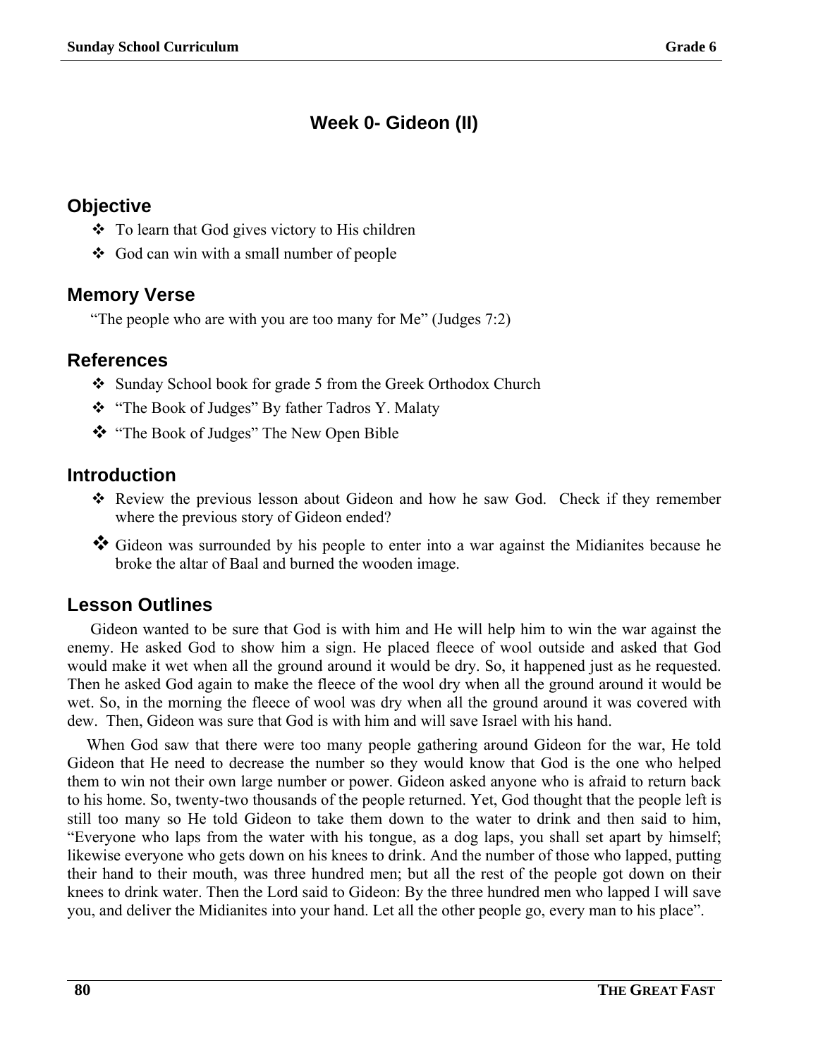# Week 0- Gideon (II)

## Objective

- ❖ To learn that God gives victory to His children
- ❖ God can win with a small number of people

## Memory Verse

"The people who are with you are too many for Me" (Judges 7:2)

## References

- ❖ Sunday School book for grade 5 from the Greek Orthodox Church
- ❖ "The Book of Judges" By father Tadros Y. Malaty
- ❖ "The Book of Judges" The New Open Bible

## Introduction

- ❖ Review the previous lesson about Gideon and how he saw God. Check if they remember where the previous story of Gideon ended?
- ❖ Gideon was surrounded by his people to enter into a war against the Midianites because he broke the altar of Baal and burned the wooden image.

## Lesson Outlines

Gideon wanted to be sure that God is with him and He will help him to win the war against the enemy. He asked God to show him a sign. He placed fleece of wool outside and asked that God would make it wet when all the ground around it would be dry. So, it happened just as he requested. Then he asked God again to make the fleece of the wool dry when all the ground around it would be wet. So, in the morning the fleece of wool was dry when all the ground around it was covered with dew. Then, Gideon was sure that God is with him and will save Israel with his hand.

When God saw that there were too many people gathering around Gideon for the war, He told Gideon that He need to decrease the number so they would know that God is the one who helped them to win not their own large number or power. Gideon asked anyone who is afraid to return back to his home. So, twenty-two thousands of the people returned. Yet, God thought that the people left is still too many so He told Gideon to take them down to the water to drink and then said to him, "Everyone who laps from the water with his tongue, as a dog laps, you shall set apart by himself; likewise everyone who gets down on his knees to drink. And the number of those who lapped, putting their hand to their mouth, was three hundred men; but all the rest of the people got down on their knees to drink water. Then the Lord said to Gideon: By the three hundred men who lapped I will save you, and deliver the Midianites into your hand. Let all the other people go, every man to his place".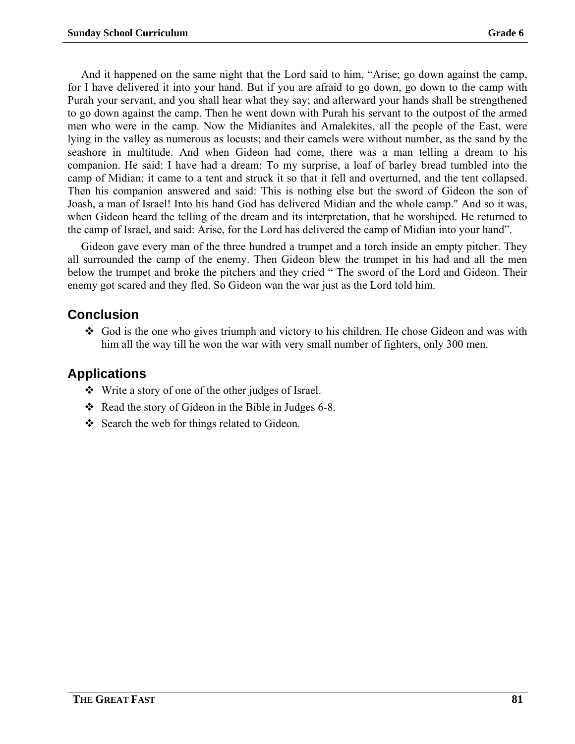And it happened on the same night that the Lord said to him, “Arise; go down against the camp, for I have delivered it into your hand. But if you are afraid to go down, go down to the camp with Purah your servant, and you shall hear what they say; and afterward your hands shall be strengthened to go down against the camp. Then he went down with Purah his servant to the outpost of the armed men who were in the camp. Now the Midianites and Amalekites, all the people of the East, were lying in the valley as numerous as locusts; and their camels were without number, as the sand by the seashore in multitude. And when Gideon had come, there was a man telling a dream to his companion. He said: I have had a dream: To my surprise, a loaf of barley bread tumbled into the camp of Midian; it came to a tent and struck it so that it fell and overturned, and the tent collapsed. Then his companion answered and said: This is nothing else but the sword of Gideon the son of Joash, a man of Israel! Into his hand God has delivered Midian and the whole camp." And so it was, when Gideon heard the telling of the dream and its interpretation, that he worshiped. He returned to the camp of Israel, and said: Arise, for the Lord has delivered the camp of Midian into your hand”.

Gideon gave every man of the three hundred a trumpet and a torch inside an empty pitcher. They all surrounded the camp of the enemy. Then Gideon blew the trumpet in his had and all the men below the trumpet and broke the pitchers and they cried “ The sword of the Lord and Gideon. Their enemy got scared and they fled. So Gideon wan the war just as the Lord told him.

## Conclusion

- God is the one who gives triumph and victory to his children. He chose Gideon and was with him all the way till he won the war with very small number of fighters, only 300 men.

## Applications

- Write a story of one of the other judges of Israel.
- Read the story of Gideon in the Bible in Judges 6-8.
- Search the web for things related to Gideon.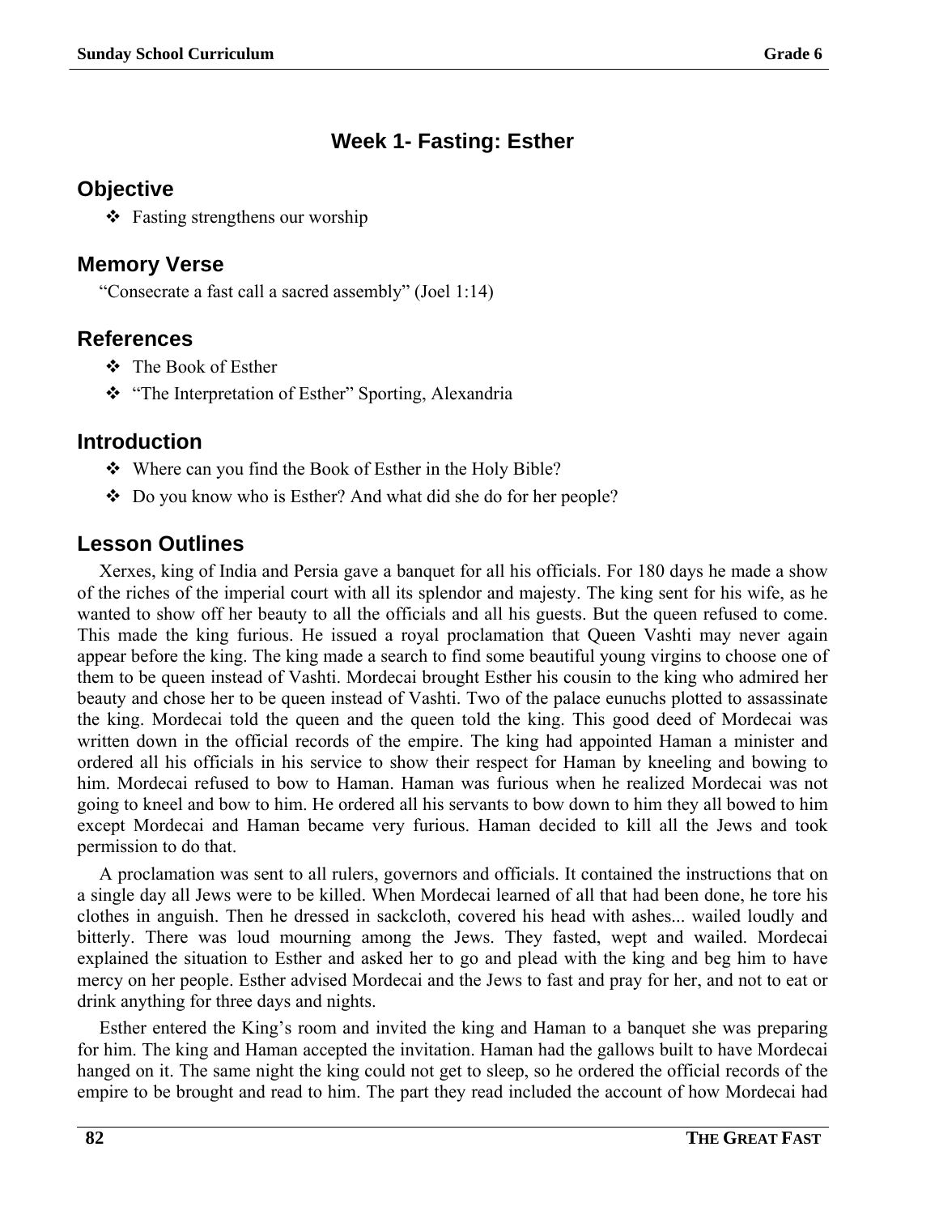## Week 1- Fasting: Esther

### Objective

- Fasting strengthens our worship

### Memory Verse

"Consecrate a fast call a sacred assembly" (Joel 1:14)

### References

- The Book of Esther
- "The Interpretation of Esther" Sporting, Alexandria

### Introduction

- Where can you find the Book of Esther in the Holy Bible?
- Do you know who is Esther? And what did she do for her people?

### Lesson Outlines

Xerxes, king of India and Persia gave a banquet for all his officials. For 180 days he made a show of the riches of the imperial court with all its splendor and majesty. The king sent for his wife, as he wanted to show off her beauty to all the officials and all his guests. But the queen refused to come. This made the king furious. He issued a royal proclamation that Queen Vashti may never again appear before the king. The king made a search to find some beautiful young virgins to choose one of them to be queen instead of Vashti. Mordecai brought Esther his cousin to the king who admired her beauty and chose her to be queen instead of Vashti. Two of the palace eunuchs plotted to assassinate the king. Mordecai told the queen and the queen told the king. This good deed of Mordecai was written down in the official records of the empire. The king had appointed Haman a minister and ordered all his officials in his service to show their respect for Haman by kneeling and bowing to him. Mordecai refused to bow to Haman. Haman was furious when he realized Mordecai was not going to kneel and bow to him. He ordered all his servants to bow down to him they all bowed to him except Mordecai and Haman became very furious. Haman decided to kill all the Jews and took permission to do that.

A proclamation was sent to all rulers, governors and officials. It contained the instructions that on a single day all Jews were to be killed. When Mordecai learned of all that had been done, he tore his clothes in anguish. Then he dressed in sackcloth, covered his head with ashes... wailed loudly and bitterly. There was loud mourning among the Jews. They fasted, wept and wailed. Mordecai explained the situation to Esther and asked her to go and plead with the king and beg him to have mercy on her people. Esther advised Mordecai and the Jews to fast and pray for her, and not to eat or drink anything for three days and nights.

Esther entered the King's room and invited the king and Haman to a banquet she was preparing for him. The king and Haman accepted the invitation. Haman had the gallows built to have Mordecai hanged on it. The same night the king could not get to sleep, so he ordered the official records of the empire to be brought and read to him. The part they read included the account of how Mordecai had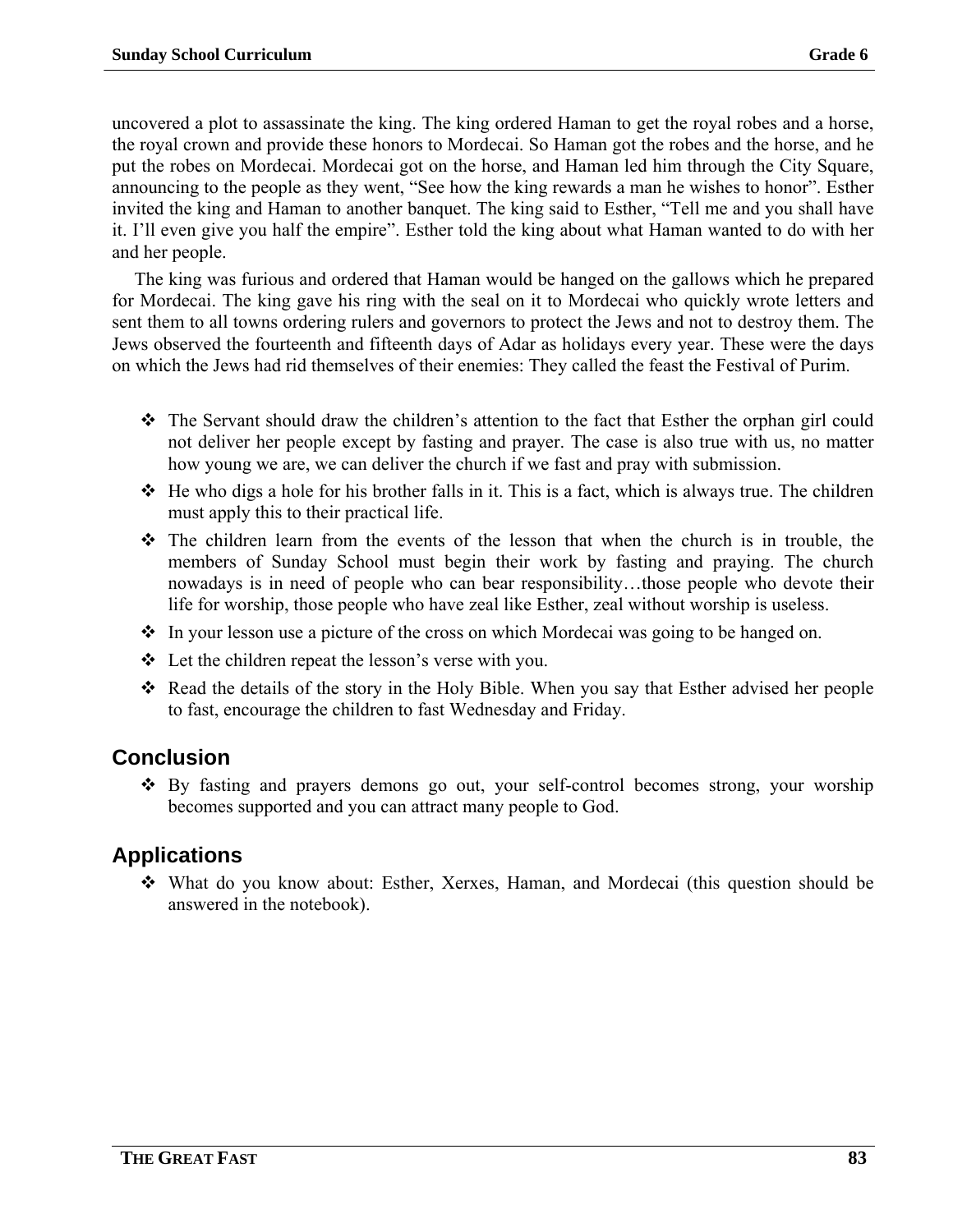uncovered a plot to assassinate the king. The king ordered Haman to get the royal robes and a horse, the royal crown and provide these honors to Mordecai. So Haman got the robes and the horse, and he put the robes on Mordecai. Mordecai got on the horse, and Haman led him through the City Square, announcing to the people as they went, "See how the king rewards a man he wishes to honor". Esther invited the king and Haman to another banquet. The king said to Esther, "Tell me and you shall have it. I'll even give you half the empire". Esther told the king about what Haman wanted to do with her and her people.

The king was furious and ordered that Haman would be hanged on the gallows which he prepared for Mordecai. The king gave his ring with the seal on it to Mordecai who quickly wrote letters and sent them to all towns ordering rulers and governors to protect the Jews and not to destroy them. The Jews observed the fourteenth and fifteenth days of Adar as holidays every year. These were the days on which the Jews had rid themselves of their enemies: They called the feast the Festival of Purim.

- The Servant should draw the children's attention to the fact that Esther the orphan girl could not deliver her people except by fasting and prayer. The case is also true with us, no matter how young we are, we can deliver the church if we fast and pray with submission.
- He who digs a hole for his brother falls in it. This is a fact, which is always true. The children must apply this to their practical life.
- The children learn from the events of the lesson that when the church is in trouble, the members of Sunday School must begin their work by fasting and praying. The church nowadays is in need of people who can bear responsibility…those people who devote their life for worship, those people who have zeal like Esther, zeal without worship is useless.
- In your lesson use a picture of the cross on which Mordecai was going to be hanged on.
- Let the children repeat the lesson's verse with you.
- Read the details of the story in the Holy Bible. When you say that Esther advised her people to fast, encourage the children to fast Wednesday and Friday.

## Conclusion

- By fasting and prayers demons go out, your self-control becomes strong, your worship becomes supported and you can attract many people to God.

## Applications

- What do you know about: Esther, Xerxes, Haman, and Mordecai (this question should be answered in the notebook).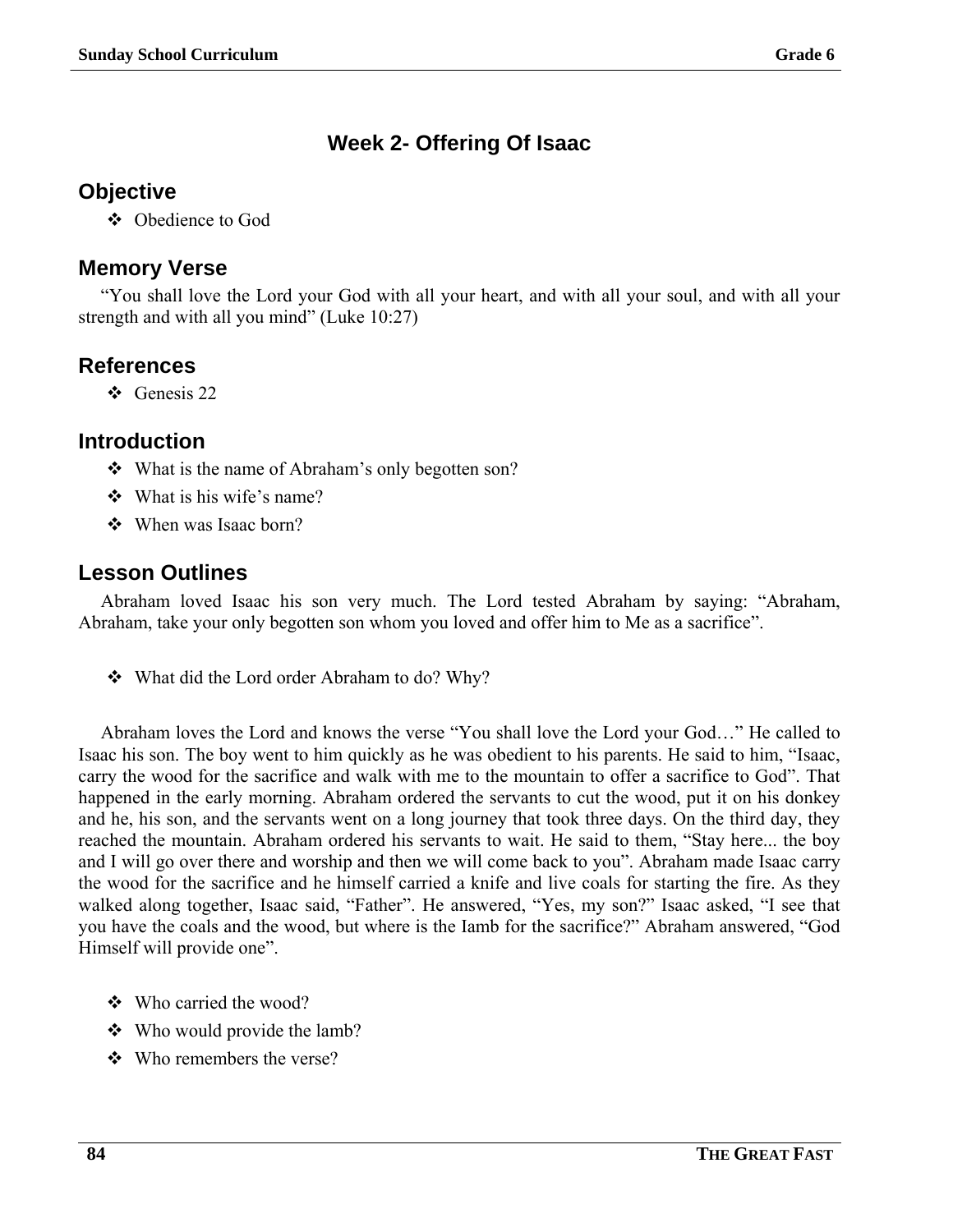# Week 2- Offering Of Isaac

## Objective

- Obedience to God

## Memory Verse

"You shall love the Lord your God with all your heart, and with all your soul, and with all your strength and with all you mind" (Luke 10:27)

## References

- Genesis 22

## Introduction

- What is the name of Abraham's only begotten son?
- What is his wife's name?
- When was Isaac born?

## Lesson Outlines

Abraham loved Isaac his son very much. The Lord tested Abraham by saying: "Abraham, Abraham, take your only begotten son whom you loved and offer him to Me as a sacrifice".

- What did the Lord order Abraham to do? Why?

Abraham loves the Lord and knows the verse "You shall love the Lord your God…" He called to Isaac his son. The boy went to him quickly as he was obedient to his parents. He said to him, "Isaac, carry the wood for the sacrifice and walk with me to the mountain to offer a sacrifice to God". That happened in the early morning. Abraham ordered the servants to cut the wood, put it on his donkey and he, his son, and the servants went on a long journey that took three days. On the third day, they reached the mountain. Abraham ordered his servants to wait. He said to them, "Stay here... the boy and I will go over there and worship and then we will come back to you". Abraham made Isaac carry the wood for the sacrifice and he himself carried a knife and live coals for starting the fire. As they walked along together, Isaac said, "Father". He answered, "Yes, my son?" Isaac asked, "I see that you have the coals and the wood, but where is the Iamb for the sacrifice?" Abraham answered, "God Himself will provide one".

- Who carried the wood?
- Who would provide the lamb?
- Who remembers the verse?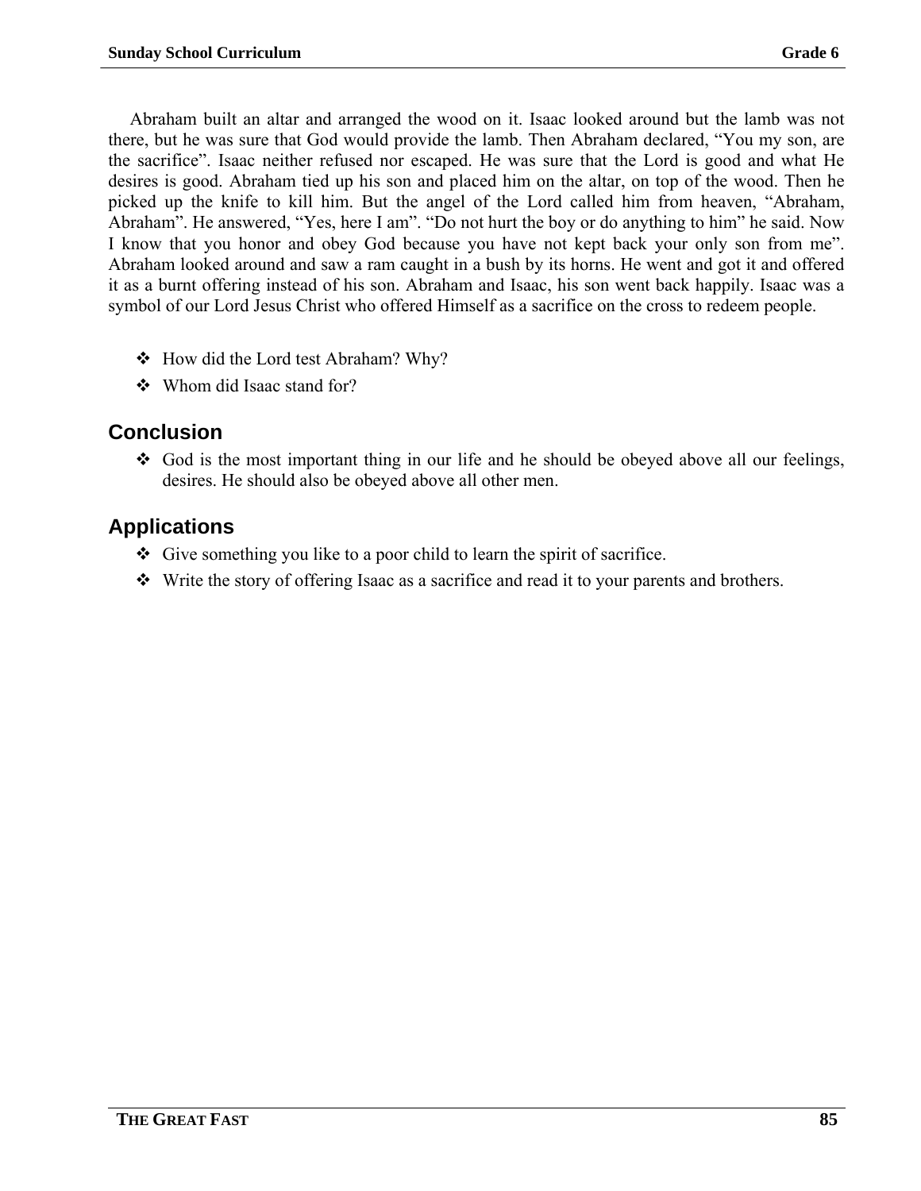Abraham built an altar and arranged the wood on it. Isaac looked around but the lamb was not there, but he was sure that God would provide the lamb. Then Abraham declared, "You my son, are the sacrifice". Isaac neither refused nor escaped. He was sure that the Lord is good and what He desires is good. Abraham tied up his son and placed him on the altar, on top of the wood. Then he picked up the knife to kill him. But the angel of the Lord called him from heaven, "Abraham, Abraham". He answered, "Yes, here I am". "Do not hurt the boy or do anything to him" he said. Now I know that you honor and obey God because you have not kept back your only son from me". Abraham looked around and saw a ram caught in a bush by its horns. He went and got it and offered it as a burnt offering instead of his son. Abraham and Isaac, his son went back happily. Isaac was a symbol of our Lord Jesus Christ who offered Himself as a sacrifice on the cross to redeem people.

- How did the Lord test Abraham? Why?
- Whom did Isaac stand for?

## Conclusion

- God is the most important thing in our life and he should be obeyed above all our feelings, desires. He should also be obeyed above all other men.

## Applications

- Give something you like to a poor child to learn the spirit of sacrifice.
- Write the story of offering Isaac as a sacrifice and read it to your parents and brothers.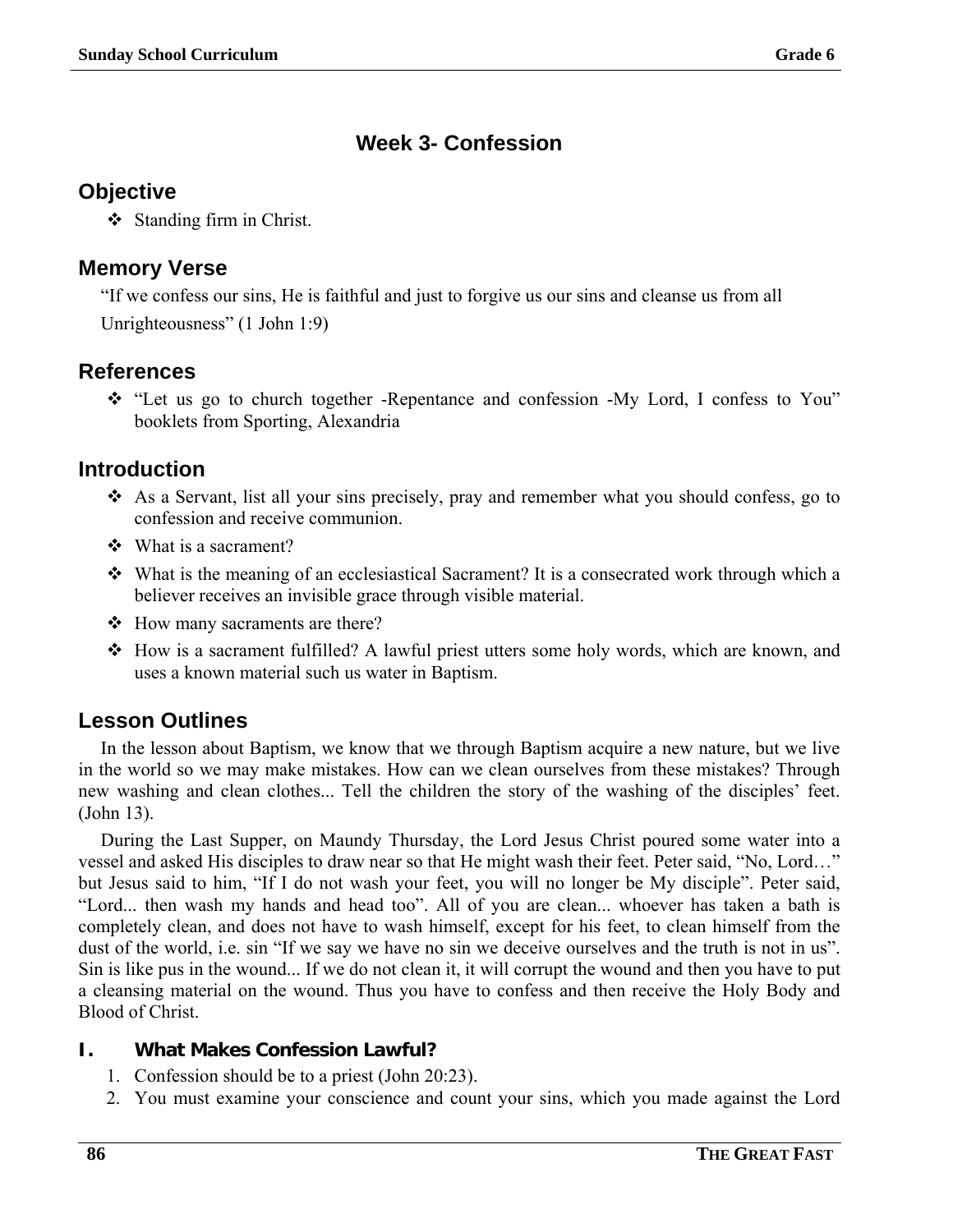# Week 3- Confession

## Objective

- Standing firm in Christ.

## Memory Verse

"If we confess our sins, He is faithful and just to forgive us our sins and cleanse us from all Unrighteousness" (1 John 1:9)

## References

- "Let us go to church together -Repentance and confession -My Lord, I confess to You" booklets from Sporting, Alexandria

## Introduction

- As a Servant, list all your sins precisely, pray and remember what you should confess, go to confession and receive communion.
- What is a sacrament?
- What is the meaning of an ecclesiastical Sacrament? It is a consecrated work through which a believer receives an invisible grace through visible material.
- How many sacraments are there?
- How is a sacrament fulfilled? A lawful priest utters some holy words, which are known, and uses a known material such us water in Baptism.

## Lesson Outlines

In the lesson about Baptism, we know that we through Baptism acquire a new nature, but we live in the world so we may make mistakes. How can we clean ourselves from these mistakes? Through new washing and clean clothes... Tell the children the story of the washing of the disciples' feet. (John 13).

During the Last Supper, on Maundy Thursday, the Lord Jesus Christ poured some water into a vessel and asked His disciples to draw near so that He might wash their feet. Peter said, "No, Lord…" but Jesus said to him, "If I do not wash your feet, you will no longer be My disciple". Peter said, "Lord... then wash my hands and head too". All of you are clean... whoever has taken a bath is completely clean, and does not have to wash himself, except for his feet, to clean himself from the dust of the world, i.e. sin "If we say we have no sin we deceive ourselves and the truth is not in us". Sin is like pus in the wound... If we do not clean it, it will corrupt the wound and then you have to put a cleansing material on the wound. Thus you have to confess and then receive the Holy Body and Blood of Christ.

### I. What Makes Confession Lawful?

1. Confession should be to a priest (John 20:23).
2. You must examine your conscience and count your sins, which you made against the Lord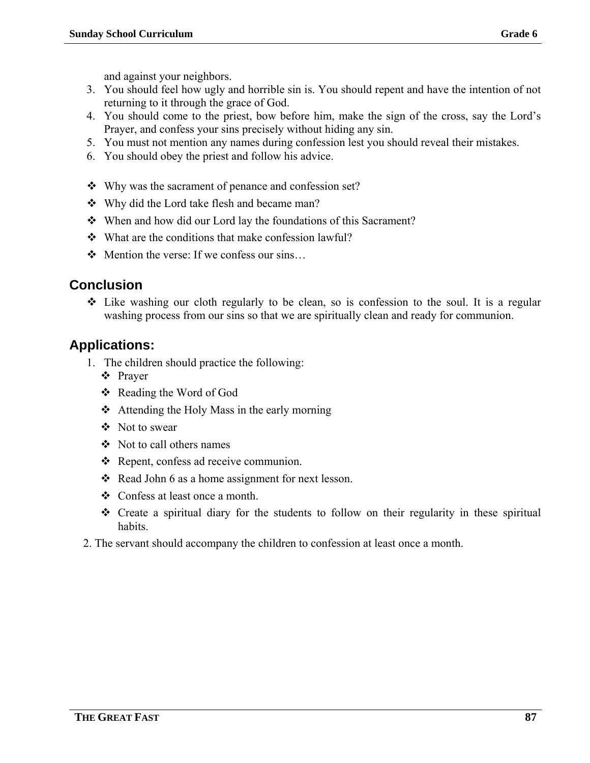and against your neighbors.

3. You should feel how ugly and horrible sin is. You should repent and have the intention of not returning to it through the grace of God.
4. You should come to the priest, bow before him, make the sign of the cross, say the Lord's Prayer, and confess your sins precisely without hiding any sin.
5. You must not mention any names during confession lest you should reveal their mistakes.
6. You should obey the priest and follow his advice.

- Why was the sacrament of penance and confession set?
- Why did the Lord take flesh and became man?
- When and how did our Lord lay the foundations of this Sacrament?
- What are the conditions that make confession lawful?
- Mention the verse: If we confess our sins…

## Conclusion

- Like washing our cloth regularly to be clean, so is confession to the soul. It is a regular washing process from our sins so that we are spiritually clean and ready for communion.

## Applications:

1. The children should practice the following:
   - Prayer
   - Reading the Word of God
   - Attending the Holy Mass in the early morning
   - Not to swear
   - Not to call others names
   - Repent, confess ad receive communion.
   - Read John 6 as a home assignment for next lesson.
   - Confess at least once a month.
   - Create a spiritual diary for the students to follow on their regularity in these spiritual habits.
2. The servant should accompany the children to confession at least once a month.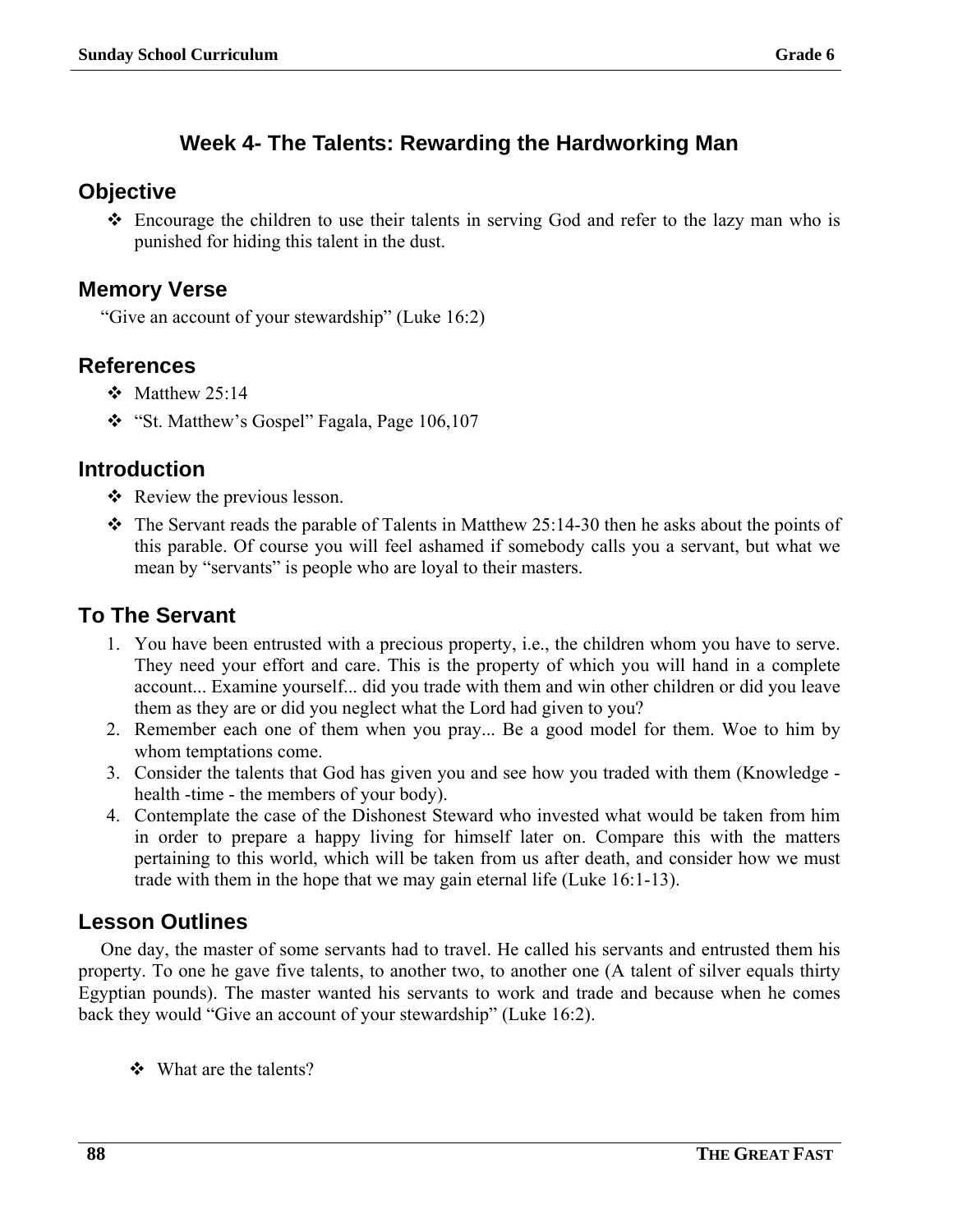## Week 4- The Talents: Rewarding the Hardworking Man

### Objective

- Encourage the children to use their talents in serving God and refer to the lazy man who is punished for hiding this talent in the dust.

### Memory Verse

"Give an account of your stewardship" (Luke 16:2)

### References

- Matthew 25:14
- "St. Matthew's Gospel" Fagala, Page 106,107

### Introduction

- Review the previous lesson.
- The Servant reads the parable of Talents in Matthew 25:14-30 then he asks about the points of this parable. Of course you will feel ashamed if somebody calls you a servant, but what we mean by "servants" is people who are loyal to their masters.

### To The Servant

1. You have been entrusted with a precious property, i.e., the children whom you have to serve. They need your effort and care. This is the property of which you will hand in a complete account... Examine yourself... did you trade with them and win other children or did you leave them as they are or did you neglect what the Lord had given to you?
2. Remember each one of them when you pray... Be a good model for them. Woe to him by whom temptations come.
3. Consider the talents that God has given you and see how you traded with them (Knowledge - health -time - the members of your body).
4. Contemplate the case of the Dishonest Steward who invested what would be taken from him in order to prepare a happy living for himself later on. Compare this with the matters pertaining to this world, which will be taken from us after death, and consider how we must trade with them in the hope that we may gain eternal life (Luke 16:1-13).

### Lesson Outlines

One day, the master of some servants had to travel. He called his servants and entrusted them his property. To one he gave five talents, to another two, to another one (A talent of silver equals thirty Egyptian pounds). The master wanted his servants to work and trade and because when he comes back they would "Give an account of your stewardship" (Luke 16:2).

- What are the talents?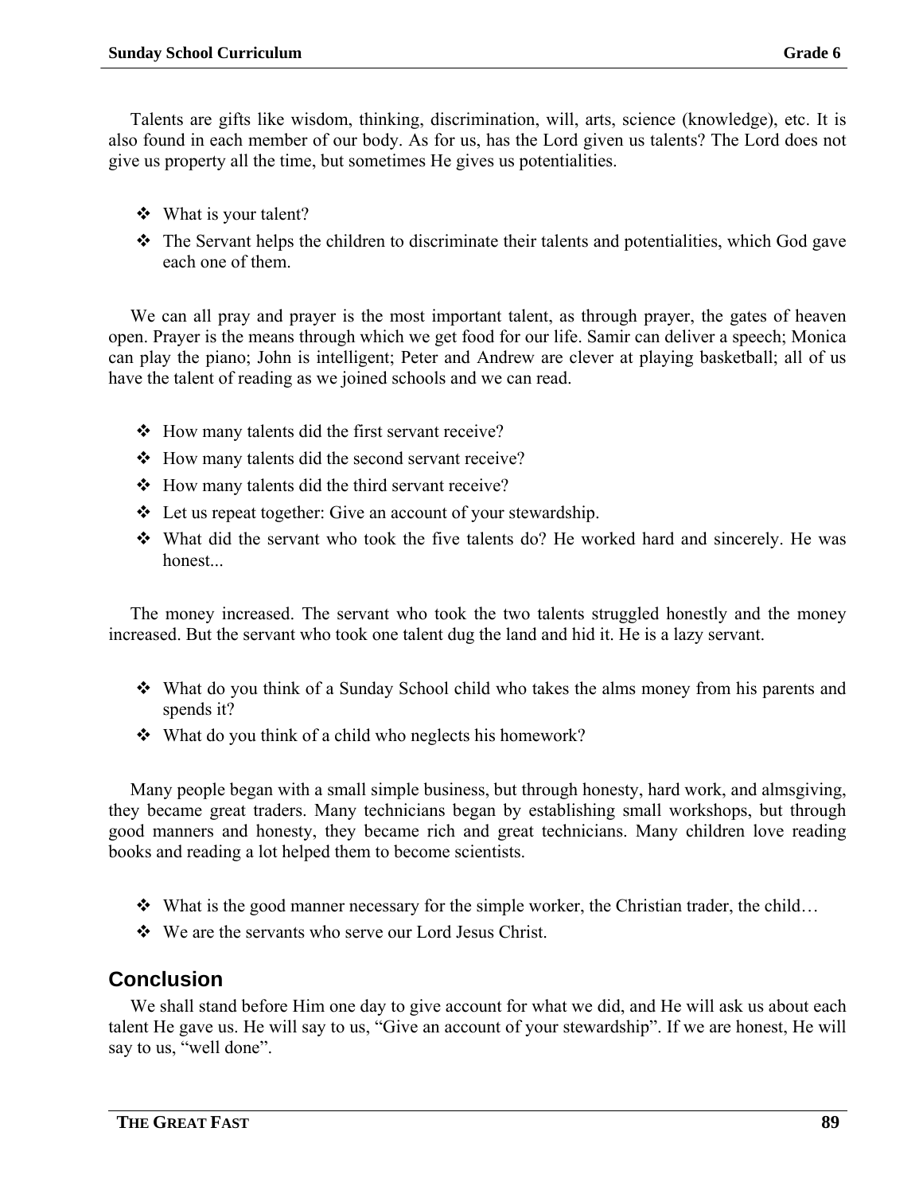Talents are gifts like wisdom, thinking, discrimination, will, arts, science (knowledge), etc. It is also found in each member of our body. As for us, has the Lord given us talents? The Lord does not give us property all the time, but sometimes He gives us potentialities.

- What is your talent?
- The Servant helps the children to discriminate their talents and potentialities, which God gave each one of them.

We can all pray and prayer is the most important talent, as through prayer, the gates of heaven open. Prayer is the means through which we get food for our life. Samir can deliver a speech; Monica can play the piano; John is intelligent; Peter and Andrew are clever at playing basketball; all of us have the talent of reading as we joined schools and we can read.

- How many talents did the first servant receive?
- How many talents did the second servant receive?
- How many talents did the third servant receive?
- Let us repeat together: Give an account of your stewardship.
- What did the servant who took the five talents do? He worked hard and sincerely. He was honest...

The money increased. The servant who took the two talents struggled honestly and the money increased. But the servant who took one talent dug the land and hid it. He is a lazy servant.

- What do you think of a Sunday School child who takes the alms money from his parents and spends it?
- What do you think of a child who neglects his homework?

Many people began with a small simple business, but through honesty, hard work, and almsgiving, they became great traders. Many technicians began by establishing small workshops, but through good manners and honesty, they became rich and great technicians. Many children love reading books and reading a lot helped them to become scientists.

- What is the good manner necessary for the simple worker, the Christian trader, the child…
- We are the servants who serve our Lord Jesus Christ.

## Conclusion

We shall stand before Him one day to give account for what we did, and He will ask us about each talent He gave us. He will say to us, "Give an account of your stewardship". If we are honest, He will say to us, "well done".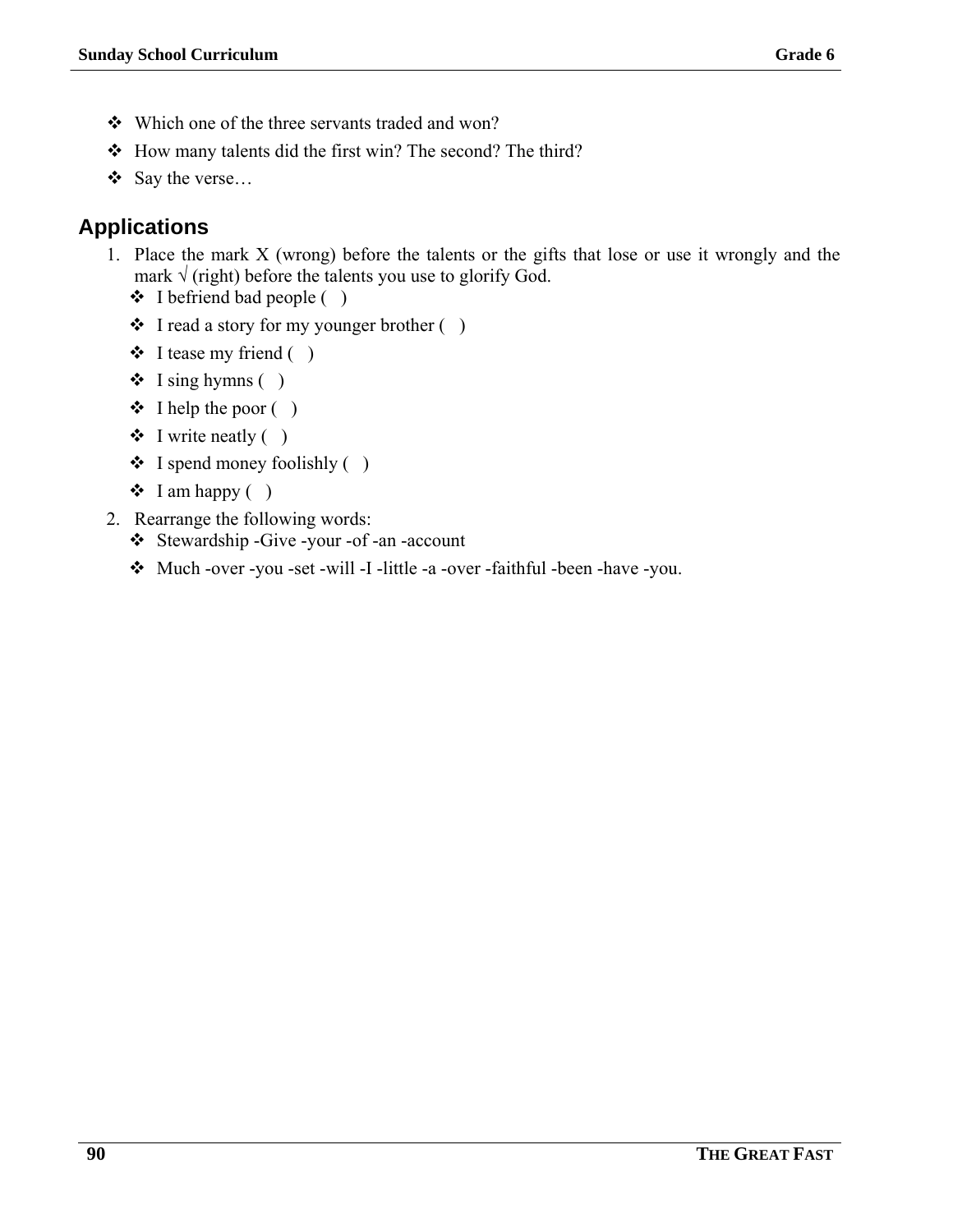- Which one of the three servants traded and won?
- How many talents did the first win? The second? The third?
- Say the verse…

## Applications

1. Place the mark X (wrong) before the talents or the gifts that lose or use it wrongly and the mark √ (right) before the talents you use to glorify God.
   - I befriend bad people (   )
   - I read a story for my younger brother (   )
   - I tease my friend (   )
   - I sing hymns (   )
   - I help the poor (   )
   - I write neatly (   )
   - I spend money foolishly (   )
   - I am happy (   )
2. Rearrange the following words:
   - Stewardship -Give -your -of -an -account
   - Much -over -you -set -will -I -little -a -over -faithful -been -have -you.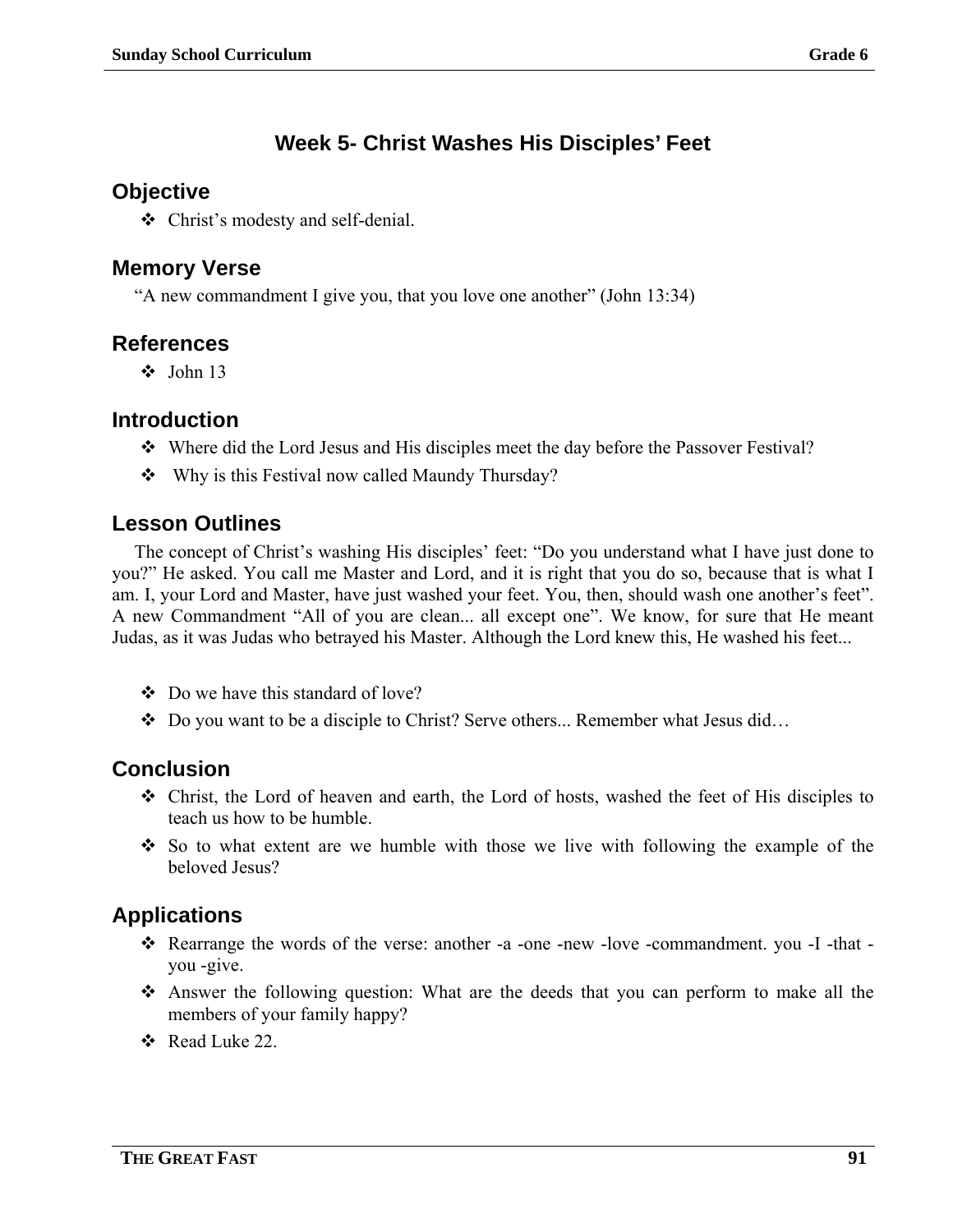# Week 5- Christ Washes His Disciples' Feet

## Objective

- Christ's modesty and self-denial.

## Memory Verse

"A new commandment I give you, that you love one another" (John 13:34)

## References

- John 13

## Introduction

- Where did the Lord Jesus and His disciples meet the day before the Passover Festival?
- Why is this Festival now called Maundy Thursday?

## Lesson Outlines

The concept of Christ's washing His disciples' feet: "Do you understand what I have just done to you?" He asked. You call me Master and Lord, and it is right that you do so, because that is what I am. I, your Lord and Master, have just washed your feet. You, then, should wash one another's feet". A new Commandment "All of you are clean... all except one". We know, for sure that He meant Judas, as it was Judas who betrayed his Master. Although the Lord knew this, He washed his feet...

- Do we have this standard of love?
- Do you want to be a disciple to Christ? Serve others... Remember what Jesus did…

## Conclusion

- Christ, the Lord of heaven and earth, the Lord of hosts, washed the feet of His disciples to teach us how to be humble.
- So to what extent are we humble with those we live with following the example of the beloved Jesus?

## Applications

- Rearrange the words of the verse: another -a -one -new -love -commandment. you -I -that -you -give.
- Answer the following question: What are the deeds that you can perform to make all the members of your family happy?
- Read Luke 22.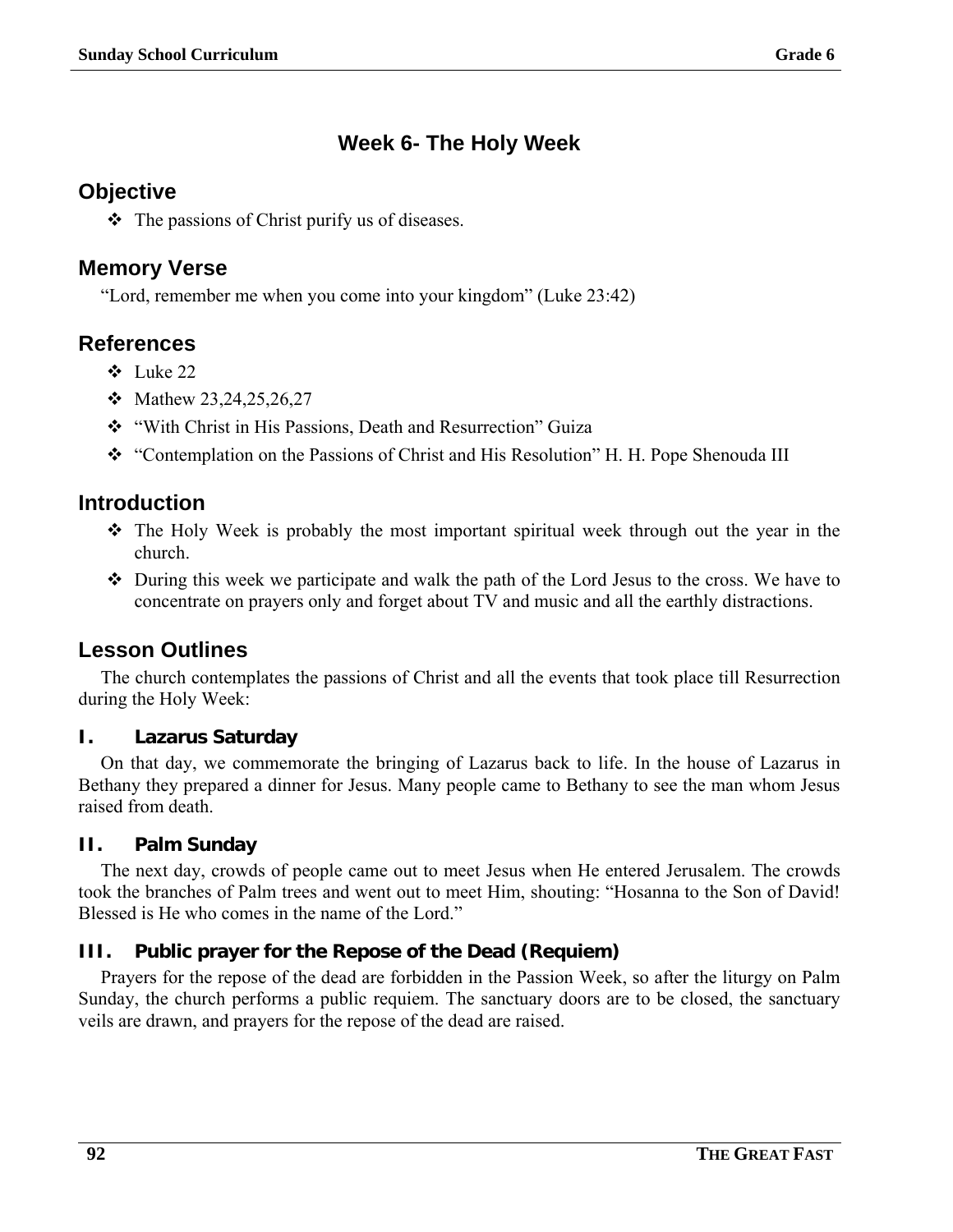# Week 6- The Holy Week

## Objective

- The passions of Christ purify us of diseases.

## Memory Verse

"Lord, remember me when you come into your kingdom" (Luke 23:42)

## References

- Luke 22
- Mathew 23,24,25,26,27
- "With Christ in His Passions, Death and Resurrection" Guiza
- "Contemplation on the Passions of Christ and His Resolution" H. H. Pope Shenouda III

## Introduction

- The Holy Week is probably the most important spiritual week through out the year in the church.
- During this week we participate and walk the path of the Lord Jesus to the cross. We have to concentrate on prayers only and forget about TV and music and all the earthly distractions.

## Lesson Outlines

The church contemplates the passions of Christ and all the events that took place till Resurrection during the Holy Week:

### I. Lazarus Saturday

On that day, we commemorate the bringing of Lazarus back to life. In the house of Lazarus in Bethany they prepared a dinner for Jesus. Many people came to Bethany to see the man whom Jesus raised from death.

### II. Palm Sunday

The next day, crowds of people came out to meet Jesus when He entered Jerusalem. The crowds took the branches of Palm trees and went out to meet Him, shouting: "Hosanna to the Son of David! Blessed is He who comes in the name of the Lord."

### III. Public prayer for the Repose of the Dead (Requiem)

Prayers for the repose of the dead are forbidden in the Passion Week, so after the liturgy on Palm Sunday, the church performs a public requiem. The sanctuary doors are to be closed, the sanctuary veils are drawn, and prayers for the repose of the dead are raised.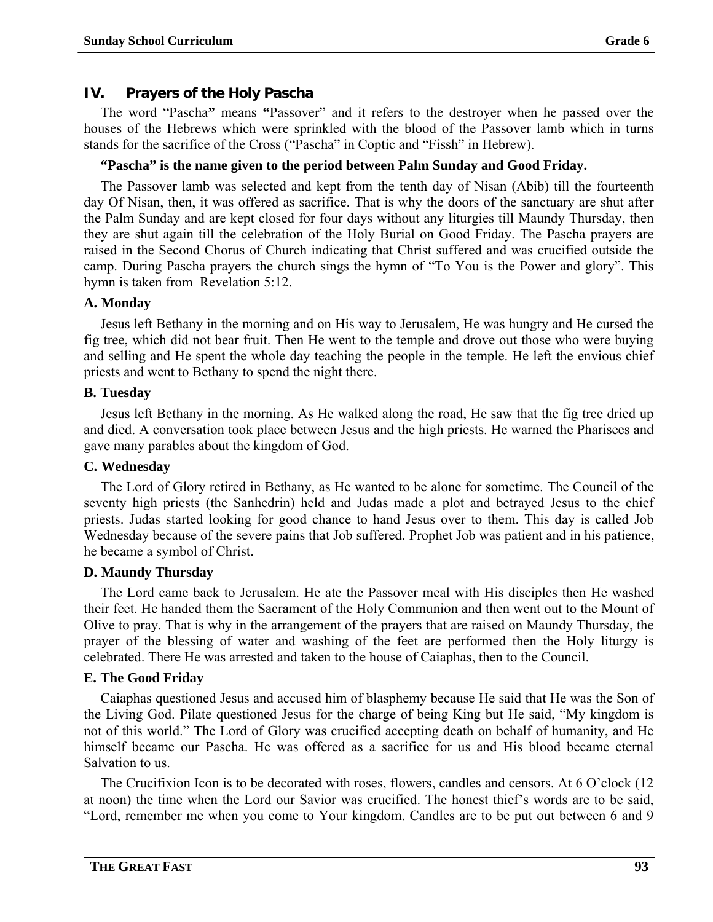## IV. Prayers of the Holy Pascha

The word "Pascha**"** means **"**Passover" and it refers to the destroyer when he passed over the houses of the Hebrews which were sprinkled with the blood of the Passover lamb which in turns stands for the sacrifice of the Cross ("Pascha" in Coptic and "Fissh" in Hebrew).

**"Pascha" is the name given to the period between Palm Sunday and Good Friday.**

The Passover lamb was selected and kept from the tenth day of Nisan (Abib) till the fourteenth day Of Nisan, then, it was offered as sacrifice. That is why the doors of the sanctuary are shut after the Palm Sunday and are kept closed for four days without any liturgies till Maundy Thursday, then they are shut again till the celebration of the Holy Burial on Good Friday. The Pascha prayers are raised in the Second Chorus of Church indicating that Christ suffered and was crucified outside the camp. During Pascha prayers the church sings the hymn of "To You is the Power and glory". This hymn is taken from Revelation 5:12.

### A. Monday

Jesus left Bethany in the morning and on His way to Jerusalem, He was hungry and He cursed the fig tree, which did not bear fruit. Then He went to the temple and drove out those who were buying and selling and He spent the whole day teaching the people in the temple. He left the envious chief priests and went to Bethany to spend the night there.

### B. Tuesday

Jesus left Bethany in the morning. As He walked along the road, He saw that the fig tree dried up and died. A conversation took place between Jesus and the high priests. He warned the Pharisees and gave many parables about the kingdom of God.

### C. Wednesday

The Lord of Glory retired in Bethany, as He wanted to be alone for sometime. The Council of the seventy high priests (the Sanhedrin) held and Judas made a plot and betrayed Jesus to the chief priests. Judas started looking for good chance to hand Jesus over to them. This day is called Job Wednesday because of the severe pains that Job suffered. Prophet Job was patient and in his patience, he became a symbol of Christ.

### D. Maundy Thursday

The Lord came back to Jerusalem. He ate the Passover meal with His disciples then He washed their feet. He handed them the Sacrament of the Holy Communion and then went out to the Mount of Olive to pray. That is why in the arrangement of the prayers that are raised on Maundy Thursday, the prayer of the blessing of water and washing of the feet are performed then the Holy liturgy is celebrated. There He was arrested and taken to the house of Caiaphas, then to the Council.

### E. The Good Friday

Caiaphas questioned Jesus and accused him of blasphemy because He said that He was the Son of the Living God. Pilate questioned Jesus for the charge of being King but He said, "My kingdom is not of this world." The Lord of Glory was crucified accepting death on behalf of humanity, and He himself became our Pascha. He was offered as a sacrifice for us and His blood became eternal Salvation to us.

The Crucifixion Icon is to be decorated with roses, flowers, candles and censors. At 6 O'clock (12 at noon) the time when the Lord our Savior was crucified. The honest thief's words are to be said, "Lord, remember me when you come to Your kingdom. Candles are to be put out between 6 and 9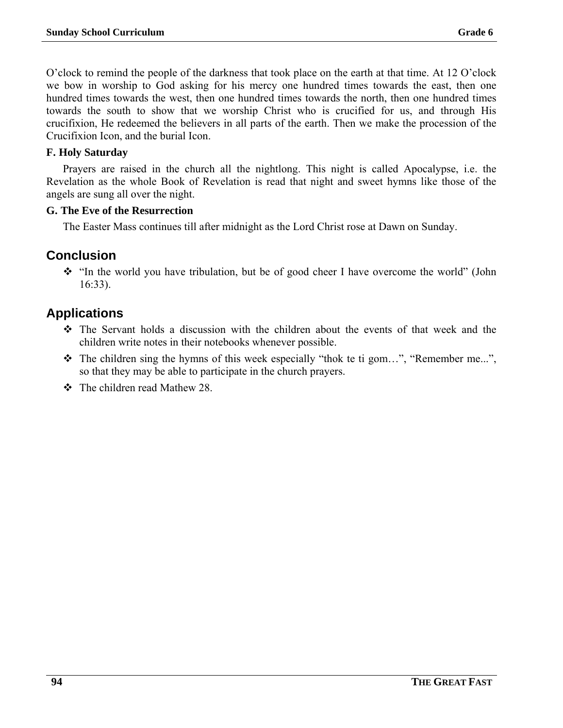O'clock to remind the people of the darkness that took place on the earth at that time. At 12 O'clock we bow in worship to God asking for his mercy one hundred times towards the east, then one hundred times towards the west, then one hundred times towards the north, then one hundred times towards the south to show that we worship Christ who is crucified for us, and through His crucifixion, He redeemed the believers in all parts of the earth. Then we make the procession of the Crucifixion Icon, and the burial Icon.

**F. Holy Saturday**

Prayers are raised in the church all the nightlong. This night is called Apocalypse, i.e. the Revelation as the whole Book of Revelation is read that night and sweet hymns like those of the angels are sung all over the night.

**G. The Eve of the Resurrection**

The Easter Mass continues till after midnight as the Lord Christ rose at Dawn on Sunday.

## Conclusion

- "In the world you have tribulation, but be of good cheer I have overcome the world" (John 16:33).

## Applications

- The Servant holds a discussion with the children about the events of that week and the children write notes in their notebooks whenever possible.
- The children sing the hymns of this week especially "thok te ti gom…", "Remember me...", so that they may be able to participate in the church prayers.
- The children read Mathew 28.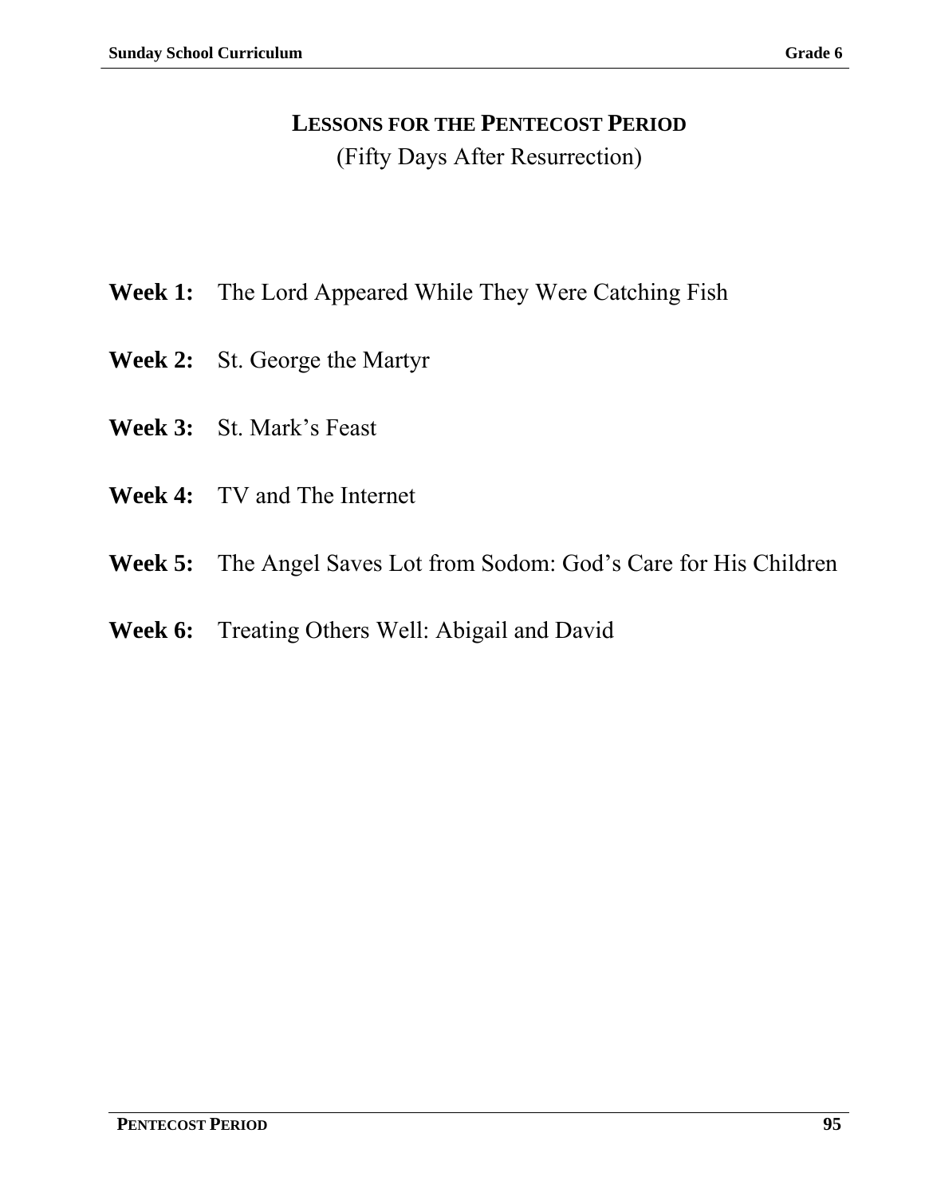# LESSONS FOR THE PENTECOST PERIOD

(Fifty Days After Resurrection)

**Week 1:** The Lord Appeared While They Were Catching Fish

**Week 2:** St. George the Martyr

**Week 3:** St. Mark's Feast

**Week 4:** TV and The Internet

**Week 5:** The Angel Saves Lot from Sodom: God's Care for His Children

**Week 6:** Treating Others Well: Abigail and David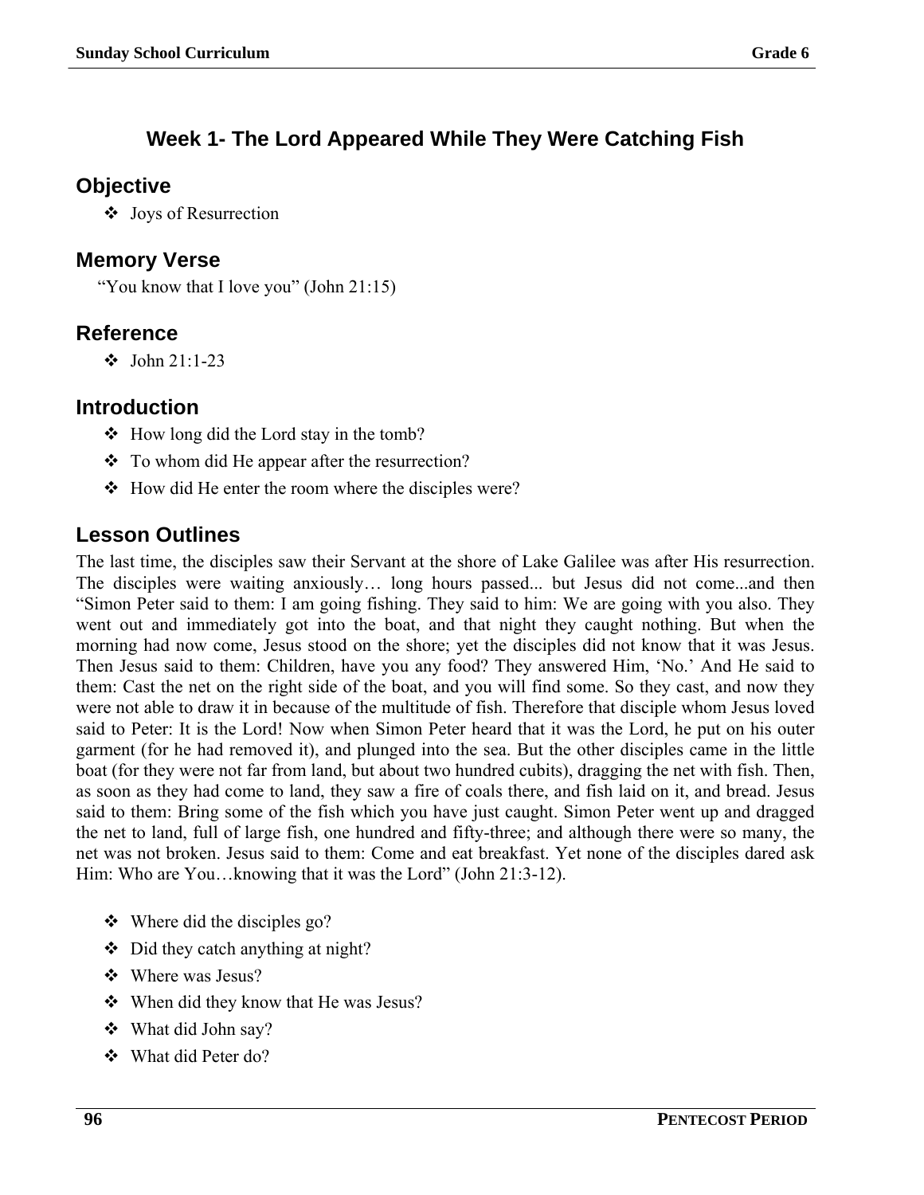# Week 1- The Lord Appeared While They Were Catching Fish

## Objective

- Joys of Resurrection

## Memory Verse

"You know that I love you" (John 21:15)

## Reference

- John 21:1-23

## Introduction

- How long did the Lord stay in the tomb?
- To whom did He appear after the resurrection?
- How did He enter the room where the disciples were?

## Lesson Outlines

The last time, the disciples saw their Servant at the shore of Lake Galilee was after His resurrection. The disciples were waiting anxiously… long hours passed... but Jesus did not come...and then "Simon Peter said to them: I am going fishing. They said to him: We are going with you also. They went out and immediately got into the boat, and that night they caught nothing. But when the morning had now come, Jesus stood on the shore; yet the disciples did not know that it was Jesus. Then Jesus said to them: Children, have you any food? They answered Him, 'No.' And He said to them: Cast the net on the right side of the boat, and you will find some. So they cast, and now they were not able to draw it in because of the multitude of fish. Therefore that disciple whom Jesus loved said to Peter: It is the Lord! Now when Simon Peter heard that it was the Lord, he put on his outer garment (for he had removed it), and plunged into the sea. But the other disciples came in the little boat (for they were not far from land, but about two hundred cubits), dragging the net with fish. Then, as soon as they had come to land, they saw a fire of coals there, and fish laid on it, and bread. Jesus said to them: Bring some of the fish which you have just caught. Simon Peter went up and dragged the net to land, full of large fish, one hundred and fifty-three; and although there were so many, the net was not broken. Jesus said to them: Come and eat breakfast. Yet none of the disciples dared ask Him: Who are You…knowing that it was the Lord" (John 21:3-12).

- Where did the disciples go?
- Did they catch anything at night?
- Where was Jesus?
- When did they know that He was Jesus?
- What did John say?
- What did Peter do?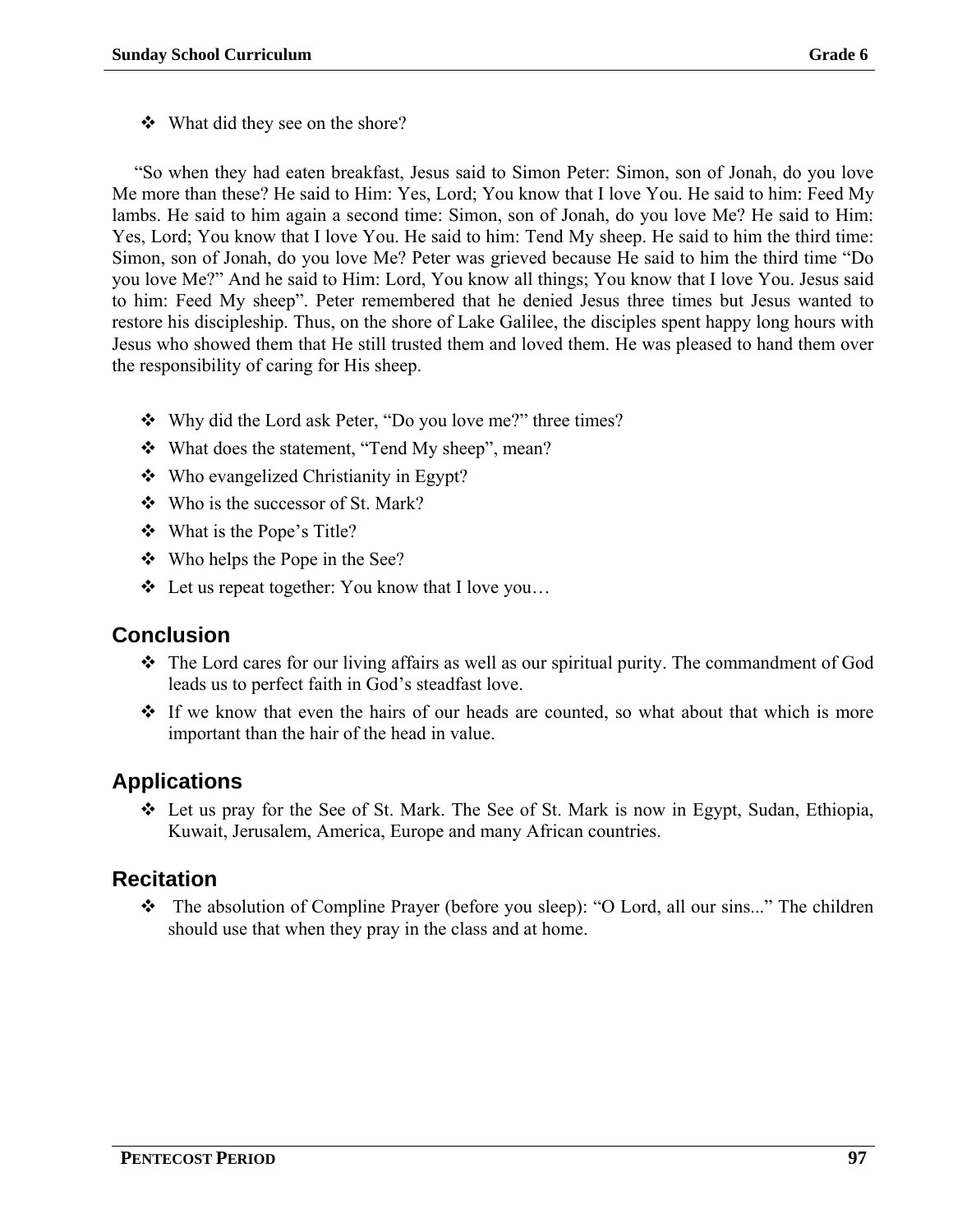- What did they see on the shore?

"So when they had eaten breakfast, Jesus said to Simon Peter: Simon, son of Jonah, do you love Me more than these? He said to Him: Yes, Lord; You know that I love You. He said to him: Feed My lambs. He said to him again a second time: Simon, son of Jonah, do you love Me? He said to Him: Yes, Lord; You know that I love You. He said to him: Tend My sheep. He said to him the third time: Simon, son of Jonah, do you love Me? Peter was grieved because He said to him the third time "Do you love Me?" And he said to Him: Lord, You know all things; You know that I love You. Jesus said to him: Feed My sheep". Peter remembered that he denied Jesus three times but Jesus wanted to restore his discipleship. Thus, on the shore of Lake Galilee, the disciples spent happy long hours with Jesus who showed them that He still trusted them and loved them. He was pleased to hand them over the responsibility of caring for His sheep.

- Why did the Lord ask Peter, "Do you love me?" three times?
- What does the statement, "Tend My sheep", mean?
- Who evangelized Christianity in Egypt?
- Who is the successor of St. Mark?
- What is the Pope's Title?
- Who helps the Pope in the See?
- Let us repeat together: You know that I love you…

## Conclusion

- The Lord cares for our living affairs as well as our spiritual purity. The commandment of God leads us to perfect faith in God's steadfast love.
- If we know that even the hairs of our heads are counted, so what about that which is more important than the hair of the head in value.

## Applications

- Let us pray for the See of St. Mark. The See of St. Mark is now in Egypt, Sudan, Ethiopia, Kuwait, Jerusalem, America, Europe and many African countries.

## Recitation

- The absolution of Compline Prayer (before you sleep): "O Lord, all our sins..." The children should use that when they pray in the class and at home.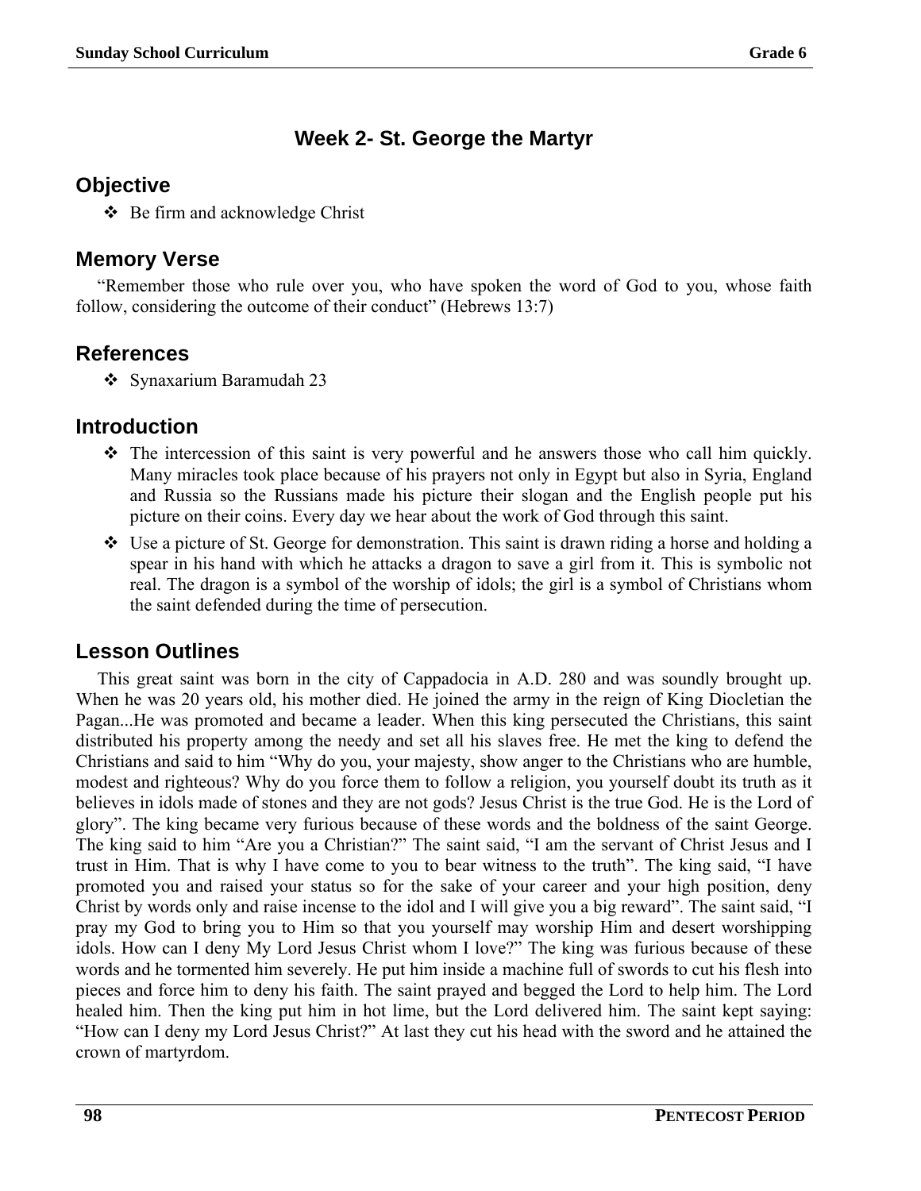# Week 2- St. George the Martyr

## Objective

- Be firm and acknowledge Christ

## Memory Verse

"Remember those who rule over you, who have spoken the word of God to you, whose faith follow, considering the outcome of their conduct" (Hebrews 13:7)

## References

- Synaxarium Baramudah 23

## Introduction

- The intercession of this saint is very powerful and he answers those who call him quickly. Many miracles took place because of his prayers not only in Egypt but also in Syria, England and Russia so the Russians made his picture their slogan and the English people put his picture on their coins. Every day we hear about the work of God through this saint.
- Use a picture of St. George for demonstration. This saint is drawn riding a horse and holding a spear in his hand with which he attacks a dragon to save a girl from it. This is symbolic not real. The dragon is a symbol of the worship of idols; the girl is a symbol of Christians whom the saint defended during the time of persecution.

## Lesson Outlines

This great saint was born in the city of Cappadocia in A.D. 280 and was soundly brought up. When he was 20 years old, his mother died. He joined the army in the reign of King Diocletian the Pagan...He was promoted and became a leader. When this king persecuted the Christians, this saint distributed his property among the needy and set all his slaves free. He met the king to defend the Christians and said to him "Why do you, your majesty, show anger to the Christians who are humble, modest and righteous? Why do you force them to follow a religion, you yourself doubt its truth as it believes in idols made of stones and they are not gods? Jesus Christ is the true God. He is the Lord of glory". The king became very furious because of these words and the boldness of the saint George. The king said to him "Are you a Christian?" The saint said, "I am the servant of Christ Jesus and I trust in Him. That is why I have come to you to bear witness to the truth". The king said, "I have promoted you and raised your status so for the sake of your career and your high position, deny Christ by words only and raise incense to the idol and I will give you a big reward". The saint said, "I pray my God to bring you to Him so that you yourself may worship Him and desert worshipping idols. How can I deny My Lord Jesus Christ whom I love?" The king was furious because of these words and he tormented him severely. He put him inside a machine full of swords to cut his flesh into pieces and force him to deny his faith. The saint prayed and begged the Lord to help him. The Lord healed him. Then the king put him in hot lime, but the Lord delivered him. The saint kept saying: "How can I deny my Lord Jesus Christ?" At last they cut his head with the sword and he attained the crown of martyrdom.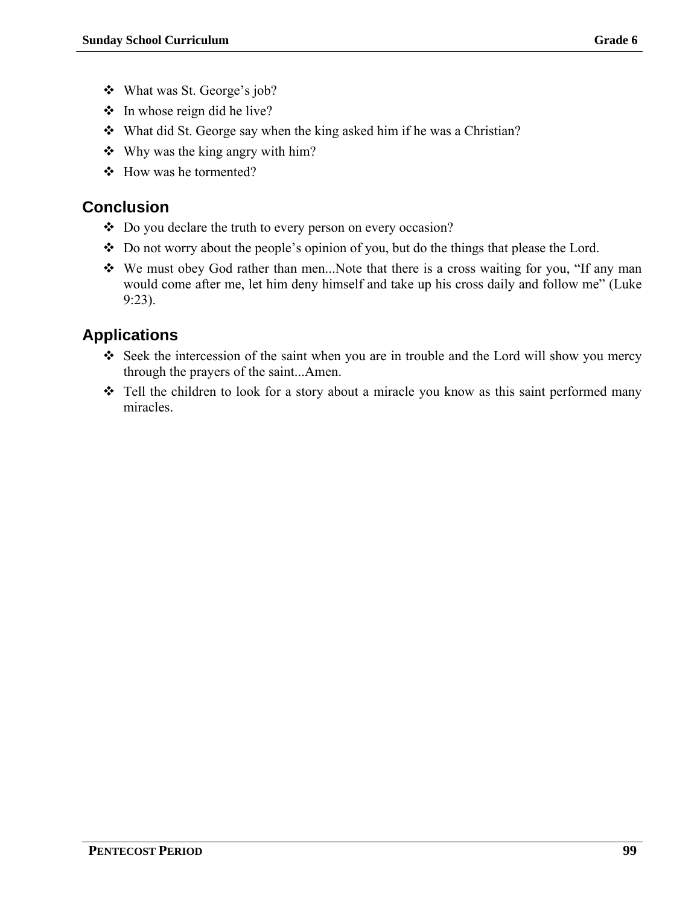- What was St. George's job?
- In whose reign did he live?
- What did St. George say when the king asked him if he was a Christian?
- Why was the king angry with him?
- How was he tormented?

## Conclusion

- Do you declare the truth to every person on every occasion?
- Do not worry about the people's opinion of you, but do the things that please the Lord.
- We must obey God rather than men...Note that there is a cross waiting for you, "If any man would come after me, let him deny himself and take up his cross daily and follow me" (Luke 9:23).

## Applications

- Seek the intercession of the saint when you are in trouble and the Lord will show you mercy through the prayers of the saint...Amen.
- Tell the children to look for a story about a miracle you know as this saint performed many miracles.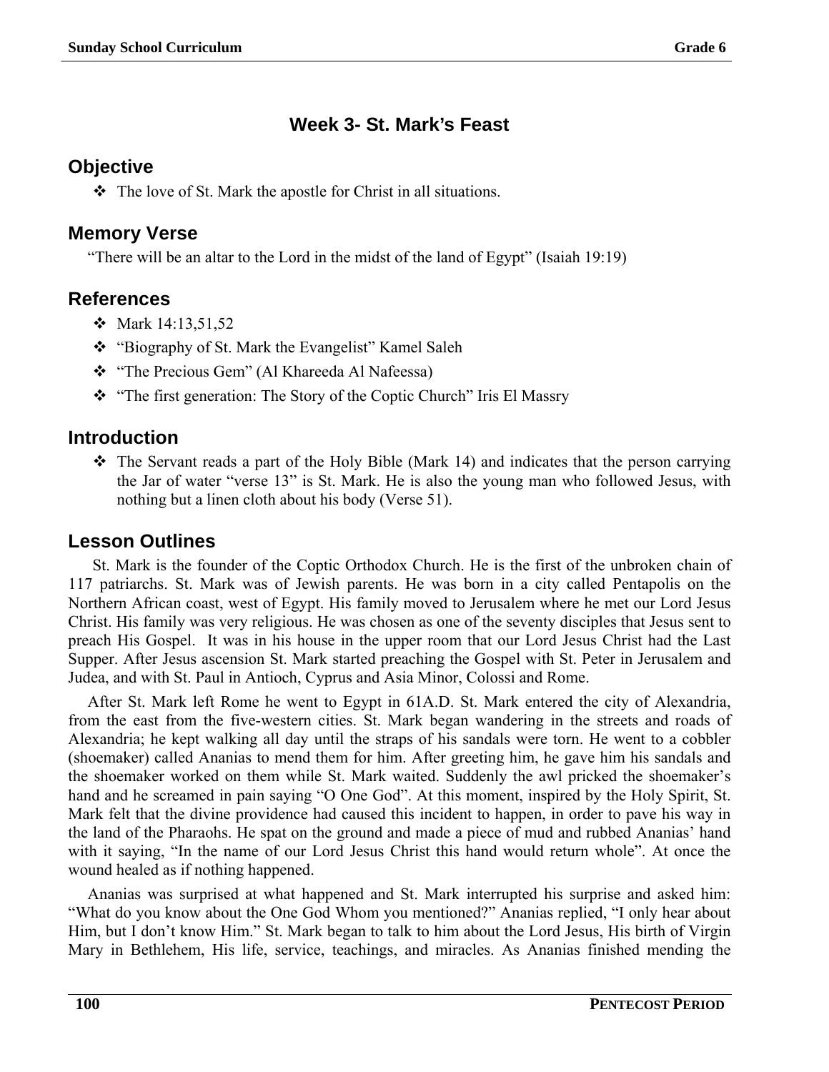## Week 3- St. Mark's Feast

### Objective

- The love of St. Mark the apostle for Christ in all situations.

### Memory Verse

"There will be an altar to the Lord in the midst of the land of Egypt" (Isaiah 19:19)

### References

- Mark 14:13,51,52
- "Biography of St. Mark the Evangelist" Kamel Saleh
- "The Precious Gem" (Al Khareeda Al Nafeessa)
- "The first generation: The Story of the Coptic Church" Iris El Massry

### Introduction

- The Servant reads a part of the Holy Bible (Mark 14) and indicates that the person carrying the Jar of water "verse 13" is St. Mark. He is also the young man who followed Jesus, with nothing but a linen cloth about his body (Verse 51).

### Lesson Outlines

St. Mark is the founder of the Coptic Orthodox Church. He is the first of the unbroken chain of 117 patriarchs. St. Mark was of Jewish parents. He was born in a city called Pentapolis on the Northern African coast, west of Egypt. His family moved to Jerusalem where he met our Lord Jesus Christ. His family was very religious. He was chosen as one of the seventy disciples that Jesus sent to preach His Gospel. It was in his house in the upper room that our Lord Jesus Christ had the Last Supper. After Jesus ascension St. Mark started preaching the Gospel with St. Peter in Jerusalem and Judea, and with St. Paul in Antioch, Cyprus and Asia Minor, Colossi and Rome.

After St. Mark left Rome he went to Egypt in 61A.D. St. Mark entered the city of Alexandria, from the east from the five-western cities. St. Mark began wandering in the streets and roads of Alexandria; he kept walking all day until the straps of his sandals were torn. He went to a cobbler (shoemaker) called Ananias to mend them for him. After greeting him, he gave him his sandals and the shoemaker worked on them while St. Mark waited. Suddenly the awl pricked the shoemaker's hand and he screamed in pain saying "O One God". At this moment, inspired by the Holy Spirit, St. Mark felt that the divine providence had caused this incident to happen, in order to pave his way in the land of the Pharaohs. He spat on the ground and made a piece of mud and rubbed Ananias' hand with it saying, "In the name of our Lord Jesus Christ this hand would return whole". At once the wound healed as if nothing happened.

Ananias was surprised at what happened and St. Mark interrupted his surprise and asked him: "What do you know about the One God Whom you mentioned?" Ananias replied, "I only hear about Him, but I don't know Him." St. Mark began to talk to him about the Lord Jesus, His birth of Virgin Mary in Bethlehem, His life, service, teachings, and miracles. As Ananias finished mending the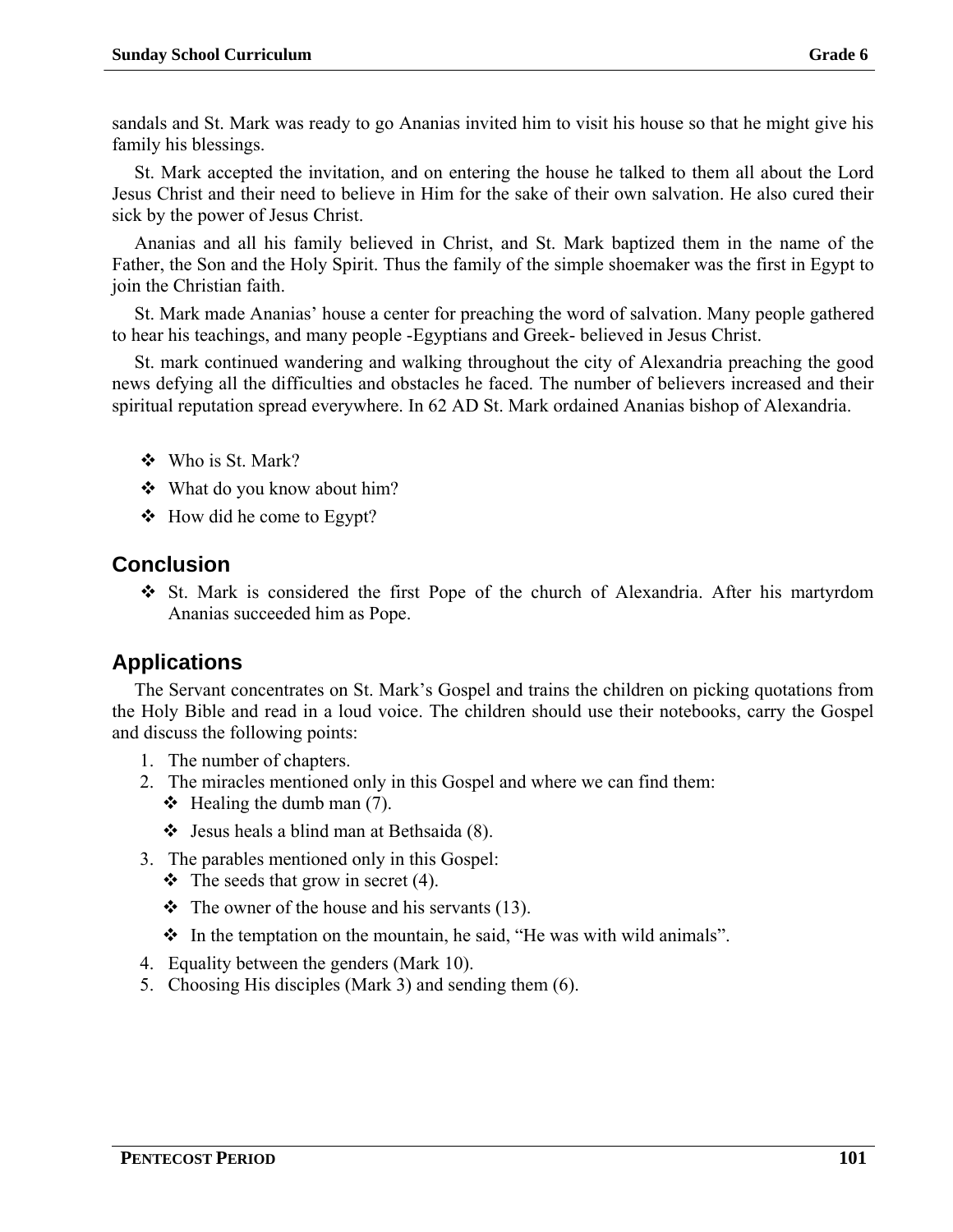sandals and St. Mark was ready to go Ananias invited him to visit his house so that he might give his family his blessings.

St. Mark accepted the invitation, and on entering the house he talked to them all about the Lord Jesus Christ and their need to believe in Him for the sake of their own salvation. He also cured their sick by the power of Jesus Christ.

Ananias and all his family believed in Christ, and St. Mark baptized them in the name of the Father, the Son and the Holy Spirit. Thus the family of the simple shoemaker was the first in Egypt to join the Christian faith.

St. Mark made Ananias' house a center for preaching the word of salvation. Many people gathered to hear his teachings, and many people -Egyptians and Greek- believed in Jesus Christ.

St. mark continued wandering and walking throughout the city of Alexandria preaching the good news defying all the difficulties and obstacles he faced. The number of believers increased and their spiritual reputation spread everywhere. In 62 AD St. Mark ordained Ananias bishop of Alexandria.

- Who is St. Mark?
- What do you know about him?
- How did he come to Egypt?

## Conclusion

- St. Mark is considered the first Pope of the church of Alexandria. After his martyrdom Ananias succeeded him as Pope.

## Applications

The Servant concentrates on St. Mark's Gospel and trains the children on picking quotations from the Holy Bible and read in a loud voice. The children should use their notebooks, carry the Gospel and discuss the following points:

1. The number of chapters.
2. The miracles mentioned only in this Gospel and where we can find them:
   - Healing the dumb man (7).
   - Jesus heals a blind man at Bethsaida (8).
3. The parables mentioned only in this Gospel:
   - The seeds that grow in secret (4).
   - The owner of the house and his servants (13).
   - In the temptation on the mountain, he said, "He was with wild animals".
4. Equality between the genders (Mark 10).
5. Choosing His disciples (Mark 3) and sending them (6).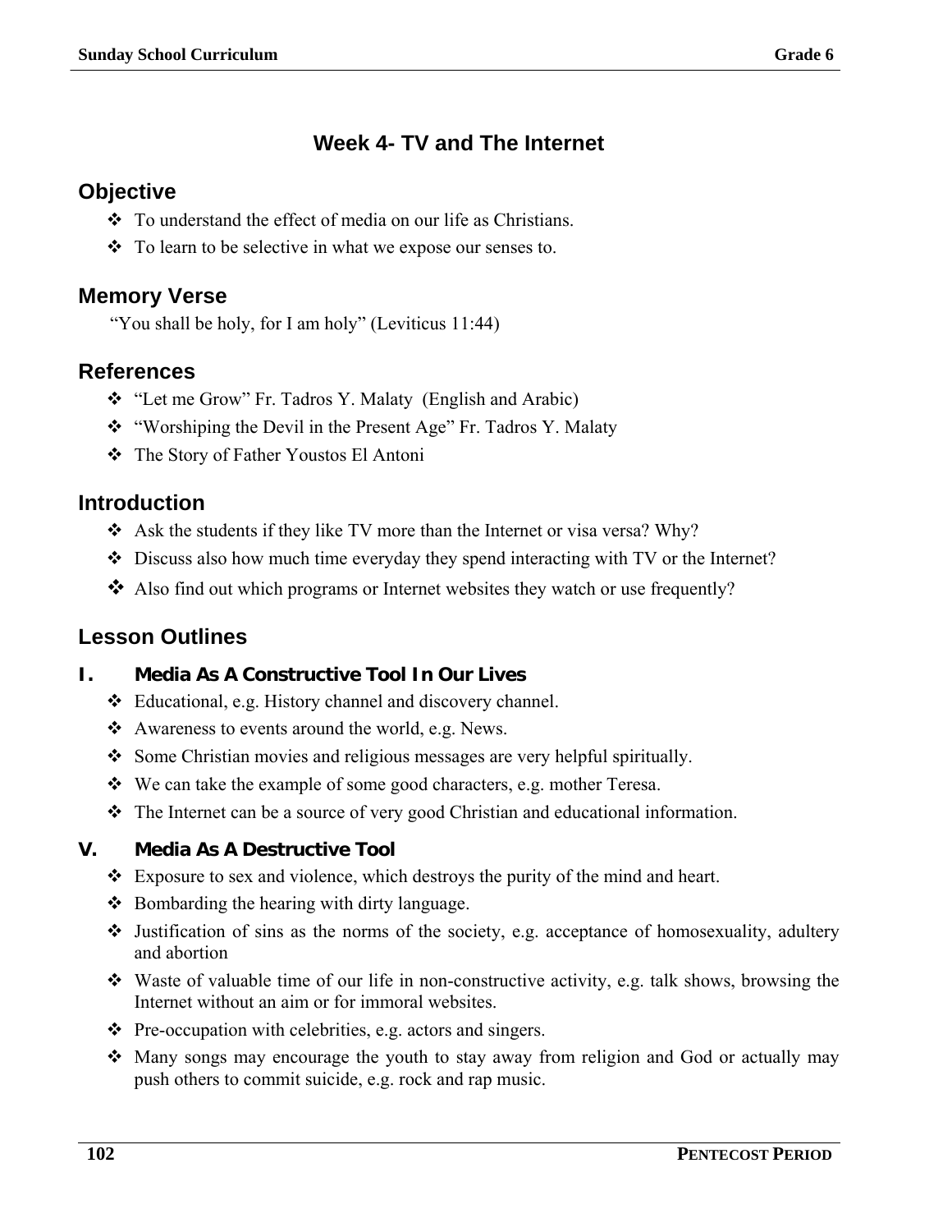# Week 4- TV and The Internet

## Objective

- To understand the effect of media on our life as Christians.
- To learn to be selective in what we expose our senses to.

## Memory Verse

"You shall be holy, for I am holy" (Leviticus 11:44)

## References

- "Let me Grow" Fr. Tadros Y. Malaty (English and Arabic)
- "Worshiping the Devil in the Present Age" Fr. Tadros Y. Malaty
- The Story of Father Youstos El Antoni

## Introduction

- Ask the students if they like TV more than the Internet or visa versa? Why?
- Discuss also how much time everyday they spend interacting with TV or the Internet?
- Also find out which programs or Internet websites they watch or use frequently?

## Lesson Outlines

### I. Media As A Constructive Tool In Our Lives

- Educational, e.g. History channel and discovery channel.
- Awareness to events around the world, e.g. News.
- Some Christian movies and religious messages are very helpful spiritually.
- We can take the example of some good characters, e.g. mother Teresa.
- The Internet can be a source of very good Christian and educational information.

### V. Media As A Destructive Tool

- Exposure to sex and violence, which destroys the purity of the mind and heart.
- Bombarding the hearing with dirty language.
- Justification of sins as the norms of the society, e.g. acceptance of homosexuality, adultery and abortion
- Waste of valuable time of our life in non-constructive activity, e.g. talk shows, browsing the Internet without an aim or for immoral websites.
- Pre-occupation with celebrities, e.g. actors and singers.
- Many songs may encourage the youth to stay away from religion and God or actually may push others to commit suicide, e.g. rock and rap music.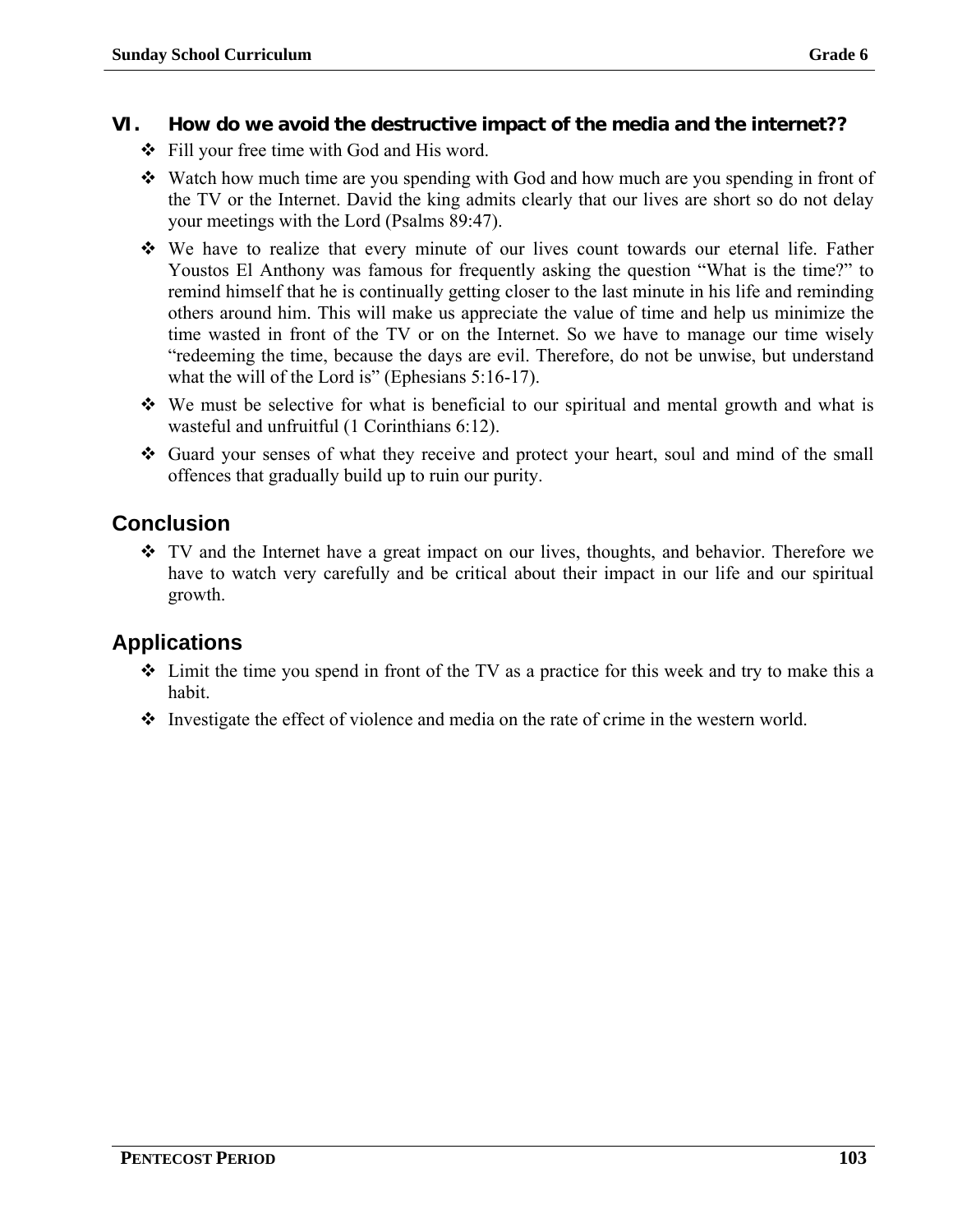## VI. How do we avoid the destructive impact of the media and the internet??

- Fill your free time with God and His word.
- Watch how much time are you spending with God and how much are you spending in front of the TV or the Internet. David the king admits clearly that our lives are short so do not delay your meetings with the Lord (Psalms 89:47).
- We have to realize that every minute of our lives count towards our eternal life. Father Youstos El Anthony was famous for frequently asking the question "What is the time?" to remind himself that he is continually getting closer to the last minute in his life and reminding others around him. This will make us appreciate the value of time and help us minimize the time wasted in front of the TV or on the Internet. So we have to manage our time wisely "redeeming the time, because the days are evil. Therefore, do not be unwise, but understand what the will of the Lord is" (Ephesians 5:16-17).
- We must be selective for what is beneficial to our spiritual and mental growth and what is wasteful and unfruitful (1 Corinthians 6:12).
- Guard your senses of what they receive and protect your heart, soul and mind of the small offences that gradually build up to ruin our purity.

## Conclusion

- TV and the Internet have a great impact on our lives, thoughts, and behavior. Therefore we have to watch very carefully and be critical about their impact in our life and our spiritual growth.

## Applications

- Limit the time you spend in front of the TV as a practice for this week and try to make this a habit.
- Investigate the effect of violence and media on the rate of crime in the western world.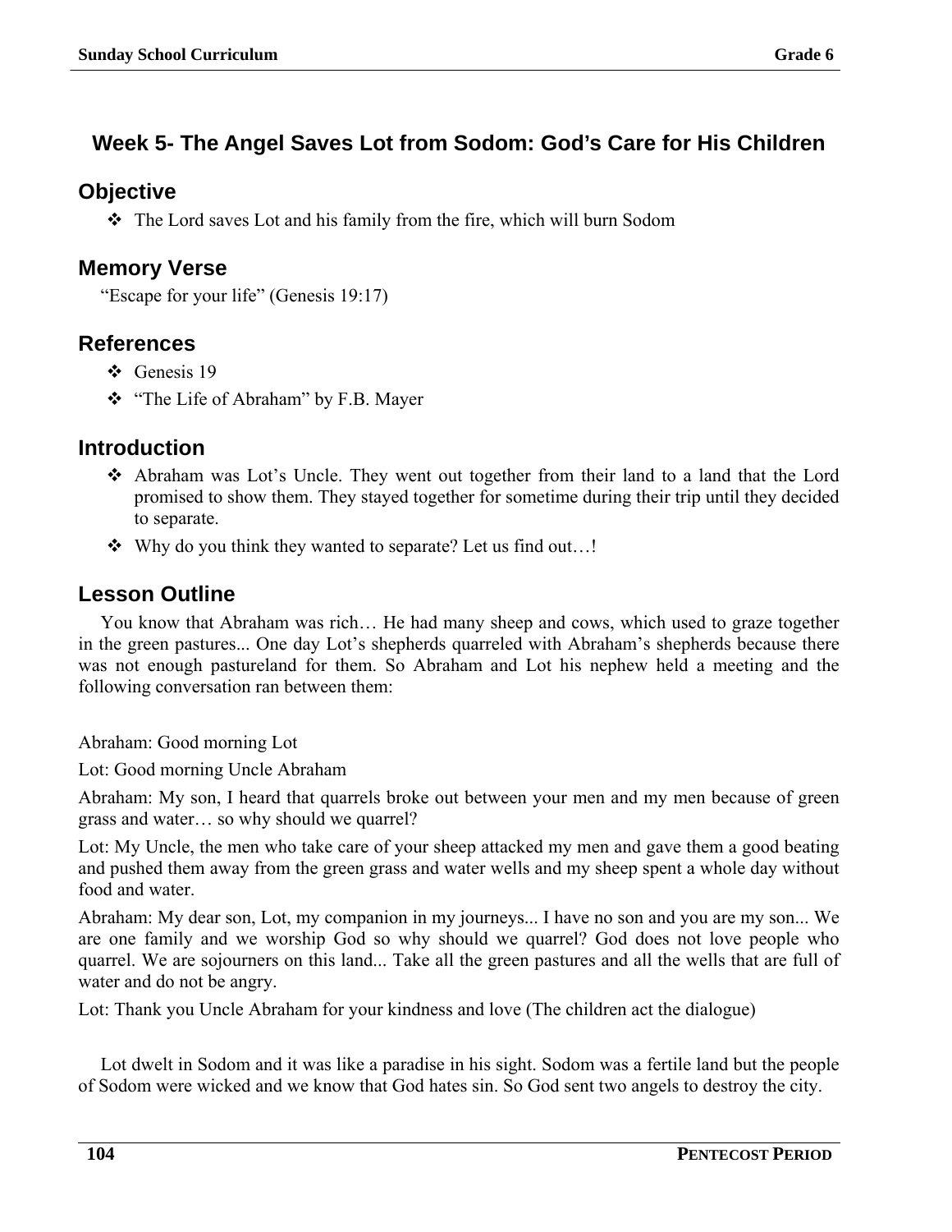## Week 5- The Angel Saves Lot from Sodom: God's Care for His Children

### Objective

- The Lord saves Lot and his family from the fire, which will burn Sodom

### Memory Verse

"Escape for your life" (Genesis 19:17)

### References

- Genesis 19
- "The Life of Abraham" by F.B. Mayer

### Introduction

- Abraham was Lot's Uncle. They went out together from their land to a land that the Lord promised to show them. They stayed together for sometime during their trip until they decided to separate.
- Why do you think they wanted to separate? Let us find out…!

### Lesson Outline

You know that Abraham was rich… He had many sheep and cows, which used to graze together in the green pastures... One day Lot's shepherds quarreled with Abraham's shepherds because there was not enough pastureland for them. So Abraham and Lot his nephew held a meeting and the following conversation ran between them:

Abraham: Good morning Lot

Lot: Good morning Uncle Abraham

Abraham: My son, I heard that quarrels broke out between your men and my men because of green grass and water… so why should we quarrel?

Lot: My Uncle, the men who take care of your sheep attacked my men and gave them a good beating and pushed them away from the green grass and water wells and my sheep spent a whole day without food and water.

Abraham: My dear son, Lot, my companion in my journeys... I have no son and you are my son... We are one family and we worship God so why should we quarrel? God does not love people who quarrel. We are sojourners on this land... Take all the green pastures and all the wells that are full of water and do not be angry.

Lot: Thank you Uncle Abraham for your kindness and love (The children act the dialogue)

Lot dwelt in Sodom and it was like a paradise in his sight. Sodom was a fertile land but the people of Sodom were wicked and we know that God hates sin. So God sent two angels to destroy the city.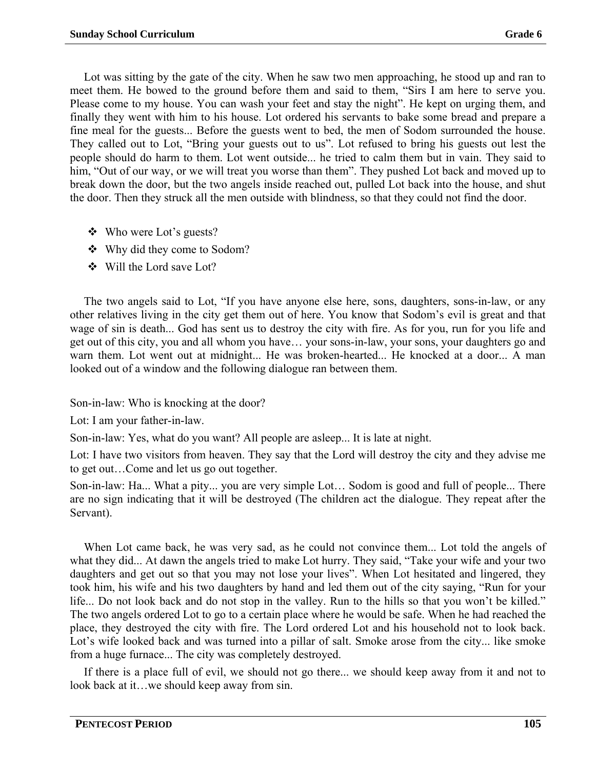Lot was sitting by the gate of the city. When he saw two men approaching, he stood up and ran to meet them. He bowed to the ground before them and said to them, "Sirs I am here to serve you. Please come to my house. You can wash your feet and stay the night". He kept on urging them, and finally they went with him to his house. Lot ordered his servants to bake some bread and prepare a fine meal for the guests... Before the guests went to bed, the men of Sodom surrounded the house. They called out to Lot, "Bring your guests out to us". Lot refused to bring his guests out lest the people should do harm to them. Lot went outside... he tried to calm them but in vain. They said to him, "Out of our way, or we will treat you worse than them". They pushed Lot back and moved up to break down the door, but the two angels inside reached out, pulled Lot back into the house, and shut the door. Then they struck all the men outside with blindness, so that they could not find the door.

- Who were Lot's guests?
- Why did they come to Sodom?
- Will the Lord save Lot?

The two angels said to Lot, "If you have anyone else here, sons, daughters, sons-in-law, or any other relatives living in the city get them out of here. You know that Sodom's evil is great and that wage of sin is death... God has sent us to destroy the city with fire. As for you, run for you life and get out of this city, you and all whom you have… your sons-in-law, your sons, your daughters go and warn them. Lot went out at midnight... He was broken-hearted... He knocked at a door... A man looked out of a window and the following dialogue ran between them.

Son-in-law: Who is knocking at the door?

Lot: I am your father-in-law.

Son-in-law: Yes, what do you want? All people are asleep... It is late at night.

Lot: I have two visitors from heaven. They say that the Lord will destroy the city and they advise me to get out…Come and let us go out together.

Son-in-law: Ha... What a pity... you are very simple Lot… Sodom is good and full of people... There are no sign indicating that it will be destroyed (The children act the dialogue. They repeat after the Servant).

When Lot came back, he was very sad, as he could not convince them... Lot told the angels of what they did... At dawn the angels tried to make Lot hurry. They said, "Take your wife and your two daughters and get out so that you may not lose your lives". When Lot hesitated and lingered, they took him, his wife and his two daughters by hand and led them out of the city saying, "Run for your life... Do not look back and do not stop in the valley. Run to the hills so that you won't be killed." The two angels ordered Lot to go to a certain place where he would be safe. When he had reached the place, they destroyed the city with fire. The Lord ordered Lot and his household not to look back. Lot's wife looked back and was turned into a pillar of salt. Smoke arose from the city... like smoke from a huge furnace... The city was completely destroyed.

If there is a place full of evil, we should not go there... we should keep away from it and not to look back at it…we should keep away from sin.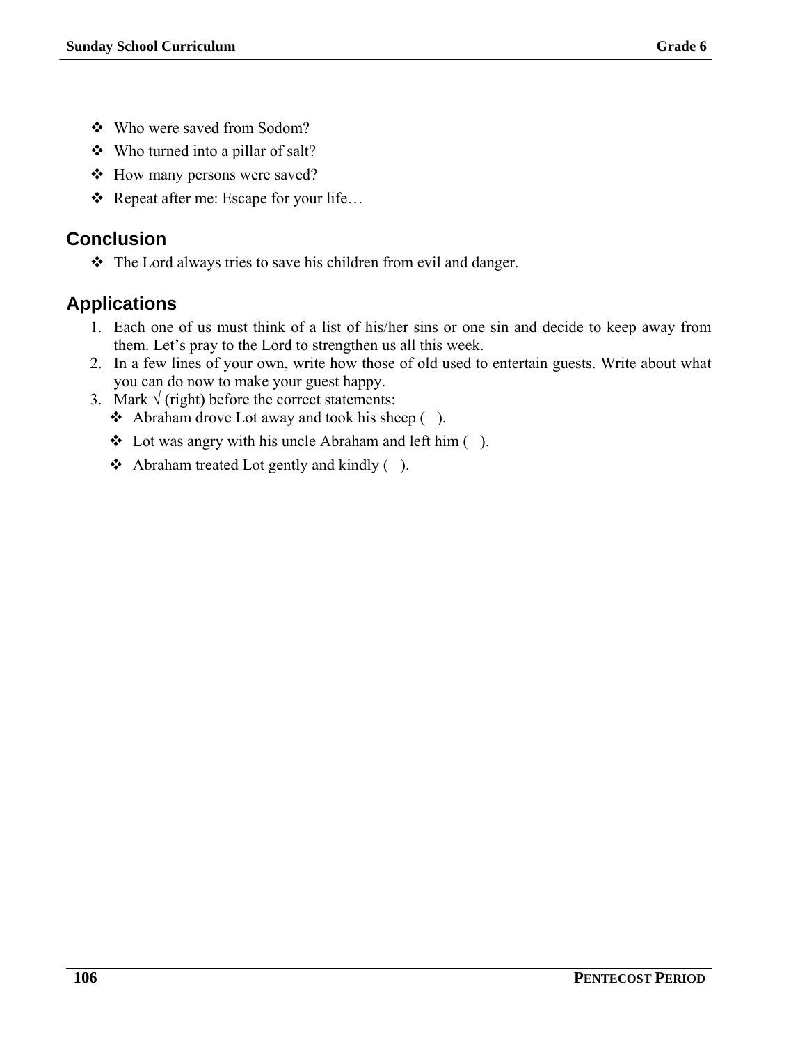- Who were saved from Sodom?
- Who turned into a pillar of salt?
- How many persons were saved?
- Repeat after me: Escape for your life…

## Conclusion

- The Lord always tries to save his children from evil and danger.

## Applications

1. Each one of us must think of a list of his/her sins or one sin and decide to keep away from them. Let's pray to the Lord to strengthen us all this week.
2. In a few lines of your own, write how those of old used to entertain guests. Write about what you can do now to make your guest happy.
3. Mark √ (right) before the correct statements:
   - Abraham drove Lot away and took his sheep (   ).
   - Lot was angry with his uncle Abraham and left him (   ).
   - Abraham treated Lot gently and kindly (   ).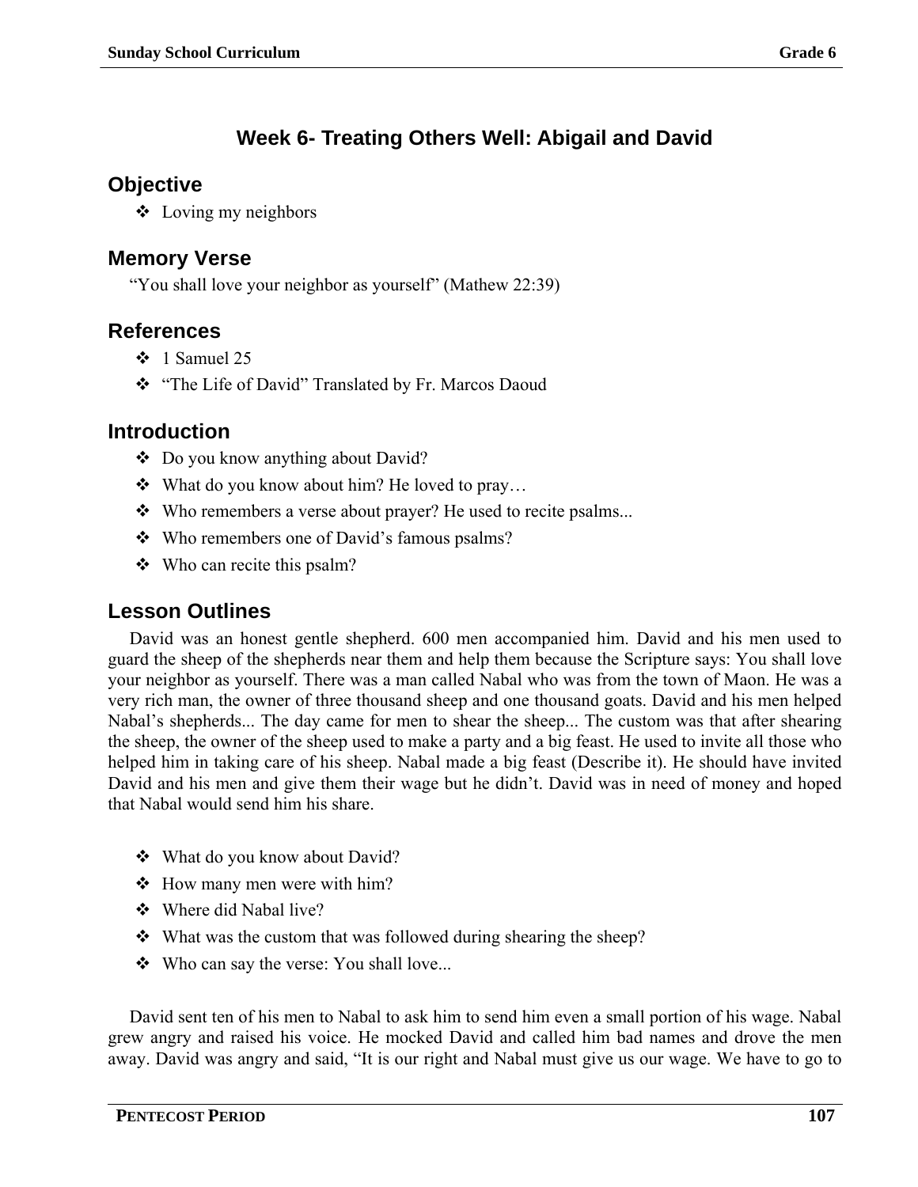# Week 6- Treating Others Well: Abigail and David

## Objective

- Loving my neighbors

## Memory Verse

"You shall love your neighbor as yourself" (Mathew 22:39)

## References

- 1 Samuel 25
- "The Life of David" Translated by Fr. Marcos Daoud

## Introduction

- Do you know anything about David?
- What do you know about him? He loved to pray…
- Who remembers a verse about prayer? He used to recite psalms...
- Who remembers one of David's famous psalms?
- Who can recite this psalm?

## Lesson Outlines

David was an honest gentle shepherd. 600 men accompanied him. David and his men used to guard the sheep of the shepherds near them and help them because the Scripture says: You shall love your neighbor as yourself. There was a man called Nabal who was from the town of Maon. He was a very rich man, the owner of three thousand sheep and one thousand goats. David and his men helped Nabal's shepherds... The day came for men to shear the sheep... The custom was that after shearing the sheep, the owner of the sheep used to make a party and a big feast. He used to invite all those who helped him in taking care of his sheep. Nabal made a big feast (Describe it). He should have invited David and his men and give them their wage but he didn't. David was in need of money and hoped that Nabal would send him his share.

- What do you know about David?
- How many men were with him?
- Where did Nabal live?
- What was the custom that was followed during shearing the sheep?
- Who can say the verse: You shall love...

David sent ten of his men to Nabal to ask him to send him even a small portion of his wage. Nabal grew angry and raised his voice. He mocked David and called him bad names and drove the men away. David was angry and said, "It is our right and Nabal must give us our wage. We have to go to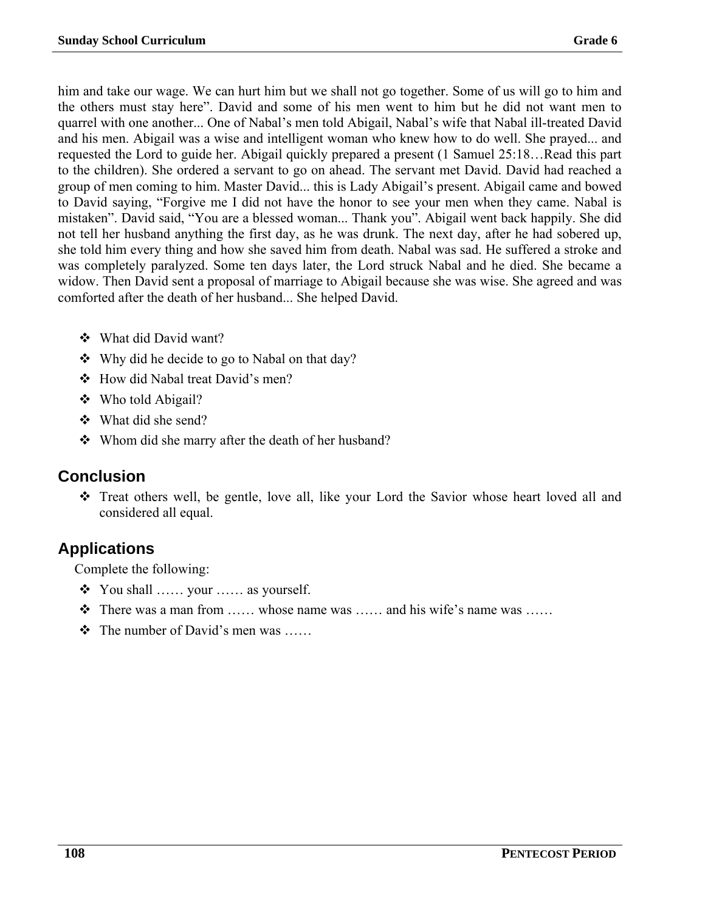him and take our wage. We can hurt him but we shall not go together. Some of us will go to him and the others must stay here". David and some of his men went to him but he did not want men to quarrel with one another... One of Nabal's men told Abigail, Nabal's wife that Nabal ill-treated David and his men. Abigail was a wise and intelligent woman who knew how to do well. She prayed... and requested the Lord to guide her. Abigail quickly prepared a present (1 Samuel 25:18…Read this part to the children). She ordered a servant to go on ahead. The servant met David. David had reached a group of men coming to him. Master David... this is Lady Abigail's present. Abigail came and bowed to David saying, "Forgive me I did not have the honor to see your men when they came. Nabal is mistaken". David said, "You are a blessed woman... Thank you". Abigail went back happily. She did not tell her husband anything the first day, as he was drunk. The next day, after he had sobered up, she told him every thing and how she saved him from death. Nabal was sad. He suffered a stroke and was completely paralyzed. Some ten days later, the Lord struck Nabal and he died. She became a widow. Then David sent a proposal of marriage to Abigail because she was wise. She agreed and was comforted after the death of her husband... She helped David.

- What did David want?
- Why did he decide to go to Nabal on that day?
- How did Nabal treat David's men?
- Who told Abigail?
- What did she send?
- Whom did she marry after the death of her husband?

## Conclusion

- Treat others well, be gentle, love all, like your Lord the Savior whose heart loved all and considered all equal.

## Applications

Complete the following:

- You shall …… your …… as yourself.
- There was a man from …… whose name was …… and his wife's name was ……
- The number of David's men was ……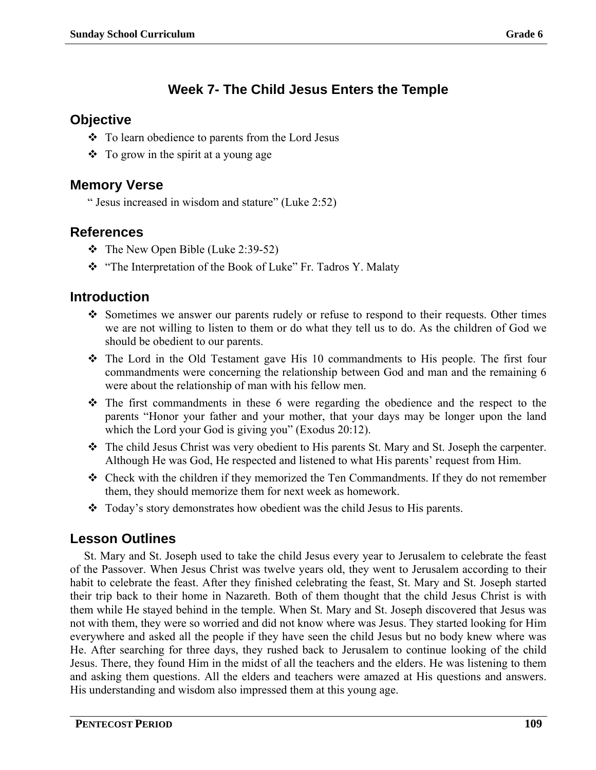# Week 7- The Child Jesus Enters the Temple

## Objective

- To learn obedience to parents from the Lord Jesus
- To grow in the spirit at a young age

## Memory Verse

" Jesus increased in wisdom and stature" (Luke 2:52)

## References

- The New Open Bible (Luke 2:39-52)
- "The Interpretation of the Book of Luke" Fr. Tadros Y. Malaty

## Introduction

- Sometimes we answer our parents rudely or refuse to respond to their requests. Other times we are not willing to listen to them or do what they tell us to do. As the children of God we should be obedient to our parents.
- The Lord in the Old Testament gave His 10 commandments to His people. The first four commandments were concerning the relationship between God and man and the remaining 6 were about the relationship of man with his fellow men.
- The first commandments in these 6 were regarding the obedience and the respect to the parents "Honor your father and your mother, that your days may be longer upon the land which the Lord your God is giving you" (Exodus 20:12).
- The child Jesus Christ was very obedient to His parents St. Mary and St. Joseph the carpenter. Although He was God, He respected and listened to what His parents' request from Him.
- Check with the children if they memorized the Ten Commandments. If they do not remember them, they should memorize them for next week as homework.
- Today's story demonstrates how obedient was the child Jesus to His parents.

## Lesson Outlines

St. Mary and St. Joseph used to take the child Jesus every year to Jerusalem to celebrate the feast of the Passover. When Jesus Christ was twelve years old, they went to Jerusalem according to their habit to celebrate the feast. After they finished celebrating the feast, St. Mary and St. Joseph started their trip back to their home in Nazareth. Both of them thought that the child Jesus Christ is with them while He stayed behind in the temple. When St. Mary and St. Joseph discovered that Jesus was not with them, they were so worried and did not know where was Jesus. They started looking for Him everywhere and asked all the people if they have seen the child Jesus but no body knew where was He. After searching for three days, they rushed back to Jerusalem to continue looking of the child Jesus. There, they found Him in the midst of all the teachers and the elders. He was listening to them and asking them questions. All the elders and teachers were amazed at His questions and answers. His understanding and wisdom also impressed them at this young age.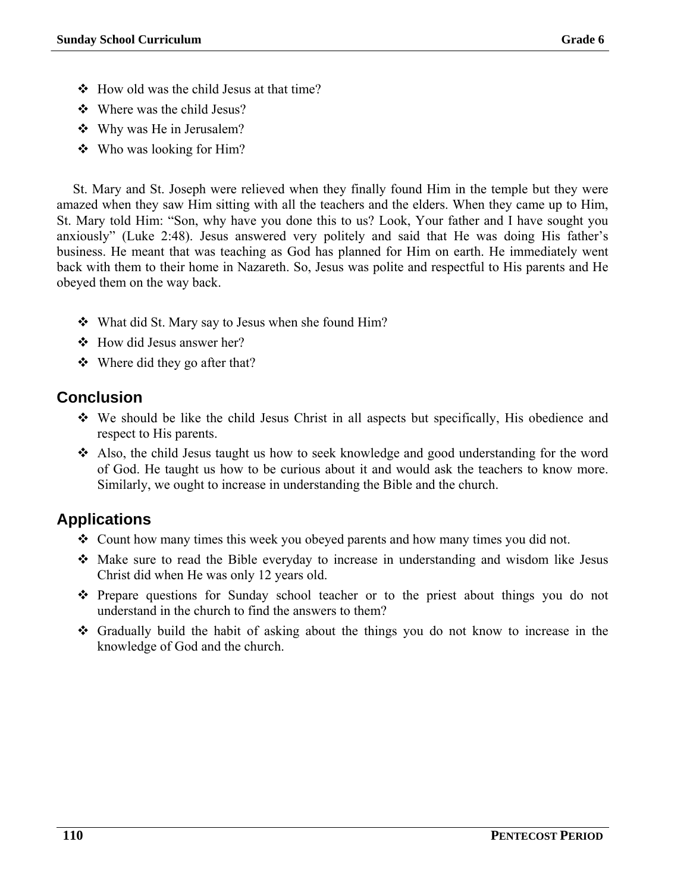- How old was the child Jesus at that time?
- Where was the child Jesus?
- Why was He in Jerusalem?
- Who was looking for Him?

St. Mary and St. Joseph were relieved when they finally found Him in the temple but they were amazed when they saw Him sitting with all the teachers and the elders. When they came up to Him, St. Mary told Him: "Son, why have you done this to us? Look, Your father and I have sought you anxiously" (Luke 2:48). Jesus answered very politely and said that He was doing His father's business. He meant that was teaching as God has planned for Him on earth. He immediately went back with them to their home in Nazareth. So, Jesus was polite and respectful to His parents and He obeyed them on the way back.

- What did St. Mary say to Jesus when she found Him?
- How did Jesus answer her?
- Where did they go after that?

## Conclusion

- We should be like the child Jesus Christ in all aspects but specifically, His obedience and respect to His parents.
- Also, the child Jesus taught us how to seek knowledge and good understanding for the word of God. He taught us how to be curious about it and would ask the teachers to know more. Similarly, we ought to increase in understanding the Bible and the church.

## Applications

- Count how many times this week you obeyed parents and how many times you did not.
- Make sure to read the Bible everyday to increase in understanding and wisdom like Jesus Christ did when He was only 12 years old.
- Prepare questions for Sunday school teacher or to the priest about things you do not understand in the church to find the answers to them?
- Gradually build the habit of asking about the things you do not know to increase in the knowledge of God and the church.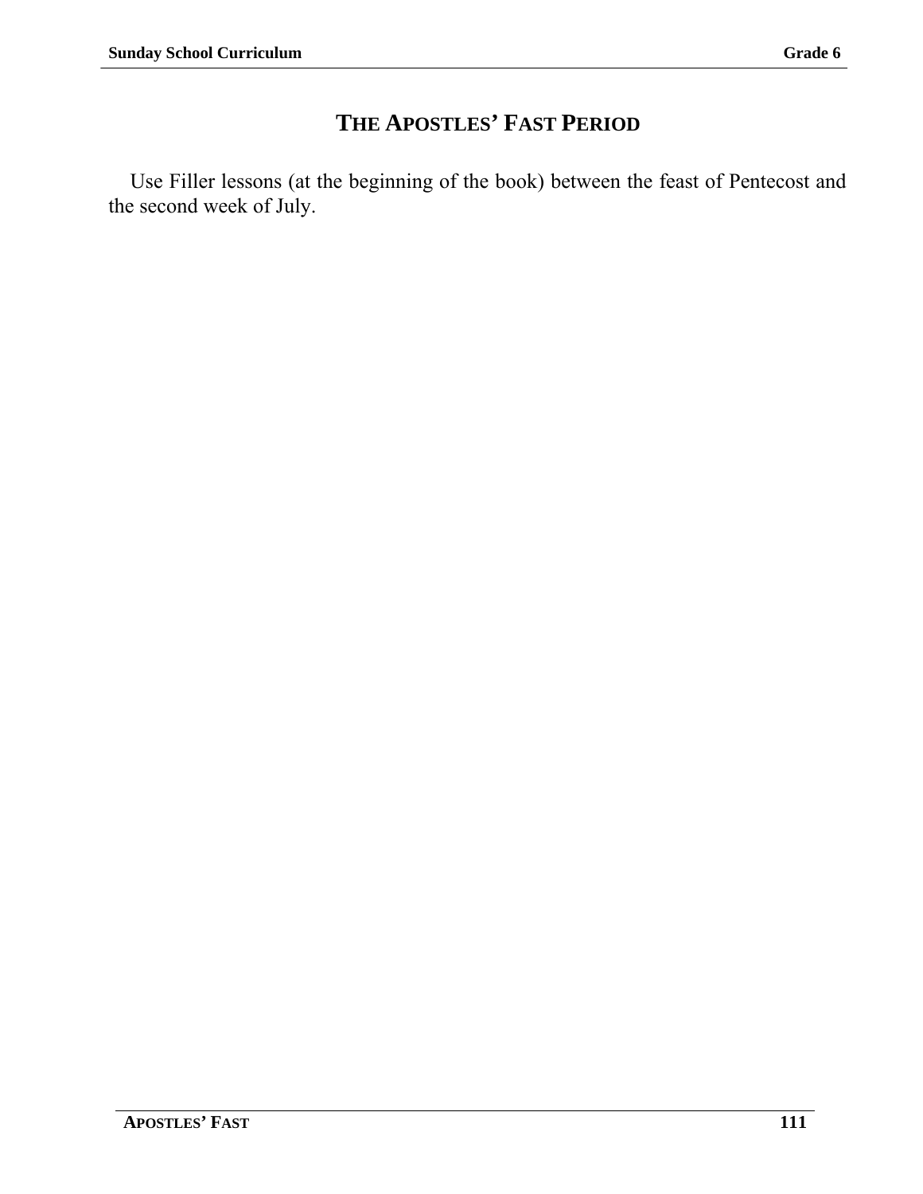# THE APOSTLES' FAST PERIOD

Use Filler lessons (at the beginning of the book) between the feast of Pentecost and the second week of July.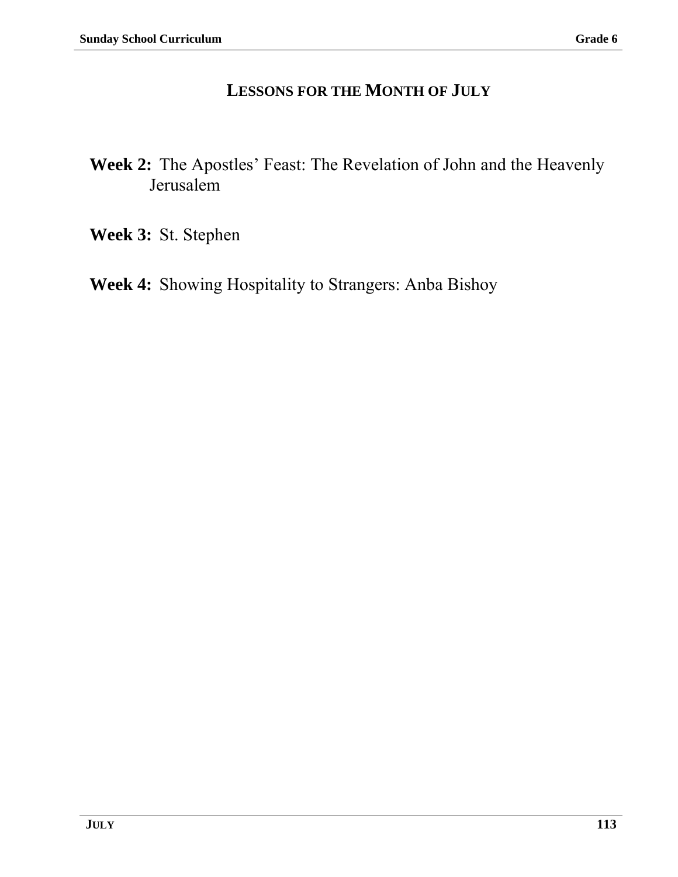## LESSONS FOR THE MONTH OF JULY

**Week 2:** The Apostles' Feast: The Revelation of John and the Heavenly Jerusalem

**Week 3:** St. Stephen

**Week 4:** Showing Hospitality to Strangers: Anba Bishoy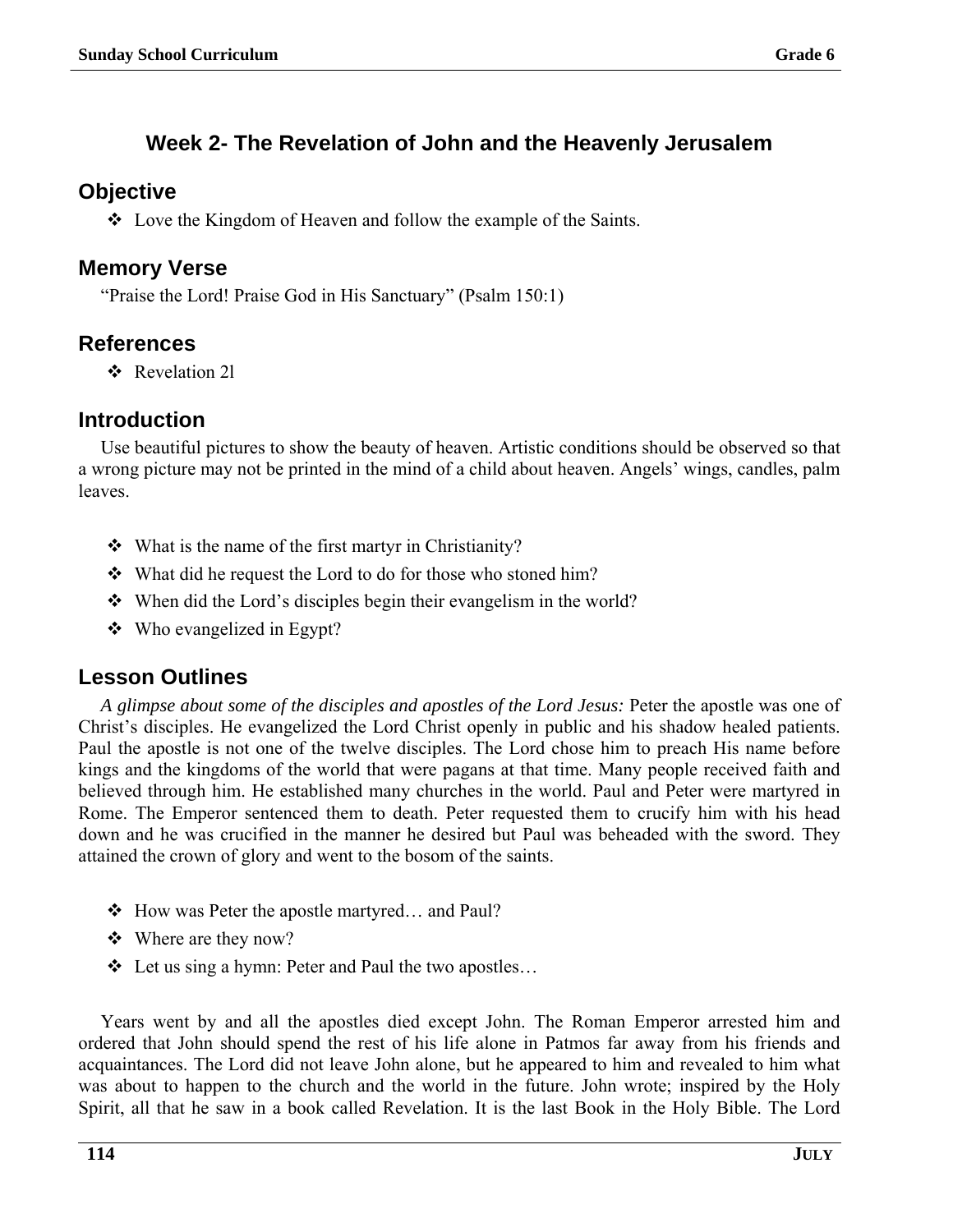## Week 2- The Revelation of John and the Heavenly Jerusalem

### Objective

- ❖ Love the Kingdom of Heaven and follow the example of the Saints.

### Memory Verse

"Praise the Lord! Praise God in His Sanctuary" (Psalm 150:1)

### References

- ❖ Revelation 2l

### Introduction

Use beautiful pictures to show the beauty of heaven. Artistic conditions should be observed so that a wrong picture may not be printed in the mind of a child about heaven. Angels' wings, candles, palm leaves.

- ❖ What is the name of the first martyr in Christianity?
- ❖ What did he request the Lord to do for those who stoned him?
- ❖ When did the Lord's disciples begin their evangelism in the world?
- ❖ Who evangelized in Egypt?

### Lesson Outlines

*A glimpse about some of the disciples and apostles of the Lord Jesus:* Peter the apostle was one of Christ's disciples. He evangelized the Lord Christ openly in public and his shadow healed patients. Paul the apostle is not one of the twelve disciples. The Lord chose him to preach His name before kings and the kingdoms of the world that were pagans at that time. Many people received faith and believed through him. He established many churches in the world. Paul and Peter were martyred in Rome. The Emperor sentenced them to death. Peter requested them to crucify him with his head down and he was crucified in the manner he desired but Paul was beheaded with the sword. They attained the crown of glory and went to the bosom of the saints.

- ❖ How was Peter the apostle martyred… and Paul?
- ❖ Where are they now?
- ❖ Let us sing a hymn: Peter and Paul the two apostles…

Years went by and all the apostles died except John. The Roman Emperor arrested him and ordered that John should spend the rest of his life alone in Patmos far away from his friends and acquaintances. The Lord did not leave John alone, but he appeared to him and revealed to him what was about to happen to the church and the world in the future. John wrote; inspired by the Holy Spirit, all that he saw in a book called Revelation. It is the last Book in the Holy Bible. The Lord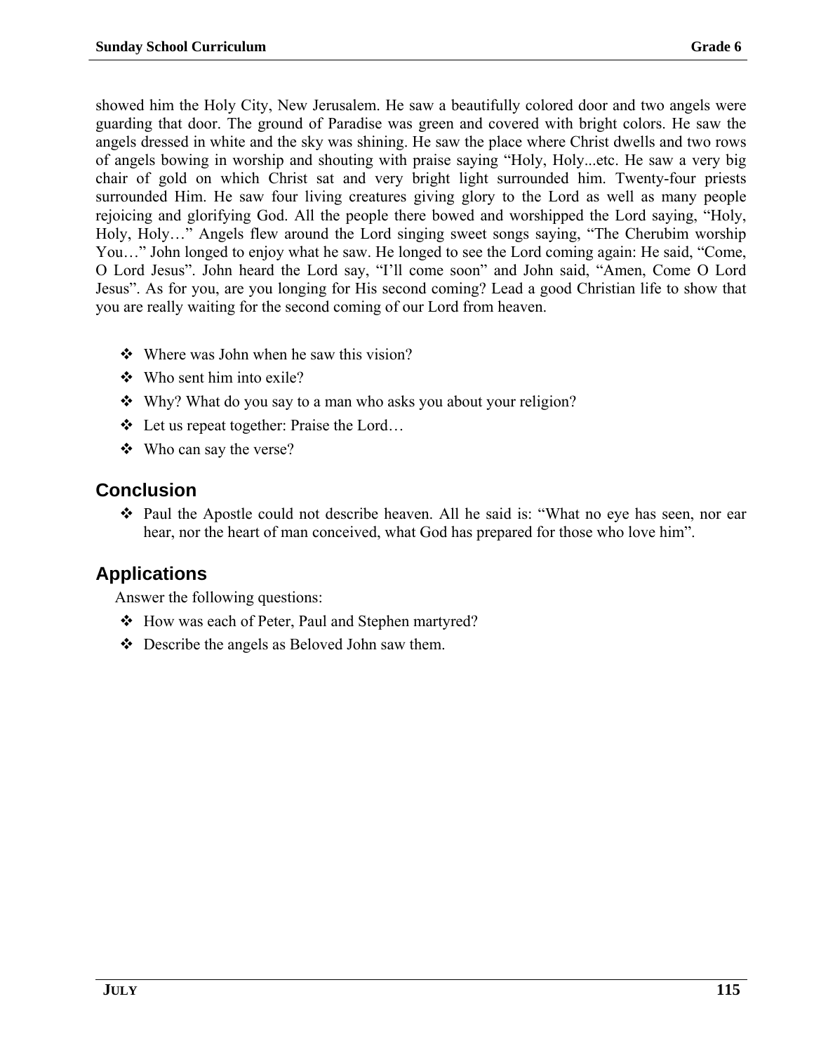showed him the Holy City, New Jerusalem. He saw a beautifully colored door and two angels were guarding that door. The ground of Paradise was green and covered with bright colors. He saw the angels dressed in white and the sky was shining. He saw the place where Christ dwells and two rows of angels bowing in worship and shouting with praise saying "Holy, Holy...etc. He saw a very big chair of gold on which Christ sat and very bright light surrounded him. Twenty-four priests surrounded Him. He saw four living creatures giving glory to the Lord as well as many people rejoicing and glorifying God. All the people there bowed and worshipped the Lord saying, "Holy, Holy, Holy…" Angels flew around the Lord singing sweet songs saying, "The Cherubim worship You…" John longed to enjoy what he saw. He longed to see the Lord coming again: He said, "Come, O Lord Jesus". John heard the Lord say, "I'll come soon" and John said, "Amen, Come O Lord Jesus". As for you, are you longing for His second coming? Lead a good Christian life to show that you are really waiting for the second coming of our Lord from heaven.

- Where was John when he saw this vision?
- Who sent him into exile?
- Why? What do you say to a man who asks you about your religion?
- Let us repeat together: Praise the Lord…
- Who can say the verse?

## Conclusion

- Paul the Apostle could not describe heaven. All he said is: "What no eye has seen, nor ear hear, nor the heart of man conceived, what God has prepared for those who love him".

## Applications

Answer the following questions:

- How was each of Peter, Paul and Stephen martyred?
- Describe the angels as Beloved John saw them.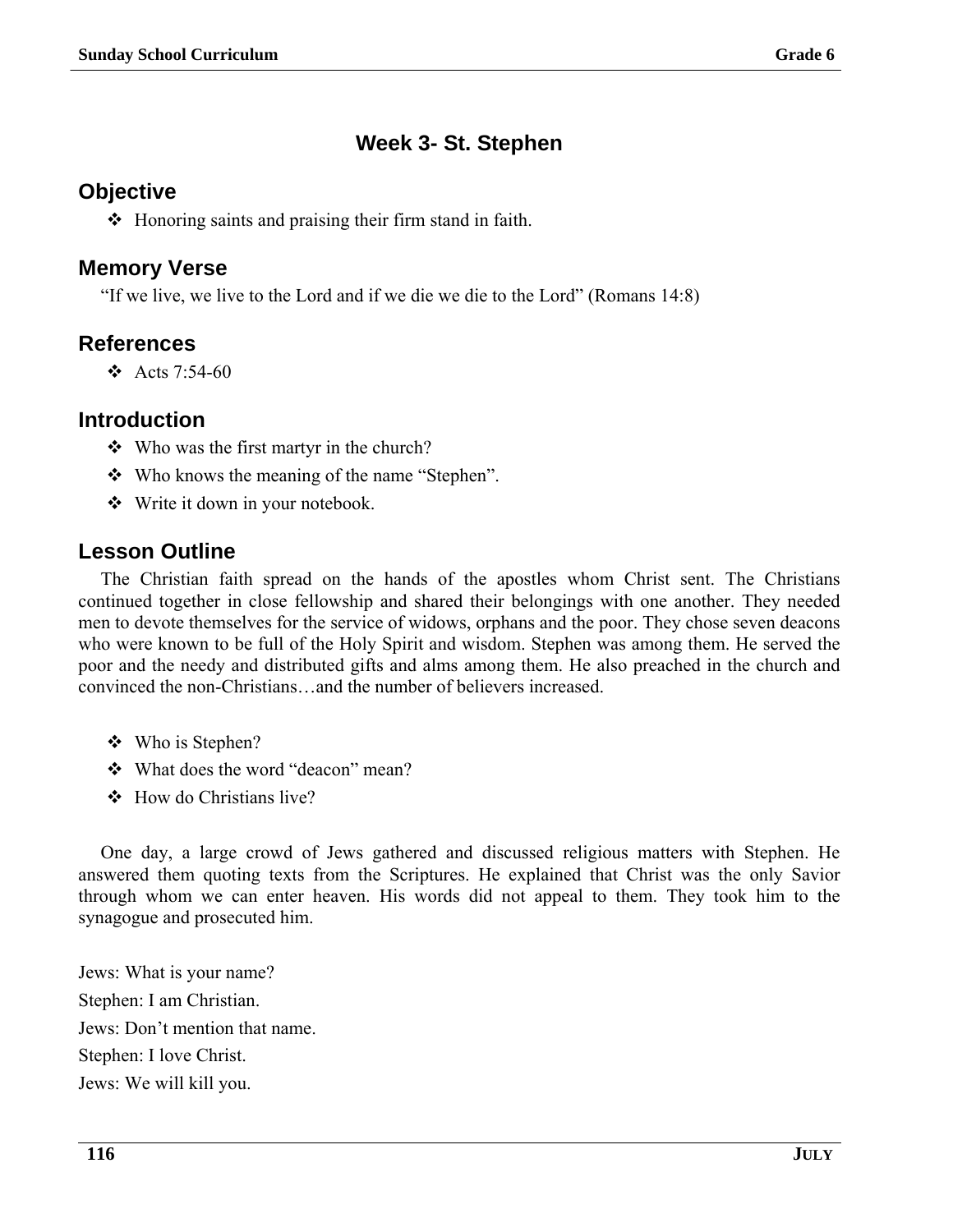## Week 3- St. Stephen

### Objective

- Honoring saints and praising their firm stand in faith.

### Memory Verse

"If we live, we live to the Lord and if we die we die to the Lord" (Romans 14:8)

### References

- Acts 7:54-60

### Introduction

- Who was the first martyr in the church?
- Who knows the meaning of the name "Stephen".
- Write it down in your notebook.

### Lesson Outline

The Christian faith spread on the hands of the apostles whom Christ sent. The Christians continued together in close fellowship and shared their belongings with one another. They needed men to devote themselves for the service of widows, orphans and the poor. They chose seven deacons who were known to be full of the Holy Spirit and wisdom. Stephen was among them. He served the poor and the needy and distributed gifts and alms among them. He also preached in the church and convinced the non-Christians…and the number of believers increased.

- Who is Stephen?
- What does the word "deacon" mean?
- How do Christians live?

One day, a large crowd of Jews gathered and discussed religious matters with Stephen. He answered them quoting texts from the Scriptures. He explained that Christ was the only Savior through whom we can enter heaven. His words did not appeal to them. They took him to the synagogue and prosecuted him.

Jews: What is your name?

Stephen: I am Christian.

Jews: Don't mention that name.

Stephen: I love Christ.

Jews: We will kill you.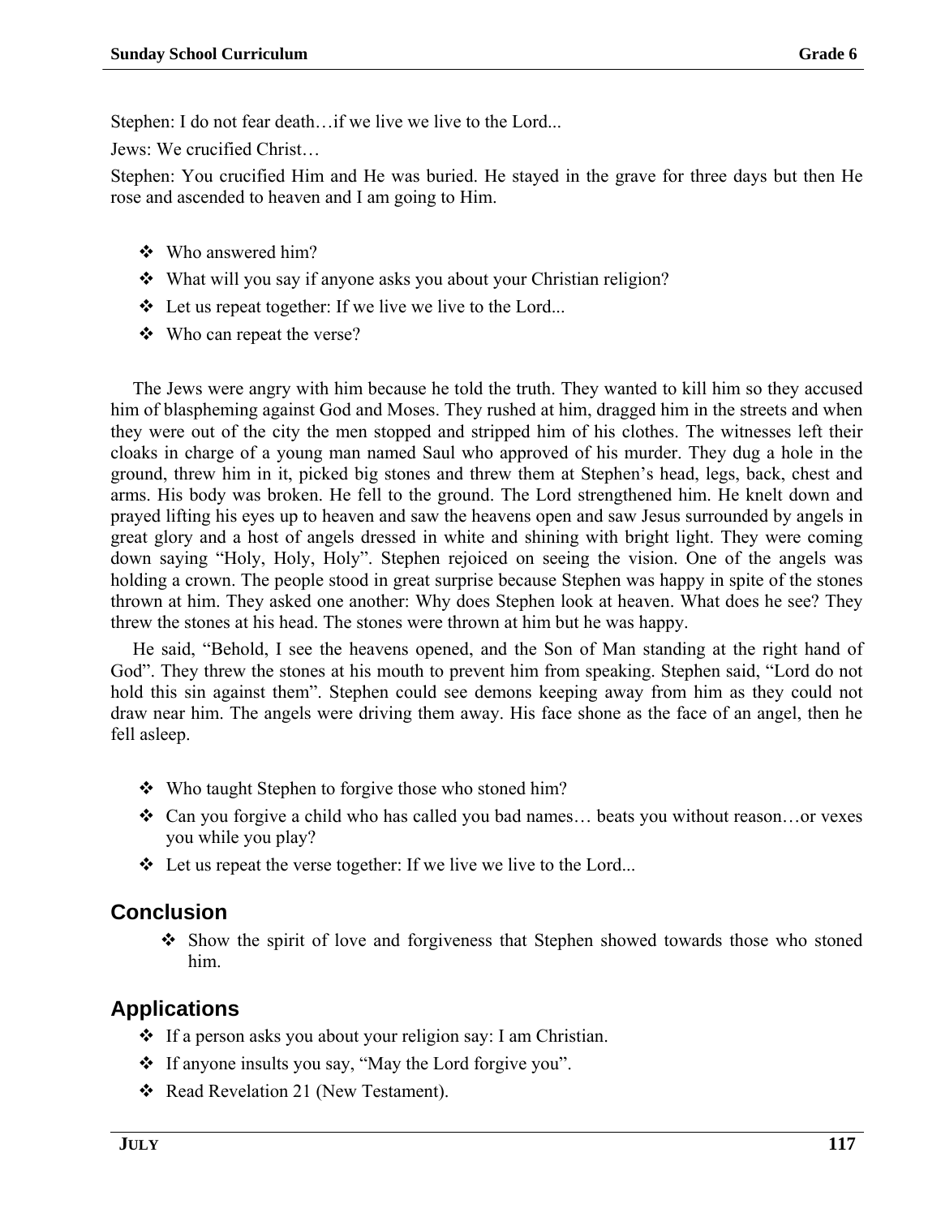Stephen: I do not fear death…if we live we live to the Lord...

Jews: We crucified Christ…

Stephen: You crucified Him and He was buried. He stayed in the grave for three days but then He rose and ascended to heaven and I am going to Him.

- Who answered him?
- What will you say if anyone asks you about your Christian religion?
- Let us repeat together: If we live we live to the Lord...
- Who can repeat the verse?

The Jews were angry with him because he told the truth. They wanted to kill him so they accused him of blaspheming against God and Moses. They rushed at him, dragged him in the streets and when they were out of the city the men stopped and stripped him of his clothes. The witnesses left their cloaks in charge of a young man named Saul who approved of his murder. They dug a hole in the ground, threw him in it, picked big stones and threw them at Stephen's head, legs, back, chest and arms. His body was broken. He fell to the ground. The Lord strengthened him. He knelt down and prayed lifting his eyes up to heaven and saw the heavens open and saw Jesus surrounded by angels in great glory and a host of angels dressed in white and shining with bright light. They were coming down saying "Holy, Holy, Holy". Stephen rejoiced on seeing the vision. One of the angels was holding a crown. The people stood in great surprise because Stephen was happy in spite of the stones thrown at him. They asked one another: Why does Stephen look at heaven. What does he see? They threw the stones at his head. The stones were thrown at him but he was happy.

He said, "Behold, I see the heavens opened, and the Son of Man standing at the right hand of God". They threw the stones at his mouth to prevent him from speaking. Stephen said, "Lord do not hold this sin against them". Stephen could see demons keeping away from him as they could not draw near him. The angels were driving them away. His face shone as the face of an angel, then he fell asleep.

- Who taught Stephen to forgive those who stoned him?
- Can you forgive a child who has called you bad names… beats you without reason…or vexes you while you play?
- Let us repeat the verse together: If we live we live to the Lord...

## Conclusion

- Show the spirit of love and forgiveness that Stephen showed towards those who stoned him.

## Applications

- If a person asks you about your religion say: I am Christian.
- If anyone insults you say, "May the Lord forgive you".
- Read Revelation 21 (New Testament).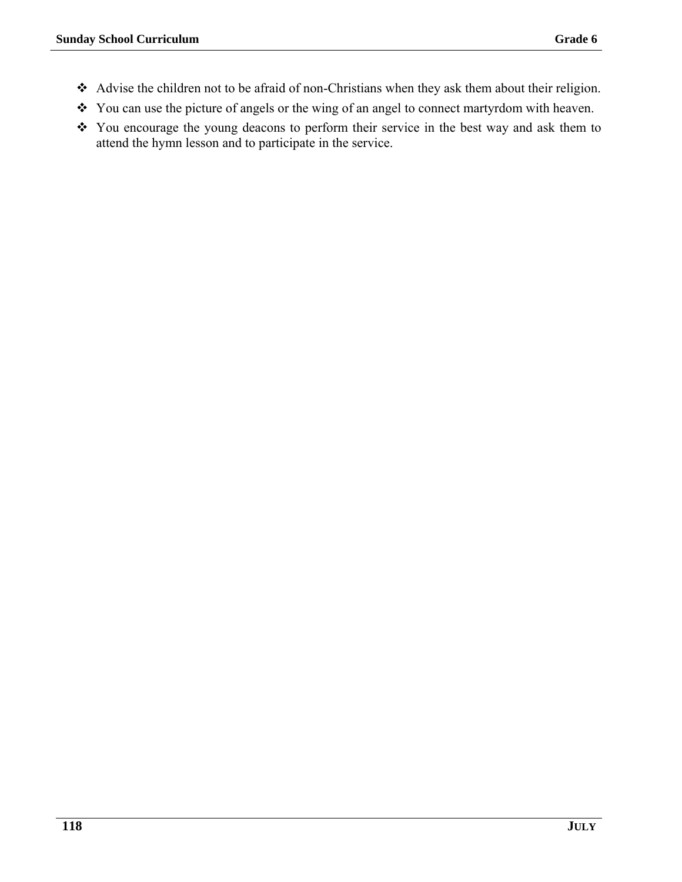- Advise the children not to be afraid of non-Christians when they ask them about their religion.
- You can use the picture of angels or the wing of an angel to connect martyrdom with heaven.
- You encourage the young deacons to perform their service in the best way and ask them to attend the hymn lesson and to participate in the service.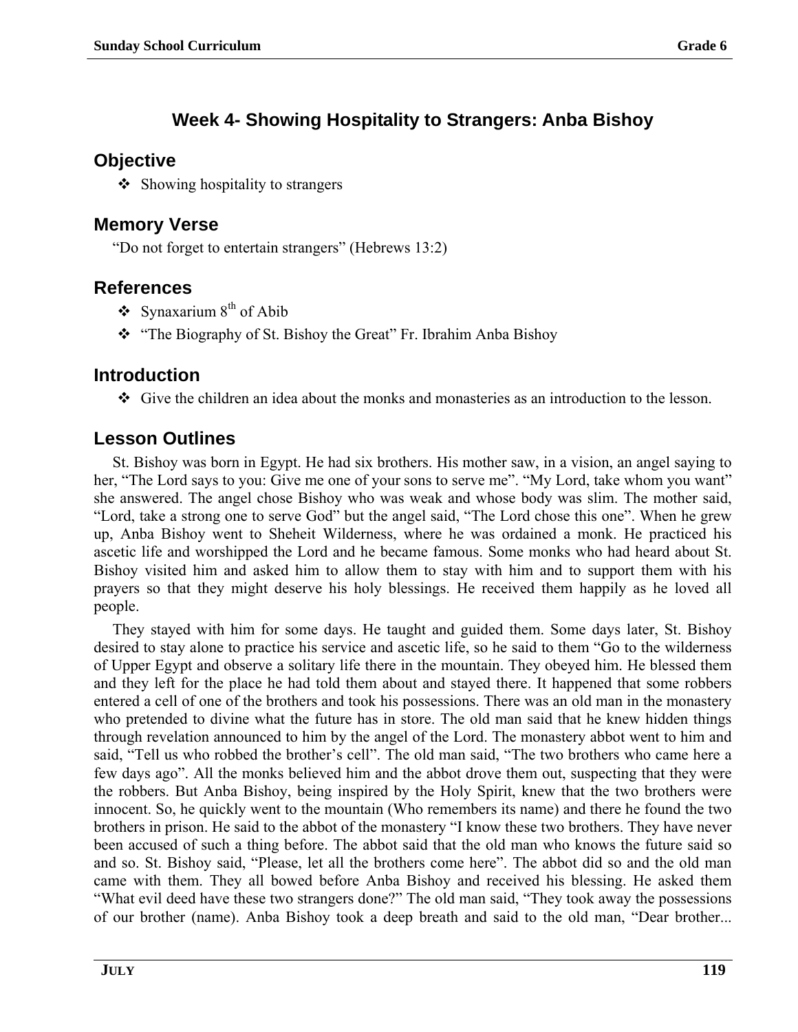# Week 4- Showing Hospitality to Strangers: Anba Bishoy

## Objective

- ❖ Showing hospitality to strangers

## Memory Verse

"Do not forget to entertain strangers" (Hebrews 13:2)

## References

- ❖ Synaxarium 8th of Abib
- ❖ "The Biography of St. Bishoy the Great" Fr. Ibrahim Anba Bishoy

## Introduction

- ❖ Give the children an idea about the monks and monasteries as an introduction to the lesson.

## Lesson Outlines

St. Bishoy was born in Egypt. He had six brothers. His mother saw, in a vision, an angel saying to her, "The Lord says to you: Give me one of your sons to serve me". "My Lord, take whom you want" she answered. The angel chose Bishoy who was weak and whose body was slim. The mother said, "Lord, take a strong one to serve God" but the angel said, "The Lord chose this one". When he grew up, Anba Bishoy went to Sheheit Wilderness, where he was ordained a monk. He practiced his ascetic life and worshipped the Lord and he became famous. Some monks who had heard about St. Bishoy visited him and asked him to allow them to stay with him and to support them with his prayers so that they might deserve his holy blessings. He received them happily as he loved all people.

They stayed with him for some days. He taught and guided them. Some days later, St. Bishoy desired to stay alone to practice his service and ascetic life, so he said to them "Go to the wilderness of Upper Egypt and observe a solitary life there in the mountain. They obeyed him. He blessed them and they left for the place he had told them about and stayed there. It happened that some robbers entered a cell of one of the brothers and took his possessions. There was an old man in the monastery who pretended to divine what the future has in store. The old man said that he knew hidden things through revelation announced to him by the angel of the Lord. The monastery abbot went to him and said, "Tell us who robbed the brother's cell". The old man said, "The two brothers who came here a few days ago". All the monks believed him and the abbot drove them out, suspecting that they were the robbers. But Anba Bishoy, being inspired by the Holy Spirit, knew that the two brothers were innocent. So, he quickly went to the mountain (Who remembers its name) and there he found the two brothers in prison. He said to the abbot of the monastery "I know these two brothers. They have never been accused of such a thing before. The abbot said that the old man who knows the future said so and so. St. Bishoy said, "Please, let all the brothers come here". The abbot did so and the old man came with them. They all bowed before Anba Bishoy and received his blessing. He asked them "What evil deed have these two strangers done?" The old man said, "They took away the possessions of our brother (name). Anba Bishoy took a deep breath and said to the old man, "Dear brother...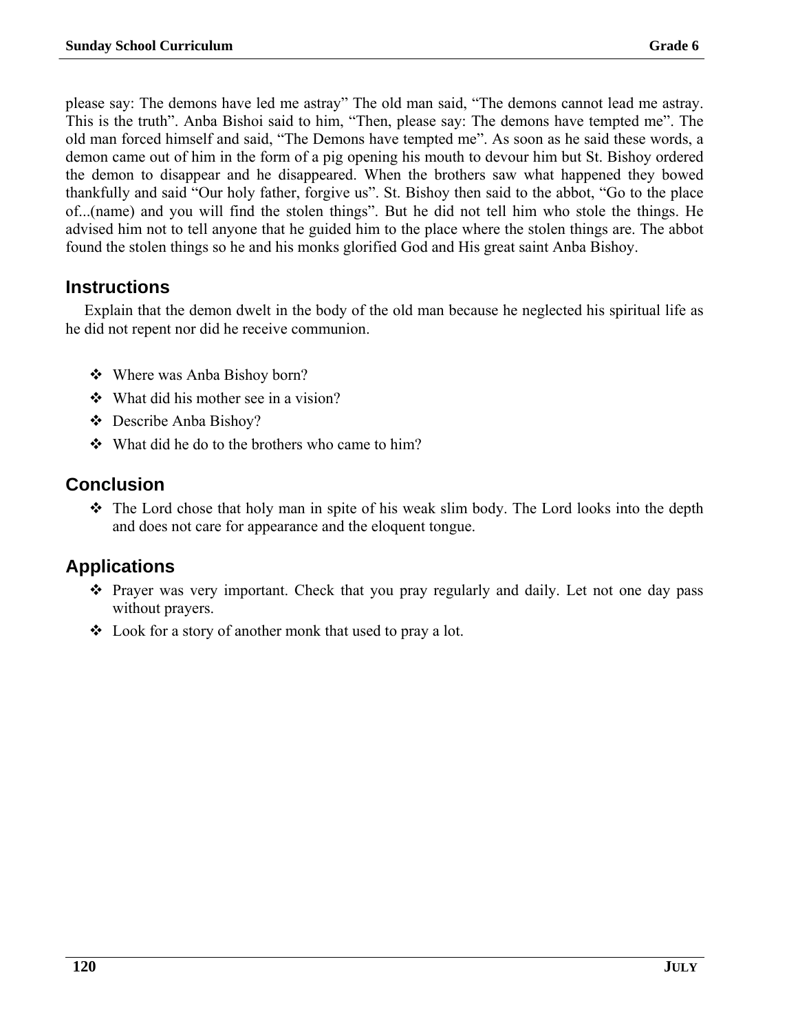please say: The demons have led me astray" The old man said, "The demons cannot lead me astray. This is the truth". Anba Bishoi said to him, "Then, please say: The demons have tempted me". The old man forced himself and said, "The Demons have tempted me". As soon as he said these words, a demon came out of him in the form of a pig opening his mouth to devour him but St. Bishoy ordered the demon to disappear and he disappeared. When the brothers saw what happened they bowed thankfully and said "Our holy father, forgive us". St. Bishoy then said to the abbot, "Go to the place of...(name) and you will find the stolen things". But he did not tell him who stole the things. He advised him not to tell anyone that he guided him to the place where the stolen things are. The abbot found the stolen things so he and his monks glorified God and His great saint Anba Bishoy.

## Instructions

Explain that the demon dwelt in the body of the old man because he neglected his spiritual life as he did not repent nor did he receive communion.

- Where was Anba Bishoy born?
- What did his mother see in a vision?
- Describe Anba Bishoy?
- What did he do to the brothers who came to him?

## Conclusion

- The Lord chose that holy man in spite of his weak slim body. The Lord looks into the depth and does not care for appearance and the eloquent tongue.

## Applications

- Prayer was very important. Check that you pray regularly and daily. Let not one day pass without prayers.
- Look for a story of another monk that used to pray a lot.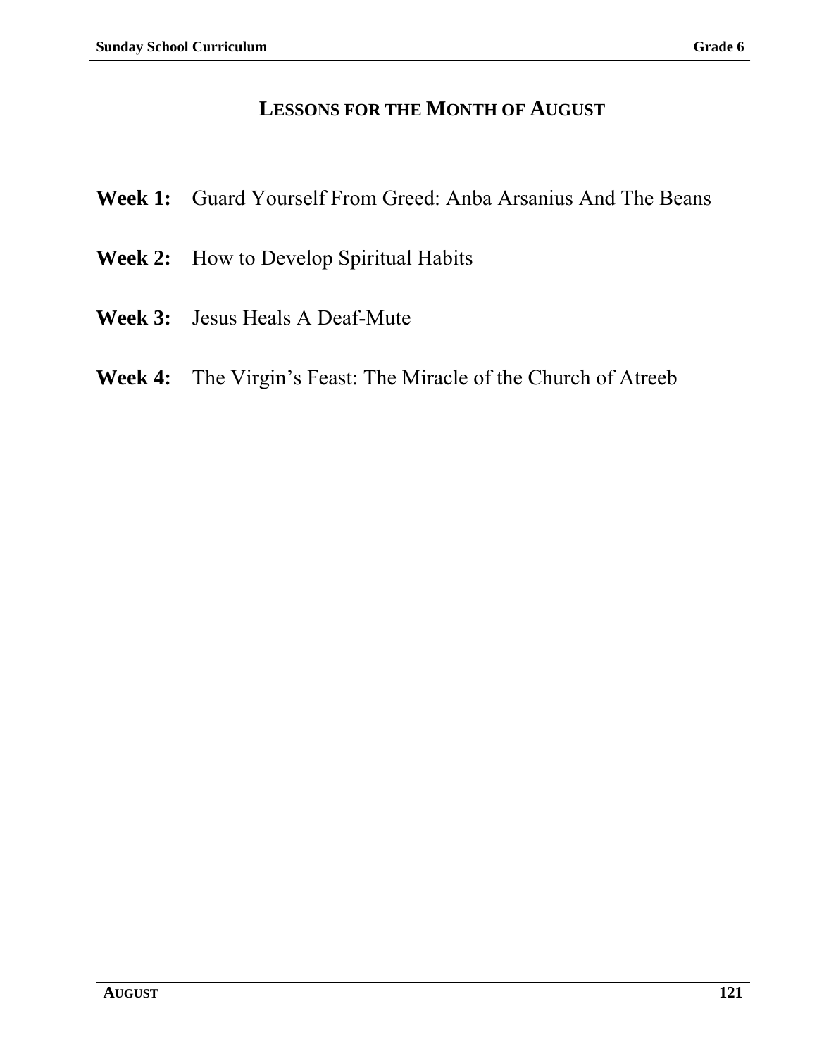# LESSONS FOR THE MONTH OF AUGUST

**Week 1:** Guard Yourself From Greed: Anba Arsanius And The Beans

**Week 2:** How to Develop Spiritual Habits

**Week 3:** Jesus Heals A Deaf-Mute

**Week 4:** The Virgin's Feast: The Miracle of the Church of Atreeb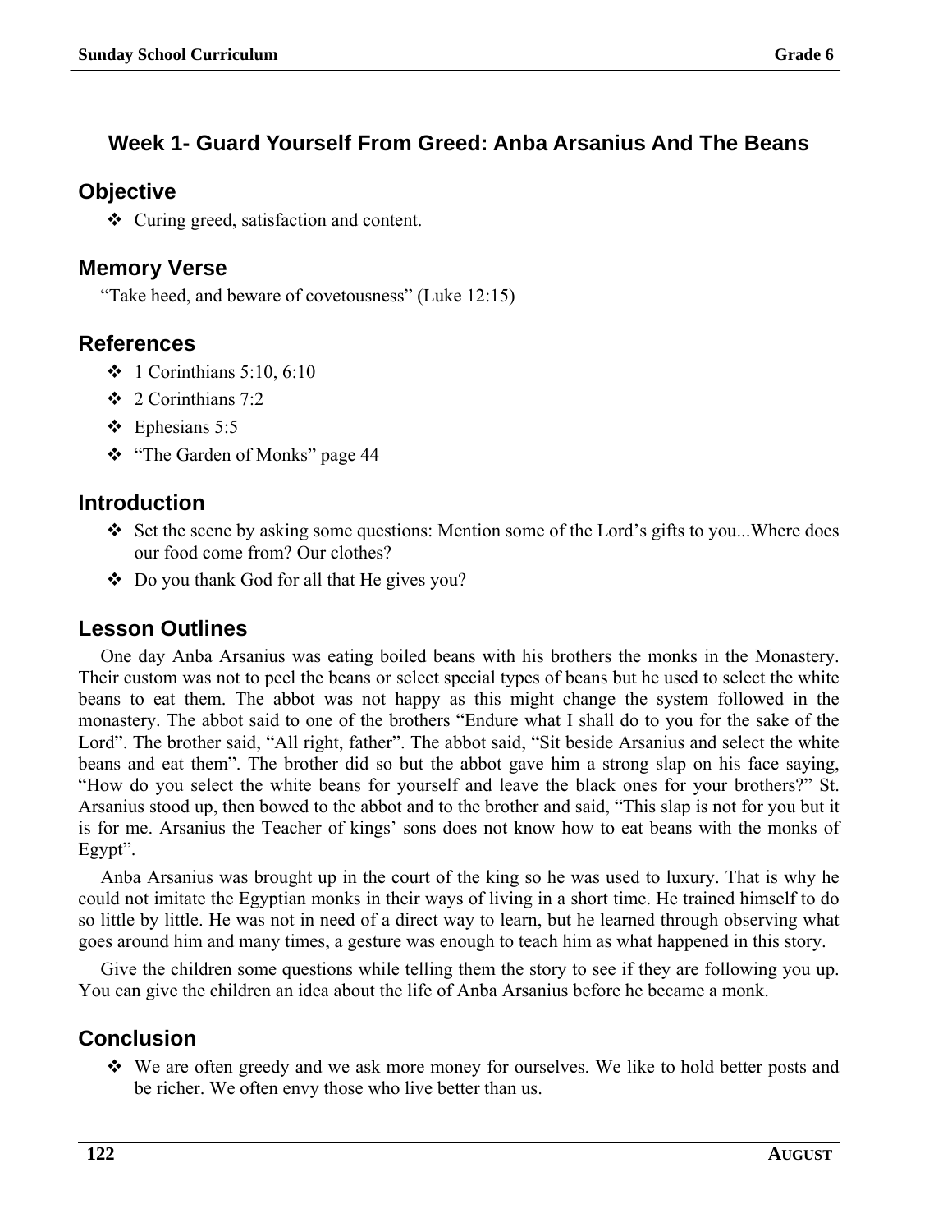## Week 1- Guard Yourself From Greed: Anba Arsanius And The Beans

### Objective

- Curing greed, satisfaction and content.

### Memory Verse

"Take heed, and beware of covetousness" (Luke 12:15)

### References

- 1 Corinthians 5:10, 6:10
- 2 Corinthians 7:2
- Ephesians 5:5
- "The Garden of Monks" page 44

### Introduction

- Set the scene by asking some questions: Mention some of the Lord's gifts to you...Where does our food come from? Our clothes?
- Do you thank God for all that He gives you?

### Lesson Outlines

One day Anba Arsanius was eating boiled beans with his brothers the monks in the Monastery. Their custom was not to peel the beans or select special types of beans but he used to select the white beans to eat them. The abbot was not happy as this might change the system followed in the monastery. The abbot said to one of the brothers "Endure what I shall do to you for the sake of the Lord". The brother said, "All right, father". The abbot said, "Sit beside Arsanius and select the white beans and eat them". The brother did so but the abbot gave him a strong slap on his face saying, "How do you select the white beans for yourself and leave the black ones for your brothers?" St. Arsanius stood up, then bowed to the abbot and to the brother and said, "This slap is not for you but it is for me. Arsanius the Teacher of kings' sons does not know how to eat beans with the monks of Egypt".

Anba Arsanius was brought up in the court of the king so he was used to luxury. That is why he could not imitate the Egyptian monks in their ways of living in a short time. He trained himself to do so little by little. He was not in need of a direct way to learn, but he learned through observing what goes around him and many times, a gesture was enough to teach him as what happened in this story.

Give the children some questions while telling them the story to see if they are following you up. You can give the children an idea about the life of Anba Arsanius before he became a monk.

### Conclusion

- We are often greedy and we ask more money for ourselves. We like to hold better posts and be richer. We often envy those who live better than us.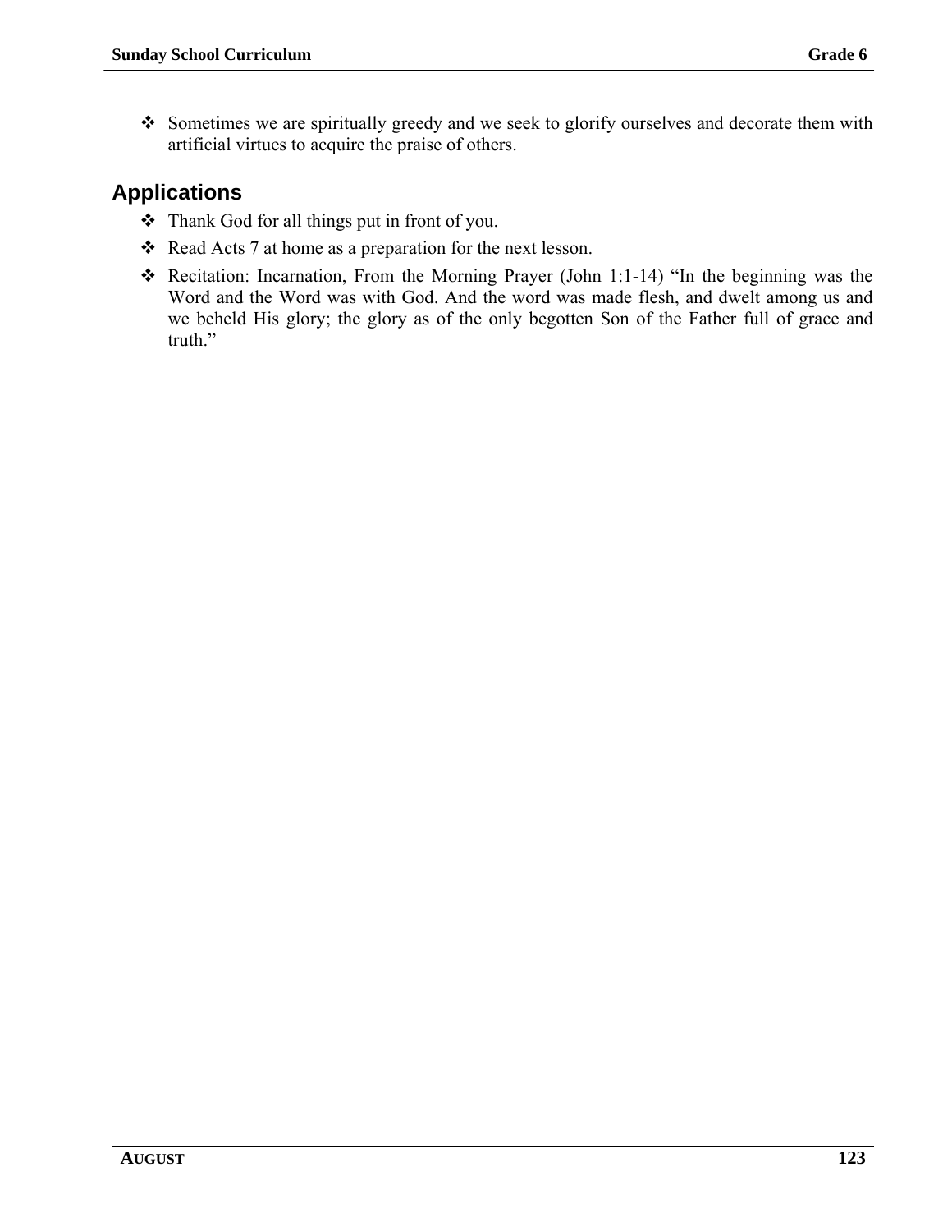- Sometimes we are spiritually greedy and we seek to glorify ourselves and decorate them with artificial virtues to acquire the praise of others.

## Applications

- Thank God for all things put in front of you.
- Read Acts 7 at home as a preparation for the next lesson.
- Recitation: Incarnation, From the Morning Prayer (John 1:1-14) "In the beginning was the Word and the Word was with God. And the word was made flesh, and dwelt among us and we beheld His glory; the glory as of the only begotten Son of the Father full of grace and truth."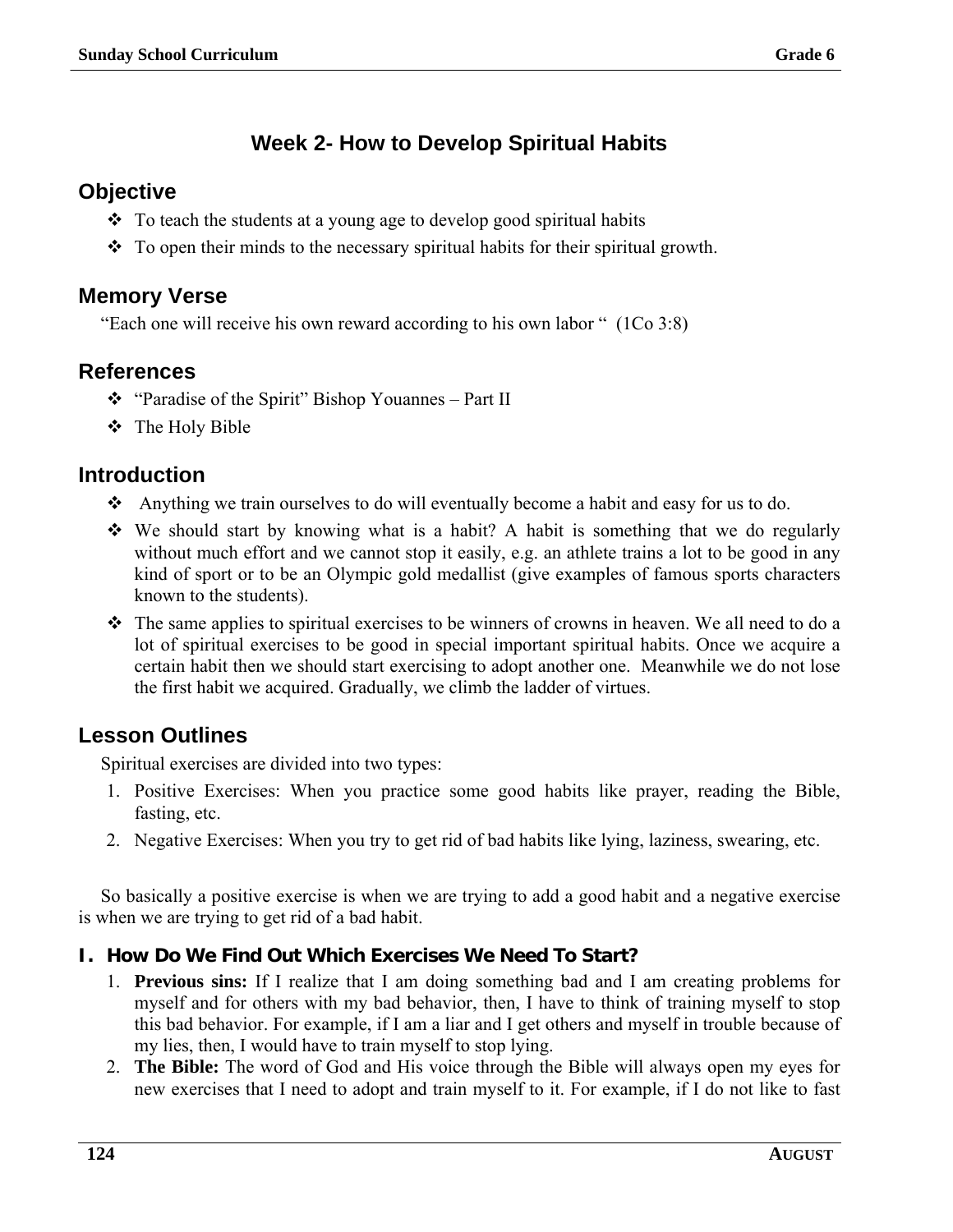# Week 2- How to Develop Spiritual Habits

## Objective

- To teach the students at a young age to develop good spiritual habits
- To open their minds to the necessary spiritual habits for their spiritual growth.

## Memory Verse

"Each one will receive his own reward according to his own labor " (1Co 3:8)

## References

- "Paradise of the Spirit" Bishop Youannes – Part II
- The Holy Bible

## Introduction

- Anything we train ourselves to do will eventually become a habit and easy for us to do.
- We should start by knowing what is a habit? A habit is something that we do regularly without much effort and we cannot stop it easily, e.g. an athlete trains a lot to be good in any kind of sport or to be an Olympic gold medallist (give examples of famous sports characters known to the students).
- The same applies to spiritual exercises to be winners of crowns in heaven. We all need to do a lot of spiritual exercises to be good in special important spiritual habits. Once we acquire a certain habit then we should start exercising to adopt another one. Meanwhile we do not lose the first habit we acquired. Gradually, we climb the ladder of virtues.

## Lesson Outlines

Spiritual exercises are divided into two types:

1. Positive Exercises: When you practice some good habits like prayer, reading the Bible, fasting, etc.
2. Negative Exercises: When you try to get rid of bad habits like lying, laziness, swearing, etc.

So basically a positive exercise is when we are trying to add a good habit and a negative exercise is when we are trying to get rid of a bad habit.

### I. How Do We Find Out Which Exercises We Need To Start?

1. **Previous sins:** If I realize that I am doing something bad and I am creating problems for myself and for others with my bad behavior, then, I have to think of training myself to stop this bad behavior. For example, if I am a liar and I get others and myself in trouble because of my lies, then, I would have to train myself to stop lying.
2. **The Bible:** The word of God and His voice through the Bible will always open my eyes for new exercises that I need to adopt and train myself to it. For example, if I do not like to fast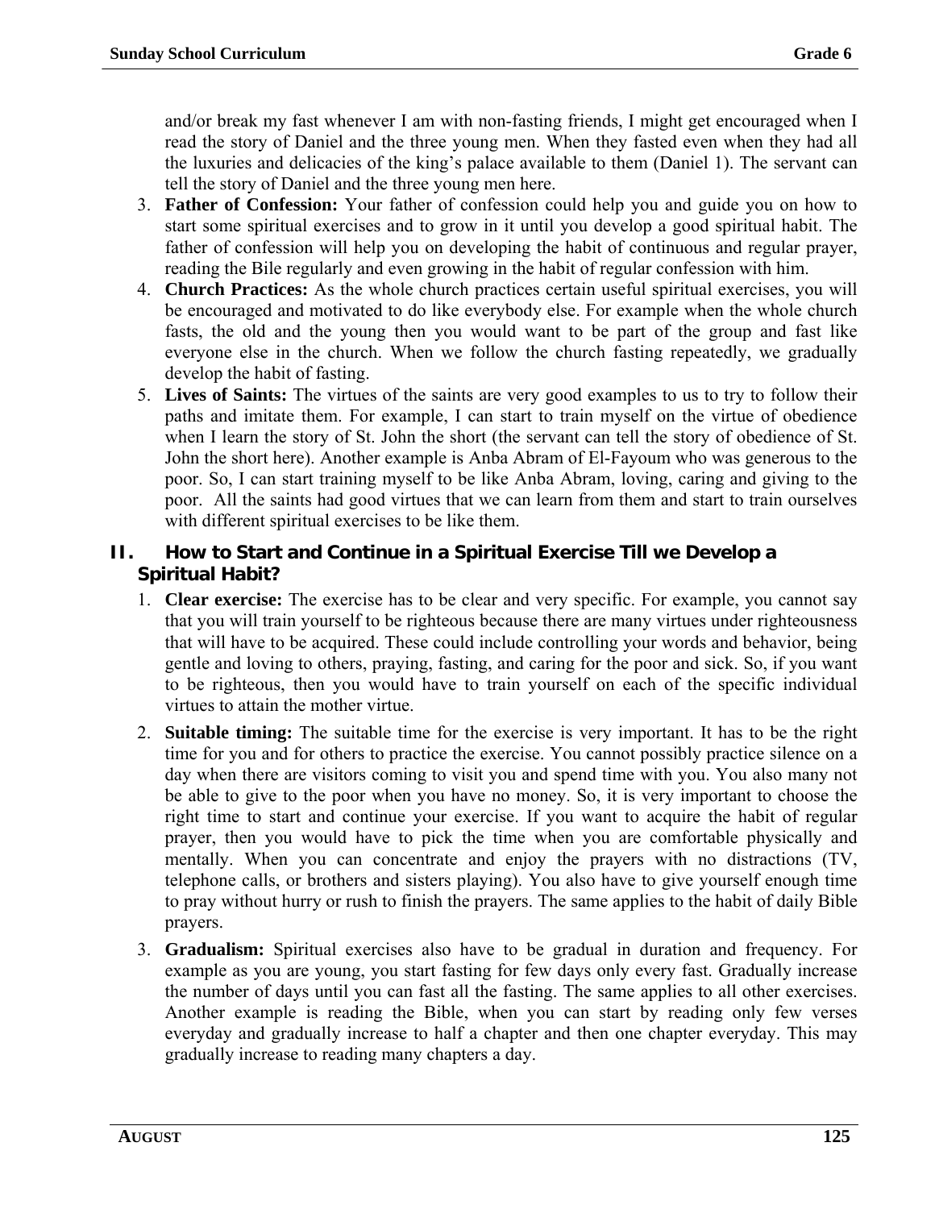and/or break my fast whenever I am with non-fasting friends, I might get encouraged when I read the story of Daniel and the three young men. When they fasted even when they had all the luxuries and delicacies of the king's palace available to them (Daniel 1). The servant can tell the story of Daniel and the three young men here.

3. **Father of Confession:** Your father of confession could help you and guide you on how to start some spiritual exercises and to grow in it until you develop a good spiritual habit. The father of confession will help you on developing the habit of continuous and regular prayer, reading the Bile regularly and even growing in the habit of regular confession with him.
4. **Church Practices:** As the whole church practices certain useful spiritual exercises, you will be encouraged and motivated to do like everybody else. For example when the whole church fasts, the old and the young then you would want to be part of the group and fast like everyone else in the church. When we follow the church fasting repeatedly, we gradually develop the habit of fasting.
5. **Lives of Saints:** The virtues of the saints are very good examples to us to try to follow their paths and imitate them. For example, I can start to train myself on the virtue of obedience when I learn the story of St. John the short (the servant can tell the story of obedience of St. John the short here). Another example is Anba Abram of El-Fayoum who was generous to the poor. So, I can start training myself to be like Anba Abram, loving, caring and giving to the poor. All the saints had good virtues that we can learn from them and start to train ourselves with different spiritual exercises to be like them.

## II. How to Start and Continue in a Spiritual Exercise Till we Develop a Spiritual Habit?

1. **Clear exercise:** The exercise has to be clear and very specific. For example, you cannot say that you will train yourself to be righteous because there are many virtues under righteousness that will have to be acquired. These could include controlling your words and behavior, being gentle and loving to others, praying, fasting, and caring for the poor and sick. So, if you want to be righteous, then you would have to train yourself on each of the specific individual virtues to attain the mother virtue.
2. **Suitable timing:** The suitable time for the exercise is very important. It has to be the right time for you and for others to practice the exercise. You cannot possibly practice silence on a day when there are visitors coming to visit you and spend time with you. You also many not be able to give to the poor when you have no money. So, it is very important to choose the right time to start and continue your exercise. If you want to acquire the habit of regular prayer, then you would have to pick the time when you are comfortable physically and mentally. When you can concentrate and enjoy the prayers with no distractions (TV, telephone calls, or brothers and sisters playing). You also have to give yourself enough time to pray without hurry or rush to finish the prayers. The same applies to the habit of daily Bible prayers.
3. **Gradualism:** Spiritual exercises also have to be gradual in duration and frequency. For example as you are young, you start fasting for few days only every fast. Gradually increase the number of days until you can fast all the fasting. The same applies to all other exercises. Another example is reading the Bible, when you can start by reading only few verses everyday and gradually increase to half a chapter and then one chapter everyday. This may gradually increase to reading many chapters a day.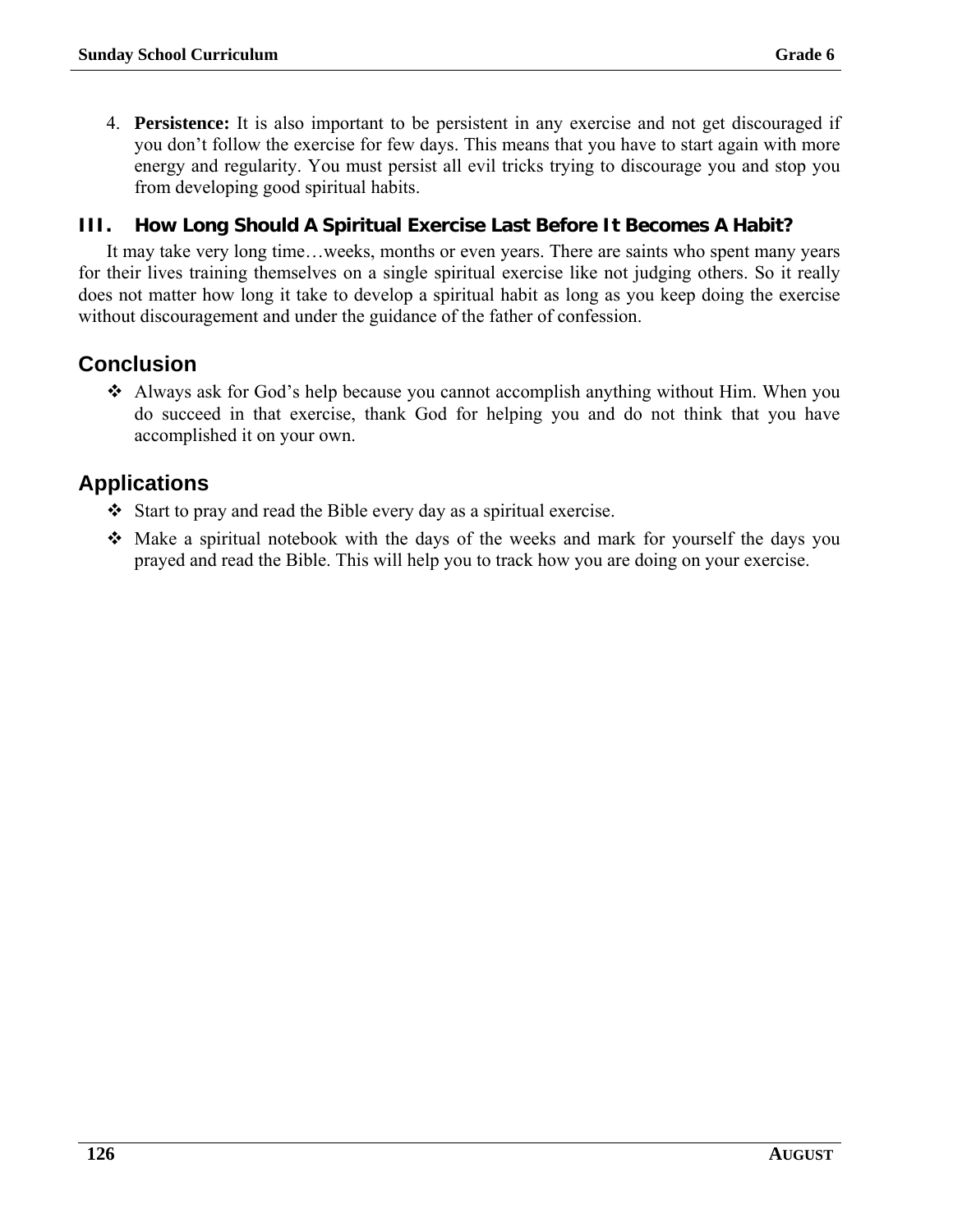4. **Persistence:** It is also important to be persistent in any exercise and not get discouraged if you don't follow the exercise for few days. This means that you have to start again with more energy and regularity. You must persist all evil tricks trying to discourage you and stop you from developing good spiritual habits.

### III. How Long Should A Spiritual Exercise Last Before It Becomes A Habit?

It may take very long time…weeks, months or even years. There are saints who spent many years for their lives training themselves on a single spiritual exercise like not judging others. So it really does not matter how long it take to develop a spiritual habit as long as you keep doing the exercise without discouragement and under the guidance of the father of confession.

## Conclusion

- ❖ Always ask for God's help because you cannot accomplish anything without Him. When you do succeed in that exercise, thank God for helping you and do not think that you have accomplished it on your own.

## Applications

- ❖ Start to pray and read the Bible every day as a spiritual exercise.
- ❖ Make a spiritual notebook with the days of the weeks and mark for yourself the days you prayed and read the Bible. This will help you to track how you are doing on your exercise.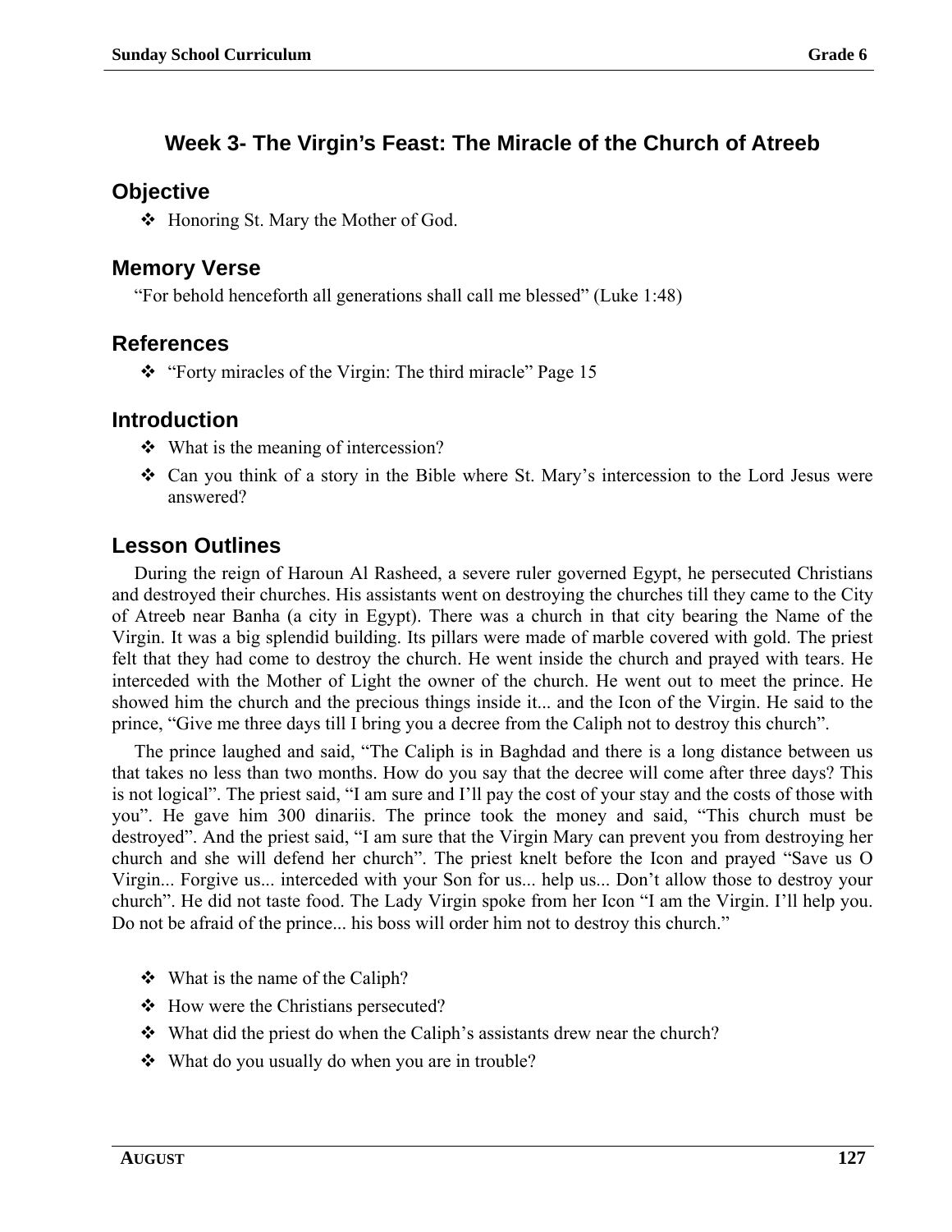## Week 3- The Virgin's Feast: The Miracle of the Church of Atreeb

### Objective

- Honoring St. Mary the Mother of God.

### Memory Verse

"For behold henceforth all generations shall call me blessed" (Luke 1:48)

### References

- "Forty miracles of the Virgin: The third miracle" Page 15

### Introduction

- What is the meaning of intercession?
- Can you think of a story in the Bible where St. Mary's intercession to the Lord Jesus were answered?

### Lesson Outlines

During the reign of Haroun Al Rasheed, a severe ruler governed Egypt, he persecuted Christians and destroyed their churches. His assistants went on destroying the churches till they came to the City of Atreeb near Banha (a city in Egypt). There was a church in that city bearing the Name of the Virgin. It was a big splendid building. Its pillars were made of marble covered with gold. The priest felt that they had come to destroy the church. He went inside the church and prayed with tears. He interceded with the Mother of Light the owner of the church. He went out to meet the prince. He showed him the church and the precious things inside it... and the Icon of the Virgin. He said to the prince, "Give me three days till I bring you a decree from the Caliph not to destroy this church".

The prince laughed and said, "The Caliph is in Baghdad and there is a long distance between us that takes no less than two months. How do you say that the decree will come after three days? This is not logical". The priest said, "I am sure and I'll pay the cost of your stay and the costs of those with you". He gave him 300 dinariis. The prince took the money and said, "This church must be destroyed". And the priest said, "I am sure that the Virgin Mary can prevent you from destroying her church and she will defend her church". The priest knelt before the Icon and prayed "Save us O Virgin... Forgive us... interceded with your Son for us... help us... Don't allow those to destroy your church". He did not taste food. The Lady Virgin spoke from her Icon "I am the Virgin. I'll help you. Do not be afraid of the prince... his boss will order him not to destroy this church."

- What is the name of the Caliph?
- How were the Christians persecuted?
- What did the priest do when the Caliph's assistants drew near the church?
- What do you usually do when you are in trouble?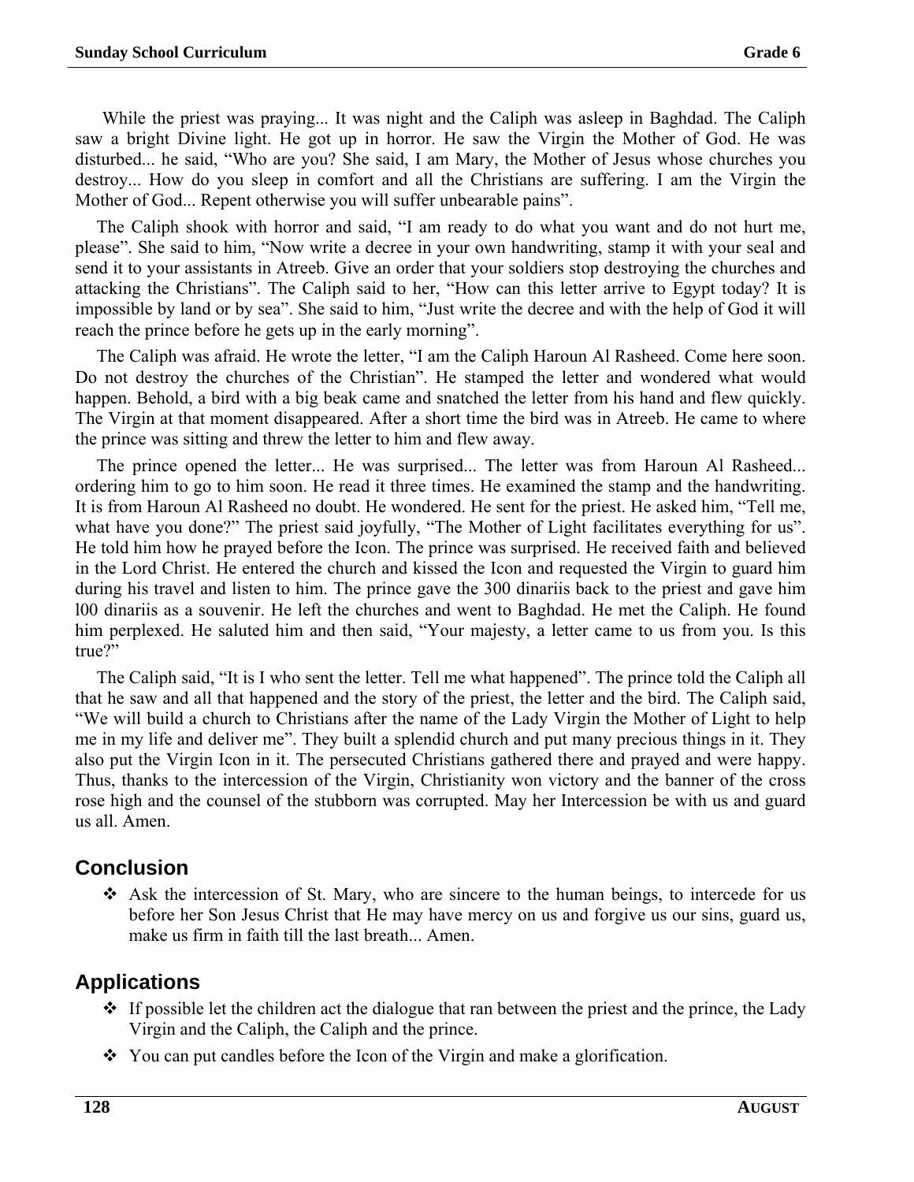While the priest was praying... It was night and the Caliph was asleep in Baghdad. The Caliph saw a bright Divine light. He got up in horror. He saw the Virgin the Mother of God. He was disturbed... he said, "Who are you? She said, I am Mary, the Mother of Jesus whose churches you destroy... How do you sleep in comfort and all the Christians are suffering. I am the Virgin the Mother of God... Repent otherwise you will suffer unbearable pains".

The Caliph shook with horror and said, "I am ready to do what you want and do not hurt me, please". She said to him, "Now write a decree in your own handwriting, stamp it with your seal and send it to your assistants in Atreeb. Give an order that your soldiers stop destroying the churches and attacking the Christians". The Caliph said to her, "How can this letter arrive to Egypt today? It is impossible by land or by sea". She said to him, "Just write the decree and with the help of God it will reach the prince before he gets up in the early morning".

The Caliph was afraid. He wrote the letter, "I am the Caliph Haroun Al Rasheed. Come here soon. Do not destroy the churches of the Christian". He stamped the letter and wondered what would happen. Behold, a bird with a big beak came and snatched the letter from his hand and flew quickly. The Virgin at that moment disappeared. After a short time the bird was in Atreeb. He came to where the prince was sitting and threw the letter to him and flew away.

The prince opened the letter... He was surprised... The letter was from Haroun Al Rasheed... ordering him to go to him soon. He read it three times. He examined the stamp and the handwriting. It is from Haroun Al Rasheed no doubt. He wondered. He sent for the priest. He asked him, "Tell me, what have you done?" The priest said joyfully, "The Mother of Light facilitates everything for us". He told him how he prayed before the Icon. The prince was surprised. He received faith and believed in the Lord Christ. He entered the church and kissed the Icon and requested the Virgin to guard him during his travel and listen to him. The prince gave the 300 dinariis back to the priest and gave him l00 dinariis as a souvenir. He left the churches and went to Baghdad. He met the Caliph. He found him perplexed. He saluted him and then said, "Your majesty, a letter came to us from you. Is this true?"

The Caliph said, "It is I who sent the letter. Tell me what happened". The prince told the Caliph all that he saw and all that happened and the story of the priest, the letter and the bird. The Caliph said, "We will build a church to Christians after the name of the Lady Virgin the Mother of Light to help me in my life and deliver me". They built a splendid church and put many precious things in it. They also put the Virgin Icon in it. The persecuted Christians gathered there and prayed and were happy. Thus, thanks to the intercession of the Virgin, Christianity won victory and the banner of the cross rose high and the counsel of the stubborn was corrupted. May her Intercession be with us and guard us all. Amen.

## Conclusion

- Ask the intercession of St. Mary, who are sincere to the human beings, to intercede for us before her Son Jesus Christ that He may have mercy on us and forgive us our sins, guard us, make us firm in faith till the last breath... Amen.

## Applications

- If possible let the children act the dialogue that ran between the priest and the prince, the Lady Virgin and the Caliph, the Caliph and the prince.
- You can put candles before the Icon of the Virgin and make a glorification.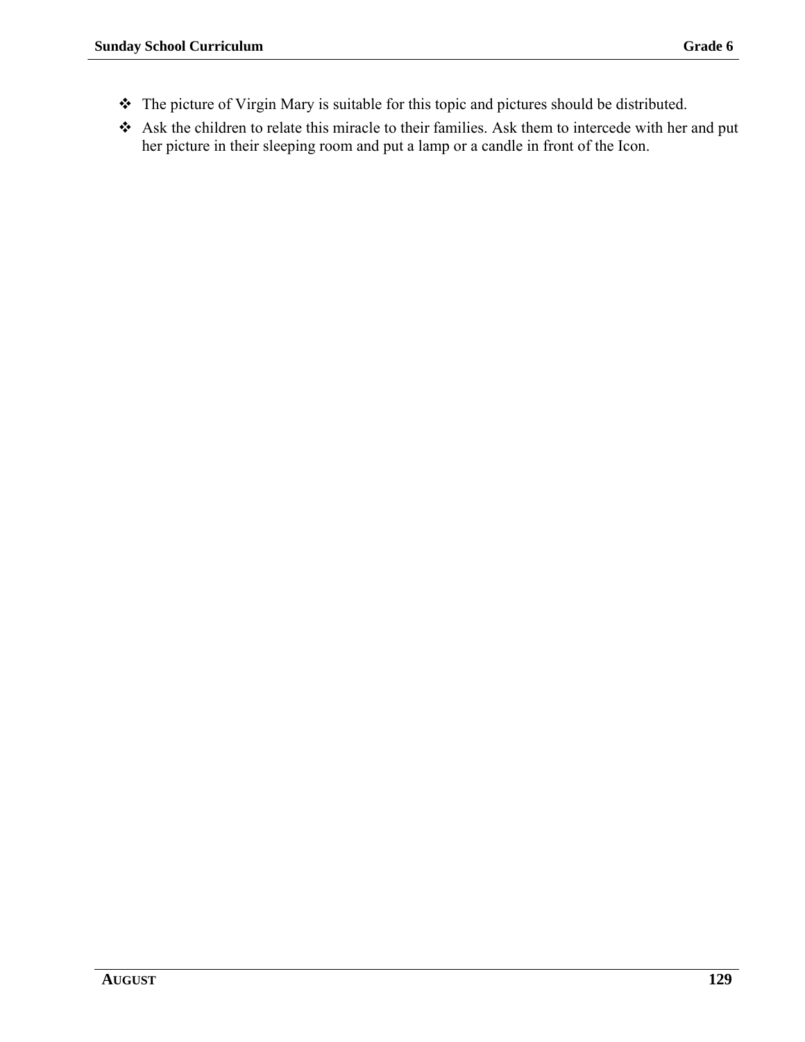- The picture of Virgin Mary is suitable for this topic and pictures should be distributed.
- Ask the children to relate this miracle to their families. Ask them to intercede with her and put her picture in their sleeping room and put a lamp or a candle in front of the Icon.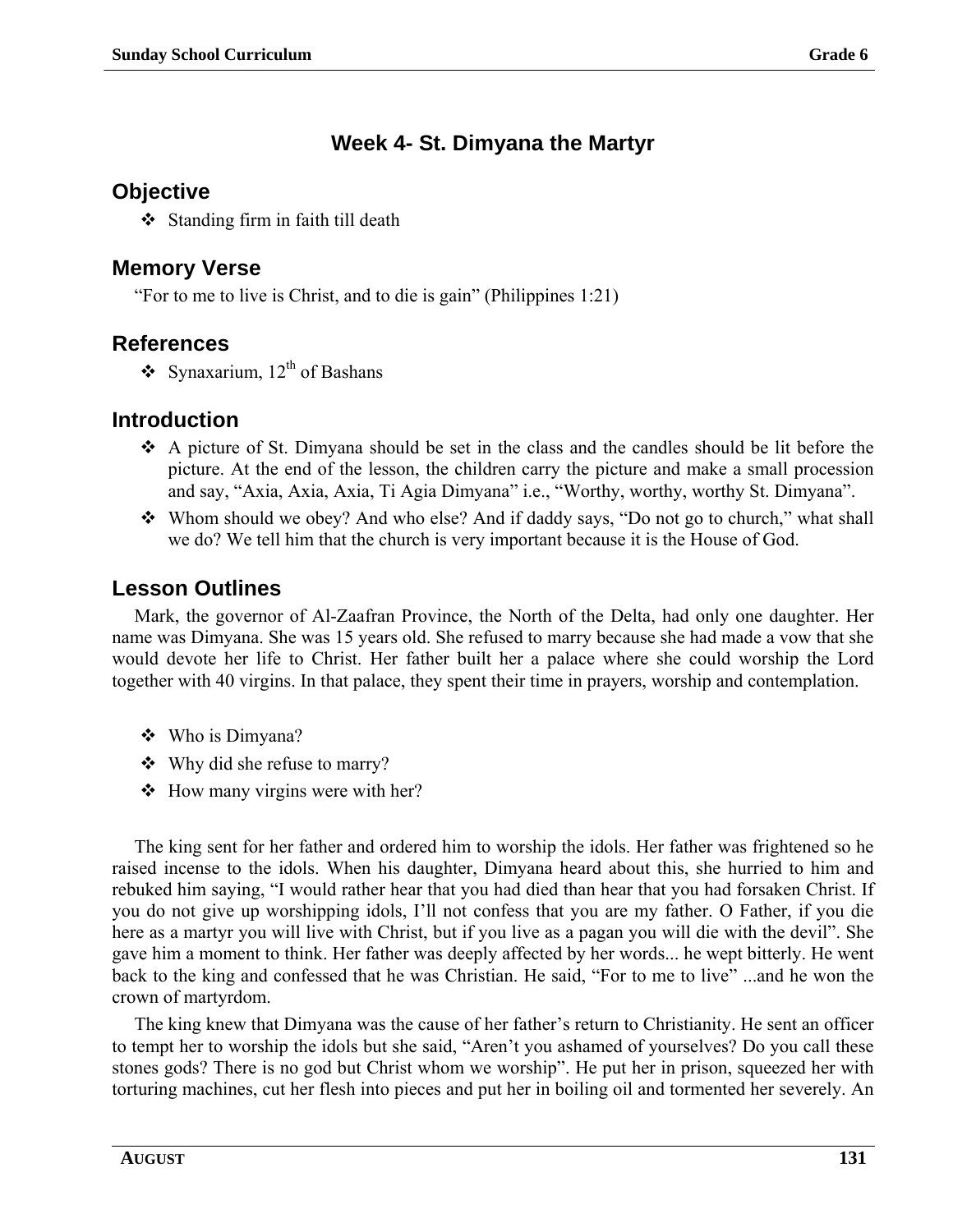## Week 4- St. Dimyana the Martyr

### Objective

- Standing firm in faith till death

### Memory Verse

"For to me to live is Christ, and to die is gain" (Philippines 1:21)

### References

- Synaxarium, 12th of Bashans

### Introduction

- A picture of St. Dimyana should be set in the class and the candles should be lit before the picture. At the end of the lesson, the children carry the picture and make a small procession and say, "Axia, Axia, Axia, Ti Agia Dimyana" i.e., "Worthy, worthy, worthy St. Dimyana".
- Whom should we obey? And who else? And if daddy says, "Do not go to church," what shall we do? We tell him that the church is very important because it is the House of God.

### Lesson Outlines

Mark, the governor of Al-Zaafran Province, the North of the Delta, had only one daughter. Her name was Dimyana. She was 15 years old. She refused to marry because she had made a vow that she would devote her life to Christ. Her father built her a palace where she could worship the Lord together with 40 virgins. In that palace, they spent their time in prayers, worship and contemplation.

- Who is Dimyana?
- Why did she refuse to marry?
- How many virgins were with her?

The king sent for her father and ordered him to worship the idols. Her father was frightened so he raised incense to the idols. When his daughter, Dimyana heard about this, she hurried to him and rebuked him saying, "I would rather hear that you had died than hear that you had forsaken Christ. If you do not give up worshipping idols, I'll not confess that you are my father. O Father, if you die here as a martyr you will live with Christ, but if you live as a pagan you will die with the devil". She gave him a moment to think. Her father was deeply affected by her words... he wept bitterly. He went back to the king and confessed that he was Christian. He said, "For to me to live" ...and he won the crown of martyrdom.

The king knew that Dimyana was the cause of her father's return to Christianity. He sent an officer to tempt her to worship the idols but she said, "Aren't you ashamed of yourselves? Do you call these stones gods? There is no god but Christ whom we worship". He put her in prison, squeezed her with torturing machines, cut her flesh into pieces and put her in boiling oil and tormented her severely. An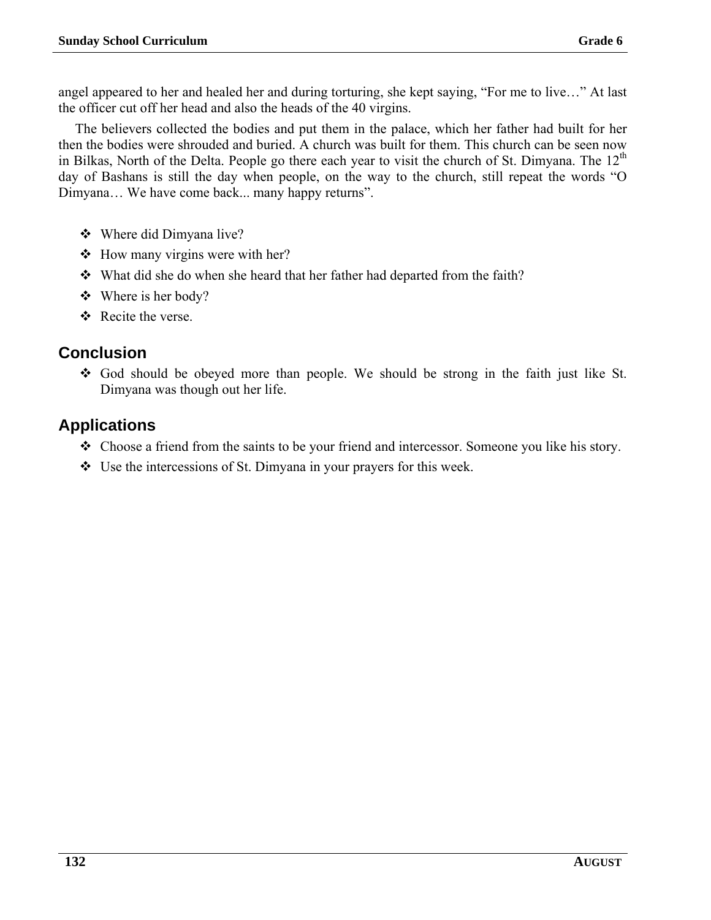angel appeared to her and healed her and during torturing, she kept saying, “For me to live…” At last the officer cut off her head and also the heads of the 40 virgins.

The believers collected the bodies and put them in the palace, which her father had built for her then the bodies were shrouded and buried. A church was built for them. This church can be seen now in Bilkas, North of the Delta. People go there each year to visit the church of St. Dimyana. The 12th day of Bashans is still the day when people, on the way to the church, still repeat the words “O Dimyana… We have come back... many happy returns”.

- Where did Dimyana live?
- How many virgins were with her?
- What did she do when she heard that her father had departed from the faith?
- Where is her body?
- Recite the verse.

## Conclusion

- God should be obeyed more than people. We should be strong in the faith just like St. Dimyana was though out her life.

## Applications

- Choose a friend from the saints to be your friend and intercessor. Someone you like his story.
- Use the intercessions of St. Dimyana in your prayers for this week.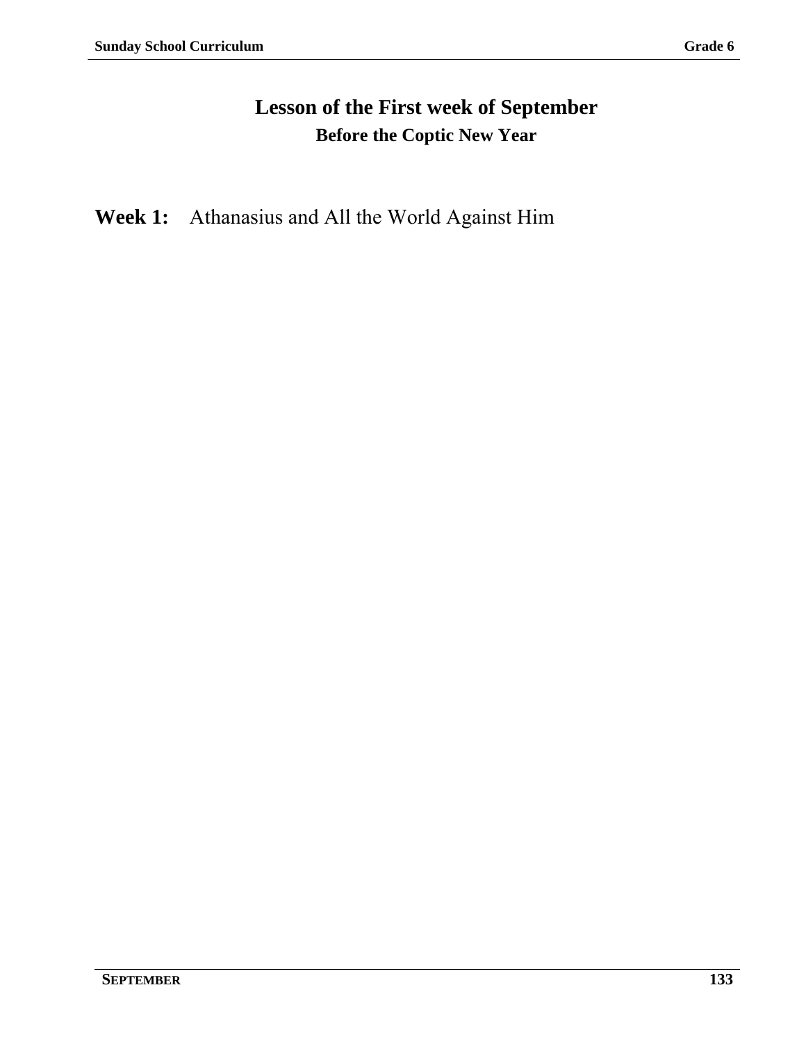# Lesson of the First week of September

## Before the Coptic New Year

**Week 1:** Athanasius and All the World Against Him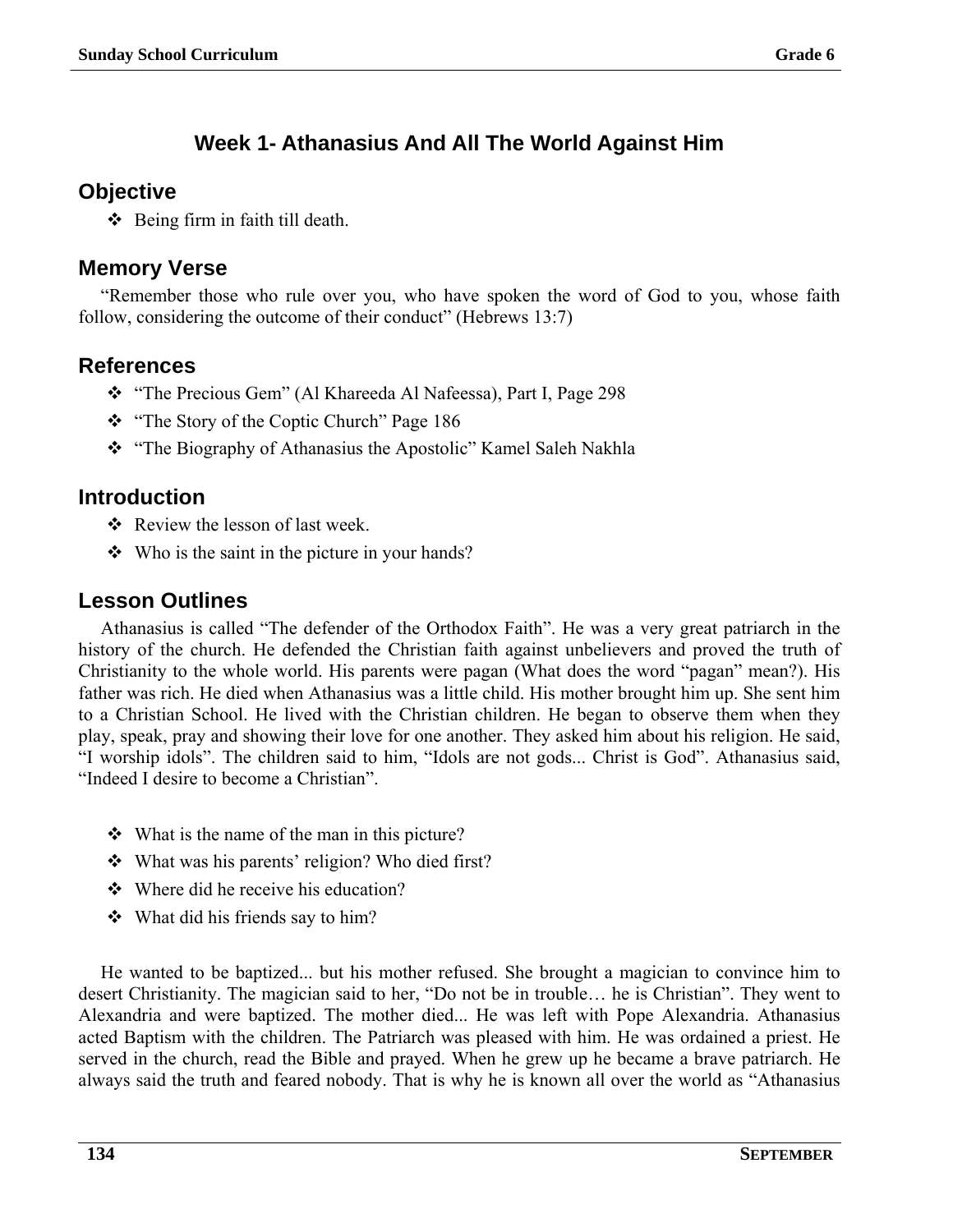## Week 1- Athanasius And All The World Against Him

### Objective

- Being firm in faith till death.

### Memory Verse

"Remember those who rule over you, who have spoken the word of God to you, whose faith follow, considering the outcome of their conduct" (Hebrews 13:7)

### References

- "The Precious Gem" (Al Khareeda Al Nafeessa), Part I, Page 298
- "The Story of the Coptic Church" Page 186
- "The Biography of Athanasius the Apostolic" Kamel Saleh Nakhla

### Introduction

- Review the lesson of last week.
- Who is the saint in the picture in your hands?

### Lesson Outlines

Athanasius is called "The defender of the Orthodox Faith". He was a very great patriarch in the history of the church. He defended the Christian faith against unbelievers and proved the truth of Christianity to the whole world. His parents were pagan (What does the word "pagan" mean?). His father was rich. He died when Athanasius was a little child. His mother brought him up. She sent him to a Christian School. He lived with the Christian children. He began to observe them when they play, speak, pray and showing their love for one another. They asked him about his religion. He said, "I worship idols". The children said to him, "Idols are not gods... Christ is God". Athanasius said, "Indeed I desire to become a Christian".

- What is the name of the man in this picture?
- What was his parents' religion? Who died first?
- Where did he receive his education?
- What did his friends say to him?

He wanted to be baptized... but his mother refused. She brought a magician to convince him to desert Christianity. The magician said to her, "Do not be in trouble… he is Christian". They went to Alexandria and were baptized. The mother died... He was left with Pope Alexandria. Athanasius acted Baptism with the children. The Patriarch was pleased with him. He was ordained a priest. He served in the church, read the Bible and prayed. When he grew up he became a brave patriarch. He always said the truth and feared nobody. That is why he is known all over the world as "Athanasius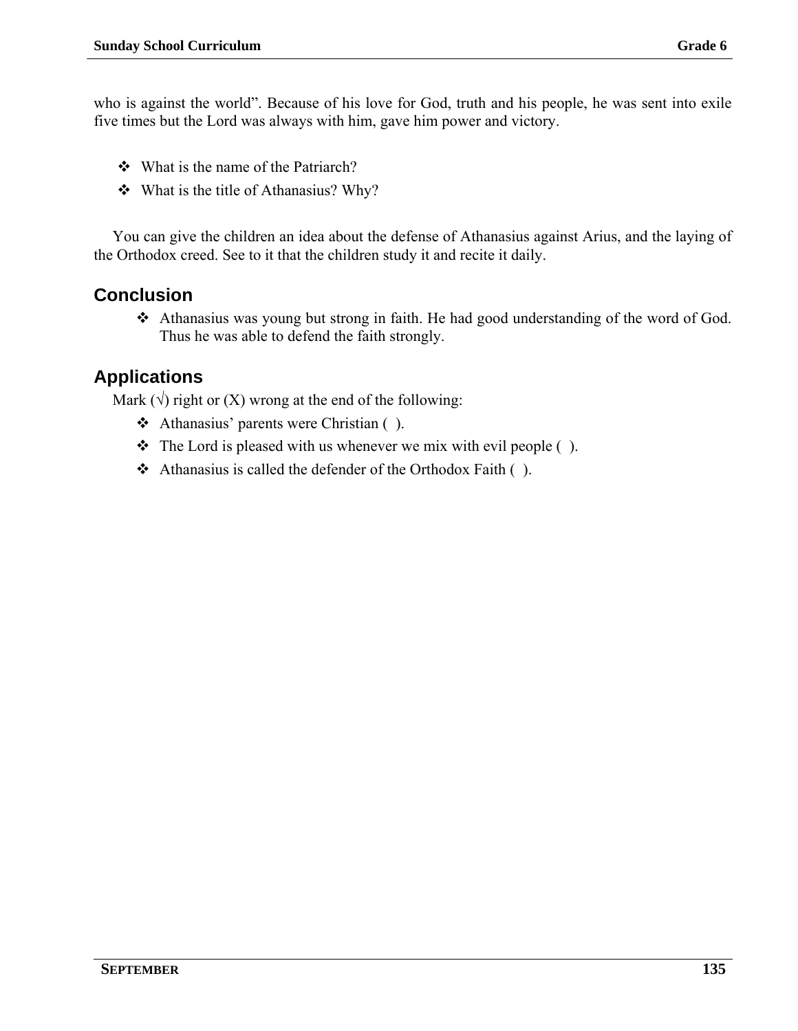who is against the world". Because of his love for God, truth and his people, he was sent into exile five times but the Lord was always with him, gave him power and victory.

- What is the name of the Patriarch?
- What is the title of Athanasius? Why?

You can give the children an idea about the defense of Athanasius against Arius, and the laying of the Orthodox creed. See to it that the children study it and recite it daily.

## Conclusion

- Athanasius was young but strong in faith. He had good understanding of the word of God. Thus he was able to defend the faith strongly.

## Applications

Mark (√) right or (X) wrong at the end of the following:

- Athanasius' parents were Christian ( ).
- The Lord is pleased with us whenever we mix with evil people ( ).
- Athanasius is called the defender of the Orthodox Faith ( ).